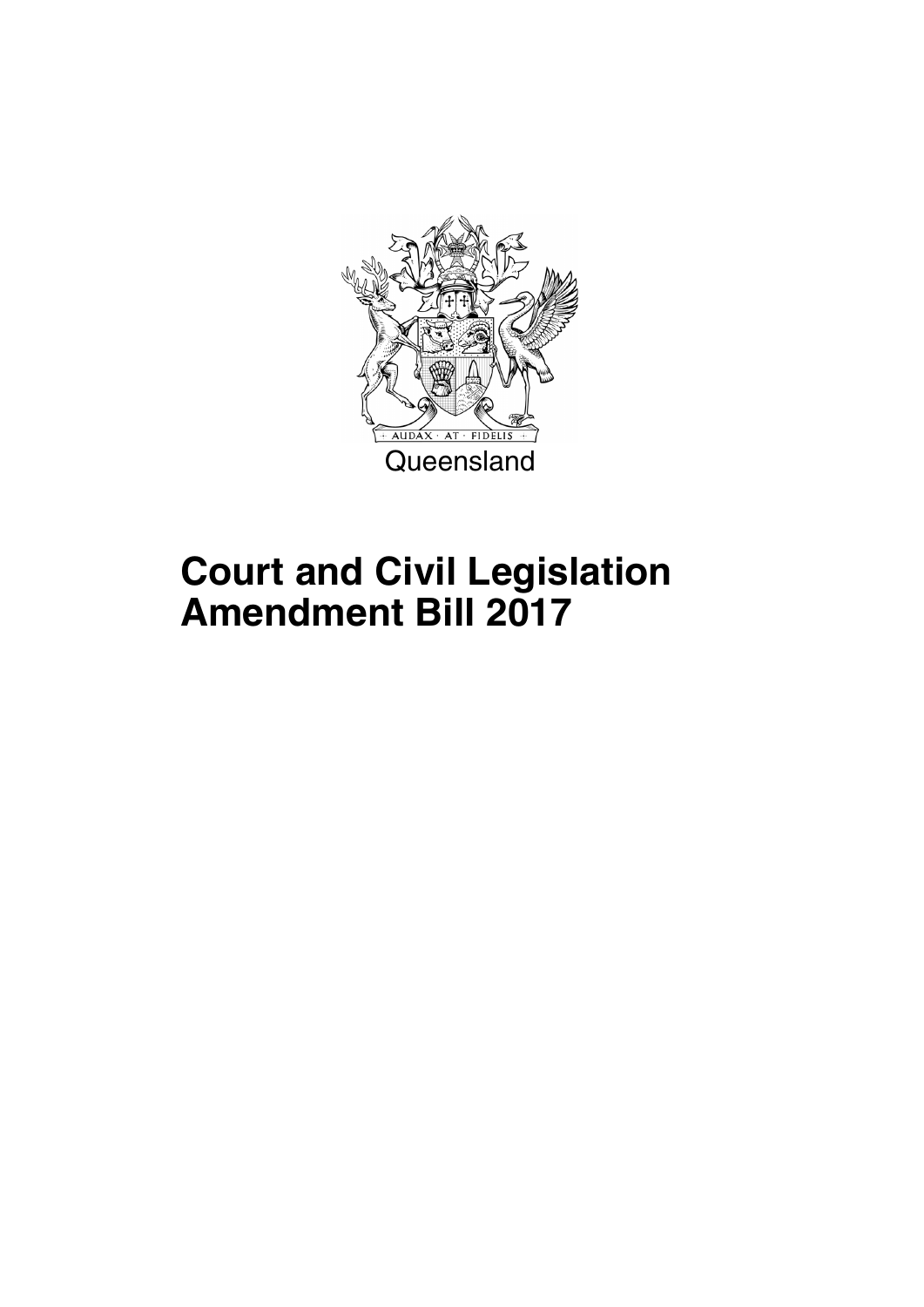Queensland

# Court and Civil Legislation Amendment Bill 2017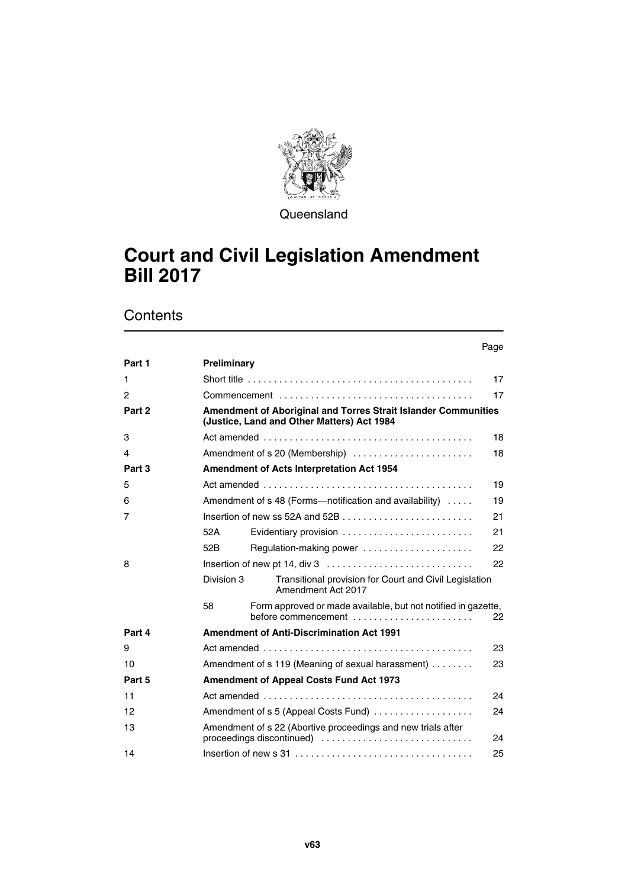Queensland

# Court and Civil Legislation Amendment Bill 2017

## Contents

| | | Page |
|---|---|---|
| **Part 1** | **Preliminary** | |
| 1 | Short title | 17 |
| 2 | Commencement | 17 |
| **Part 2** | **Amendment of Aboriginal and Torres Strait Islander Communities (Justice, Land and Other Matters) Act 1984** | |
| 3 | Act amended | 18 |
| 4 | Amendment of s 20 (Membership) | 18 |
| **Part 3** | **Amendment of Acts Interpretation Act 1954** | |
| 5 | Act amended | 19 |
| 6 | Amendment of s 48 (Forms—notification and availability) | 19 |
| 7 | Insertion of new ss 52A and 52B | 21 |
| | 52A Evidentiary provision | 21 |
| | 52B Regulation-making power | 22 |
| 8 | Insertion of new pt 14, div 3 | 22 |
| | Division 3 Transitional provision for Court and Civil Legislation Amendment Act 2017 | |
| | 58 Form approved or made available, but not notified in gazette, before commencement | 22 |
| **Part 4** | **Amendment of Anti-Discrimination Act 1991** | |
| 9 | Act amended | 23 |
| 10 | Amendment of s 119 (Meaning of sexual harassment) | 23 |
| **Part 5** | **Amendment of Appeal Costs Fund Act 1973** | |
| 11 | Act amended | 24 |
| 12 | Amendment of s 5 (Appeal Costs Fund) | 24 |
| 13 | Amendment of s 22 (Abortive proceedings and new trials after proceedings discontinued) | 24 |
| 14 | Insertion of new s 31 | 25 |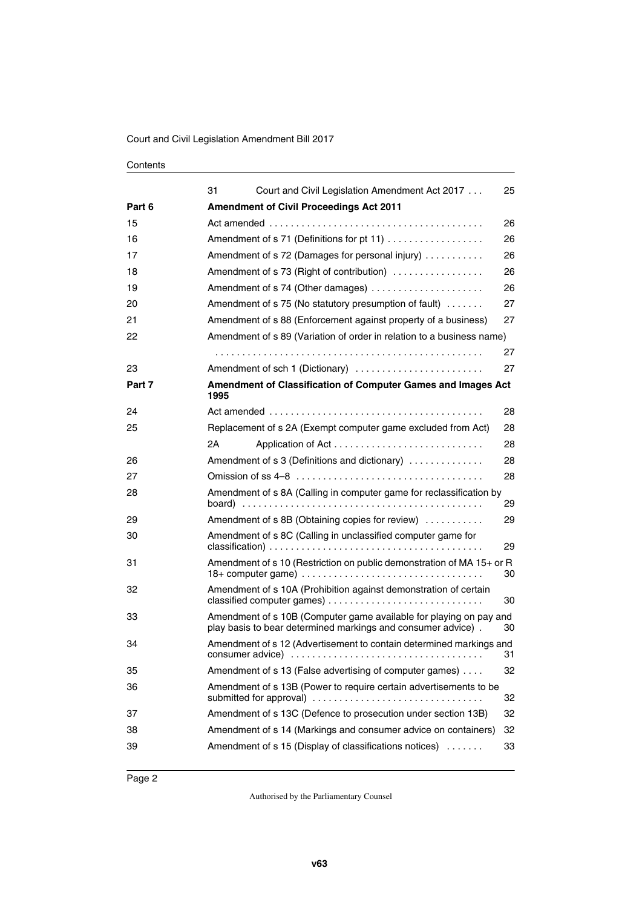Contents

| | | |
|---|---|---|
| | 31 Court and Civil Legislation Amendment Act 2017 | 25 |
| **Part 6** | **Amendment of Civil Proceedings Act 2011** | |
| 15 | Act amended | 26 |
| 16 | Amendment of s 71 (Definitions for pt 11) | 26 |
| 17 | Amendment of s 72 (Damages for personal injury) | 26 |
| 18 | Amendment of s 73 (Right of contribution) | 26 |
| 19 | Amendment of s 74 (Other damages) | 26 |
| 20 | Amendment of s 75 (No statutory presumption of fault) | 27 |
| 21 | Amendment of s 88 (Enforcement against property of a business) | 27 |
| 22 | Amendment of s 89 (Variation of order in relation to a business name) | 27 |
| 23 | Amendment of sch 1 (Dictionary) | 27 |
| **Part 7** | **Amendment of Classification of Computer Games and Images Act 1995** | |
| 24 | Act amended | 28 |
| 25 | Replacement of s 2A (Exempt computer game excluded from Act) | 28 |
| | 2A Application of Act | 28 |
| 26 | Amendment of s 3 (Definitions and dictionary) | 28 |
| 27 | Omission of ss 4–8 | 28 |
| 28 | Amendment of s 8A (Calling in computer game for reclassification by board) | 29 |
| 29 | Amendment of s 8B (Obtaining copies for review) | 29 |
| 30 | Amendment of s 8C (Calling in unclassified computer game for classification) | 29 |
| 31 | Amendment of s 10 (Restriction on public demonstration of MA 15+ or R 18+ computer game) | 30 |
| 32 | Amendment of s 10A (Prohibition against demonstration of certain classified computer games) | 30 |
| 33 | Amendment of s 10B (Computer game available for playing on pay and play basis to bear determined markings and consumer advice) | 30 |
| 34 | Amendment of s 12 (Advertisement to contain determined markings and consumer advice) | 31 |
| 35 | Amendment of s 13 (False advertising of computer games) | 32 |
| 36 | Amendment of s 13B (Power to require certain advertisements to be submitted for approval) | 32 |
| 37 | Amendment of s 13C (Defence to prosecution under section 13B) | 32 |
| 38 | Amendment of s 14 (Markings and consumer advice on containers) | 32 |
| 39 | Amendment of s 15 (Display of classifications notices) | 33 |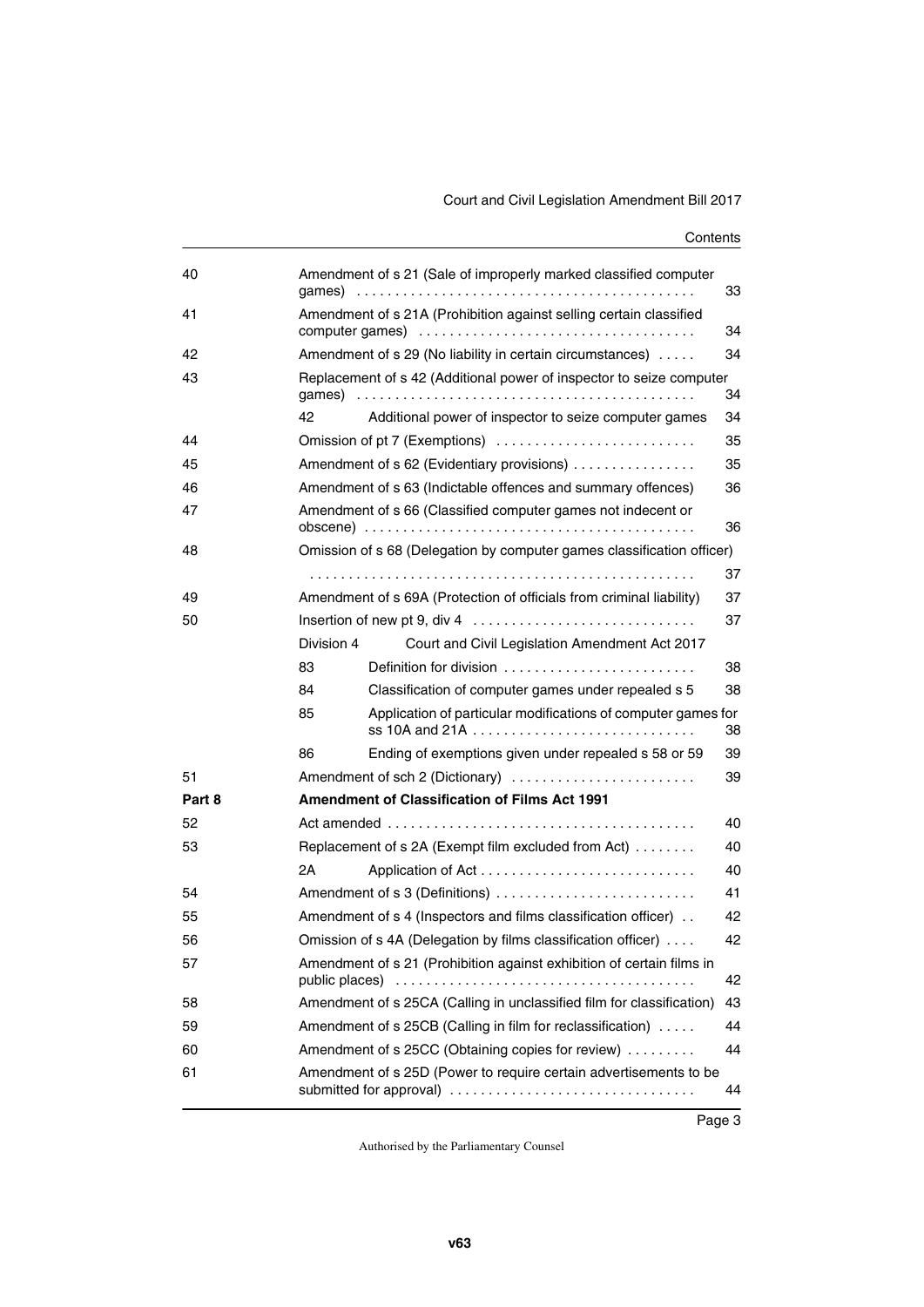| | | | |
|---|---|---|---|
| 40 | Amendment of s 21 (Sale of improperly marked classified computer games) | | 33 |
| 41 | Amendment of s 21A (Prohibition against selling certain classified computer games) | | 34 |
| 42 | Amendment of s 29 (No liability in certain circumstances) | | 34 |
| 43 | Replacement of s 42 (Additional power of inspector to seize computer games) | | 34 |
| | 42 | Additional power of inspector to seize computer games | 34 |
| 44 | Omission of pt 7 (Exemptions) | | 35 |
| 45 | Amendment of s 62 (Evidentiary provisions) | | 35 |
| 46 | Amendment of s 63 (Indictable offences and summary offences) | | 36 |
| 47 | Amendment of s 66 (Classified computer games not indecent or obscene) | | 36 |
| 48 | Omission of s 68 (Delegation by computer games classification officer) | | 37 |
| 49 | Amendment of s 69A (Protection of officials from criminal liability) | | 37 |
| 50 | Insertion of new pt 9, div 4 | | 37 |
| | Division 4 | Court and Civil Legislation Amendment Act 2017 | |
| | 83 | Definition for division | 38 |
| | 84 | Classification of computer games under repealed s 5 | 38 |
| | 85 | Application of particular modifications of computer games for ss 10A and 21A | 38 |
| | 86 | Ending of exemptions given under repealed s 58 or 59 | 39 |
| 51 | Amendment of sch 2 (Dictionary) | | 39 |
| **Part 8** | **Amendment of Classification of Films Act 1991** | | |
| 52 | Act amended | | 40 |
| 53 | Replacement of s 2A (Exempt film excluded from Act) | | 40 |
| | 2A | Application of Act | 40 |
| 54 | Amendment of s 3 (Definitions) | | 41 |
| 55 | Amendment of s 4 (Inspectors and films classification officer) | | 42 |
| 56 | Omission of s 4A (Delegation by films classification officer) | | 42 |
| 57 | Amendment of s 21 (Prohibition against exhibition of certain films in public places) | | 42 |
| 58 | Amendment of s 25CA (Calling in unclassified film for classification) | | 43 |
| 59 | Amendment of s 25CB (Calling in film for reclassification) | | 44 |
| 60 | Amendment of s 25CC (Obtaining copies for review) | | 44 |
| 61 | Amendment of s 25D (Power to require certain advertisements to be submitted for approval) | | 44 |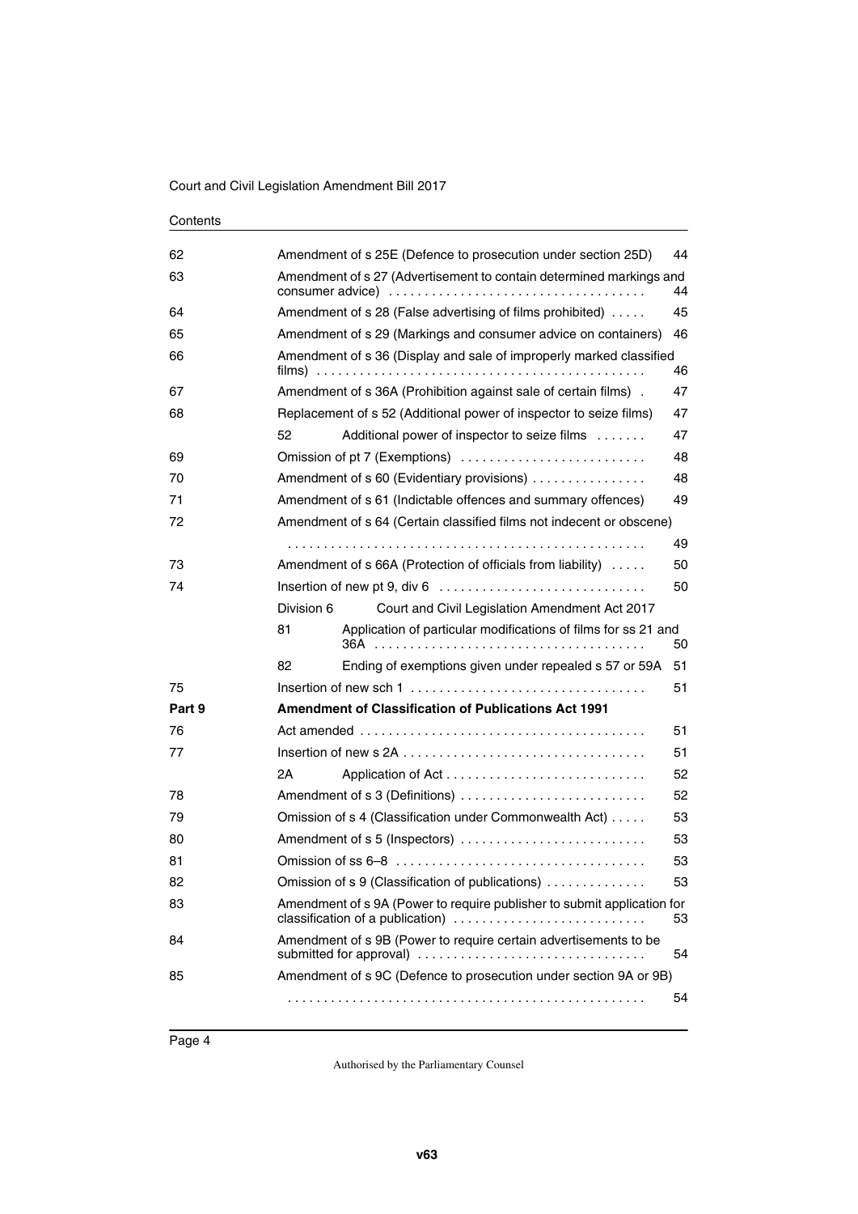| | | |
|---|---|---|
| 62 | Amendment of s 25E (Defence to prosecution under section 25D) | 44 |
| 63 | Amendment of s 27 (Advertisement to contain determined markings and consumer advice) | 44 |
| 64 | Amendment of s 28 (False advertising of films prohibited) | 45 |
| 65 | Amendment of s 29 (Markings and consumer advice on containers) | 46 |
| 66 | Amendment of s 36 (Display and sale of improperly marked classified films) | 46 |
| 67 | Amendment of s 36A (Prohibition against sale of certain films) | 47 |
| 68 | Replacement of s 52 (Additional power of inspector to seize films) | 47 |
| | 52 Additional power of inspector to seize films | 47 |
| 69 | Omission of pt 7 (Exemptions) | 48 |
| 70 | Amendment of s 60 (Evidentiary provisions) | 48 |
| 71 | Amendment of s 61 (Indictable offences and summary offences) | 49 |
| 72 | Amendment of s 64 (Certain classified films not indecent or obscene) | 49 |
| 73 | Amendment of s 66A (Protection of officials from liability) | 50 |
| 74 | Insertion of new pt 9, div 6 | 50 |
| | Division 6 Court and Civil Legislation Amendment Act 2017 | |
| | 81 Application of particular modifications of films for ss 21 and 36A | 50 |
| | 82 Ending of exemptions given under repealed s 57 or 59A | 51 |
| 75 | Insertion of new sch 1 | 51 |
| **Part 9** | **Amendment of Classification of Publications Act 1991** | |
| 76 | Act amended | 51 |
| 77 | Insertion of new s 2A | 51 |
| | 2A Application of Act | 52 |
| 78 | Amendment of s 3 (Definitions) | 52 |
| 79 | Omission of s 4 (Classification under Commonwealth Act) | 53 |
| 80 | Amendment of s 5 (Inspectors) | 53 |
| 81 | Omission of ss 6–8 | 53 |
| 82 | Omission of s 9 (Classification of publications) | 53 |
| 83 | Amendment of s 9A (Power to require publisher to submit application for classification of a publication) | 53 |
| 84 | Amendment of s 9B (Power to require certain advertisements to be submitted for approval) | 54 |
| 85 | Amendment of s 9C (Defence to prosecution under section 9A or 9B) | 54 |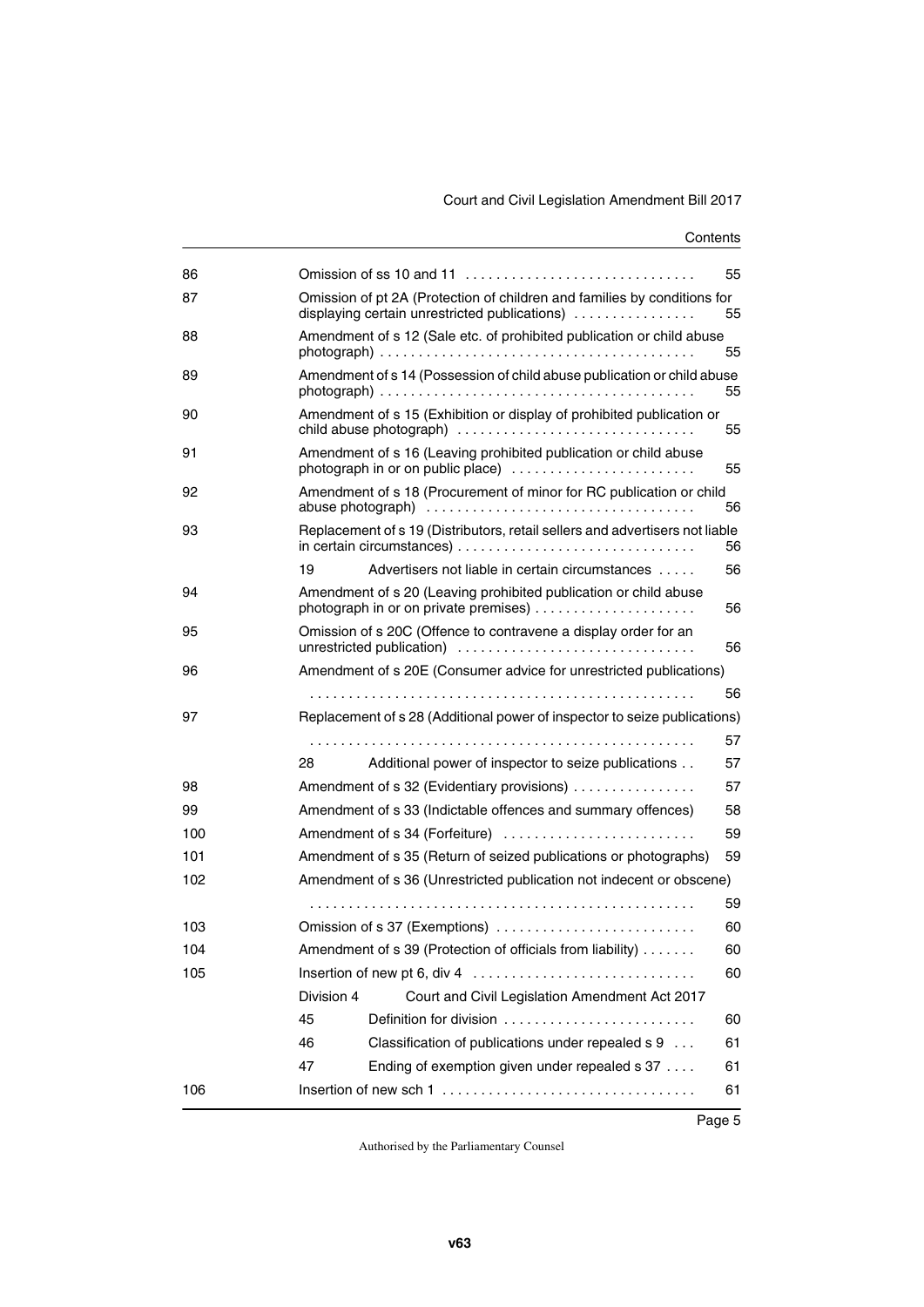| | | |
|---|---|---|
| 86 | Omission of ss 10 and 11 | 55 |
| 87 | Omission of pt 2A (Protection of children and families by conditions for displaying certain unrestricted publications) | 55 |
| 88 | Amendment of s 12 (Sale etc. of prohibited publication or child abuse photograph) | 55 |
| 89 | Amendment of s 14 (Possession of child abuse publication or child abuse photograph) | 55 |
| 90 | Amendment of s 15 (Exhibition or display of prohibited publication or child abuse photograph) | 55 |
| 91 | Amendment of s 16 (Leaving prohibited publication or child abuse photograph in or on public place) | 55 |
| 92 | Amendment of s 18 (Procurement of minor for RC publication or child abuse photograph) | 56 |
| 93 | Replacement of s 19 (Distributors, retail sellers and advertisers not liable in certain circumstances) | 56 |
| | 19 Advertisers not liable in certain circumstances | 56 |
| 94 | Amendment of s 20 (Leaving prohibited publication or child abuse photograph in or on private premises) | 56 |
| 95 | Omission of s 20C (Offence to contravene a display order for an unrestricted publication) | 56 |
| 96 | Amendment of s 20E (Consumer advice for unrestricted publications) | 56 |
| 97 | Replacement of s 28 (Additional power of inspector to seize publications) | 57 |
| | 28 Additional power of inspector to seize publications | 57 |
| 98 | Amendment of s 32 (Evidentiary provisions) | 57 |
| 99 | Amendment of s 33 (Indictable offences and summary offences) | 58 |
| 100 | Amendment of s 34 (Forfeiture) | 59 |
| 101 | Amendment of s 35 (Return of seized publications or photographs) | 59 |
| 102 | Amendment of s 36 (Unrestricted publication not indecent or obscene) | 59 |
| 103 | Omission of s 37 (Exemptions) | 60 |
| 104 | Amendment of s 39 (Protection of officials from liability) | 60 |
| 105 | Insertion of new pt 6, div 4 | 60 |
| | Division 4 Court and Civil Legislation Amendment Act 2017 | |
| | 45 Definition for division | 60 |
| | 46 Classification of publications under repealed s 9 | 61 |
| | 47 Ending of exemption given under repealed s 37 | 61 |
| 106 | Insertion of new sch 1 | 61 |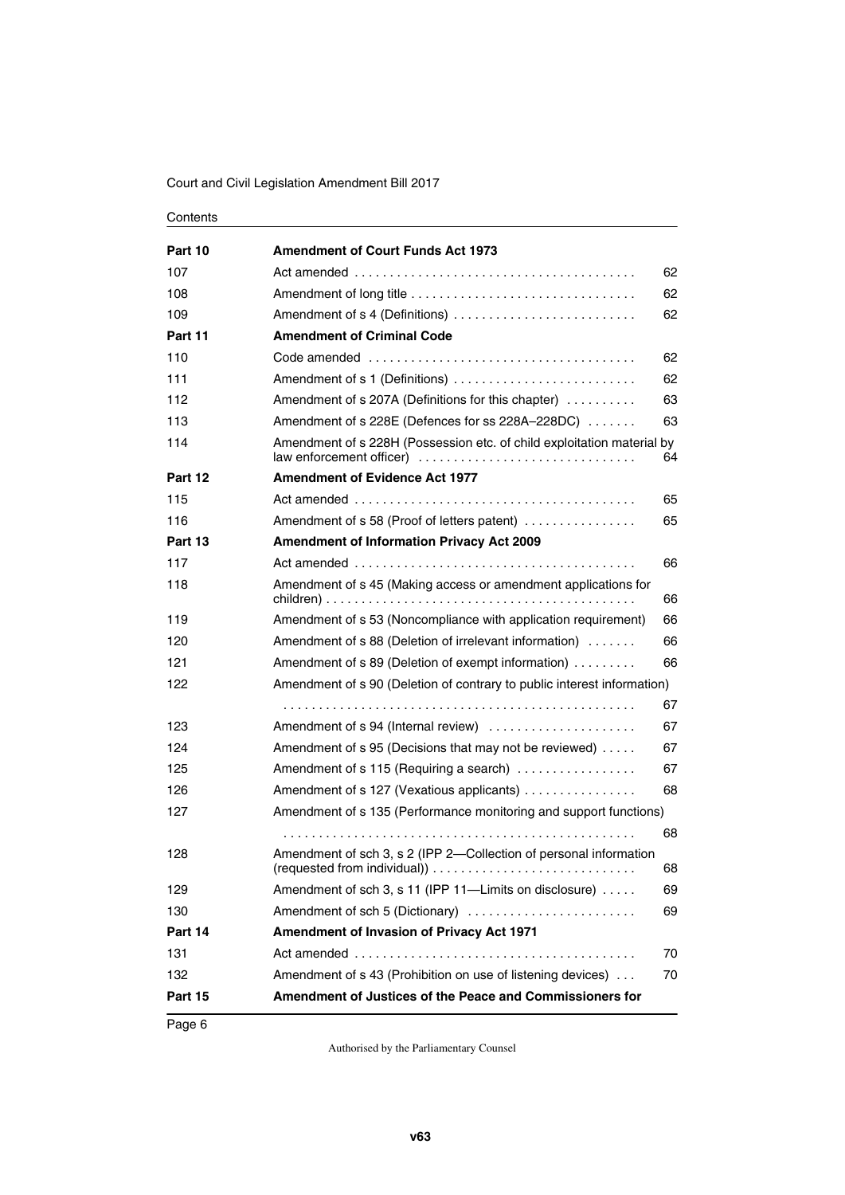| | | |
|---|---|---|
| **Part 10** | **Amendment of Court Funds Act 1973** | |
| 107 | Act amended | 62 |
| 108 | Amendment of long title | 62 |
| 109 | Amendment of s 4 (Definitions) | 62 |
| **Part 11** | **Amendment of Criminal Code** | |
| 110 | Code amended | 62 |
| 111 | Amendment of s 1 (Definitions) | 62 |
| 112 | Amendment of s 207A (Definitions for this chapter) | 63 |
| 113 | Amendment of s 228E (Defences for ss 228A–228DC) | 63 |
| 114 | Amendment of s 228H (Possession etc. of child exploitation material by law enforcement officer) | 64 |
| **Part 12** | **Amendment of Evidence Act 1977** | |
| 115 | Act amended | 65 |
| 116 | Amendment of s 58 (Proof of letters patent) | 65 |
| **Part 13** | **Amendment of Information Privacy Act 2009** | |
| 117 | Act amended | 66 |
| 118 | Amendment of s 45 (Making access or amendment applications for children) | 66 |
| 119 | Amendment of s 53 (Noncompliance with application requirement) | 66 |
| 120 | Amendment of s 88 (Deletion of irrelevant information) | 66 |
| 121 | Amendment of s 89 (Deletion of exempt information) | 66 |
| 122 | Amendment of s 90 (Deletion of contrary to public interest information) | 67 |
| 123 | Amendment of s 94 (Internal review) | 67 |
| 124 | Amendment of s 95 (Decisions that may not be reviewed) | 67 |
| 125 | Amendment of s 115 (Requiring a search) | 67 |
| 126 | Amendment of s 127 (Vexatious applicants) | 68 |
| 127 | Amendment of s 135 (Performance monitoring and support functions) | 68 |
| 128 | Amendment of sch 3, s 2 (IPP 2—Collection of personal information (requested from individual)) | 68 |
| 129 | Amendment of sch 3, s 11 (IPP 11—Limits on disclosure) | 69 |
| 130 | Amendment of sch 5 (Dictionary) | 69 |
| **Part 14** | **Amendment of Invasion of Privacy Act 1971** | |
| 131 | Act amended | 70 |
| 132 | Amendment of s 43 (Prohibition on use of listening devices) | 70 |
| **Part 15** | **Amendment of Justices of the Peace and Commissioners for** | |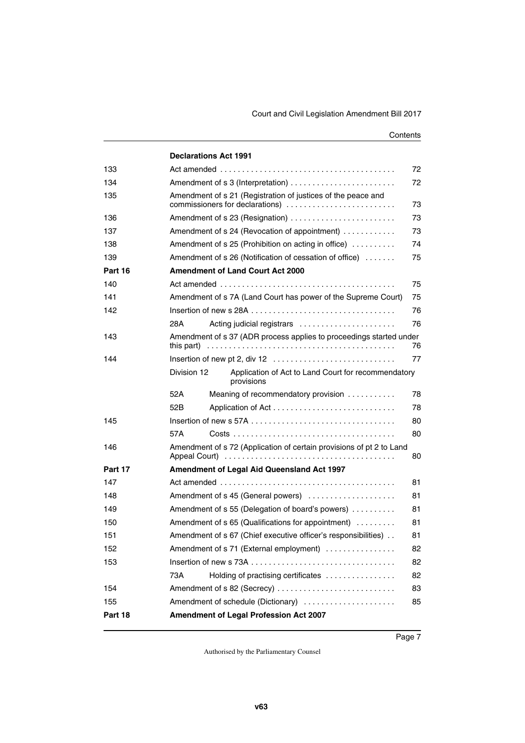| | **Declarations Act 1991** | |
|---|---|---|
| 133 | Act amended | 72 |
| 134 | Amendment of s 3 (Interpretation) | 72 |
| 135 | Amendment of s 21 (Registration of justices of the peace and commissioners for declarations) | 73 |
| 136 | Amendment of s 23 (Resignation) | 73 |
| 137 | Amendment of s 24 (Revocation of appointment) | 73 |
| 138 | Amendment of s 25 (Prohibition on acting in office) | 74 |
| 139 | Amendment of s 26 (Notification of cessation of office) | 75 |
| **Part 16** | **Amendment of Land Court Act 2000** | |
| 140 | Act amended | 75 |
| 141 | Amendment of s 7A (Land Court has power of the Supreme Court) | 75 |
| 142 | Insertion of new s 28A | 76 |
| | 28A Acting judicial registrars | 76 |
| 143 | Amendment of s 37 (ADR process applies to proceedings started under this part) | 76 |
| 144 | Insertion of new pt 2, div 12 | 77 |
| | Division 12 Application of Act to Land Court for recommendatory provisions | |
| | 52A Meaning of recommendatory provision | 78 |
| | 52B Application of Act | 78 |
| 145 | Insertion of new s 57A | 80 |
| | 57A Costs | 80 |
| 146 | Amendment of s 72 (Application of certain provisions of pt 2 to Land Appeal Court) | 80 |
| **Part 17** | **Amendment of Legal Aid Queensland Act 1997** | |
| 147 | Act amended | 81 |
| 148 | Amendment of s 45 (General powers) | 81 |
| 149 | Amendment of s 55 (Delegation of board's powers) | 81 |
| 150 | Amendment of s 65 (Qualifications for appointment) | 81 |
| 151 | Amendment of s 67 (Chief executive officer's responsibilities) | 81 |
| 152 | Amendment of s 71 (External employment) | 82 |
| 153 | Insertion of new s 73A | 82 |
| | 73A Holding of practising certificates | 82 |
| 154 | Amendment of s 82 (Secrecy) | 83 |
| 155 | Amendment of schedule (Dictionary) | 85 |
| **Part 18** | **Amendment of Legal Profession Act 2007** | |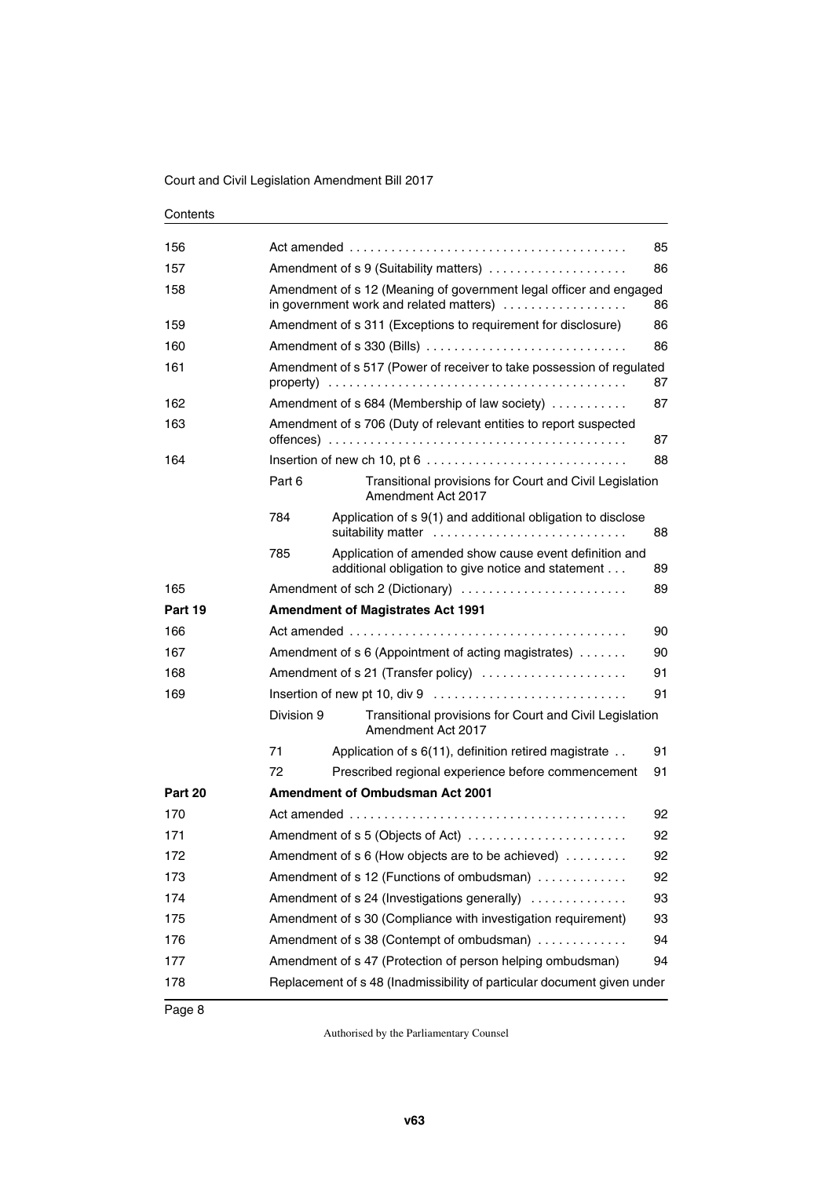Contents

| | | | |
|---|---|---|---|
| 156 | Act amended | | 85 |
| 157 | Amendment of s 9 (Suitability matters) | | 86 |
| 158 | Amendment of s 12 (Meaning of government legal officer and engaged in government work and related matters) | | 86 |
| 159 | Amendment of s 311 (Exceptions to requirement for disclosure) | | 86 |
| 160 | Amendment of s 330 (Bills) | | 86 |
| 161 | Amendment of s 517 (Power of receiver to take possession of regulated property) | | 87 |
| 162 | Amendment of s 684 (Membership of law society) | | 87 |
| 163 | Amendment of s 706 (Duty of relevant entities to report suspected offences) | | 87 |
| 164 | Insertion of new ch 10, pt 6 | | 88 |
| | Part 6 | Transitional provisions for Court and Civil Legislation Amendment Act 2017 | |
| | 784 | Application of s 9(1) and additional obligation to disclose suitability matter | 88 |
| | 785 | Application of amended show cause event definition and additional obligation to give notice and statement | 89 |
| 165 | Amendment of sch 2 (Dictionary) | | 89 |
| **Part 19** | **Amendment of Magistrates Act 1991** | | |
| 166 | Act amended | | 90 |
| 167 | Amendment of s 6 (Appointment of acting magistrates) | | 90 |
| 168 | Amendment of s 21 (Transfer policy) | | 91 |
| 169 | Insertion of new pt 10, div 9 | | 91 |
| | Division 9 | Transitional provisions for Court and Civil Legislation Amendment Act 2017 | |
| | 71 | Application of s 6(11), definition retired magistrate | 91 |
| | 72 | Prescribed regional experience before commencement | 91 |
| **Part 20** | **Amendment of Ombudsman Act 2001** | | |
| 170 | Act amended | | 92 |
| 171 | Amendment of s 5 (Objects of Act) | | 92 |
| 172 | Amendment of s 6 (How objects are to be achieved) | | 92 |
| 173 | Amendment of s 12 (Functions of ombudsman) | | 92 |
| 174 | Amendment of s 24 (Investigations generally) | | 93 |
| 175 | Amendment of s 30 (Compliance with investigation requirement) | | 93 |
| 176 | Amendment of s 38 (Contempt of ombudsman) | | 94 |
| 177 | Amendment of s 47 (Protection of person helping ombudsman) | | 94 |
| 178 | Replacement of s 48 (Inadmissibility of particular document given under | | |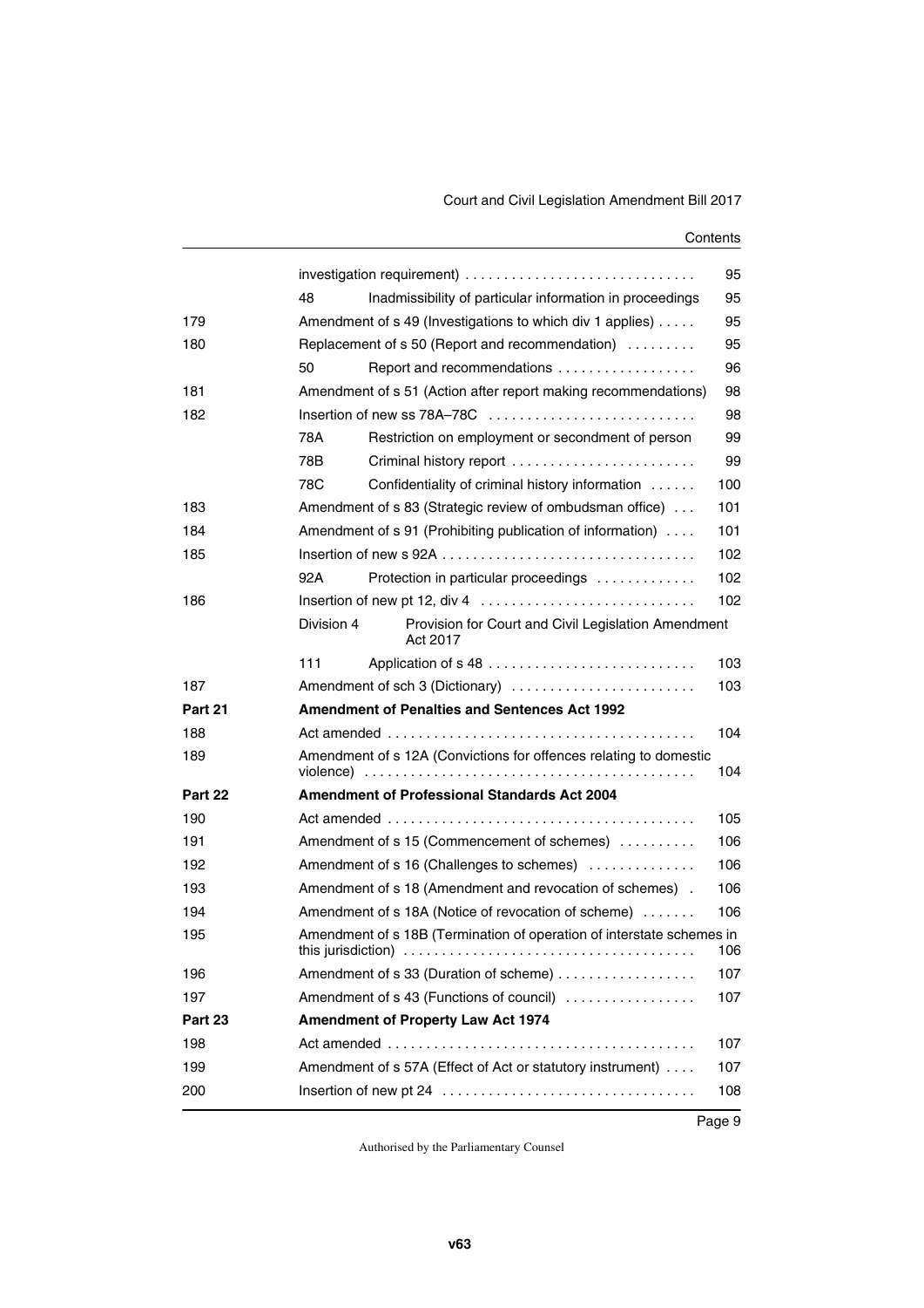| | | | |
|---|---|---|---|
| | investigation requirement) | | 95 |
| | 48 | Inadmissibility of particular information in proceedings | 95 |
| 179 | Amendment of s 49 (Investigations to which div 1 applies) | | 95 |
| 180 | Replacement of s 50 (Report and recommendation) | | 95 |
| | 50 | Report and recommendations | 96 |
| 181 | Amendment of s 51 (Action after report making recommendations) | | 98 |
| 182 | Insertion of new ss 78A–78C | | 98 |
| | 78A | Restriction on employment or secondment of person | 99 |
| | 78B | Criminal history report | 99 |
| | 78C | Confidentiality of criminal history information | 100 |
| 183 | Amendment of s 83 (Strategic review of ombudsman office) | | 101 |
| 184 | Amendment of s 91 (Prohibiting publication of information) | | 101 |
| 185 | Insertion of new s 92A | | 102 |
| | 92A | Protection in particular proceedings | 102 |
| 186 | Insertion of new pt 12, div 4 | | 102 |
| | Division 4 | Provision for Court and Civil Legislation Amendment Act 2017 | |
| | 111 | Application of s 48 | 103 |
| 187 | Amendment of sch 3 (Dictionary) | | 103 |
| **Part 21** | **Amendment of Penalties and Sentences Act 1992** | | |
| 188 | Act amended | | 104 |
| 189 | Amendment of s 12A (Convictions for offences relating to domestic violence) | | 104 |
| **Part 22** | **Amendment of Professional Standards Act 2004** | | |
| 190 | Act amended | | 105 |
| 191 | Amendment of s 15 (Commencement of schemes) | | 106 |
| 192 | Amendment of s 16 (Challenges to schemes) | | 106 |
| 193 | Amendment of s 18 (Amendment and revocation of schemes) | | 106 |
| 194 | Amendment of s 18A (Notice of revocation of scheme) | | 106 |
| 195 | Amendment of s 18B (Termination of operation of interstate schemes in this jurisdiction) | | 106 |
| 196 | Amendment of s 33 (Duration of scheme) | | 107 |
| 197 | Amendment of s 43 (Functions of council) | | 107 |
| **Part 23** | **Amendment of Property Law Act 1974** | | |
| 198 | Act amended | | 107 |
| 199 | Amendment of s 57A (Effect of Act or statutory instrument) | | 107 |
| 200 | Insertion of new pt 24 | | 108 |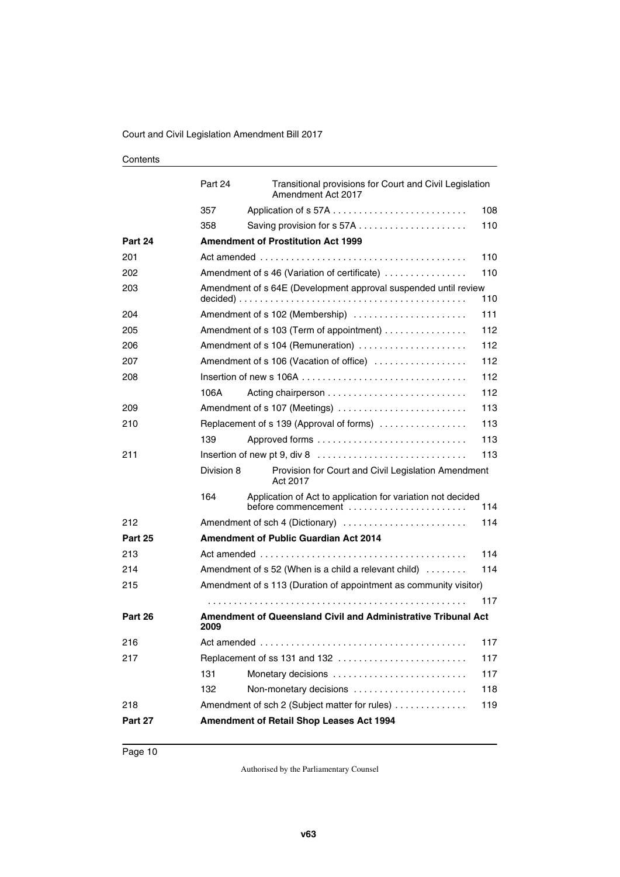| | | | |
|---|---|---|---|
| | Part 24 | Transitional provisions for Court and Civil Legislation Amendment Act 2017 | |
| | 357 | Application of s 57A | 108 |
| | 358 | Saving provision for s 57A | 110 |
| **Part 24** | **Amendment of Prostitution Act 1999** | | |
| 201 | Act amended | | 110 |
| 202 | Amendment of s 46 (Variation of certificate) | | 110 |
| 203 | Amendment of s 64E (Development approval suspended until review decided) | | 110 |
| 204 | Amendment of s 102 (Membership) | | 111 |
| 205 | Amendment of s 103 (Term of appointment) | | 112 |
| 206 | Amendment of s 104 (Remuneration) | | 112 |
| 207 | Amendment of s 106 (Vacation of office) | | 112 |
| 208 | Insertion of new s 106A | | 112 |
| | 106A | Acting chairperson | 112 |
| 209 | Amendment of s 107 (Meetings) | | 113 |
| 210 | Replacement of s 139 (Approval of forms) | | 113 |
| | 139 | Approved forms | 113 |
| 211 | Insertion of new pt 9, div 8 | | 113 |
| | Division 8 | Provision for Court and Civil Legislation Amendment Act 2017 | |
| | 164 | Application of Act to application for variation not decided before commencement | 114 |
| 212 | Amendment of sch 4 (Dictionary) | | 114 |
| **Part 25** | **Amendment of Public Guardian Act 2014** | | |
| 213 | Act amended | | 114 |
| 214 | Amendment of s 52 (When is a child a relevant child) | | 114 |
| 215 | Amendment of s 113 (Duration of appointment as community visitor) | | 117 |
| **Part 26** | **Amendment of Queensland Civil and Administrative Tribunal Act 2009** | | |
| 216 | Act amended | | 117 |
| 217 | Replacement of ss 131 and 132 | | 117 |
| | 131 | Monetary decisions | 117 |
| | 132 | Non-monetary decisions | 118 |
| 218 | Amendment of sch 2 (Subject matter for rules) | | 119 |
| **Part 27** | **Amendment of Retail Shop Leases Act 1994** | | |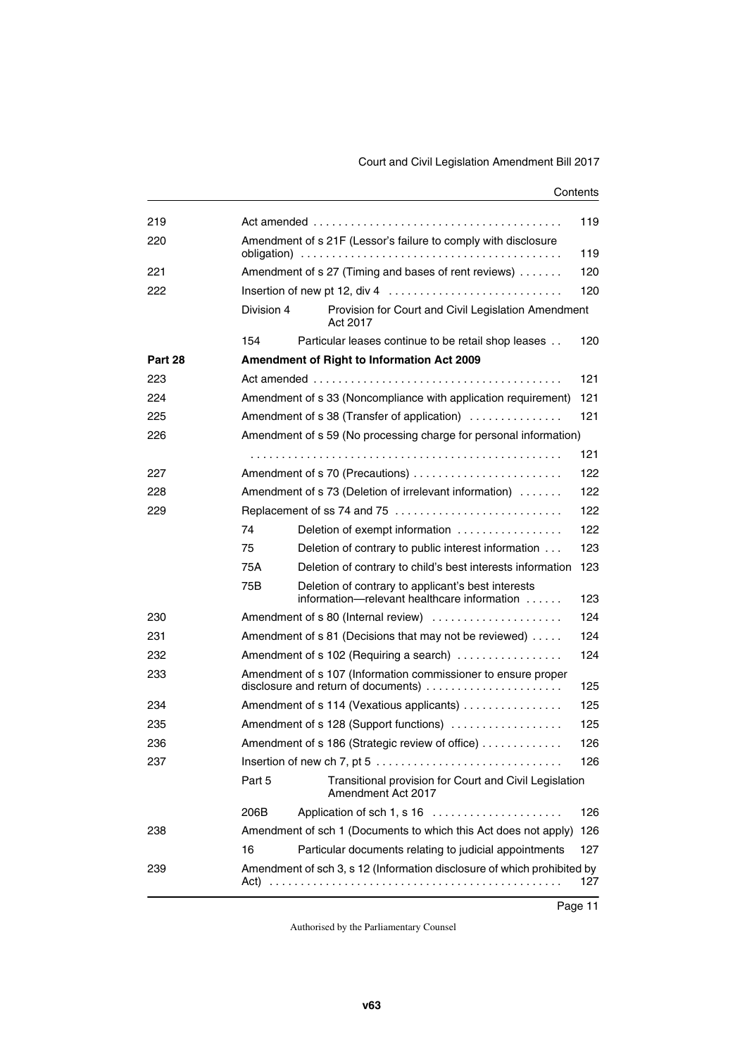| | | | |
|---|---|---|---|
| 219 | Act amended | | 119 |
| 220 | Amendment of s 21F (Lessor's failure to comply with disclosure obligation) | | 119 |
| 221 | Amendment of s 27 (Timing and bases of rent reviews) | | 120 |
| 222 | Insertion of new pt 12, div 4 | | 120 |
| | Division 4 | Provision for Court and Civil Legislation Amendment Act 2017 | |
| | 154 | Particular leases continue to be retail shop leases | 120 |
| **Part 28** | **Amendment of Right to Information Act 2009** | | |
| 223 | Act amended | | 121 |
| 224 | Amendment of s 33 (Noncompliance with application requirement) | | 121 |
| 225 | Amendment of s 38 (Transfer of application) | | 121 |
| 226 | Amendment of s 59 (No processing charge for personal information) | | 121 |
| 227 | Amendment of s 70 (Precautions) | | 122 |
| 228 | Amendment of s 73 (Deletion of irrelevant information) | | 122 |
| 229 | Replacement of ss 74 and 75 | | 122 |
| | 74 | Deletion of exempt information | 122 |
| | 75 | Deletion of contrary to public interest information | 123 |
| | 75A | Deletion of contrary to child's best interests information | 123 |
| | 75B | Deletion of contrary to applicant's best interests information—relevant healthcare information | 123 |
| 230 | Amendment of s 80 (Internal review) | | 124 |
| 231 | Amendment of s 81 (Decisions that may not be reviewed) | | 124 |
| 232 | Amendment of s 102 (Requiring a search) | | 124 |
| 233 | Amendment of s 107 (Information commissioner to ensure proper disclosure and return of documents) | | 125 |
| 234 | Amendment of s 114 (Vexatious applicants) | | 125 |
| 235 | Amendment of s 128 (Support functions) | | 125 |
| 236 | Amendment of s 186 (Strategic review of office) | | 126 |
| 237 | Insertion of new ch 7, pt 5 | | 126 |
| | Part 5 | Transitional provision for Court and Civil Legislation Amendment Act 2017 | |
| | 206B | Application of sch 1, s 16 | 126 |
| 238 | Amendment of sch 1 (Documents to which this Act does not apply) | | 126 |
| | 16 | Particular documents relating to judicial appointments | 127 |
| 239 | Amendment of sch 3, s 12 (Information disclosure of which prohibited by Act) | | 127 |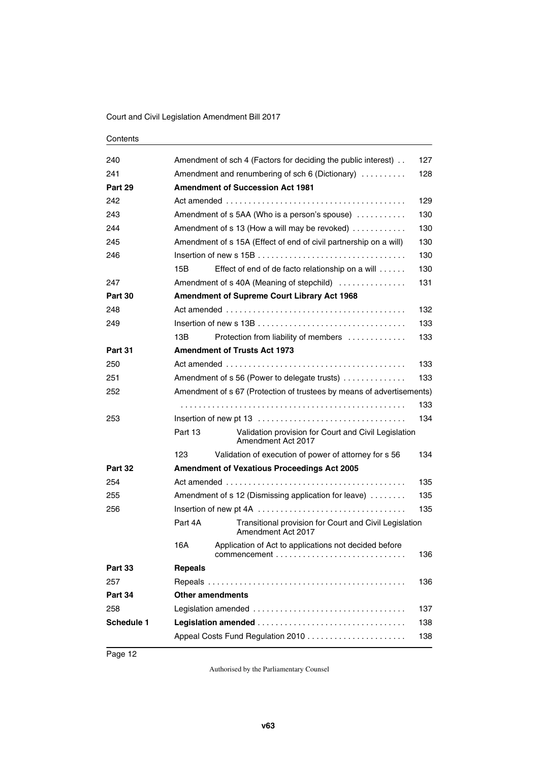| | | |
|---|---|---|
| 240 | Amendment of sch 4 (Factors for deciding the public interest) | 127 |
| 241 | Amendment and renumbering of sch 6 (Dictionary) | 128 |
| **Part 29** | **Amendment of Succession Act 1981** | |
| 242 | Act amended | 129 |
| 243 | Amendment of s 5AA (Who is a person's spouse) | 130 |
| 244 | Amendment of s 13 (How a will may be revoked) | 130 |
| 245 | Amendment of s 15A (Effect of end of civil partnership on a will) | 130 |
| 246 | Insertion of new s 15B | 130 |
| | 15B Effect of end of de facto relationship on a will | 130 |
| 247 | Amendment of s 40A (Meaning of stepchild) | 131 |
| **Part 30** | **Amendment of Supreme Court Library Act 1968** | |
| 248 | Act amended | 132 |
| 249 | Insertion of new s 13B | 133 |
| | 13B Protection from liability of members | 133 |
| **Part 31** | **Amendment of Trusts Act 1973** | |
| 250 | Act amended | 133 |
| 251 | Amendment of s 56 (Power to delegate trusts) | 133 |
| 252 | Amendment of s 67 (Protection of trustees by means of advertisements) | 133 |
| 253 | Insertion of new pt 13 | 134 |
| | Part 13 Validation provision for Court and Civil Legislation Amendment Act 2017 | |
| | 123 Validation of execution of power of attorney for s 56 | 134 |
| **Part 32** | **Amendment of Vexatious Proceedings Act 2005** | |
| 254 | Act amended | 135 |
| 255 | Amendment of s 12 (Dismissing application for leave) | 135 |
| 256 | Insertion of new pt 4A | 135 |
| | Part 4A Transitional provision for Court and Civil Legislation Amendment Act 2017 | |
| | 16A Application of Act to applications not decided before commencement | 136 |
| **Part 33** | **Repeals** | |
| 257 | Repeals | 136 |
| **Part 34** | **Other amendments** | |
| 258 | Legislation amended | 137 |
| **Schedule 1** | **Legislation amended** | 138 |
| | Appeal Costs Fund Regulation 2010 | 138 |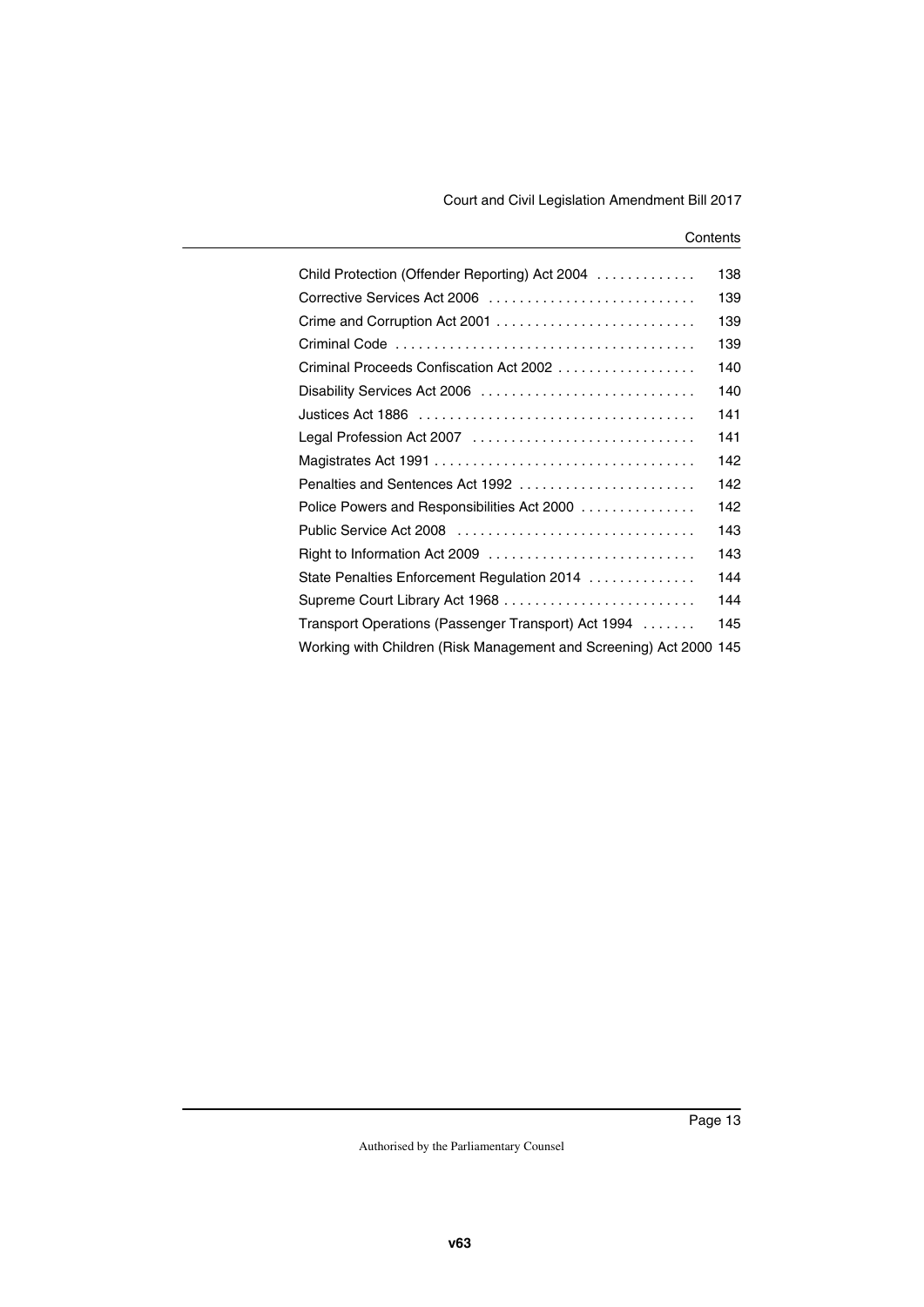| | |
|---|---|
| Child Protection (Offender Reporting) Act 2004 | 138 |
| Corrective Services Act 2006 | 139 |
| Crime and Corruption Act 2001 | 139 |
| Criminal Code | 139 |
| Criminal Proceeds Confiscation Act 2002 | 140 |
| Disability Services Act 2006 | 140 |
| Justices Act 1886 | 141 |
| Legal Profession Act 2007 | 141 |
| Magistrates Act 1991 | 142 |
| Penalties and Sentences Act 1992 | 142 |
| Police Powers and Responsibilities Act 2000 | 142 |
| Public Service Act 2008 | 143 |
| Right to Information Act 2009 | 143 |
| State Penalties Enforcement Regulation 2014 | 144 |
| Supreme Court Library Act 1968 | 144 |
| Transport Operations (Passenger Transport) Act 1994 | 145 |
| Working with Children (Risk Management and Screening) Act 2000 | 145 |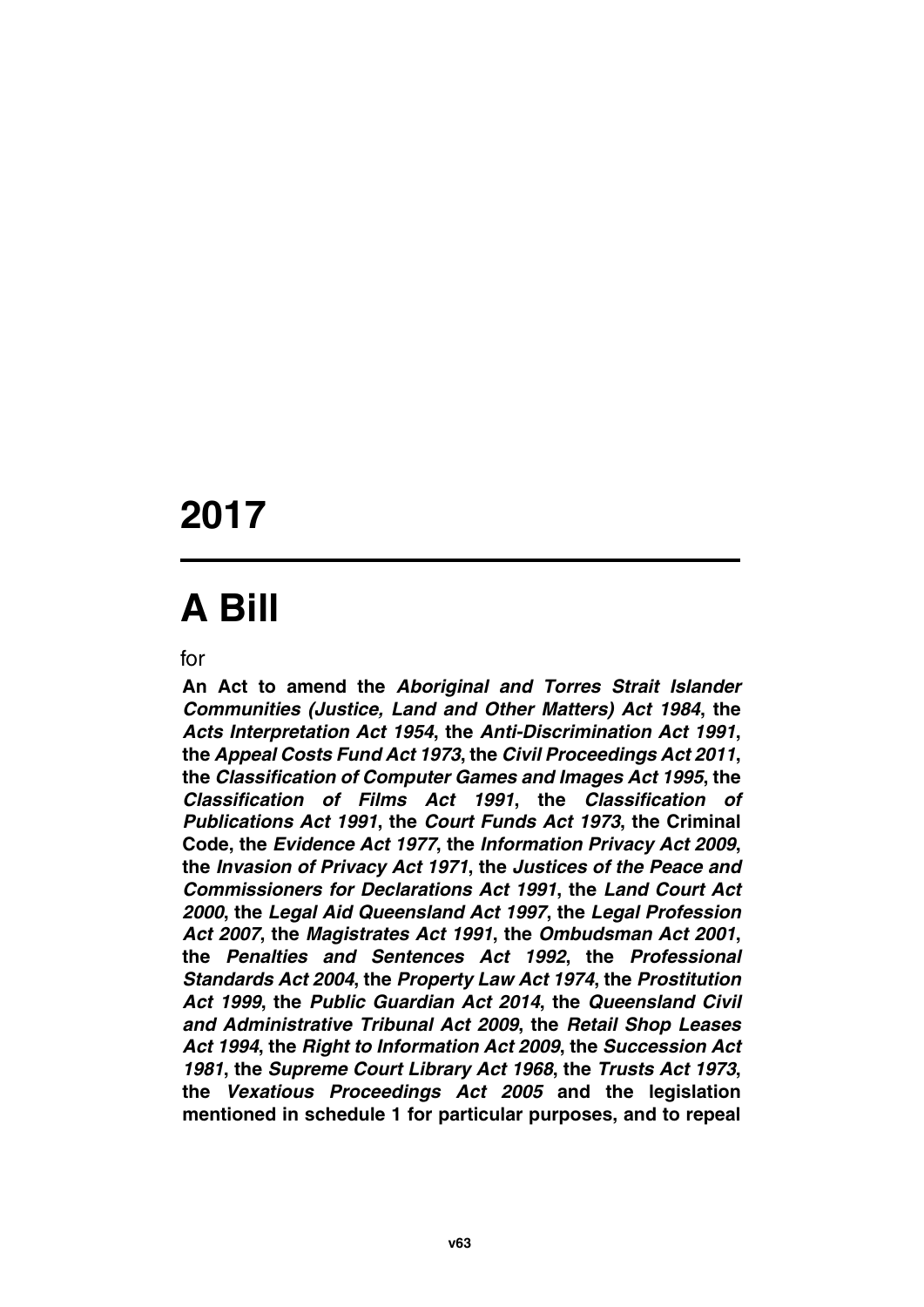# 2017

---

# A Bill

for

**An Act to amend the *Aboriginal and Torres Strait Islander Communities (Justice, Land and Other Matters) Act 1984*, the *Acts Interpretation Act 1954*, the *Anti-Discrimination Act 1991*, the *Appeal Costs Fund Act 1973*, the *Civil Proceedings Act 2011*, the *Classification of Computer Games and Images Act 1995*, the *Classification of Films Act 1991*, the *Classification of Publications Act 1991*, the *Court Funds Act 1973*, the Criminal Code, the *Evidence Act 1977*, the *Information Privacy Act 2009*, the *Invasion of Privacy Act 1971*, the *Justices of the Peace and Commissioners for Declarations Act 1991*, the *Land Court Act 2000*, the *Legal Aid Queensland Act 1997*, the *Legal Profession Act 2007*, the *Magistrates Act 1991*, the *Ombudsman Act 2001*, the *Penalties and Sentences Act 1992*, the *Professional Standards Act 2004*, the *Property Law Act 1974*, the *Prostitution Act 1999*, the *Public Guardian Act 2014*, the *Queensland Civil and Administrative Tribunal Act 2009*, the *Retail Shop Leases Act 1994*, the *Right to Information Act 2009*, the *Succession Act 1981*, the *Supreme Court Library Act 1968*, the *Trusts Act 1973*, the *Vexatious Proceedings Act 2005* and the legislation mentioned in schedule 1 for particular purposes, and to repeal**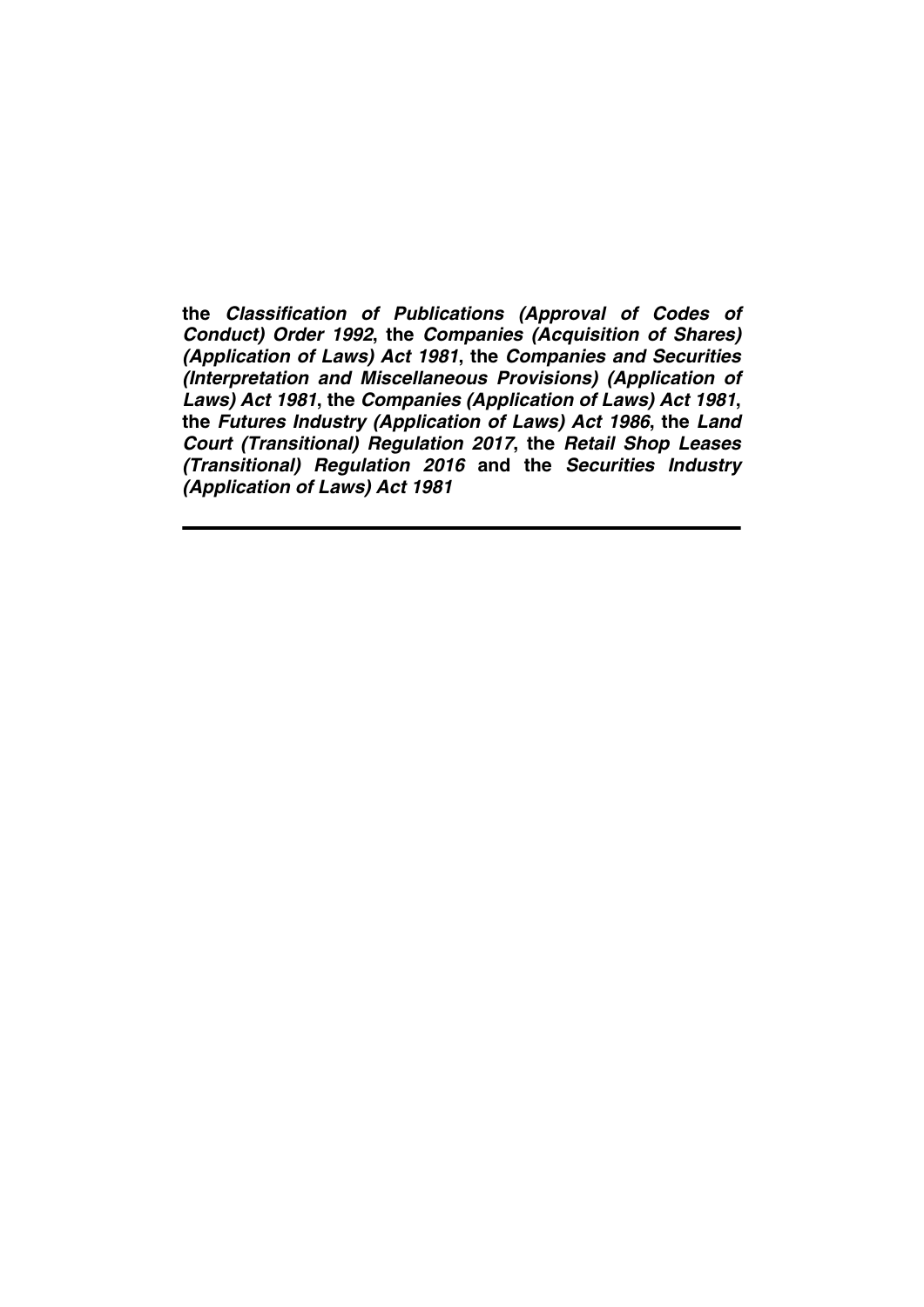**the *Classification of Publications (Approval of Codes of Conduct) Order 1992*, the *Companies (Acquisition of Shares) (Application of Laws) Act 1981*, the *Companies and Securities (Interpretation and Miscellaneous Provisions) (Application of Laws) Act 1981*, the *Companies (Application of Laws) Act 1981*, the *Futures Industry (Application of Laws) Act 1986*, the *Land Court (Transitional) Regulation 2017*, the *Retail Shop Leases (Transitional) Regulation 2016* and the *Securities Industry (Application of Laws) Act 1981***

---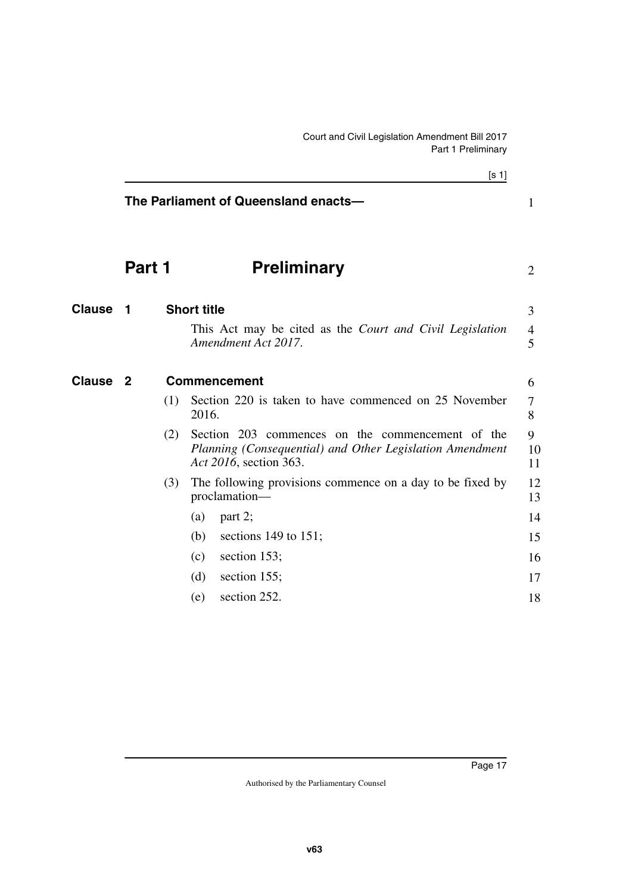**The Parliament of Queensland enacts—**

# Part 1 Preliminary

## Clause 1 Short title

This Act may be cited as the *Court and Civil Legislation Amendment Act 2017*.

## Clause 2 Commencement

(1) Section 220 is taken to have commenced on 25 November 2016.

(2) Section 203 commences on the commencement of the *Planning (Consequential) and Other Legislation Amendment Act 2016*, section 363.

(3) The following provisions commence on a day to be fixed by proclamation—

(a) part 2;

(b) sections 149 to 151;

(c) section 153;

(d) section 155;

(e) section 252.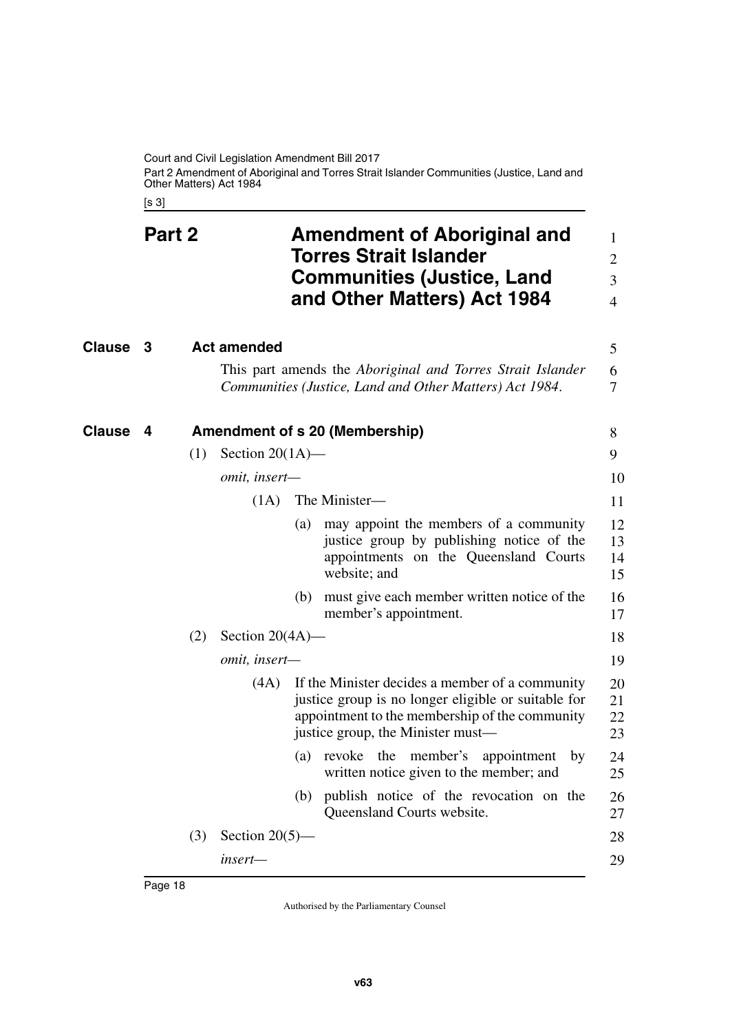# Part 2 Amendment of Aboriginal and Torres Strait Islander Communities (Justice, Land and Other Matters) Act 1984

## Clause 3 Act amended

This part amends the *Aboriginal and Torres Strait Islander Communities (Justice, Land and Other Matters) Act 1984*.

## Clause 4 Amendment of s 20 (Membership)

(1) Section 20(1A)—

*omit, insert—*

(1A) The Minister—

(a) may appoint the members of a community justice group by publishing notice of the appointments on the Queensland Courts website; and

(b) must give each member written notice of the member's appointment.

(2) Section 20(4A)—

*omit, insert—*

(4A) If the Minister decides a member of a community justice group is no longer eligible or suitable for appointment to the membership of the community justice group, the Minister must—

(a) revoke the member's appointment by written notice given to the member; and

(b) publish notice of the revocation on the Queensland Courts website.

(3) Section 20(5)—

*insert—*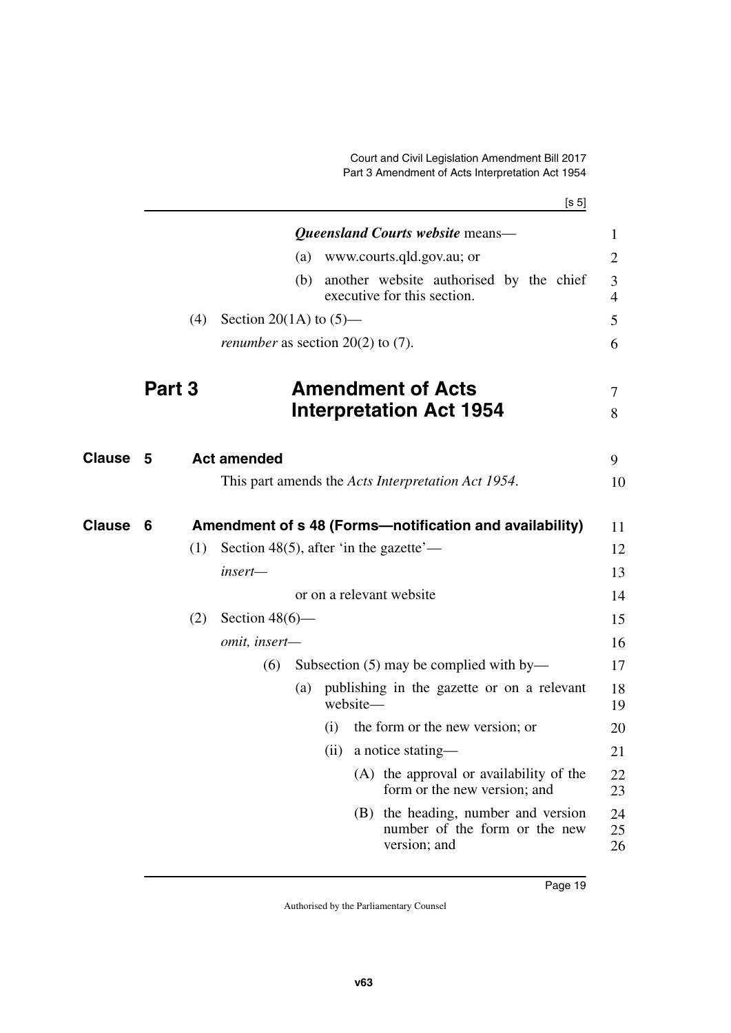***Queensland Courts website*** means—

(a) www.courts.qld.gov.au; or

(b) another website authorised by the chief executive for this section.

(4) Section 20(1A) to (5)—

*renumber* as section 20(2) to (7).

# Part 3 Amendment of Acts Interpretation Act 1954

## Clause 5 Act amended

This part amends the *Acts Interpretation Act 1954*.

## Clause 6 Amendment of s 48 (Forms—notification and availability)

(1) Section 48(5), after 'in the gazette'—

*insert—*

or on a relevant website

(2) Section 48(6)—

*omit, insert—*

(6) Subsection (5) may be complied with by—

(a) publishing in the gazette or on a relevant website—

(i) the form or the new version; or

(ii) a notice stating—

(A) the approval or availability of the form or the new version; and

(B) the heading, number and version number of the form or the new version; and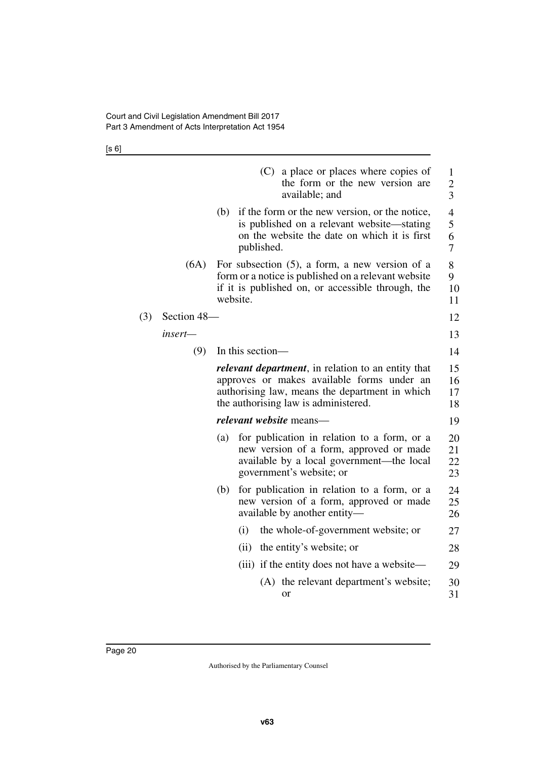(C) a place or places where copies of the form or the new version are available; and

(b) if the form or the new version, or the notice, is published on a relevant website—stating on the website the date on which it is first published.

(6A) For subsection (5), a form, a new version of a form or a notice is published on a relevant website if it is published on, or accessible through, the website.

(3) Section 48—

*insert*—

(9) In this section—

***relevant department***, in relation to an entity that approves or makes available forms under an authorising law, means the department in which the authorising law is administered.

***relevant website*** means—

(a) for publication in relation to a form, or a new version of a form, approved or made available by a local government—the local government's website; or

(b) for publication in relation to a form, or a new version of a form, approved or made available by another entity—

(i) the whole-of-government website; or

(ii) the entity's website; or

(iii) if the entity does not have a website—

(A) the relevant department's website; or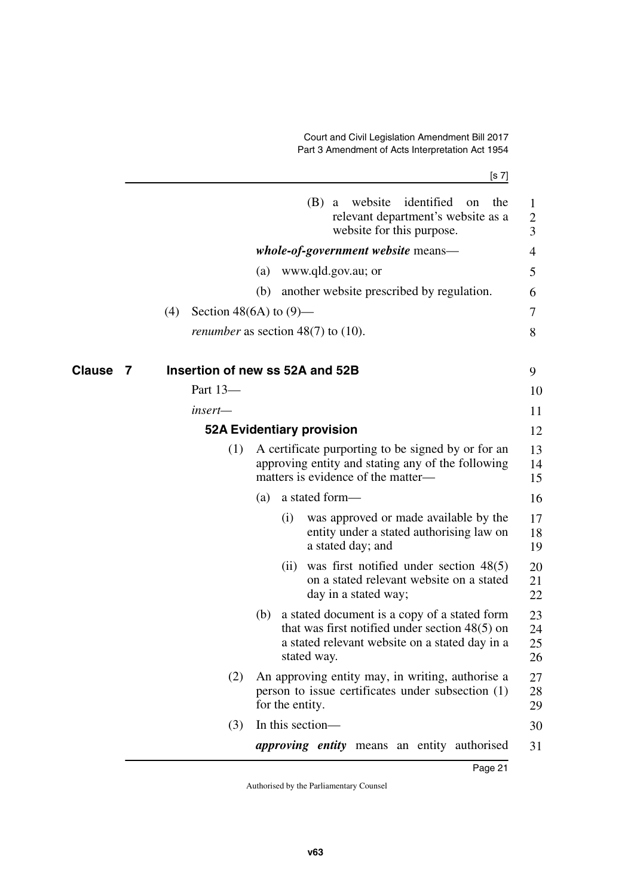(B) a website identified on the relevant department's website as a website for this purpose.

***whole-of-government website*** means—

(a) www.qld.gov.au; or

(b) another website prescribed by regulation.

(4) Section 48(6A) to (9)—

*renumber* as section 48(7) to (10).

## Clause 7 Insertion of new ss 52A and 52B

Part 13—

*insert*—

### 52A Evidentiary provision

(1) A certificate purporting to be signed by or for an approving entity and stating any of the following matters is evidence of the matter—

(a) a stated form—

(i) was approved or made available by the entity under a stated authorising law on a stated day; and

(ii) was first notified under section 48(5) on a stated relevant website on a stated day in a stated way;

(b) a stated document is a copy of a stated form that was first notified under section 48(5) on a stated relevant website on a stated day in a stated way.

(2) An approving entity may, in writing, authorise a person to issue certificates under subsection (1) for the entity.

(3) In this section—

***approving entity*** means an entity authorised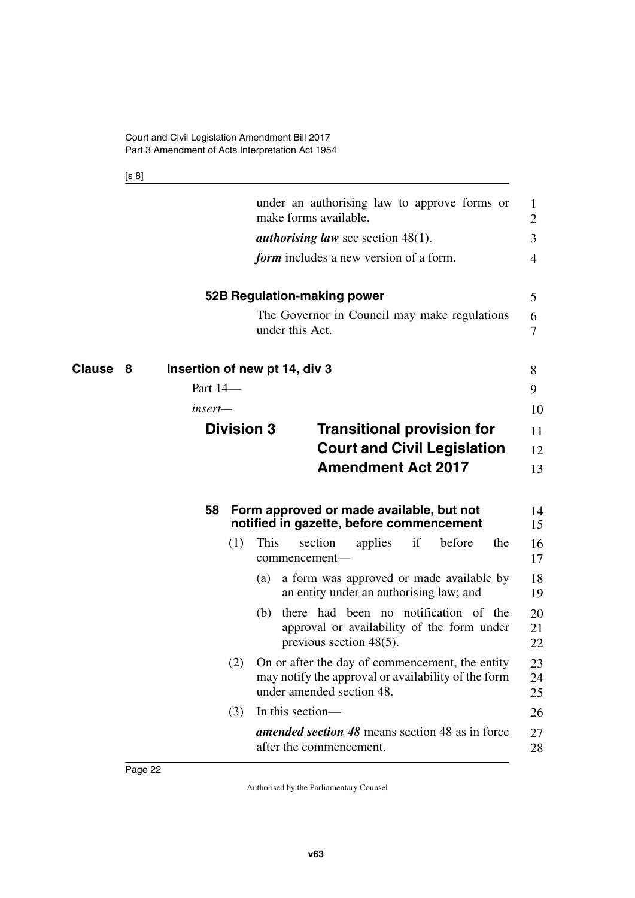under an authorising law to approve forms or make forms available.

***authorising law*** see section 48(1).

***form*** includes a new version of a form.

**52B Regulation-making power**

The Governor in Council may make regulations under this Act.

## Clause 8 Insertion of new pt 14, div 3

Part 14—

*insert*—

### Division 3 Transitional provision for Court and Civil Legislation Amendment Act 2017

**58 Form approved or made available, but not notified in gazette, before commencement**

(1) This section applies if before the commencement—

(a) a form was approved or made available by an entity under an authorising law; and

(b) there had been no notification of the approval or availability of the form under previous section 48(5).

(2) On or after the day of commencement, the entity may notify the approval or availability of the form under amended section 48.

(3) In this section—

***amended section 48*** means section 48 as in force after the commencement.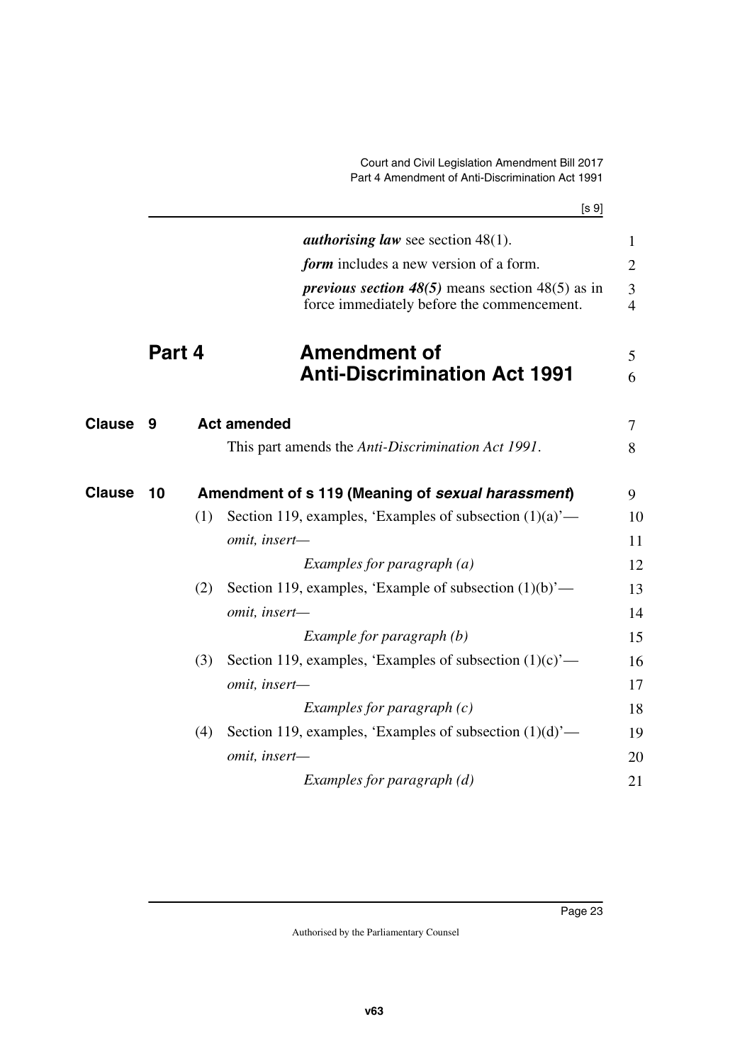***authorising law*** see section 48(1).

***form*** includes a new version of a form.

***previous section 48(5)*** means section 48(5) as in force immediately before the commencement.

# Part 4 Amendment of Anti-Discrimination Act 1991

## Clause 9 Act amended

This part amends the *Anti-Discrimination Act 1991*.

## Clause 10 Amendment of s 119 (Meaning of *sexual harassment*)

(1) Section 119, examples, 'Examples of subsection (1)(a)'—

*omit, insert—*

*Examples for paragraph (a)*

(2) Section 119, examples, 'Example of subsection (1)(b)'—

*omit, insert—*

*Example for paragraph (b)*

(3) Section 119, examples, 'Examples of subsection (1)(c)'—

*omit, insert—*

*Examples for paragraph (c)*

(4) Section 119, examples, 'Examples of subsection (1)(d)'—

*omit, insert—*

*Examples for paragraph (d)*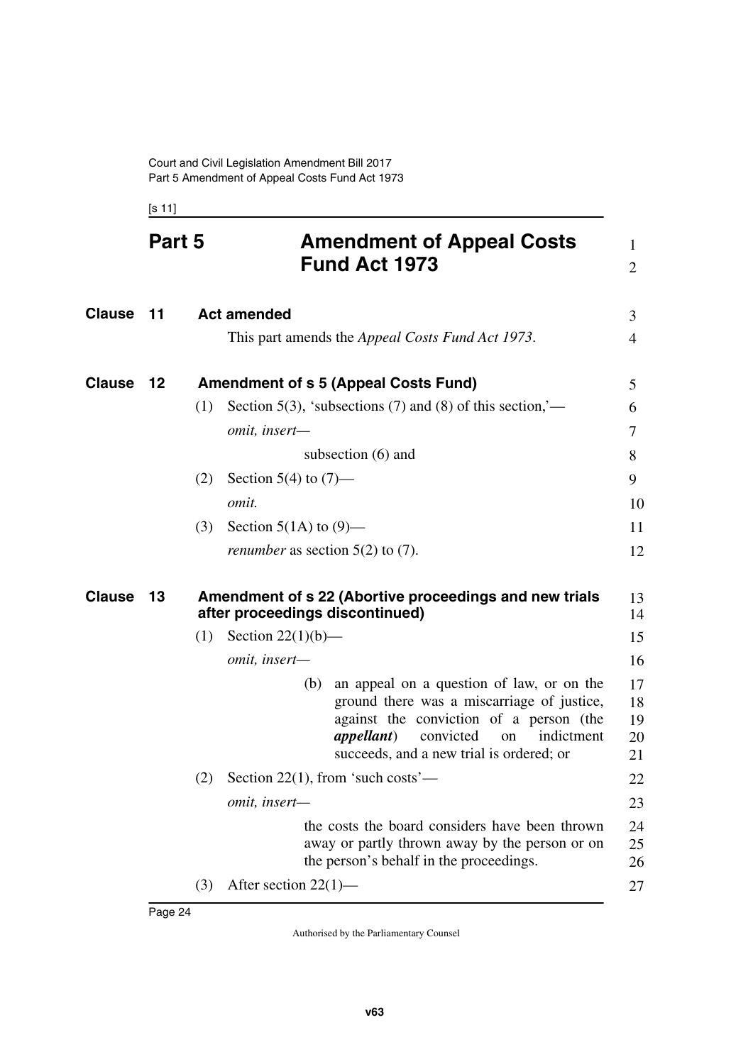# Part 5 Amendment of Appeal Costs Fund Act 1973

## Clause 11 Act amended

This part amends the *Appeal Costs Fund Act 1973*.

## Clause 12 Amendment of s 5 (Appeal Costs Fund)

(1) Section 5(3), 'subsections (7) and (8) of this section,'—

*omit, insert—*

subsection (6) and

(2) Section 5(4) to (7)—

*omit.*

(3) Section 5(1A) to (9)—

*renumber* as section 5(2) to (7).

## Clause 13 Amendment of s 22 (Abortive proceedings and new trials after proceedings discontinued)

(1) Section 22(1)(b)—

*omit, insert—*

(b) an appeal on a question of law, or on the ground there was a miscarriage of justice, against the conviction of a person (the ***appellant***) convicted on indictment succeeds, and a new trial is ordered; or

(2) Section 22(1), from 'such costs'—

*omit, insert—*

the costs the board considers have been thrown away or partly thrown away by the person or on the person's behalf in the proceedings.

(3) After section 22(1)—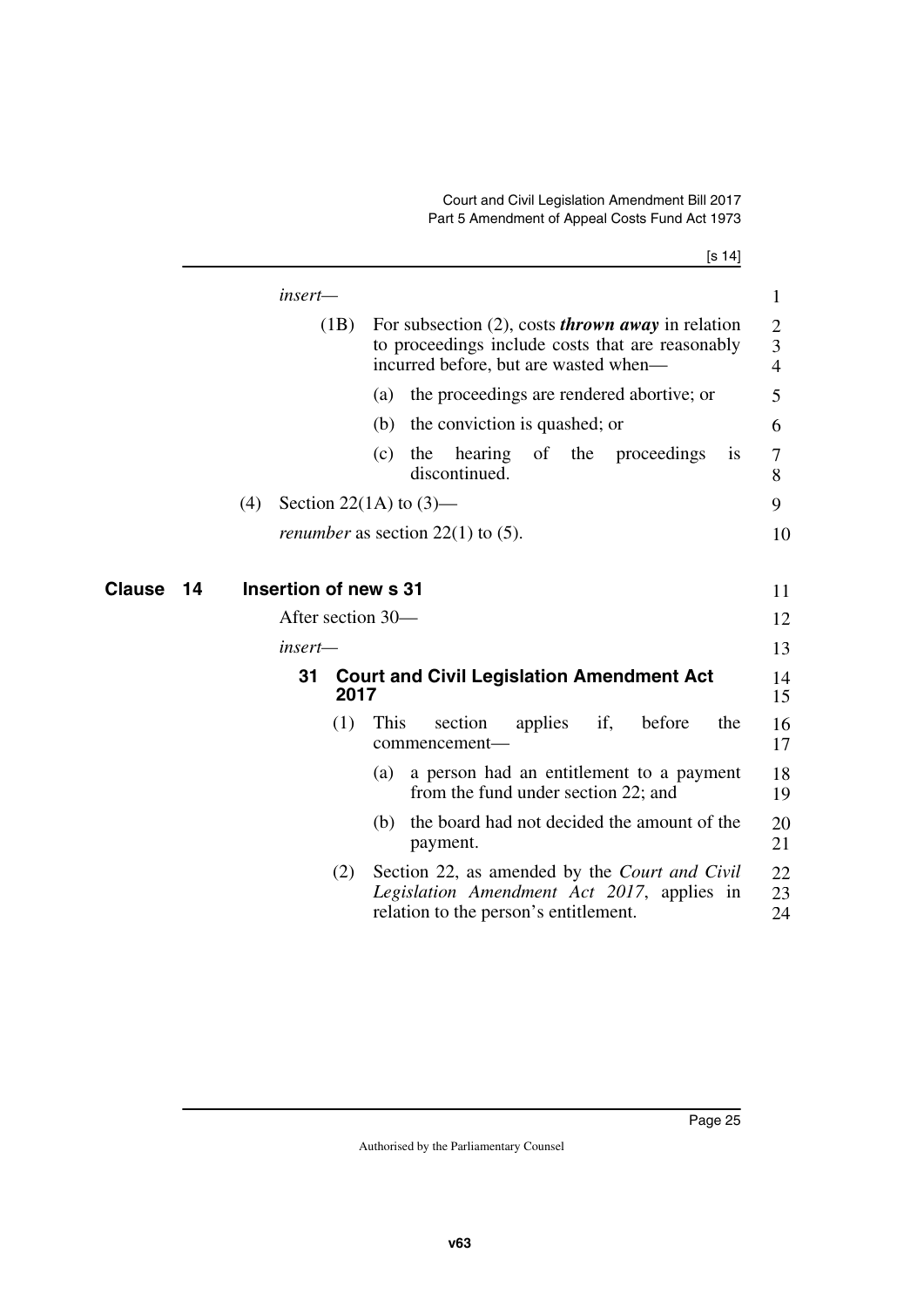*insert—*

(1B) For subsection (2), costs ***thrown away*** in relation to proceedings include costs that are reasonably incurred before, but are wasted when—

(a) the proceedings are rendered abortive; or

(b) the conviction is quashed; or

(c) the hearing of the proceedings is discontinued.

(4) Section 22(1A) to (3)—

*renumber* as section 22(1) to (5).

## Clause 14 Insertion of new s 31

After section 30—

*insert—*

### 31 Court and Civil Legislation Amendment Act 2017

(1) This section applies if, before the commencement—

(a) a person had an entitlement to a payment from the fund under section 22; and

(b) the board had not decided the amount of the payment.

(2) Section 22, as amended by the *Court and Civil Legislation Amendment Act 2017*, applies in relation to the person's entitlement.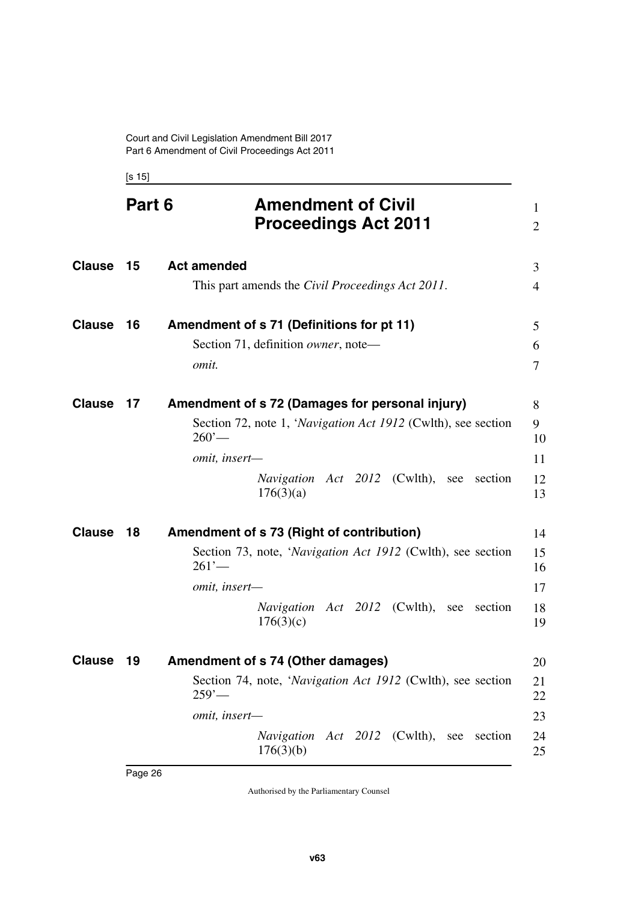# Part 6 Amendment of Civil Proceedings Act 2011

## Clause 15 Act amended

This part amends the *Civil Proceedings Act 2011*.

## Clause 16 Amendment of s 71 (Definitions for pt 11)

Section 71, definition *owner*, note—

*omit.*

## Clause 17 Amendment of s 72 (Damages for personal injury)

Section 72, note 1, '*Navigation Act 1912* (Cwlth), see section 260'—

*omit, insert—*

> *Navigation Act 2012* (Cwlth), see section 176(3)(a)

## Clause 18 Amendment of s 73 (Right of contribution)

Section 73, note, '*Navigation Act 1912* (Cwlth), see section 261'—

*omit, insert—*

> *Navigation Act 2012* (Cwlth), see section 176(3)(c)

## Clause 19 Amendment of s 74 (Other damages)

Section 74, note, '*Navigation Act 1912* (Cwlth), see section 259'—

*omit, insert—*

> *Navigation Act 2012* (Cwlth), see section 176(3)(b)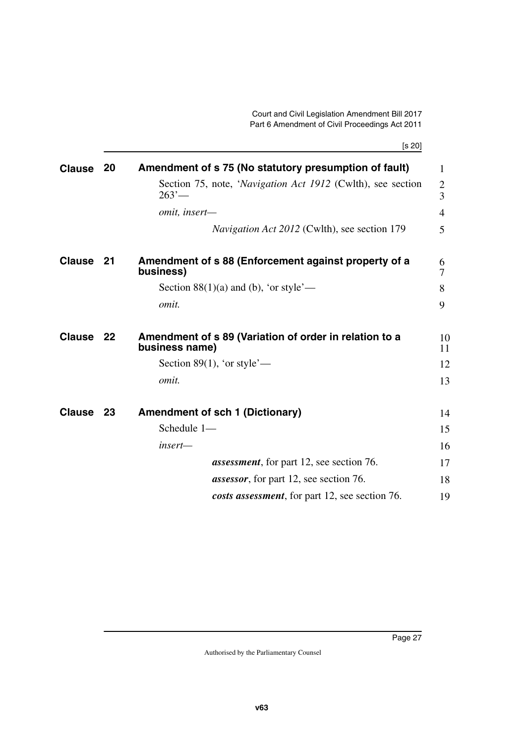## Clause 20 Amendment of s 75 (No statutory presumption of fault)

Section 75, note, '*Navigation Act 1912* (Cwlth), see section 263'—

*omit, insert—*

*Navigation Act 2012* (Cwlth), see section 179

## Clause 21 Amendment of s 88 (Enforcement against property of a business)

Section 88(1)(a) and (b), 'or style'—

*omit.*

## Clause 22 Amendment of s 89 (Variation of order in relation to a business name)

Section 89(1), 'or style'—

*omit.*

## Clause 23 Amendment of sch 1 (Dictionary)

Schedule 1—

*insert—*

***assessment***, for part 12, see section 76.

***assessor***, for part 12, see section 76.

***costs assessment***, for part 12, see section 76.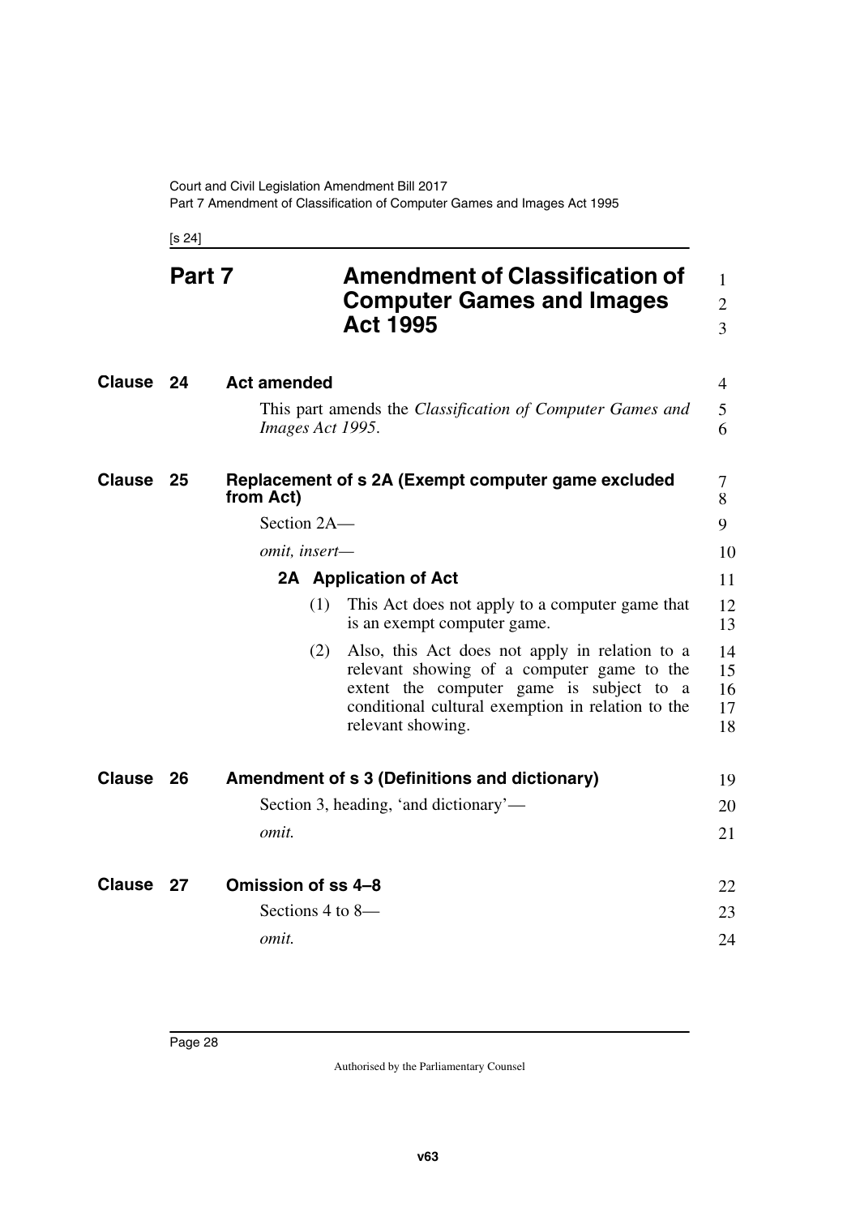# Part 7 Amendment of Classification of Computer Games and Images Act 1995

## Clause 24 Act amended

This part amends the *Classification of Computer Games and Images Act 1995*.

## Clause 25 Replacement of s 2A (Exempt computer game excluded from Act)

Section 2A—

*omit, insert—*

### 2A Application of Act

(1) This Act does not apply to a computer game that is an exempt computer game.

(2) Also, this Act does not apply in relation to a relevant showing of a computer game to the extent the computer game is subject to a conditional cultural exemption in relation to the relevant showing.

## Clause 26 Amendment of s 3 (Definitions and dictionary)

Section 3, heading, 'and dictionary'—

*omit.*

## Clause 27 Omission of ss 4–8

Sections 4 to 8—

*omit.*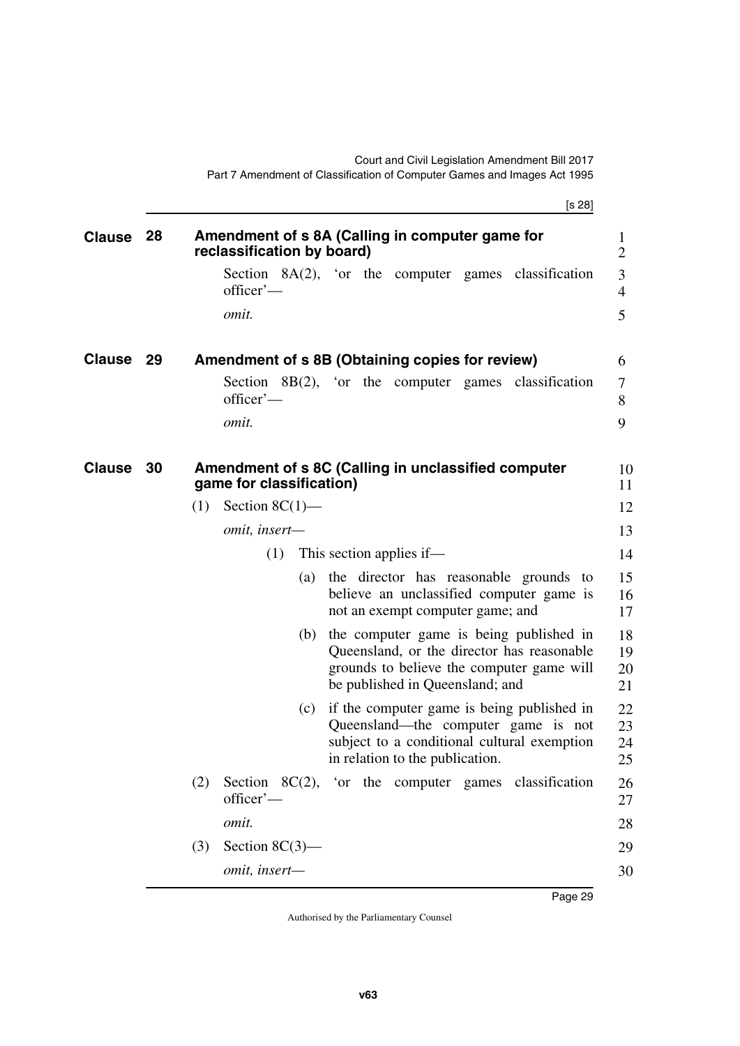## Clause 28 Amendment of s 8A (Calling in computer game for reclassification by board)

Section 8A(2), 'or the computer games classification officer'—

*omit.*

## Clause 29 Amendment of s 8B (Obtaining copies for review)

Section 8B(2), 'or the computer games classification officer'—

*omit.*

## Clause 30 Amendment of s 8C (Calling in unclassified computer game for classification)

(1) Section 8C(1)—

*omit, insert—*

(1) This section applies if—

(a) the director has reasonable grounds to believe an unclassified computer game is not an exempt computer game; and

(b) the computer game is being published in Queensland, or the director has reasonable grounds to believe the computer game will be published in Queensland; and

(c) if the computer game is being published in Queensland—the computer game is not subject to a conditional cultural exemption in relation to the publication.

(2) Section 8C(2), 'or the computer games classification officer'—

*omit.*

(3) Section 8C(3)—

*omit, insert—*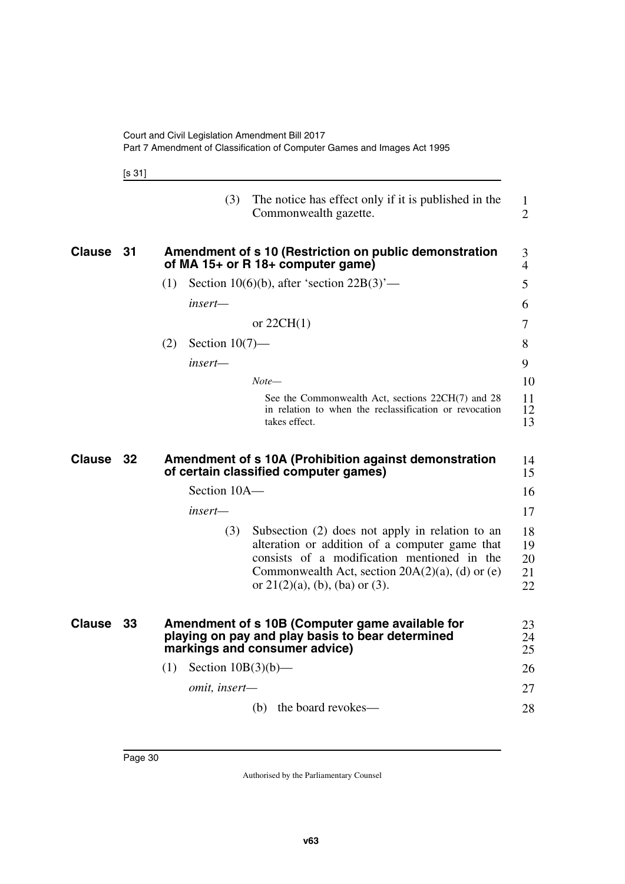(3) The notice has effect only if it is published in the Commonwealth gazette.

## Clause 31 Amendment of s 10 (Restriction on public demonstration of MA 15+ or R 18+ computer game)

(1) Section 10(6)(b), after 'section 22B(3)'—

*insert*—

or 22CH(1)

(2) Section 10(7)—

*insert*—

*Note*—

See the Commonwealth Act, sections 22CH(7) and 28 in relation to when the reclassification or revocation takes effect.

## Clause 32 Amendment of s 10A (Prohibition against demonstration of certain classified computer games)

Section 10A—

*insert*—

(3) Subsection (2) does not apply in relation to an alteration or addition of a computer game that consists of a modification mentioned in the Commonwealth Act, section 20A(2)(a), (d) or (e) or 21(2)(a), (b), (ba) or (3).

## Clause 33 Amendment of s 10B (Computer game available for playing on pay and play basis to bear determined markings and consumer advice)

(1) Section 10B(3)(b)—

*omit, insert*—

(b) the board revokes—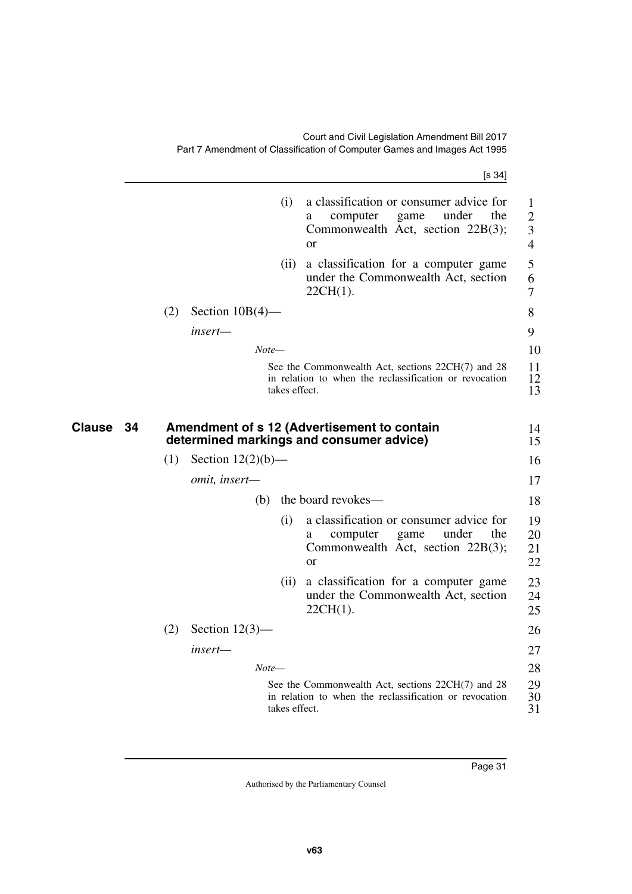(i) a classification or consumer advice for a computer game under the Commonwealth Act, section 22B(3); or

(ii) a classification for a computer game under the Commonwealth Act, section 22CH(1).

(2) Section 10B(4)—

*insert*—

*Note*—

See the Commonwealth Act, sections 22CH(7) and 28 in relation to when the reclassification or revocation takes effect.

## Clause 34 Amendment of s 12 (Advertisement to contain determined markings and consumer advice)

(1) Section 12(2)(b)—

*omit, insert*—

(b) the board revokes—

(i) a classification or consumer advice for a computer game under the Commonwealth Act, section 22B(3); or

(ii) a classification for a computer game under the Commonwealth Act, section 22CH(1).

(2) Section 12(3)—

*insert*—

*Note*—

See the Commonwealth Act, sections 22CH(7) and 28 in relation to when the reclassification or revocation takes effect.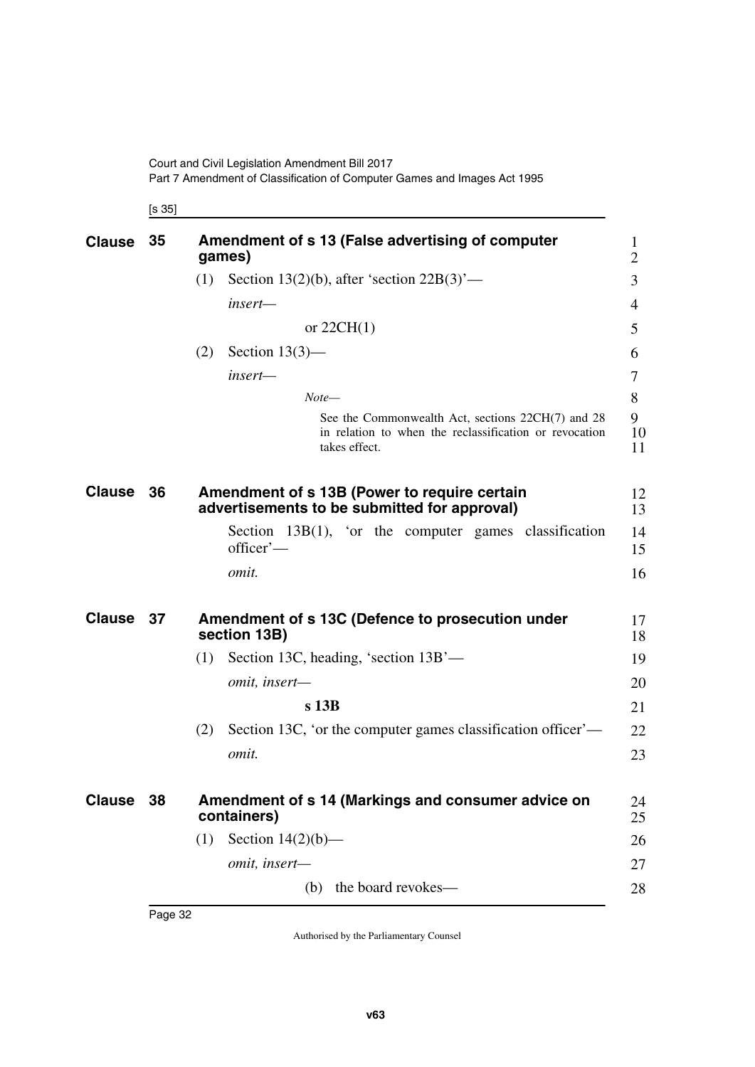## Clause 35 Amendment of s 13 (False advertising of computer games)

(1) Section 13(2)(b), after 'section 22B(3)'—

*insert*—

or 22CH(1)

(2) Section 13(3)—

*insert*—

*Note*—

See the Commonwealth Act, sections 22CH(7) and 28 in relation to when the reclassification or revocation takes effect.

## Clause 36 Amendment of s 13B (Power to require certain advertisements to be submitted for approval)

Section 13B(1), 'or the computer games classification officer'—

*omit.*

## Clause 37 Amendment of s 13C (Defence to prosecution under section 13B)

(1) Section 13C, heading, 'section 13B'—

*omit, insert*—

**s 13B**

(2) Section 13C, 'or the computer games classification officer'—

*omit.*

## Clause 38 Amendment of s 14 (Markings and consumer advice on containers)

(1) Section 14(2)(b)—

*omit, insert*—

(b) the board revokes—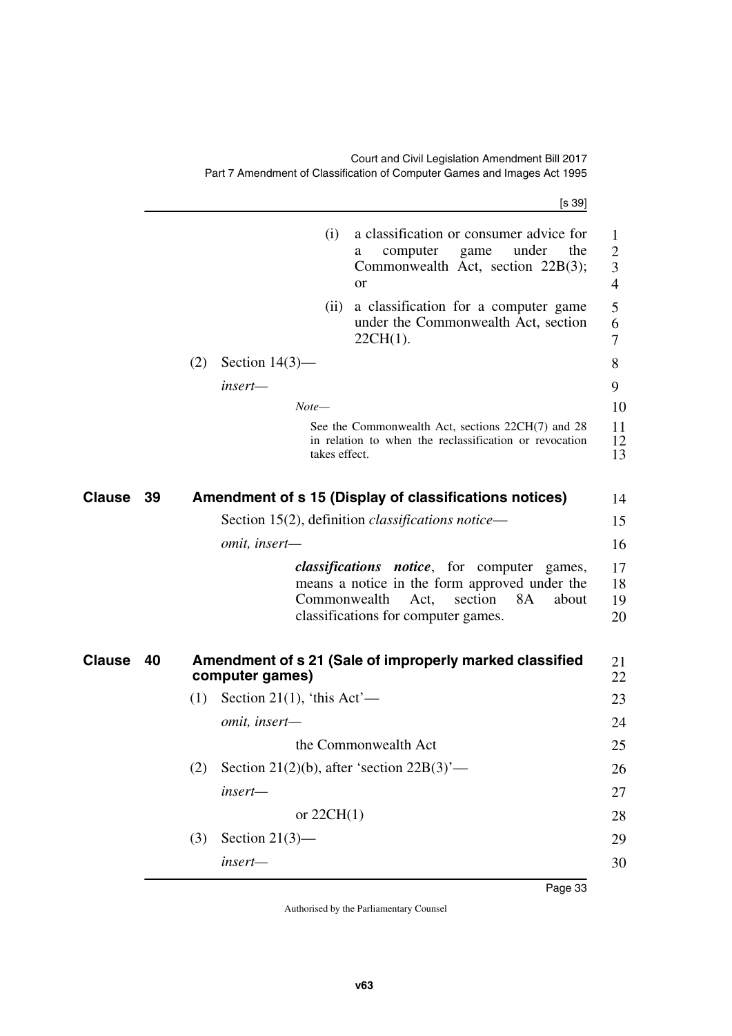(i) a classification or consumer advice for a computer game under the Commonwealth Act, section 22B(3); or

(ii) a classification for a computer game under the Commonwealth Act, section 22CH(1).

(2) Section 14(3)—

*insert*—

*Note*—

See the Commonwealth Act, sections 22CH(7) and 28 in relation to when the reclassification or revocation takes effect.

## Clause 39 Amendment of s 15 (Display of classifications notices)

Section 15(2), definition *classifications notice*—

*omit, insert*—

***classifications notice***, for computer games, means a notice in the form approved under the Commonwealth Act, section 8A about classifications for computer games.

## Clause 40 Amendment of s 21 (Sale of improperly marked classified computer games)

(1) Section 21(1), 'this Act'—

*omit, insert*—

the Commonwealth Act

(2) Section 21(2)(b), after 'section 22B(3)'—

*insert*—

or 22CH(1)

(3) Section 21(3)—

*insert*—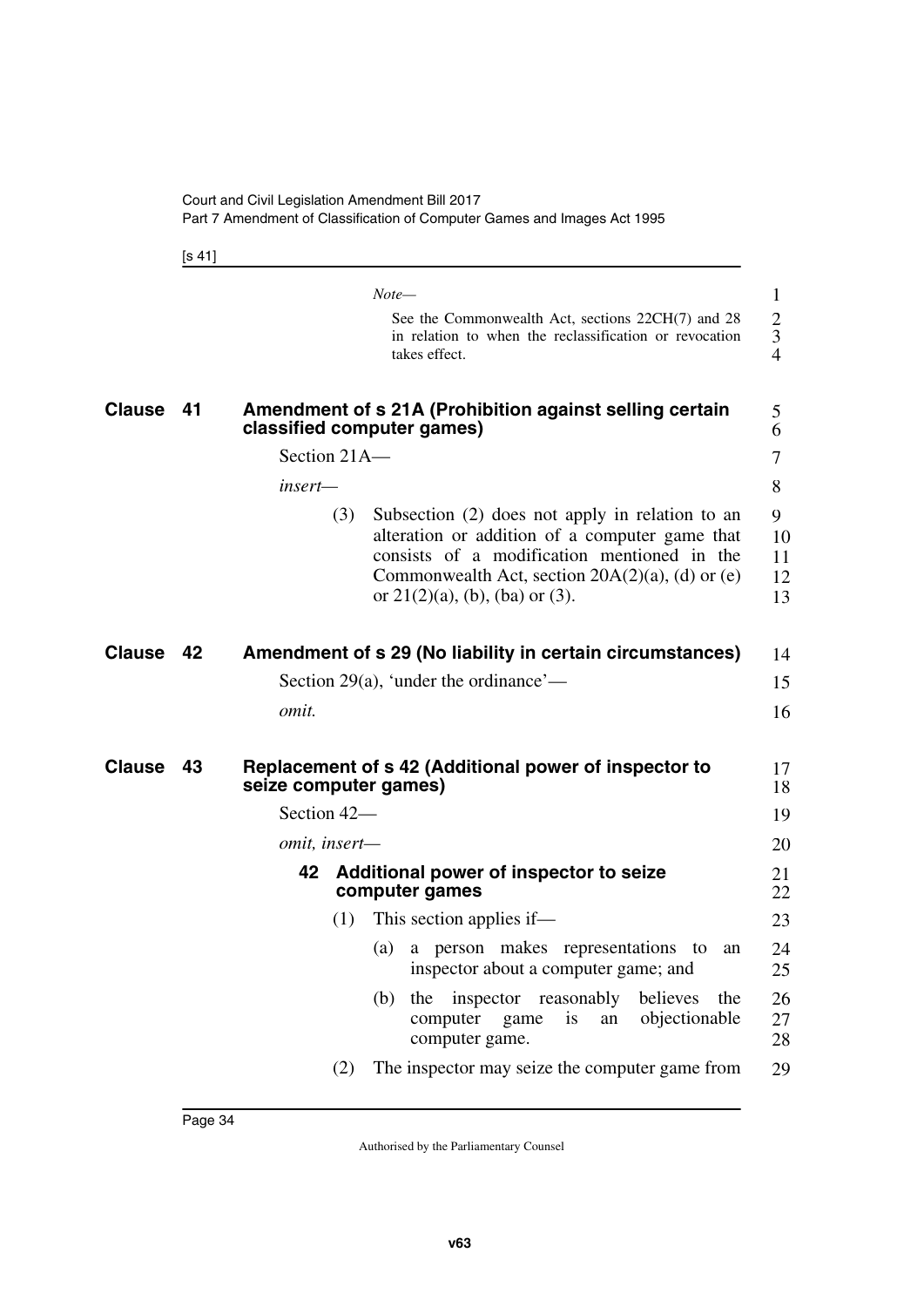*Note—*

See the Commonwealth Act, sections 22CH(7) and 28 in relation to when the reclassification or revocation takes effect.

## Clause 41 Amendment of s 21A (Prohibition against selling certain classified computer games)

Section 21A—

*insert—*

(3) Subsection (2) does not apply in relation to an alteration or addition of a computer game that consists of a modification mentioned in the Commonwealth Act, section 20A(2)(a), (d) or (e) or 21(2)(a), (b), (ba) or (3).

## Clause 42 Amendment of s 29 (No liability in certain circumstances)

Section 29(a), 'under the ordinance'—

*omit.*

## Clause 43 Replacement of s 42 (Additional power of inspector to seize computer games)

Section 42—

*omit, insert—*

### 42 Additional power of inspector to seize computer games

(1) This section applies if—

(a) a person makes representations to an inspector about a computer game; and

(b) the inspector reasonably believes the computer game is an objectionable computer game.

(2) The inspector may seize the computer game from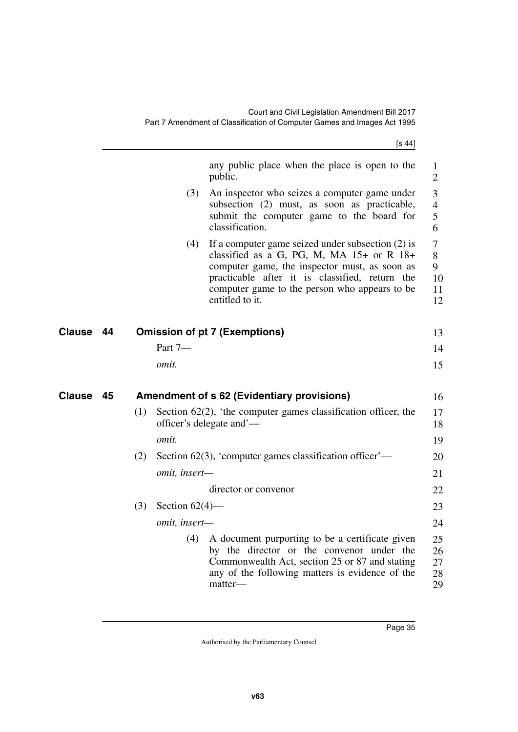any public place when the place is open to the public.

(3) An inspector who seizes a computer game under subsection (2) must, as soon as practicable, submit the computer game to the board for classification.

(4) If a computer game seized under subsection (2) is classified as a G, PG, M, MA 15+ or R 18+ computer game, the inspector must, as soon as practicable after it is classified, return the computer game to the person who appears to be entitled to it.

## Clause 44 Omission of pt 7 (Exemptions)

Part 7—

*omit.*

## Clause 45 Amendment of s 62 (Evidentiary provisions)

(1) Section 62(2), 'the computer games classification officer, the officer's delegate and'—

*omit.*

(2) Section 62(3), 'computer games classification officer'—

*omit, insert—*

director or convenor

(3) Section 62(4)—

*omit, insert—*

(4) A document purporting to be a certificate given by the director or the convenor under the Commonwealth Act, section 25 or 87 and stating any of the following matters is evidence of the matter—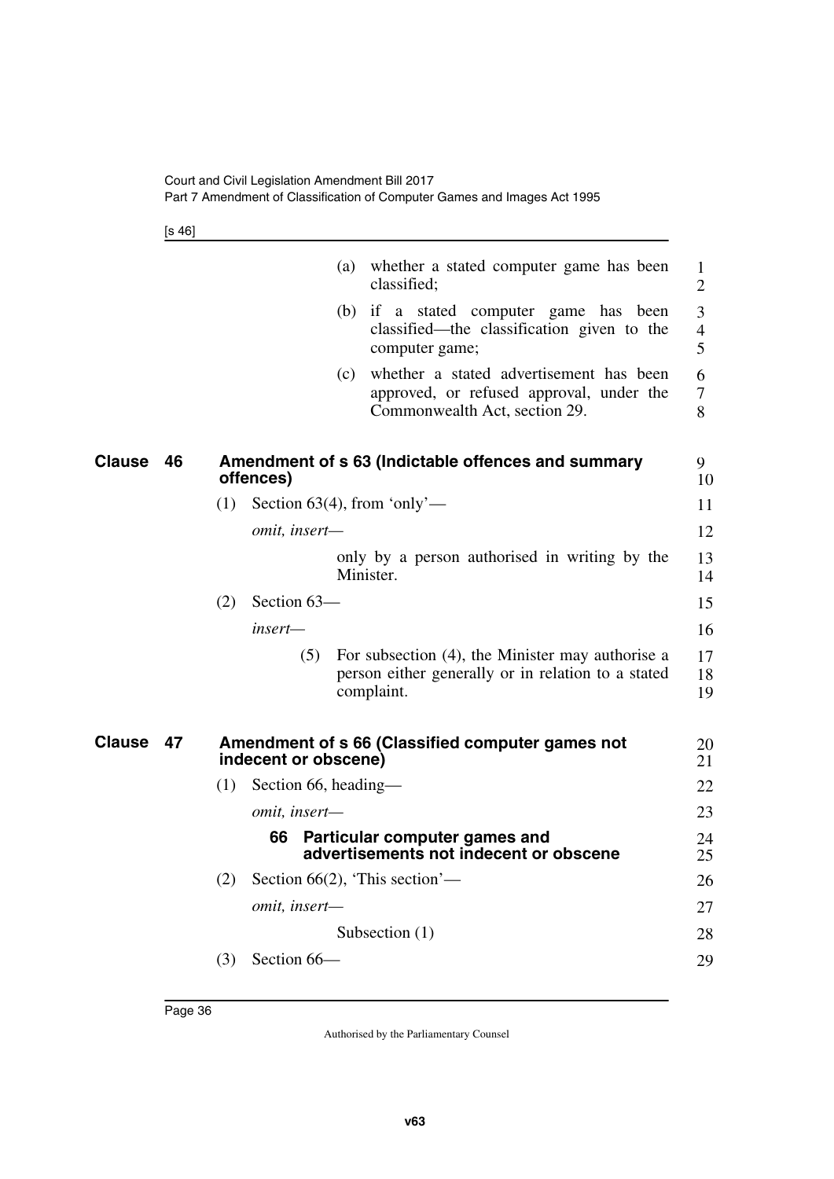(a) whether a stated computer game has been classified;

(b) if a stated computer game has been classified—the classification given to the computer game;

(c) whether a stated advertisement has been approved, or refused approval, under the Commonwealth Act, section 29.

## Clause 46 Amendment of s 63 (Indictable offences and summary offences)

(1) Section 63(4), from 'only'—

*omit, insert—*

only by a person authorised in writing by the Minister.

(2) Section 63—

*insert—*

(5) For subsection (4), the Minister may authorise a person either generally or in relation to a stated complaint.

## Clause 47 Amendment of s 66 (Classified computer games not indecent or obscene)

(1) Section 66, heading—

*omit, insert—*

**66 Particular computer games and advertisements not indecent or obscene**

(2) Section 66(2), 'This section'—

*omit, insert—*

Subsection (1)

(3) Section 66—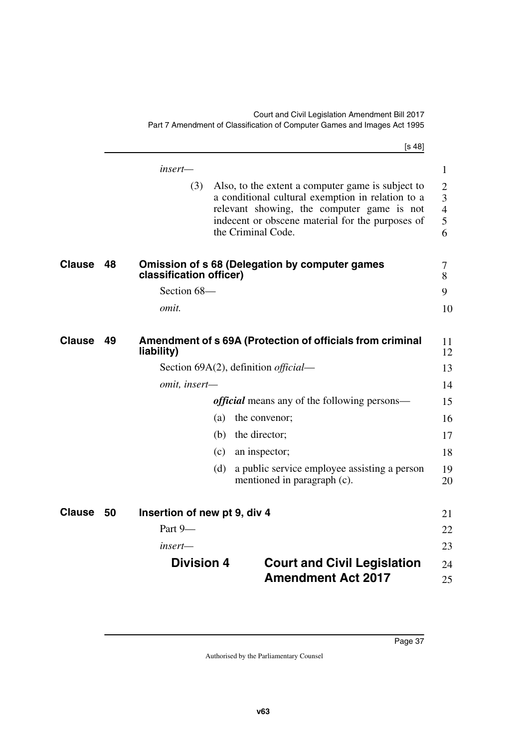*insert—*

(3) Also, to the extent a computer game is subject to a conditional cultural exemption in relation to a relevant showing, the computer game is not indecent or obscene material for the purposes of the Criminal Code.

## Clause 48 Omission of s 68 (Delegation by computer games classification officer)

Section 68—

*omit.*

## Clause 49 Amendment of s 69A (Protection of officials from criminal liability)

Section 69A(2), definition *official*—

*omit, insert—*

***official*** means any of the following persons—

(a) the convenor;

(b) the director;

(c) an inspector;

(d) a public service employee assisting a person mentioned in paragraph (c).

## Clause 50 Insertion of new pt 9, div 4

Part 9—

*insert—*

### Division 4 Court and Civil Legislation Amendment Act 2017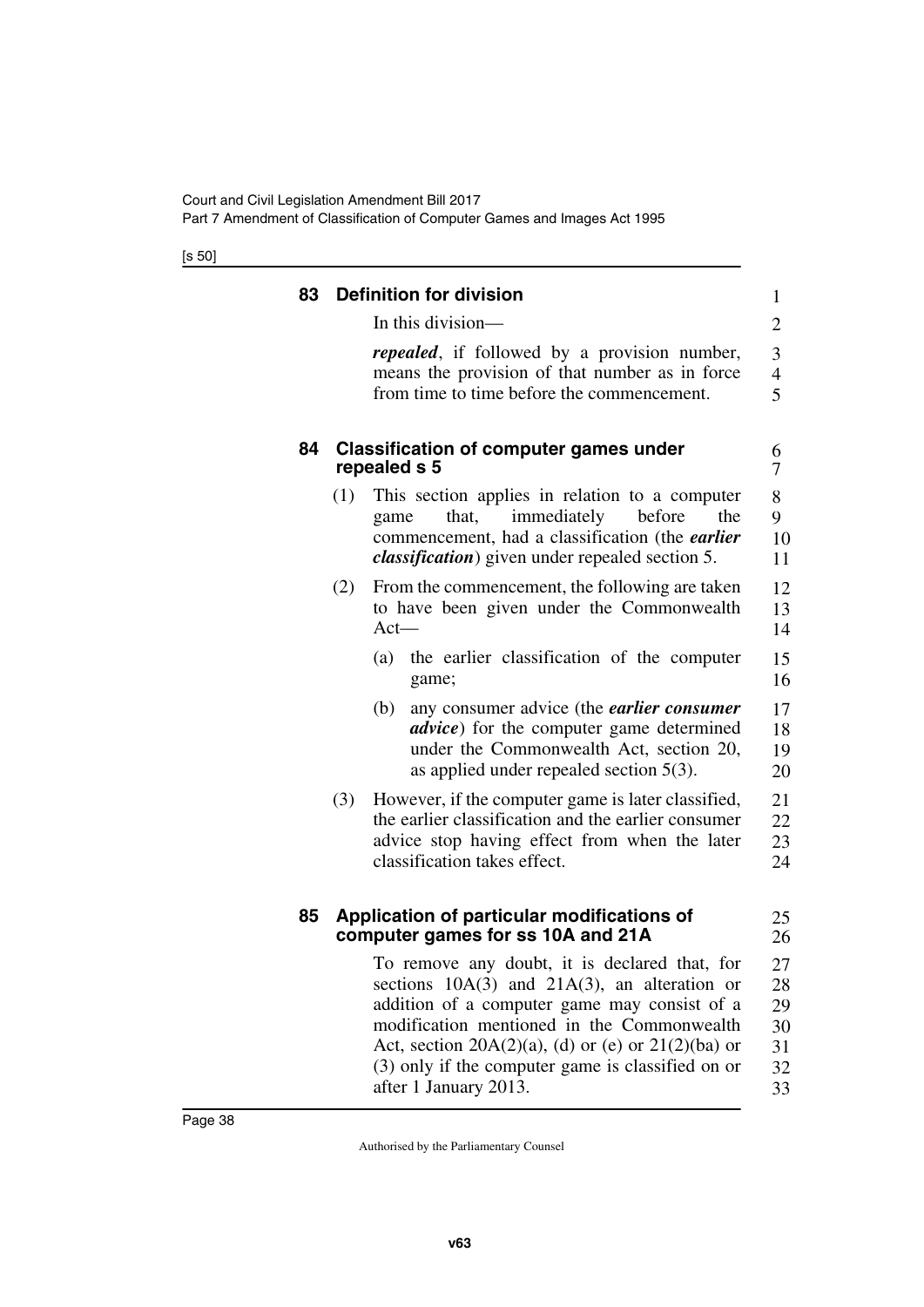## 83 Definition for division

In this division—

***repealed***, if followed by a provision number, means the provision of that number as in force from time to time before the commencement.

## 84 Classification of computer games under repealed s 5

(1) This section applies in relation to a computer game that, immediately before the commencement, had a classification (the ***earlier classification***) given under repealed section 5.

(2) From the commencement, the following are taken to have been given under the Commonwealth Act—

(a) the earlier classification of the computer game;

(b) any consumer advice (the ***earlier consumer advice***) for the computer game determined under the Commonwealth Act, section 20, as applied under repealed section 5(3).

(3) However, if the computer game is later classified, the earlier classification and the earlier consumer advice stop having effect from when the later classification takes effect.

## 85 Application of particular modifications of computer games for ss 10A and 21A

To remove any doubt, it is declared that, for sections 10A(3) and 21A(3), an alteration or addition of a computer game may consist of a modification mentioned in the Commonwealth Act, section 20A(2)(a), (d) or (e) or 21(2)(ba) or (3) only if the computer game is classified on or after 1 January 2013.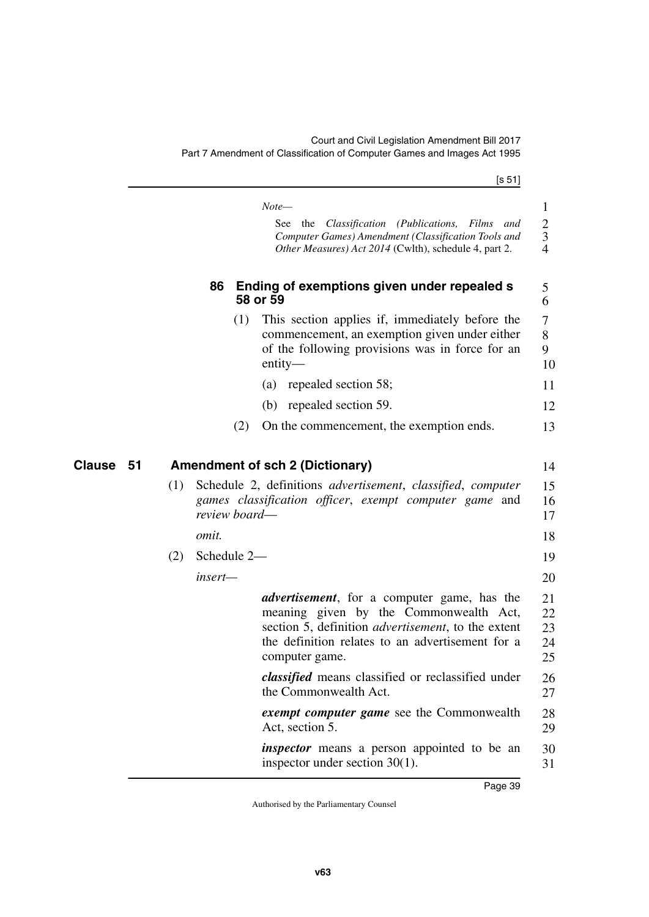*Note—*

See the *Classification (Publications, Films and Computer Games) Amendment (Classification Tools and Other Measures) Act 2014* (Cwlth), schedule 4, part 2.

### 86 Ending of exemptions given under repealed s 58 or 59

(1) This section applies if, immediately before the commencement, an exemption given under either of the following provisions was in force for an entity—

(a) repealed section 58;

(b) repealed section 59.

(2) On the commencement, the exemption ends.

## Clause 51 Amendment of sch 2 (Dictionary)

(1) Schedule 2, definitions *advertisement*, *classified*, *computer games classification officer*, *exempt computer game* and *review board*—

*omit.*

(2) Schedule 2—

*insert—*

***advertisement***, for a computer game, has the meaning given by the Commonwealth Act, section 5, definition *advertisement*, to the extent the definition relates to an advertisement for a computer game.

***classified*** means classified or reclassified under the Commonwealth Act.

***exempt computer game*** see the Commonwealth Act, section 5.

***inspector*** means a person appointed to be an inspector under section 30(1).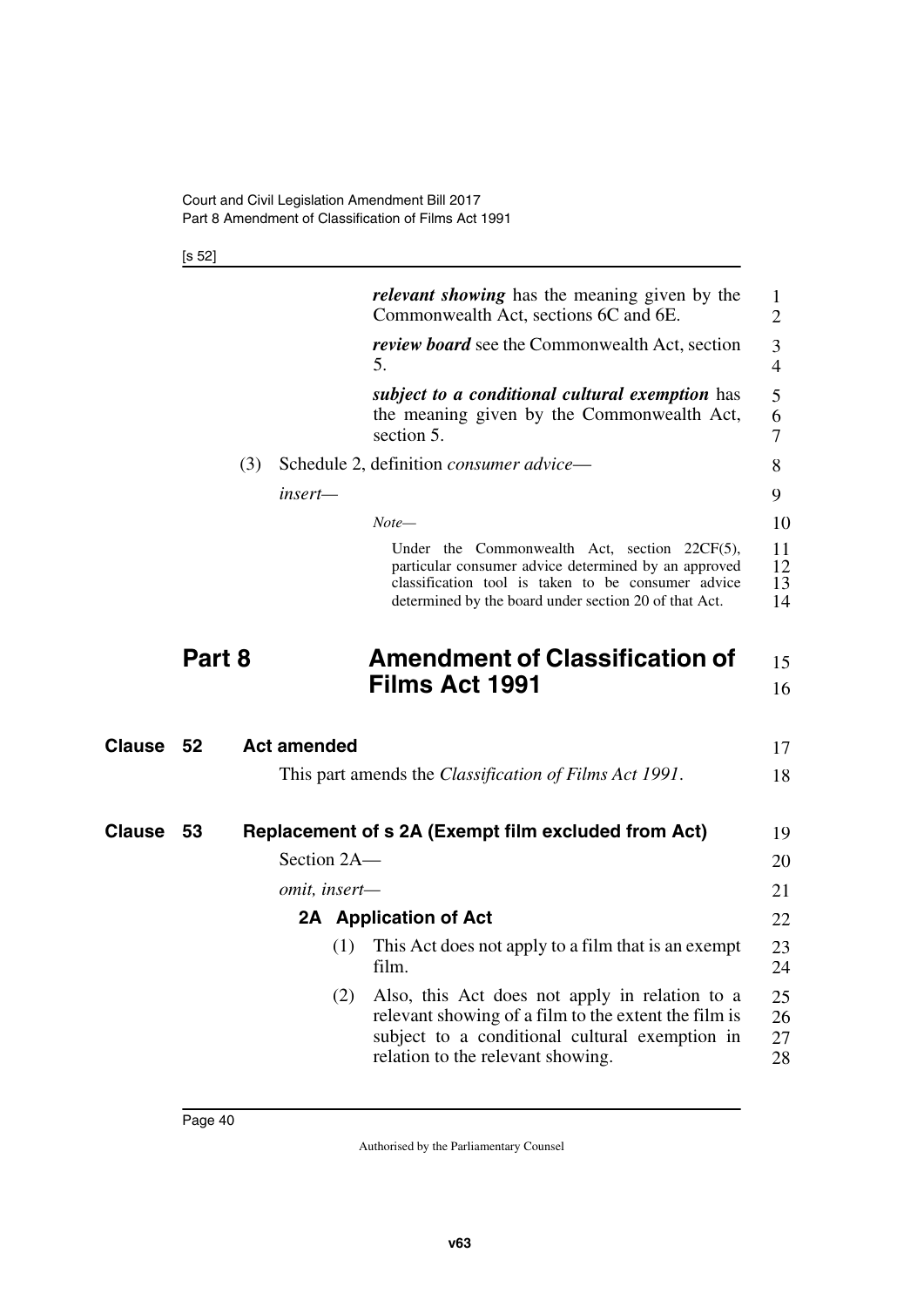***relevant showing*** has the meaning given by the Commonwealth Act, sections 6C and 6E.

***review board*** see the Commonwealth Act, section 5.

***subject to a conditional cultural exemption*** has the meaning given by the Commonwealth Act, section 5.

(3) Schedule 2, definition *consumer advice*—

*insert*—

*Note*—

Under the Commonwealth Act, section 22CF(5), particular consumer advice determined by an approved classification tool is taken to be consumer advice determined by the board under section 20 of that Act.

# Part 8 Amendment of Classification of Films Act 1991

## Clause 52 Act amended

This part amends the *Classification of Films Act 1991*.

## Clause 53 Replacement of s 2A (Exempt film excluded from Act)

Section 2A—

*omit, insert*—

### 2A Application of Act

(1) This Act does not apply to a film that is an exempt film.

(2) Also, this Act does not apply in relation to a relevant showing of a film to the extent the film is subject to a conditional cultural exemption in relation to the relevant showing.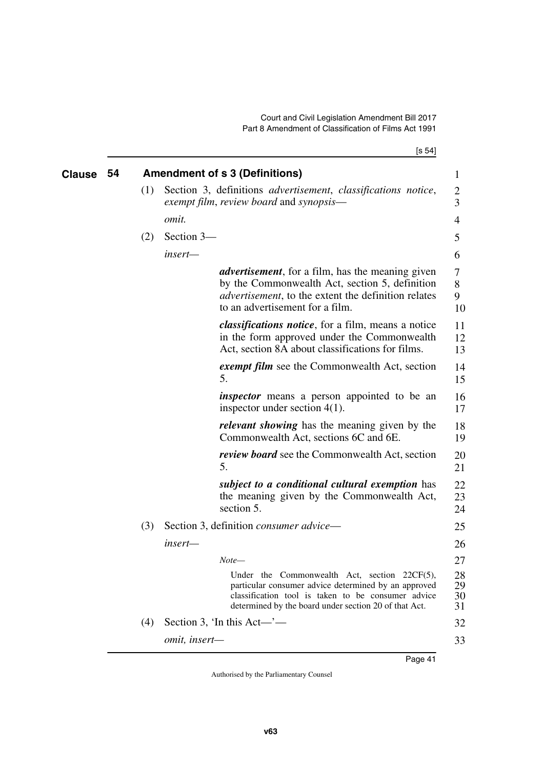## Clause 54 Amendment of s 3 (Definitions)

(1) Section 3, definitions *advertisement*, *classifications notice*, *exempt film*, *review board* and *synopsis*—

*omit.*

(2) Section 3—

*insert*—

> ***advertisement***, for a film, has the meaning given by the Commonwealth Act, section 5, definition *advertisement*, to the extent the definition relates to an advertisement for a film.
>
> ***classifications notice***, for a film, means a notice in the form approved under the Commonwealth Act, section 8A about classifications for films.
>
> ***exempt film*** see the Commonwealth Act, section 5.
>
> ***inspector*** means a person appointed to be an inspector under section 4(1).
>
> ***relevant showing*** has the meaning given by the Commonwealth Act, sections 6C and 6E.
>
> ***review board*** see the Commonwealth Act, section 5.
>
> ***subject to a conditional cultural exemption*** has the meaning given by the Commonwealth Act, section 5.

(3) Section 3, definition *consumer advice*—

*insert*—

> *Note*—
>
> Under the Commonwealth Act, section 22CF(5), particular consumer advice determined by an approved classification tool is taken to be consumer advice determined by the board under section 20 of that Act.

(4) Section 3, 'In this Act—'—

*omit, insert*—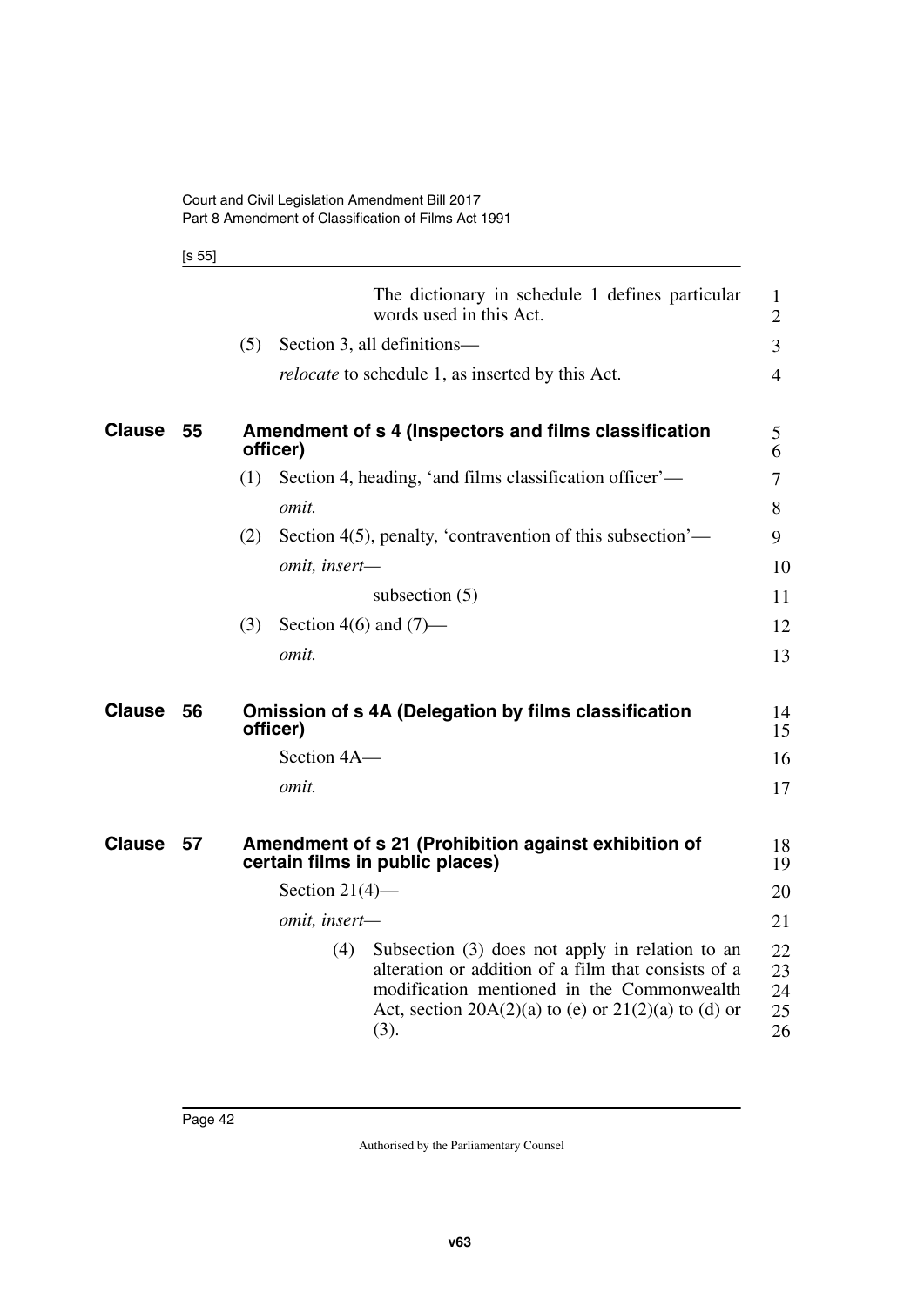The dictionary in schedule 1 defines particular words used in this Act.

(5) Section 3, all definitions—

*relocate* to schedule 1, as inserted by this Act.

## Clause 55 Amendment of s 4 (Inspectors and films classification officer)

(1) Section 4, heading, 'and films classification officer'—

*omit.*

(2) Section 4(5), penalty, 'contravention of this subsection'—

*omit, insert—*

subsection (5)

(3) Section 4(6) and (7)—

*omit.*

## Clause 56 Omission of s 4A (Delegation by films classification officer)

Section 4A—

*omit.*

## Clause 57 Amendment of s 21 (Prohibition against exhibition of certain films in public places)

Section 21(4)—

*omit, insert—*

(4) Subsection (3) does not apply in relation to an alteration or addition of a film that consists of a modification mentioned in the Commonwealth Act, section 20A(2)(a) to (e) or 21(2)(a) to (d) or (3).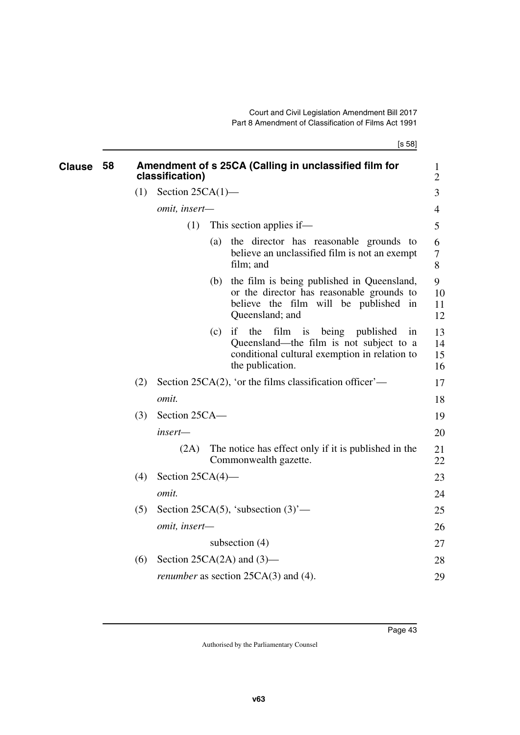## Clause 58 Amendment of s 25CA (Calling in unclassified film for classification)

(1) Section 25CA(1)—

*omit, insert—*

> (1) This section applies if—
>
> (a) the director has reasonable grounds to believe an unclassified film is not an exempt film; and
>
> (b) the film is being published in Queensland, or the director has reasonable grounds to believe the film will be published in Queensland; and
>
> (c) if the film is being published in Queensland—the film is not subject to a conditional cultural exemption in relation to the publication.

(2) Section 25CA(2), 'or the films classification officer'—

*omit.*

(3) Section 25CA—

*insert—*

> (2A) The notice has effect only if it is published in the Commonwealth gazette.

(4) Section 25CA(4)—

*omit.*

(5) Section 25CA(5), 'subsection (3)'—

*omit, insert—*

> subsection (4)

(6) Section 25CA(2A) and (3)—

*renumber* as section 25CA(3) and (4).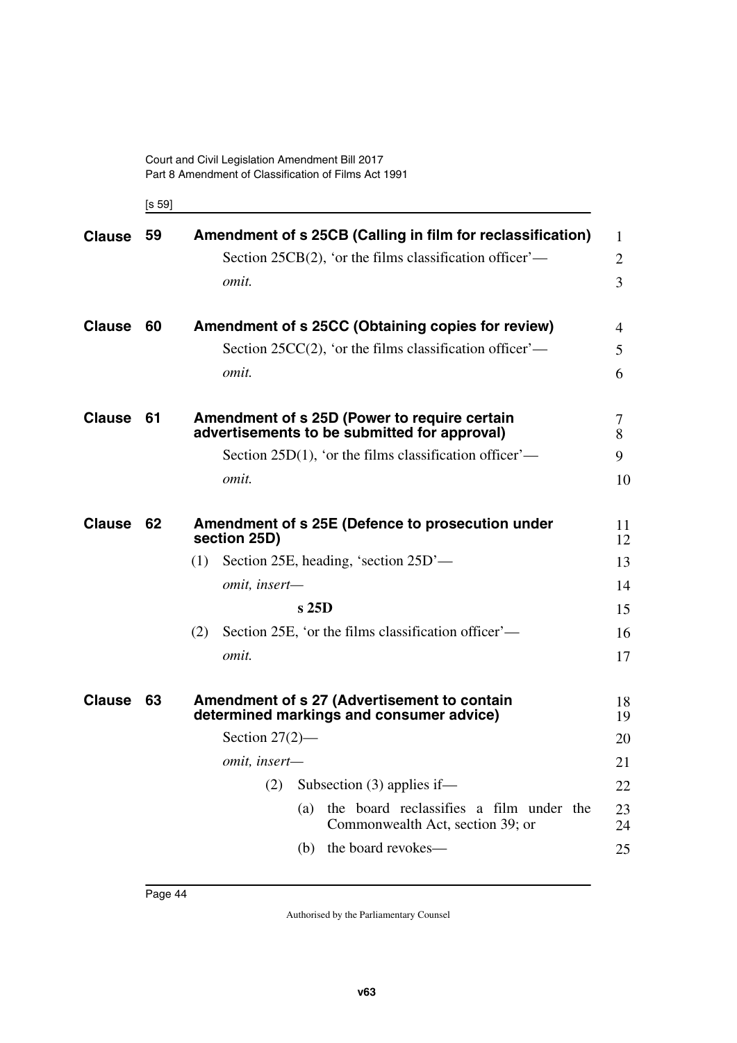**Clause 59 Amendment of s 25CB (Calling in film for reclassification)**

Section 25CB(2), 'or the films classification officer'—

*omit.*

**Clause 60 Amendment of s 25CC (Obtaining copies for review)**

Section 25CC(2), 'or the films classification officer'—

*omit.*

**Clause 61 Amendment of s 25D (Power to require certain advertisements to be submitted for approval)**

Section 25D(1), 'or the films classification officer'—

*omit.*

**Clause 62 Amendment of s 25E (Defence to prosecution under section 25D)**

(1) Section 25E, heading, 'section 25D'—

*omit, insert—*

**s 25D**

(2) Section 25E, 'or the films classification officer'—

*omit.*

**Clause 63 Amendment of s 27 (Advertisement to contain determined markings and consumer advice)**

Section 27(2)—

*omit, insert—*

(2) Subsection (3) applies if—

(a) the board reclassifies a film under the Commonwealth Act, section 39; or

(b) the board revokes—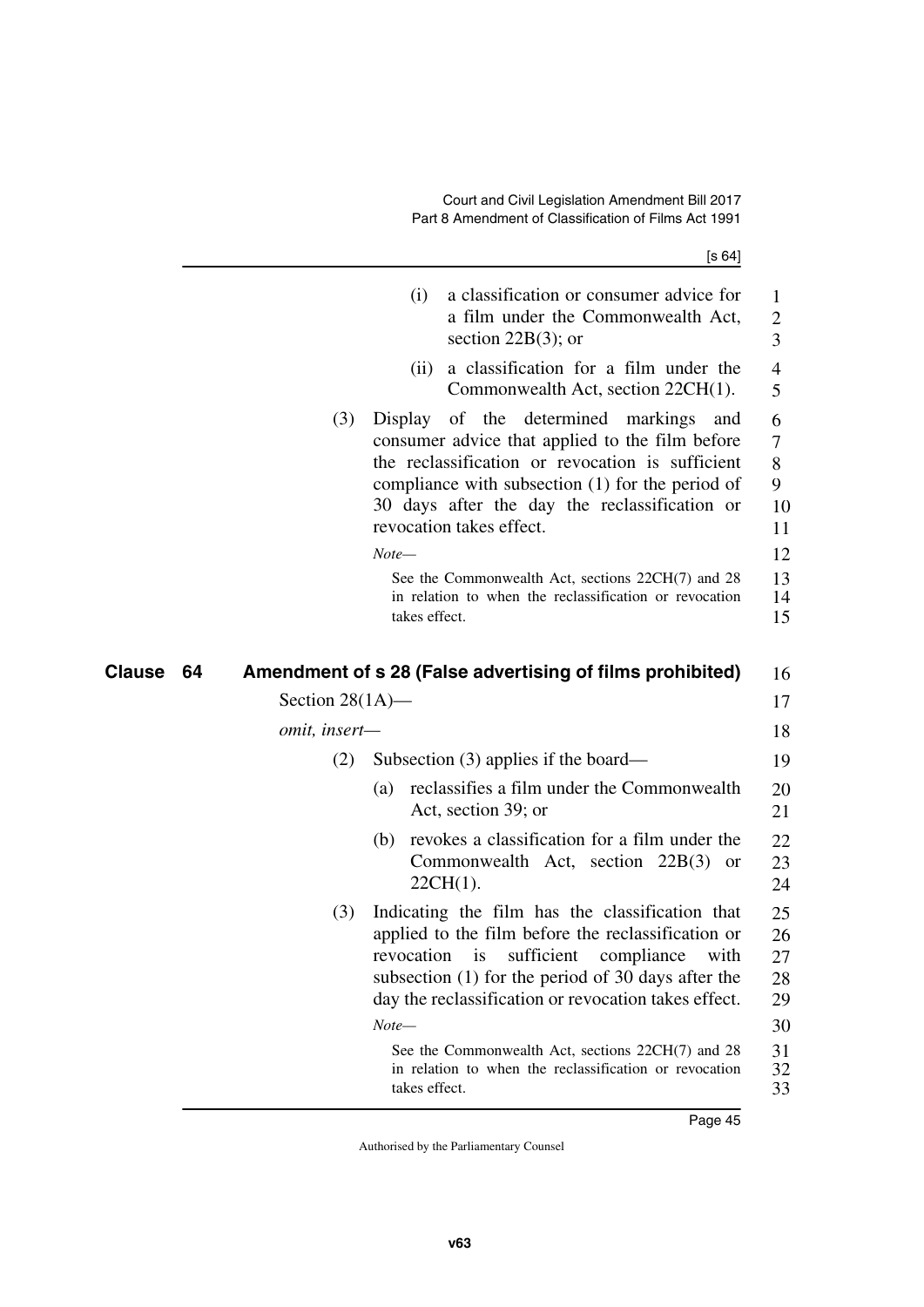(i) a classification or consumer advice for a film under the Commonwealth Act, section 22B(3); or

(ii) a classification for a film under the Commonwealth Act, section 22CH(1).

(3) Display of the determined markings and consumer advice that applied to the film before the reclassification or revocation is sufficient compliance with subsection (1) for the period of 30 days after the day the reclassification or revocation takes effect.

*Note—*

See the Commonwealth Act, sections 22CH(7) and 28 in relation to when the reclassification or revocation takes effect.

## Clause 64 Amendment of s 28 (False advertising of films prohibited)

Section 28(1A)—

*omit, insert—*

(2) Subsection (3) applies if the board—

(a) reclassifies a film under the Commonwealth Act, section 39; or

(b) revokes a classification for a film under the Commonwealth Act, section 22B(3) or 22CH(1).

(3) Indicating the film has the classification that applied to the film before the reclassification or revocation is sufficient compliance with subsection (1) for the period of 30 days after the day the reclassification or revocation takes effect.

*Note—*

See the Commonwealth Act, sections 22CH(7) and 28 in relation to when the reclassification or revocation takes effect.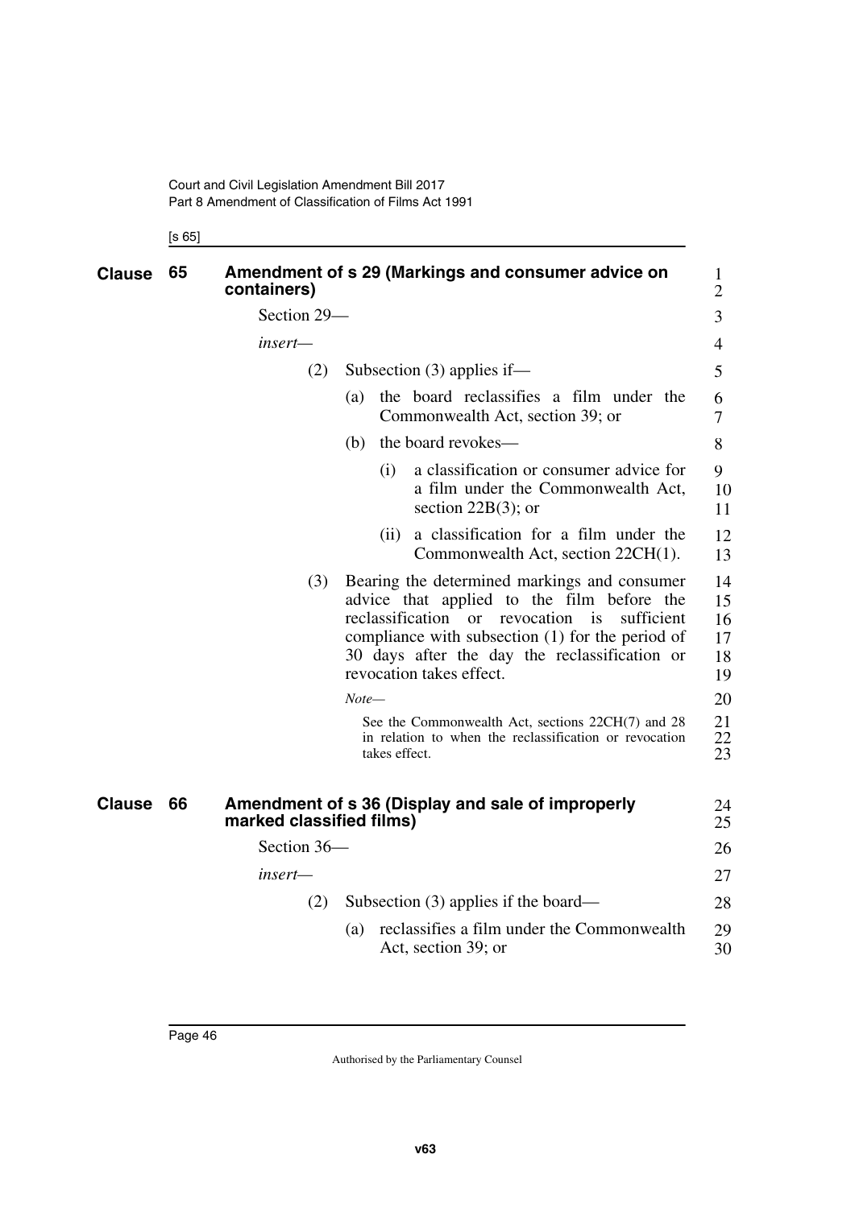## Clause 65 Amendment of s 29 (Markings and consumer advice on containers)

Section 29—

*insert*—

(2) Subsection (3) applies if—

(a) the board reclassifies a film under the Commonwealth Act, section 39; or

(b) the board revokes—

(i) a classification or consumer advice for a film under the Commonwealth Act, section 22B(3); or

(ii) a classification for a film under the Commonwealth Act, section 22CH(1).

(3) Bearing the determined markings and consumer advice that applied to the film before the reclassification or revocation is sufficient compliance with subsection (1) for the period of 30 days after the day the reclassification or revocation takes effect.

*Note*—

See the Commonwealth Act, sections 22CH(7) and 28 in relation to when the reclassification or revocation takes effect.

## Clause 66 Amendment of s 36 (Display and sale of improperly marked classified films)

Section 36—

*insert*—

(2) Subsection (3) applies if the board—

(a) reclassifies a film under the Commonwealth Act, section 39; or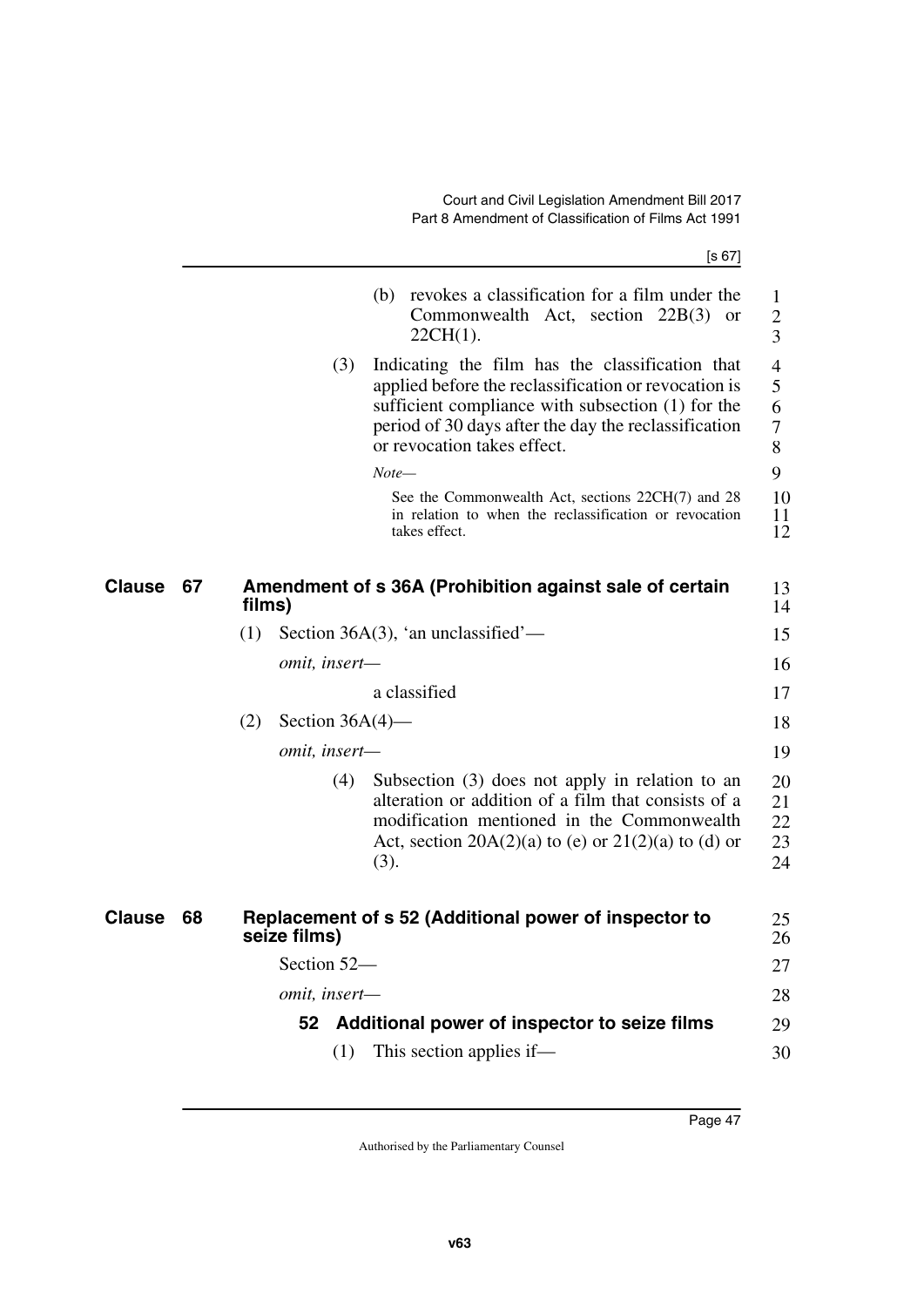(b) revokes a classification for a film under the Commonwealth Act, section 22B(3) or 22CH(1).

(3) Indicating the film has the classification that applied before the reclassification or revocation is sufficient compliance with subsection (1) for the period of 30 days after the day the reclassification or revocation takes effect.

*Note—*

See the Commonwealth Act, sections 22CH(7) and 28 in relation to when the reclassification or revocation takes effect.

## Clause 67 Amendment of s 36A (Prohibition against sale of certain films)

(1) Section 36A(3), 'an unclassified'—

*omit, insert—*

a classified

(2) Section 36A(4)—

*omit, insert—*

(4) Subsection (3) does not apply in relation to an alteration or addition of a film that consists of a modification mentioned in the Commonwealth Act, section 20A(2)(a) to (e) or 21(2)(a) to (d) or (3).

## Clause 68 Replacement of s 52 (Additional power of inspector to seize films)

Section 52—

*omit, insert—*

### 52 Additional power of inspector to seize films

(1) This section applies if—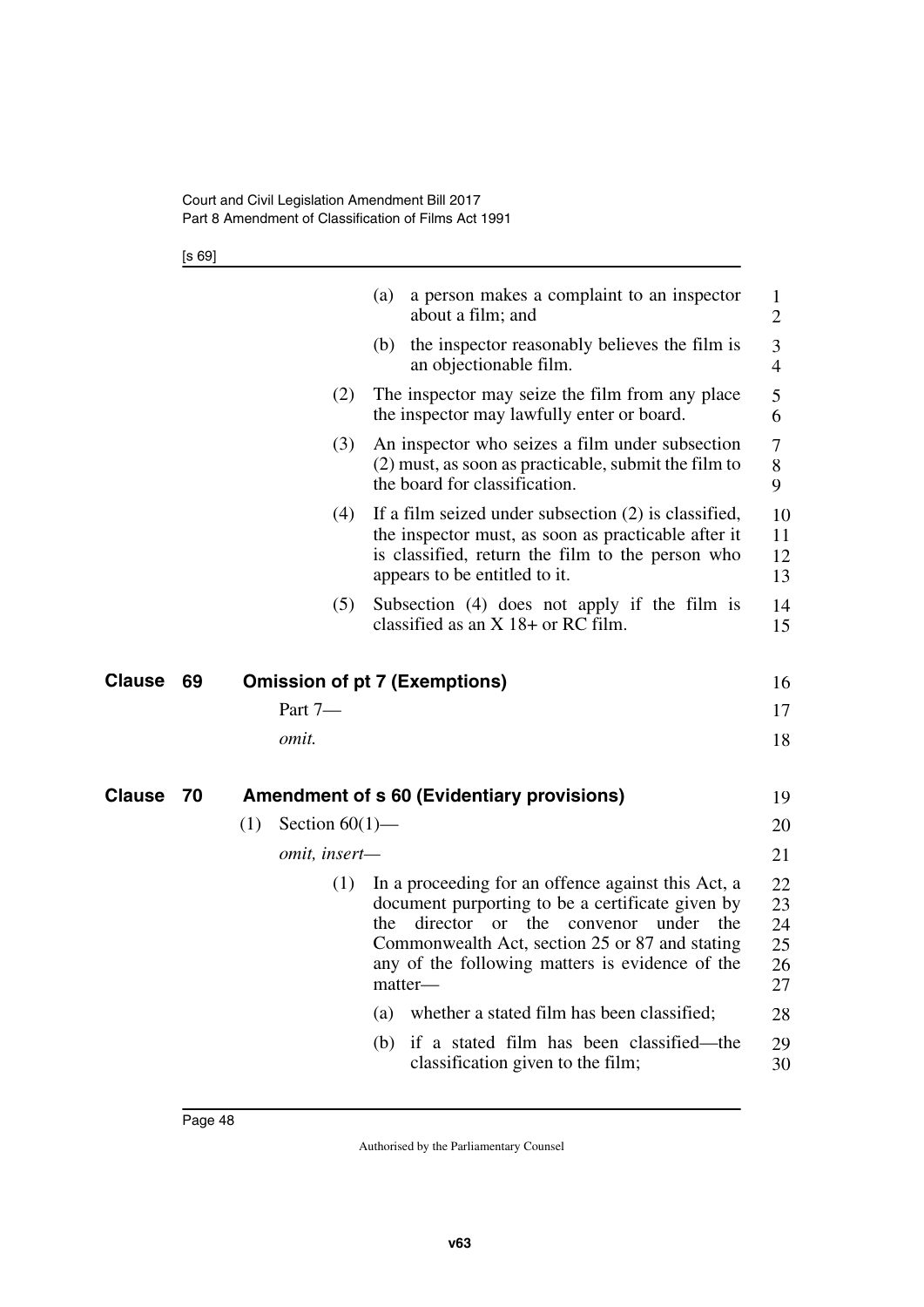(a) a person makes a complaint to an inspector about a film; and

(b) the inspector reasonably believes the film is an objectionable film.

(2) The inspector may seize the film from any place the inspector may lawfully enter or board.

(3) An inspector who seizes a film under subsection (2) must, as soon as practicable, submit the film to the board for classification.

(4) If a film seized under subsection (2) is classified, the inspector must, as soon as practicable after it is classified, return the film to the person who appears to be entitled to it.

(5) Subsection (4) does not apply if the film is classified as an X 18+ or RC film.

## Clause 69 Omission of pt 7 (Exemptions)

Part 7—

*omit.*

## Clause 70 Amendment of s 60 (Evidentiary provisions)

(1) Section 60(1)—

*omit, insert—*

(1) In a proceeding for an offence against this Act, a document purporting to be a certificate given by the director or the convenor under the Commonwealth Act, section 25 or 87 and stating any of the following matters is evidence of the matter—

(a) whether a stated film has been classified;

(b) if a stated film has been classified—the classification given to the film;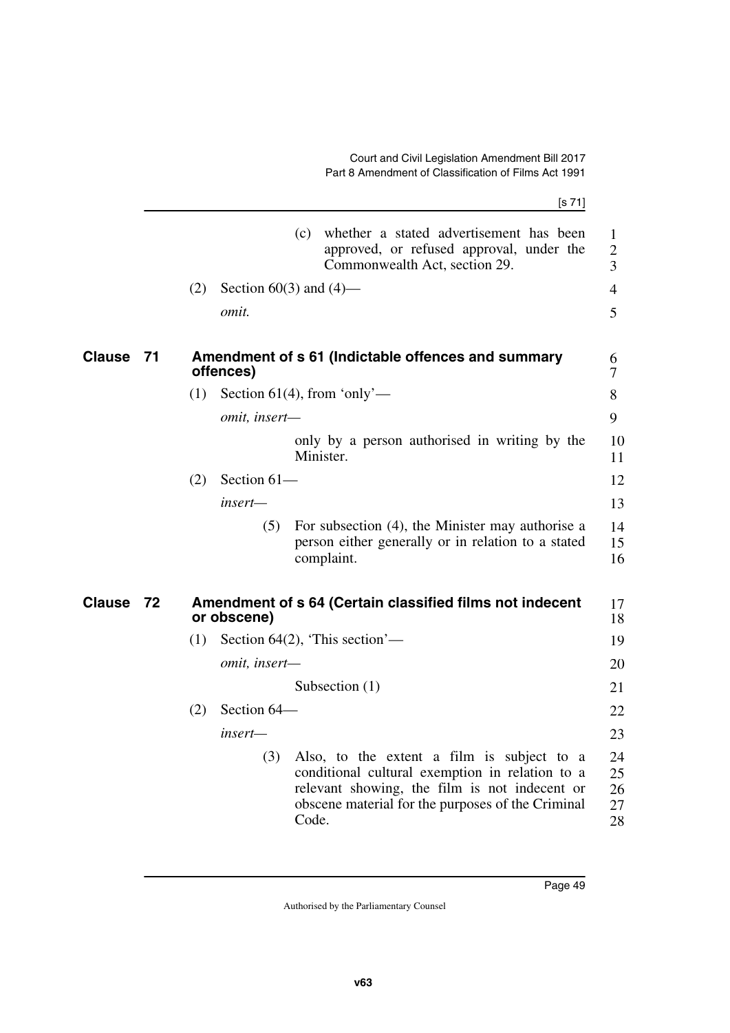(c) whether a stated advertisement has been approved, or refused approval, under the Commonwealth Act, section 29.

(2) Section 60(3) and (4)—

*omit.*

## Clause 71 Amendment of s 61 (Indictable offences and summary offences)

(1) Section 61(4), from 'only'—

*omit, insert—*

only by a person authorised in writing by the Minister.

(2) Section 61—

*insert—*

(5) For subsection (4), the Minister may authorise a person either generally or in relation to a stated complaint.

## Clause 72 Amendment of s 64 (Certain classified films not indecent or obscene)

(1) Section 64(2), 'This section'—

*omit, insert—*

Subsection (1)

(2) Section 64—

*insert—*

(3) Also, to the extent a film is subject to a conditional cultural exemption in relation to a relevant showing, the film is not indecent or obscene material for the purposes of the Criminal Code.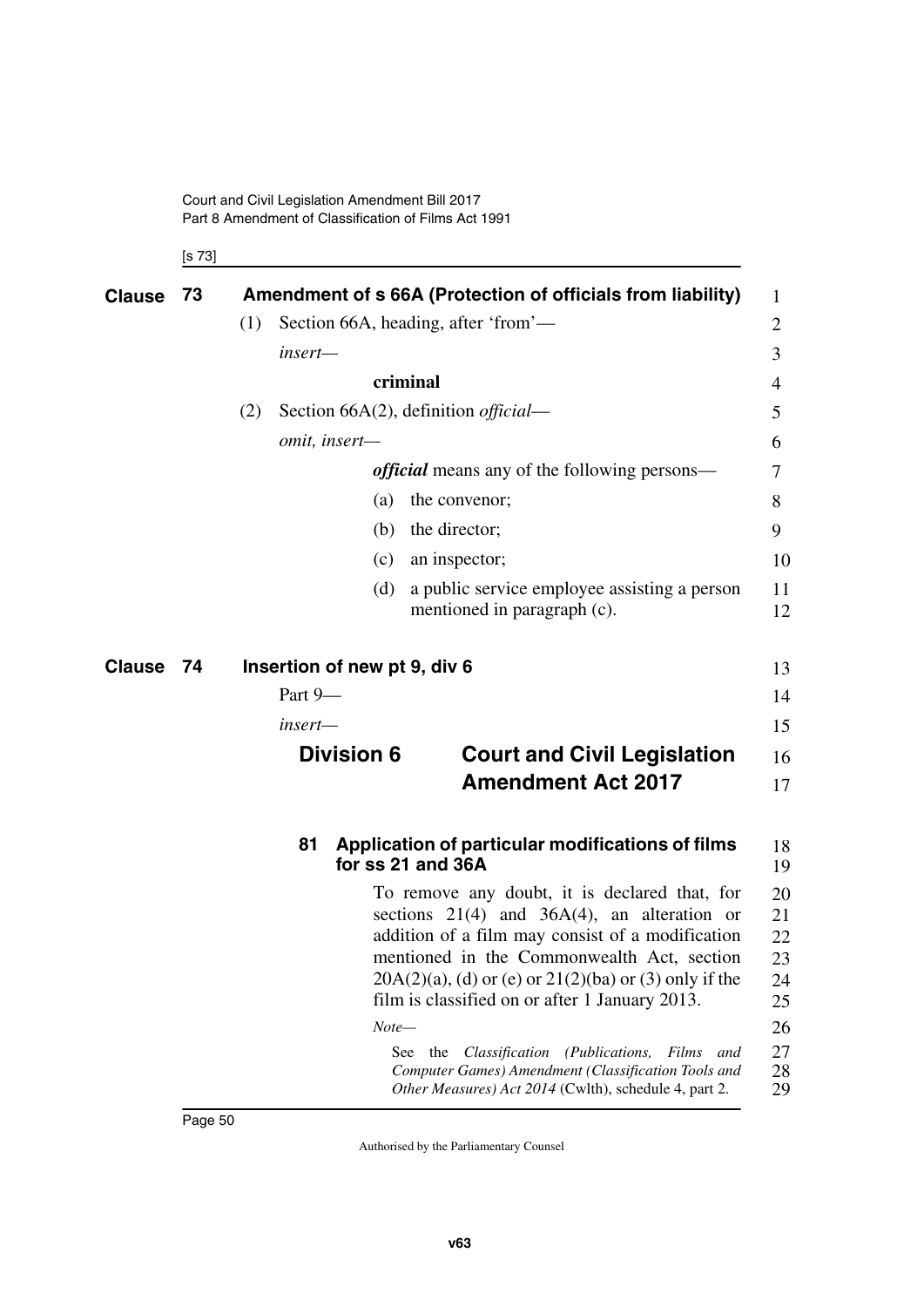**Clause 73 Amendment of s 66A (Protection of officials from liability)**

(1) Section 66A, heading, after 'from'—

*insert*—

**criminal**

(2) Section 66A(2), definition *official*—

*omit, insert*—

***official*** means any of the following persons—

(a) the convenor;

(b) the director;

(c) an inspector;

(d) a public service employee assisting a person mentioned in paragraph (c).

**Clause 74 Insertion of new pt 9, div 6**

Part 9—

*insert*—

## Division 6 Court and Civil Legislation Amendment Act 2017

### 81 Application of particular modifications of films for ss 21 and 36A

To remove any doubt, it is declared that, for sections 21(4) and 36A(4), an alteration or addition of a film may consist of a modification mentioned in the Commonwealth Act, section 20A(2)(a), (d) or (e) or 21(2)(ba) or (3) only if the film is classified on or after 1 January 2013.

*Note*—

See the *Classification (Publications, Films and Computer Games) Amendment (Classification Tools and Other Measures) Act 2014* (Cwlth), schedule 4, part 2.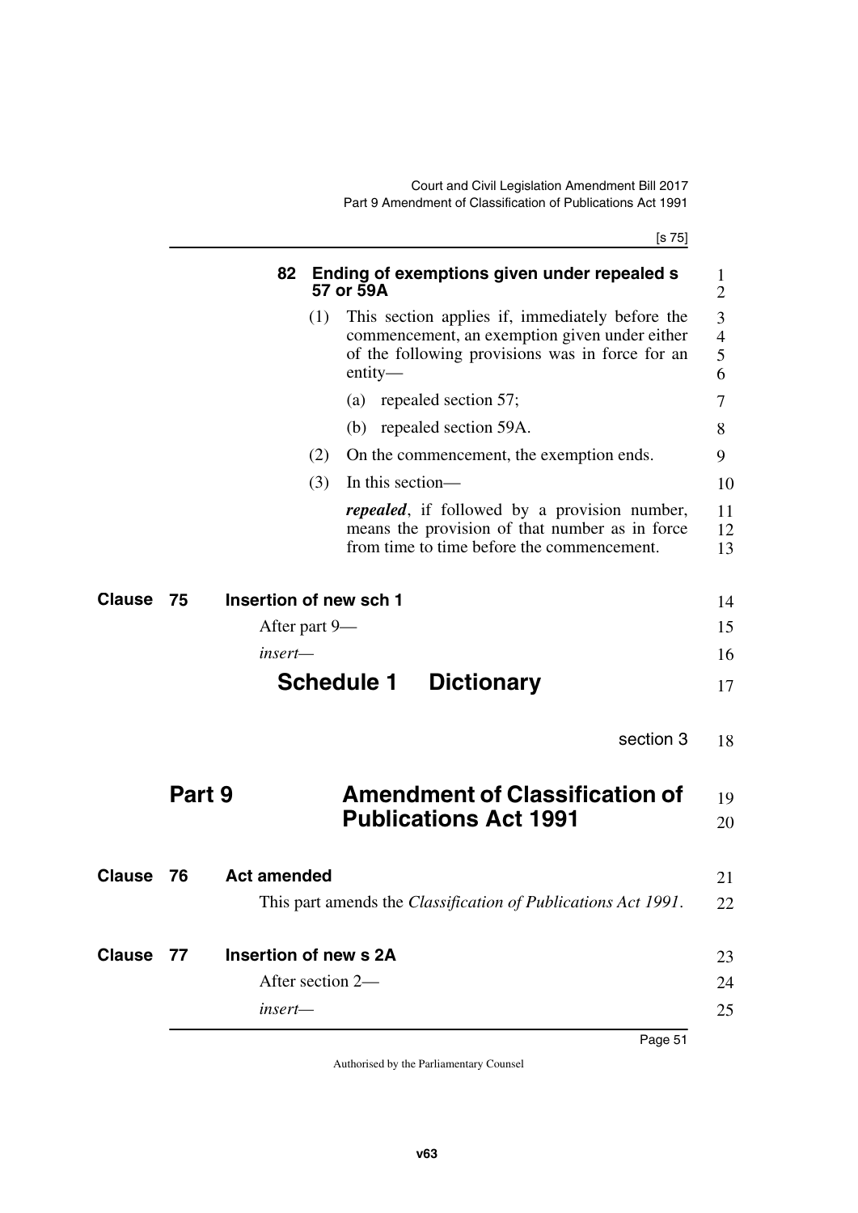**82 Ending of exemptions given under repealed s 57 or 59A**

(1) This section applies if, immediately before the commencement, an exemption given under either of the following provisions was in force for an entity—

(a) repealed section 57;

(b) repealed section 59A.

(2) On the commencement, the exemption ends.

(3) In this section—

***repealed***, if followed by a provision number, means the provision of that number as in force from time to time before the commencement.

**Clause 75 Insertion of new sch 1**

After part 9—

*insert—*

# Schedule 1 Dictionary

section 3

# Part 9 Amendment of Classification of Publications Act 1991

**Clause 76 Act amended**

This part amends the *Classification of Publications Act 1991*.

**Clause 77 Insertion of new s 2A**

After section 2—

*insert—*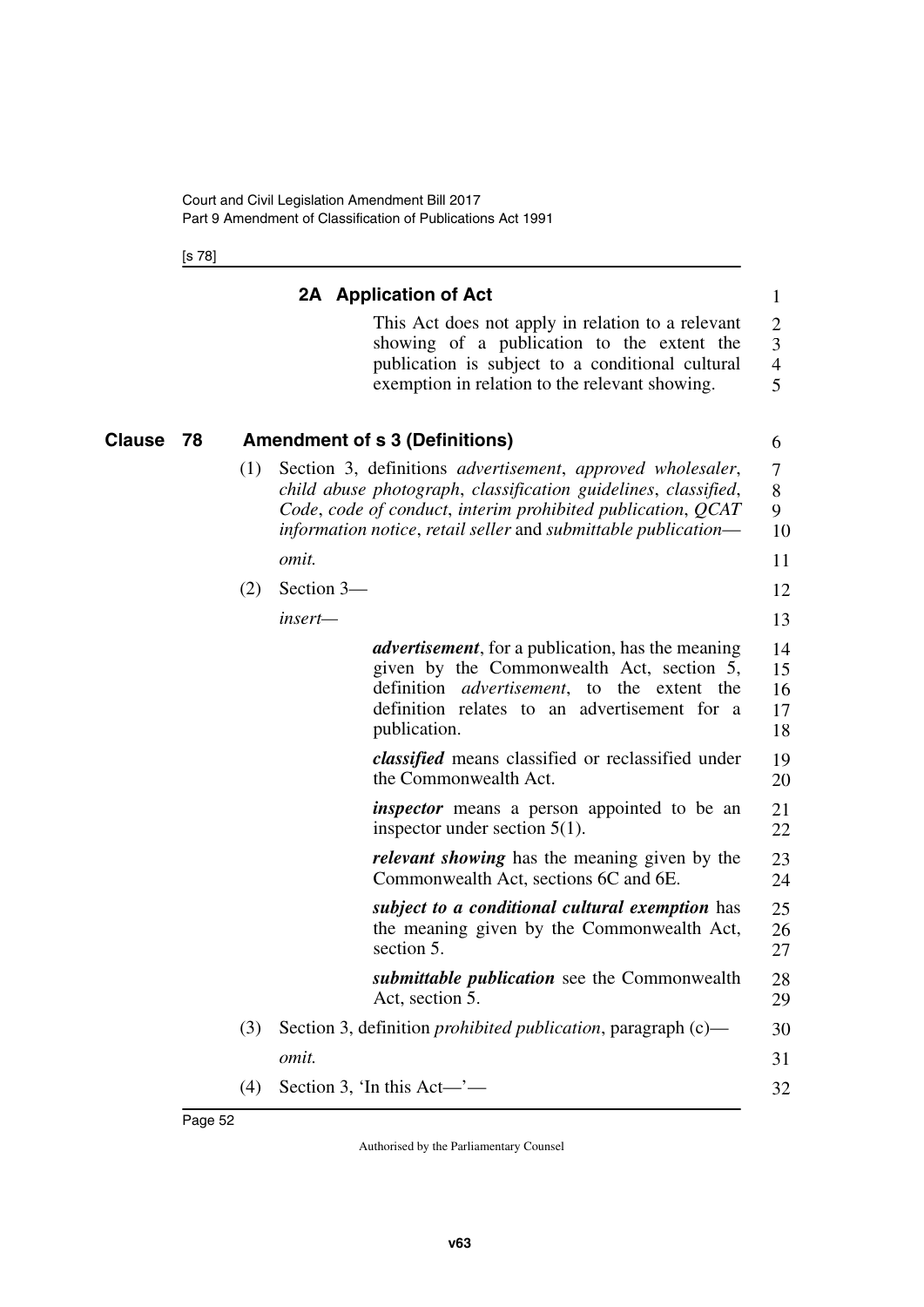**2A Application of Act**

This Act does not apply in relation to a relevant showing of a publication to the extent the publication is subject to a conditional cultural exemption in relation to the relevant showing.

**Clause 78 Amendment of s 3 (Definitions)**

(1) Section 3, definitions *advertisement*, *approved wholesaler*, *child abuse photograph*, *classification guidelines*, *classified*, *Code*, *code of conduct*, *interim prohibited publication*, *QCAT information notice*, *retail seller* and *submittable publication*—

*omit.*

(2) Section 3—

*insert*—

***advertisement***, for a publication, has the meaning given by the Commonwealth Act, section 5, definition *advertisement*, to the extent the definition relates to an advertisement for a publication.

***classified*** means classified or reclassified under the Commonwealth Act.

***inspector*** means a person appointed to be an inspector under section 5(1).

***relevant showing*** has the meaning given by the Commonwealth Act, sections 6C and 6E.

***subject to a conditional cultural exemption*** has the meaning given by the Commonwealth Act, section 5.

***submittable publication*** see the Commonwealth Act, section 5.

(3) Section 3, definition *prohibited publication*, paragraph (c)—

*omit.*

(4) Section 3, 'In this Act—'—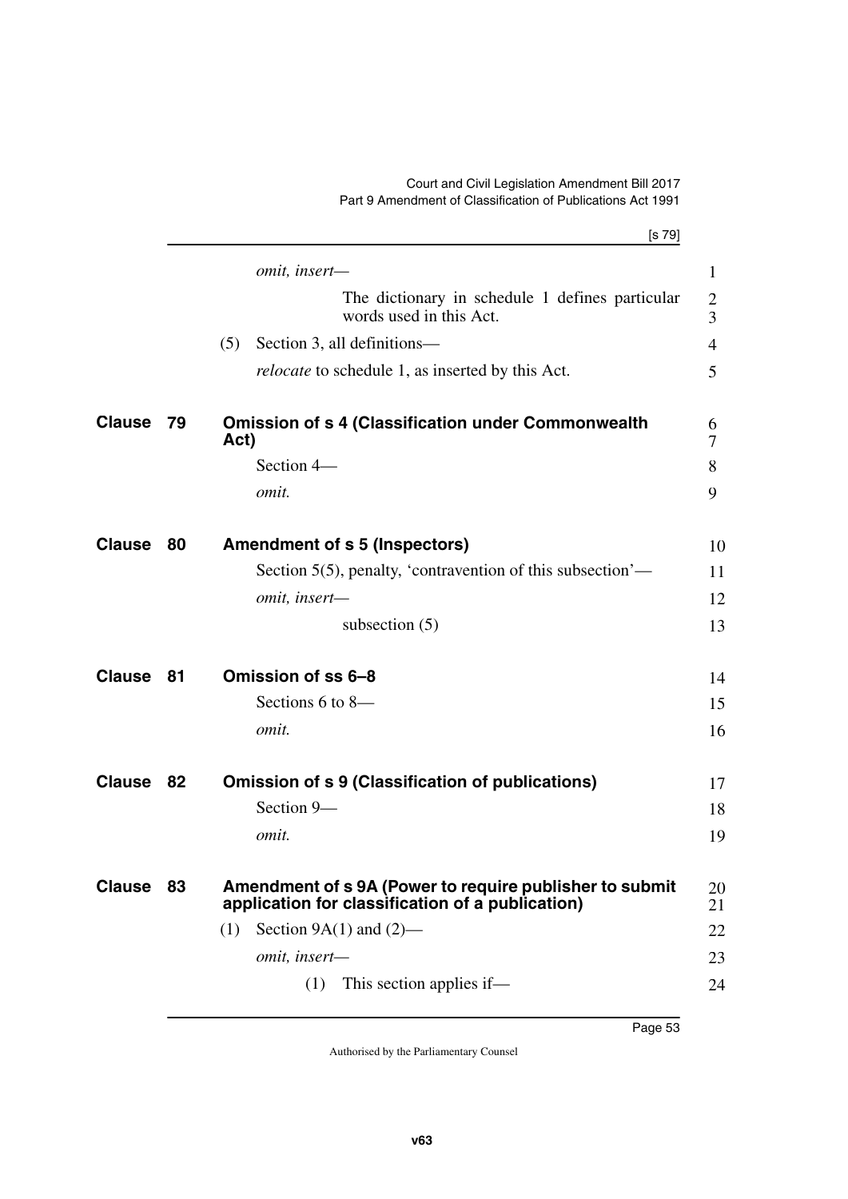*omit, insert—*

The dictionary in schedule 1 defines particular words used in this Act.

(5) Section 3, all definitions—

*relocate* to schedule 1, as inserted by this Act.

## Clause 79 Omission of s 4 (Classification under Commonwealth Act)

Section 4—

*omit.*

## Clause 80 Amendment of s 5 (Inspectors)

Section 5(5), penalty, 'contravention of this subsection'—

*omit, insert—*

subsection (5)

## Clause 81 Omission of ss 6–8

Sections 6 to 8—

*omit.*

## Clause 82 Omission of s 9 (Classification of publications)

Section 9—

*omit.*

## Clause 83 Amendment of s 9A (Power to require publisher to submit application for classification of a publication)

(1) Section 9A(1) and (2)—

*omit, insert—*

(1) This section applies if—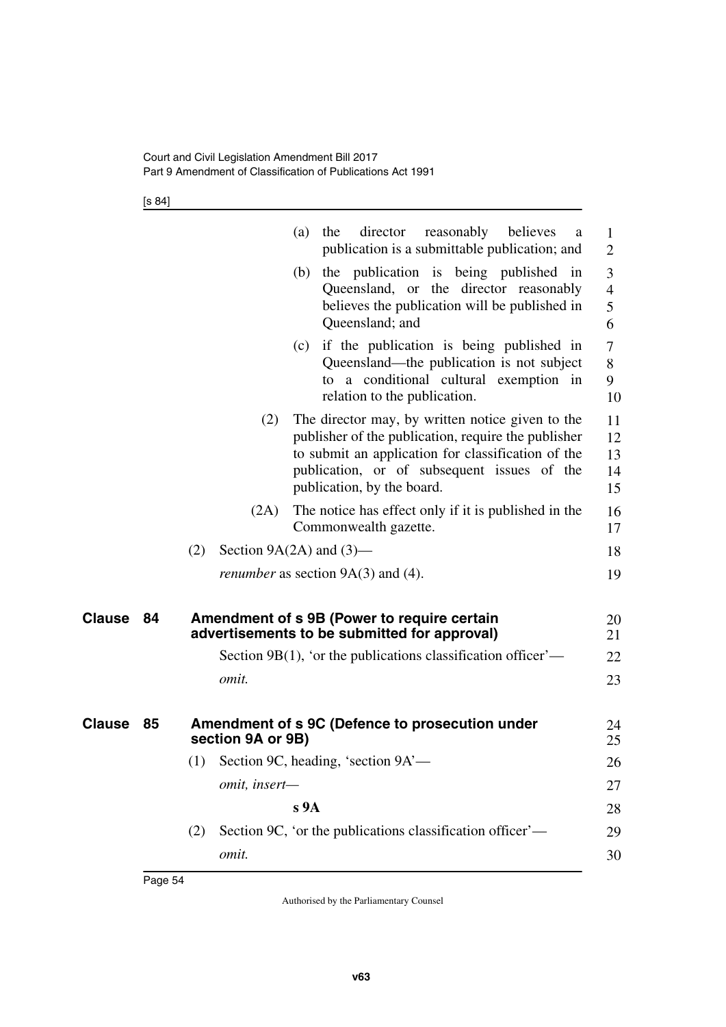(a) the director reasonably believes a publication is a submittable publication; and

(b) the publication is being published in Queensland, or the director reasonably believes the publication will be published in Queensland; and

(c) if the publication is being published in Queensland—the publication is not subject to a conditional cultural exemption in relation to the publication.

(2) The director may, by written notice given to the publisher of the publication, require the publisher to submit an application for classification of the publication, or of subsequent issues of the publication, by the board.

(2A) The notice has effect only if it is published in the Commonwealth gazette.

(2) Section 9A(2A) and (3)—

*renumber* as section 9A(3) and (4).

## Clause 84 Amendment of s 9B (Power to require certain advertisements to be submitted for approval)

Section 9B(1), 'or the publications classification officer'—

*omit.*

## Clause 85 Amendment of s 9C (Defence to prosecution under section 9A or 9B)

(1) Section 9C, heading, 'section 9A'—

*omit, insert—*

**s 9A**

(2) Section 9C, 'or the publications classification officer'—

*omit.*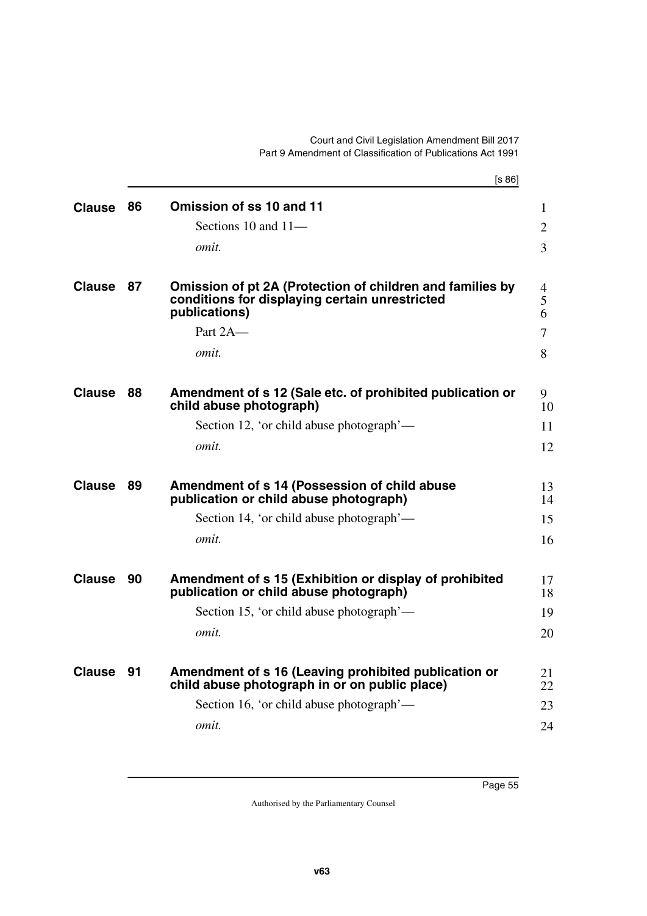## Clause 86 Omission of ss 10 and 11

Sections 10 and 11—

*omit.*

## Clause 87 Omission of pt 2A (Protection of children and families by conditions for displaying certain unrestricted publications)

Part 2A—

*omit.*

## Clause 88 Amendment of s 12 (Sale etc. of prohibited publication or child abuse photograph)

Section 12, 'or child abuse photograph'—

*omit.*

## Clause 89 Amendment of s 14 (Possession of child abuse publication or child abuse photograph)

Section 14, 'or child abuse photograph'—

*omit.*

## Clause 90 Amendment of s 15 (Exhibition or display of prohibited publication or child abuse photograph)

Section 15, 'or child abuse photograph'—

*omit.*

## Clause 91 Amendment of s 16 (Leaving prohibited publication or child abuse photograph in or on public place)

Section 16, 'or child abuse photograph'—

*omit.*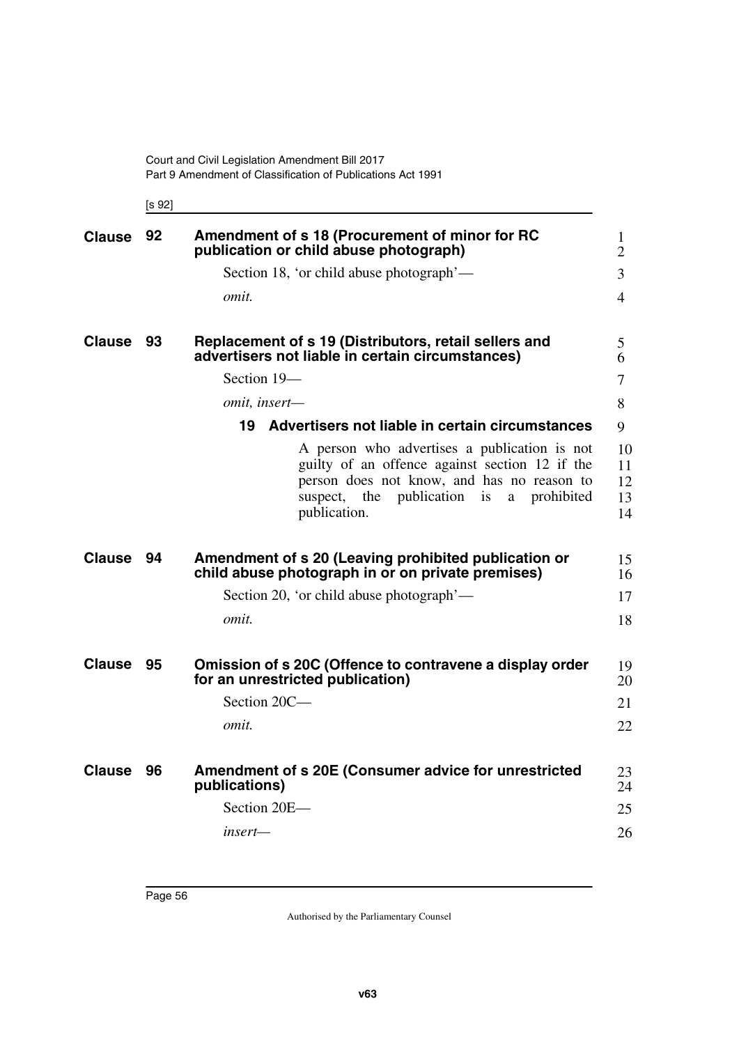**Clause 92 Amendment of s 18 (Procurement of minor for RC publication or child abuse photograph)**

Section 18, 'or child abuse photograph'—

*omit.*

**Clause 93 Replacement of s 19 (Distributors, retail sellers and advertisers not liable in certain circumstances)**

Section 19—

*omit, insert—*

**19 Advertisers not liable in certain circumstances**

A person who advertises a publication is not guilty of an offence against section 12 if the person does not know, and has no reason to suspect, the publication is a prohibited publication.

**Clause 94 Amendment of s 20 (Leaving prohibited publication or child abuse photograph in or on private premises)**

Section 20, 'or child abuse photograph'—

*omit.*

**Clause 95 Omission of s 20C (Offence to contravene a display order for an unrestricted publication)**

Section 20C—

*omit.*

**Clause 96 Amendment of s 20E (Consumer advice for unrestricted publications)**

Section 20E—

*insert—*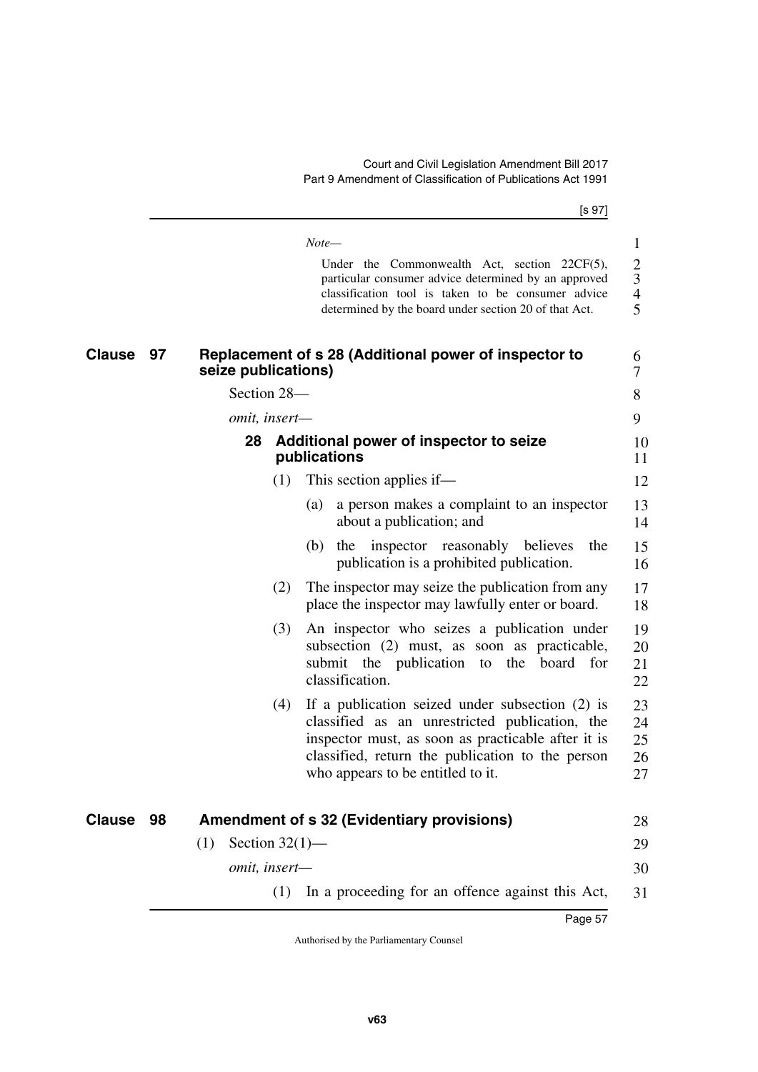*Note—*

Under the Commonwealth Act, section 22CF(5), particular consumer advice determined by an approved classification tool is taken to be consumer advice determined by the board under section 20 of that Act.

## Clause 97 Replacement of s 28 (Additional power of inspector to seize publications)

Section 28—

*omit, insert—*

### 28 Additional power of inspector to seize publications

(1) This section applies if—

(a) a person makes a complaint to an inspector about a publication; and

(b) the inspector reasonably believes the publication is a prohibited publication.

(2) The inspector may seize the publication from any place the inspector may lawfully enter or board.

(3) An inspector who seizes a publication under subsection (2) must, as soon as practicable, submit the publication to the board for classification.

(4) If a publication seized under subsection (2) is classified as an unrestricted publication, the inspector must, as soon as practicable after it is classified, return the publication to the person who appears to be entitled to it.

## Clause 98 Amendment of s 32 (Evidentiary provisions)

(1) Section 32(1)—

*omit, insert—*

(1) In a proceeding for an offence against this Act,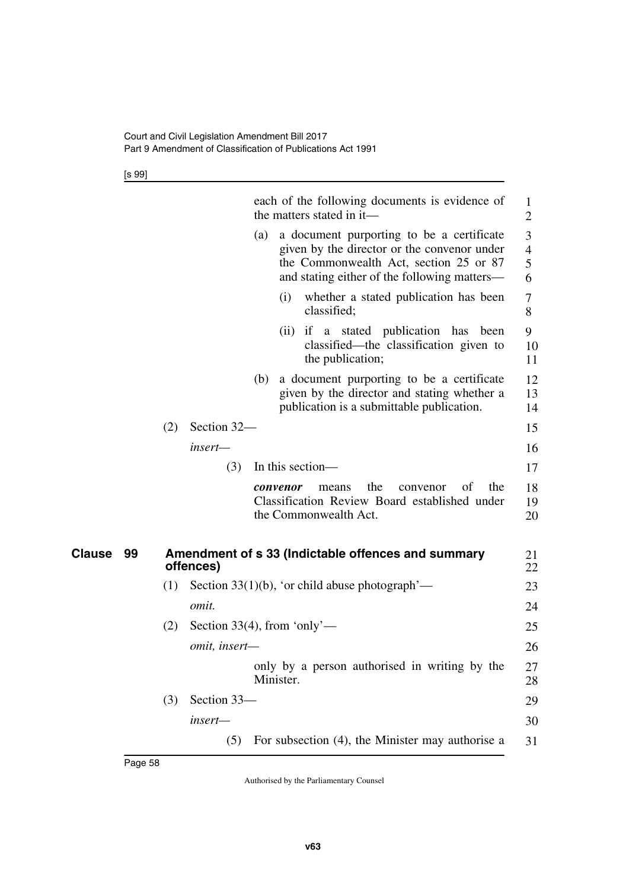each of the following documents is evidence of the matters stated in it—

(a) a document purporting to be a certificate given by the director or the convenor under the Commonwealth Act, section 25 or 87 and stating either of the following matters—

(i) whether a stated publication has been classified;

(ii) if a stated publication has been classified—the classification given to the publication;

(b) a document purporting to be a certificate given by the director and stating whether a publication is a submittable publication.

(2) Section 32—

*insert—*

(3) In this section—

***convenor*** means the convenor of the Classification Review Board established under the Commonwealth Act.

## Clause 99 Amendment of s 33 (Indictable offences and summary offences)

(1) Section 33(1)(b), 'or child abuse photograph'—

*omit.*

(2) Section 33(4), from 'only'—

*omit, insert—*

only by a person authorised in writing by the Minister.

(3) Section 33—

*insert—*

(5) For subsection (4), the Minister may authorise a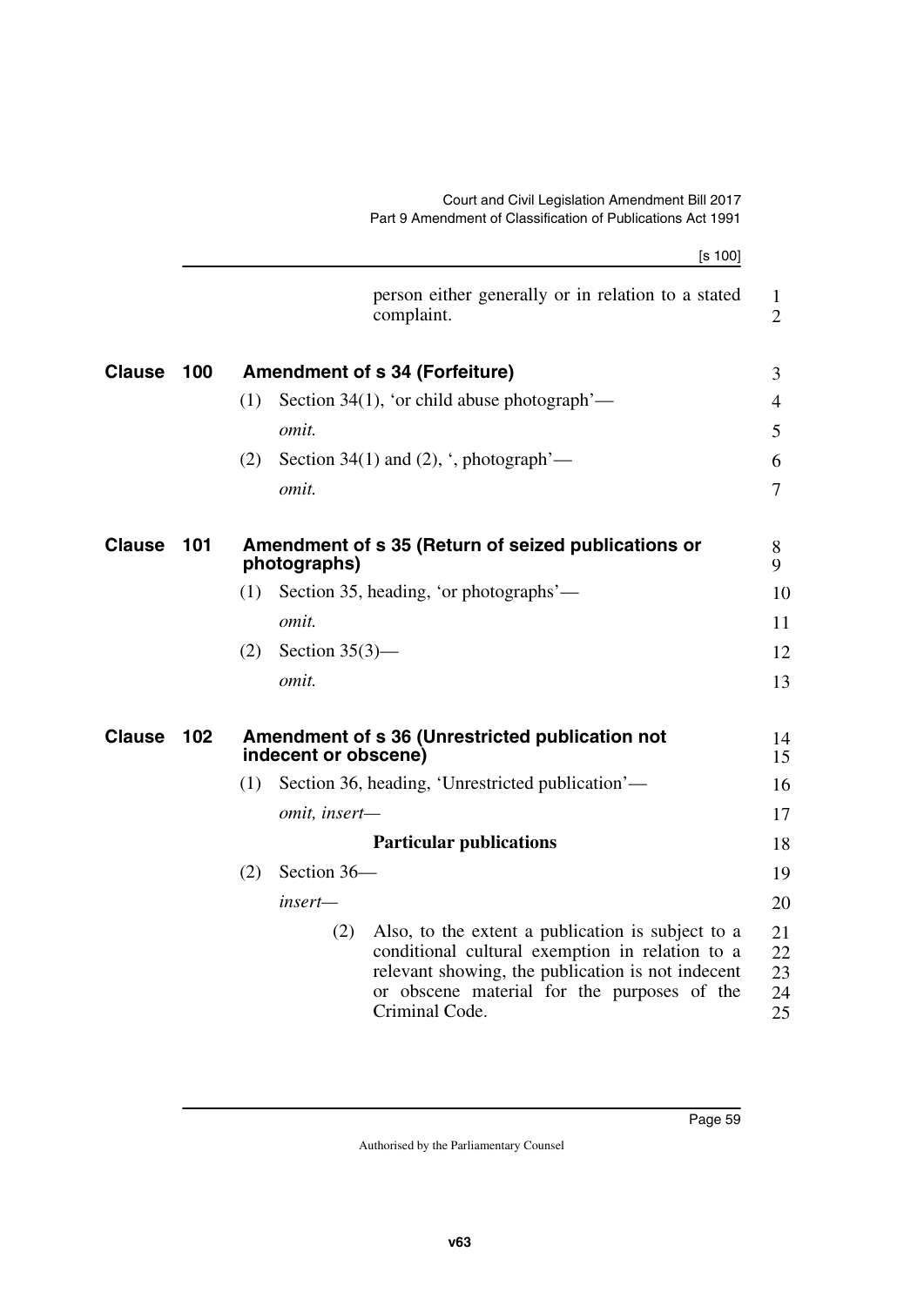person either generally or in relation to a stated complaint.

## Clause 100 Amendment of s 34 (Forfeiture)

(1) Section 34(1), 'or child abuse photograph'—

*omit.*

(2) Section 34(1) and (2), ', photograph'—

*omit.*

## Clause 101 Amendment of s 35 (Return of seized publications or photographs)

(1) Section 35, heading, 'or photographs'—

*omit.*

(2) Section 35(3)—

*omit.*

## Clause 102 Amendment of s 36 (Unrestricted publication not indecent or obscene)

(1) Section 36, heading, 'Unrestricted publication'—

*omit, insert—*

**Particular publications**

(2) Section 36—

*insert—*

(2) Also, to the extent a publication is subject to a conditional cultural exemption in relation to a relevant showing, the publication is not indecent or obscene material for the purposes of the Criminal Code.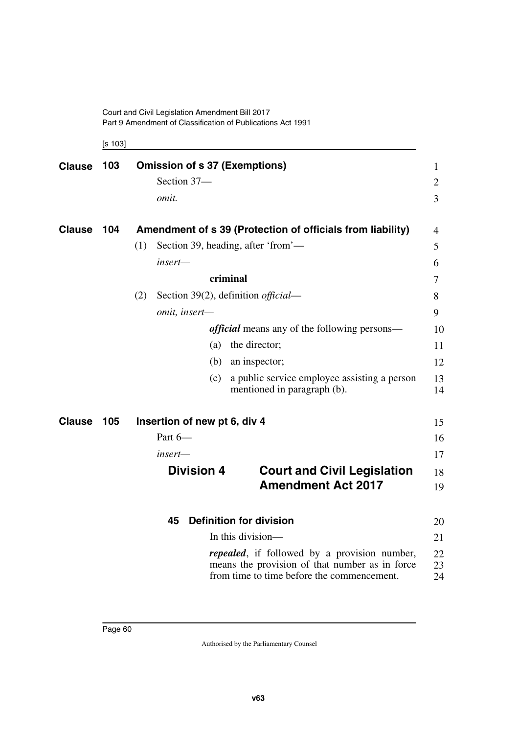## Clause 103 Omission of s 37 (Exemptions)

Section 37—

*omit.*

## Clause 104 Amendment of s 39 (Protection of officials from liability)

(1) Section 39, heading, after 'from'—

*insert—*

**criminal**

(2) Section 39(2), definition *official*—

*omit, insert—*

***official*** means any of the following persons—

(a) the director;

(b) an inspector;

(c) a public service employee assisting a person mentioned in paragraph (b).

## Clause 105 Insertion of new pt 6, div 4

Part 6—

*insert—*

### Division 4 Court and Civil Legislation Amendment Act 2017

#### 45 Definition for division

In this division—

***repealed***, if followed by a provision number, means the provision of that number as in force from time to time before the commencement.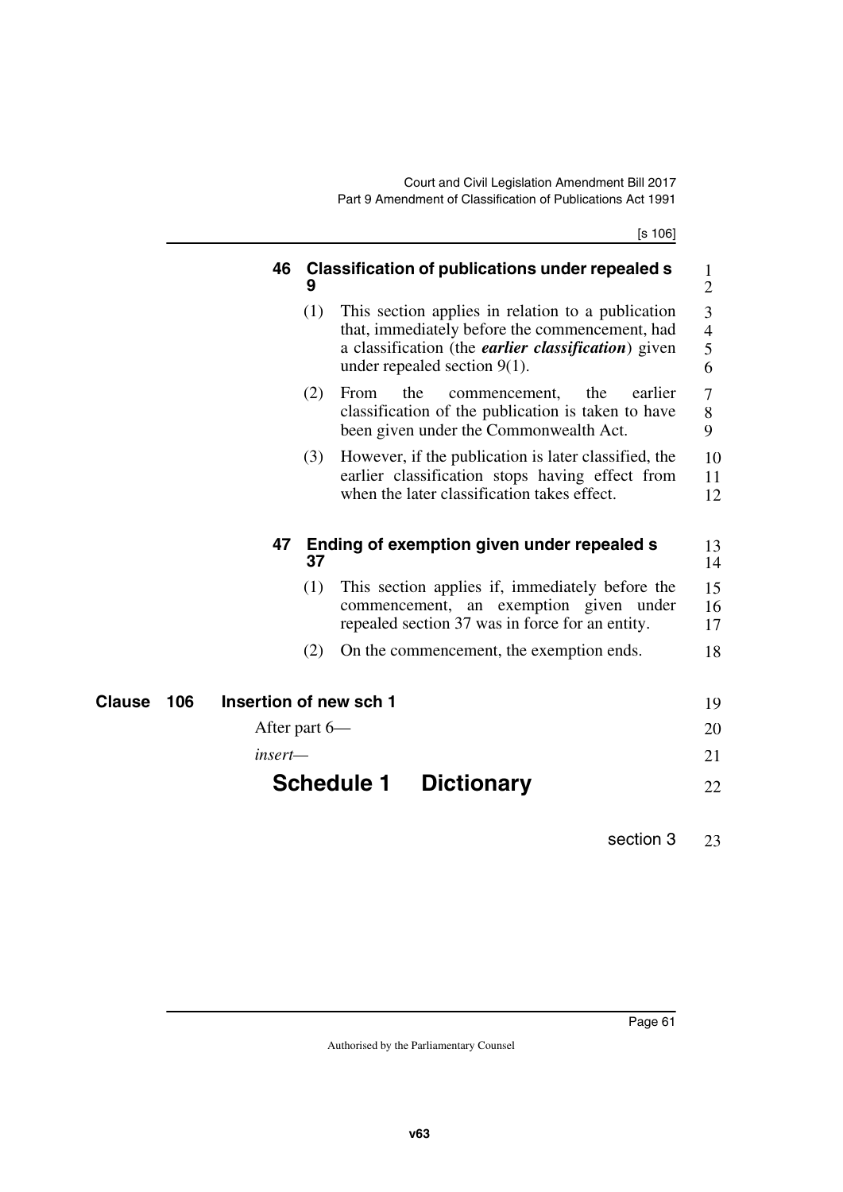**46 Classification of publications under repealed s 9**

(1) This section applies in relation to a publication that, immediately before the commencement, had a classification (the ***earlier classification***) given under repealed section 9(1).

(2) From the commencement, the earlier classification of the publication is taken to have been given under the Commonwealth Act.

(3) However, if the publication is later classified, the earlier classification stops having effect from when the later classification takes effect.

**47 Ending of exemption given under repealed s 37**

(1) This section applies if, immediately before the commencement, an exemption given under repealed section 37 was in force for an entity.

(2) On the commencement, the exemption ends.

**Clause 106 Insertion of new sch 1**

After part 6—

*insert*—

## Schedule 1 Dictionary

section 3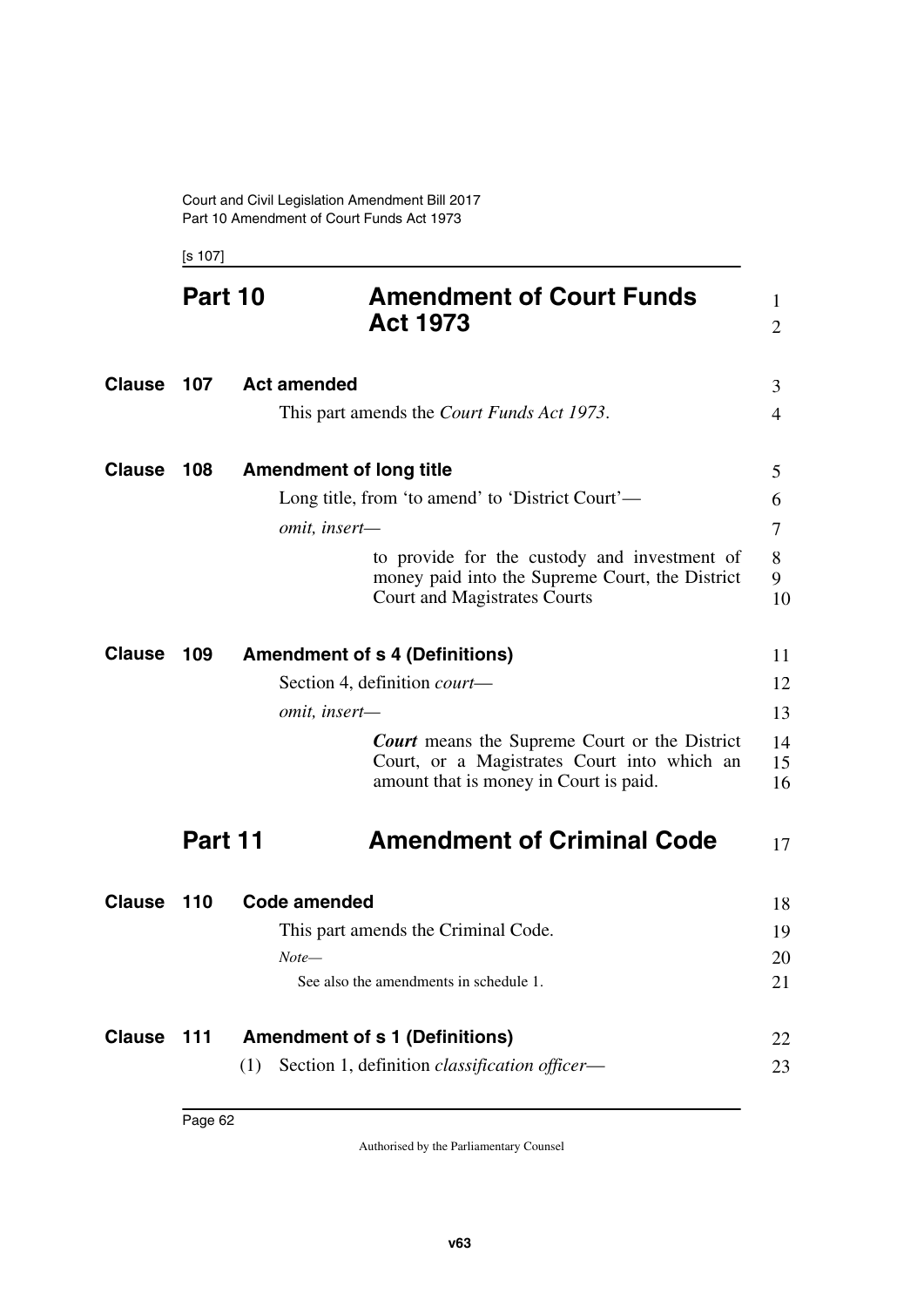# Part 10 Amendment of Court Funds Act 1973

## Clause 107 Act amended

This part amends the *Court Funds Act 1973*.

## Clause 108 Amendment of long title

Long title, from 'to amend' to 'District Court'—

*omit, insert—*

> to provide for the custody and investment of money paid into the Supreme Court, the District Court and Magistrates Courts

## Clause 109 Amendment of s 4 (Definitions)

Section 4, definition *court*—

*omit, insert—*

> ***Court*** means the Supreme Court or the District Court, or a Magistrates Court into which an amount that is money in Court is paid.

# Part 11 Amendment of Criminal Code

## Clause 110 Code amended

This part amends the Criminal Code.

*Note—*

See also the amendments in schedule 1.

## Clause 111 Amendment of s 1 (Definitions)

(1) Section 1, definition *classification officer*—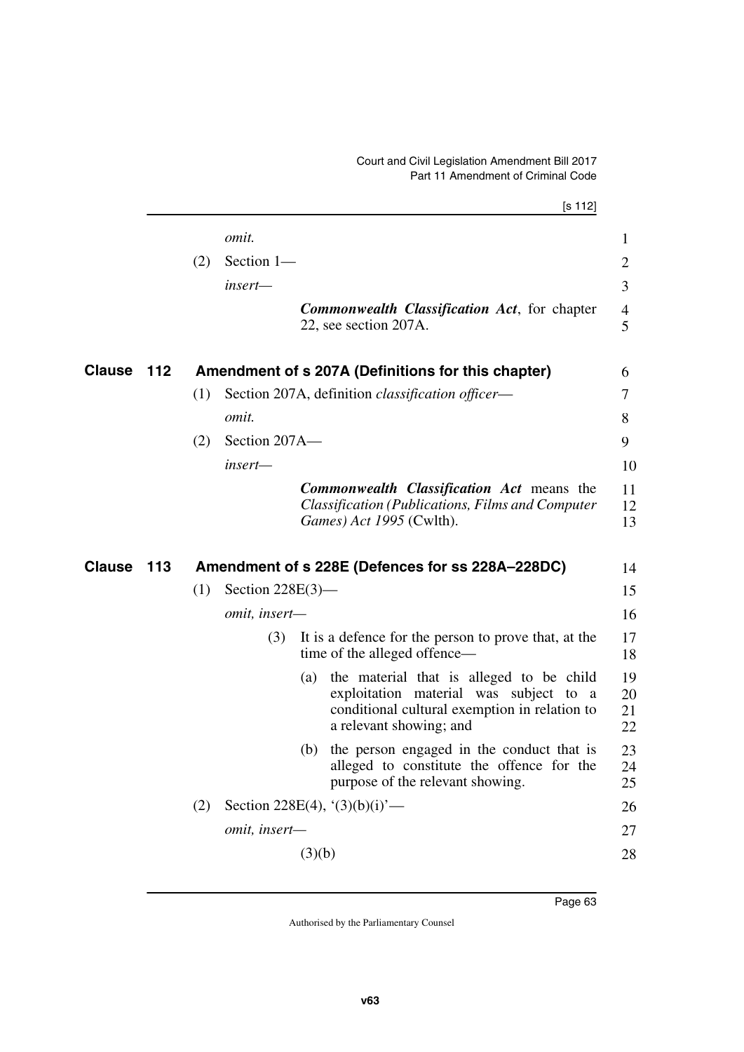*omit.*

(2) Section 1—

*insert—*

> ***Commonwealth Classification Act***, for chapter 22, see section 207A.

## Clause 112 Amendment of s 207A (Definitions for this chapter)

(1) Section 207A, definition *classification officer*—

*omit.*

(2) Section 207A—

*insert—*

> ***Commonwealth Classification Act*** means the *Classification (Publications, Films and Computer Games) Act 1995* (Cwlth).

## Clause 113 Amendment of s 228E (Defences for ss 228A–228DC)

(1) Section 228E(3)—

*omit, insert—*

> (3) It is a defence for the person to prove that, at the time of the alleged offence—
>
> (a) the material that is alleged to be child exploitation material was subject to a conditional cultural exemption in relation to a relevant showing; and
>
> (b) the person engaged in the conduct that is alleged to constitute the offence for the purpose of the relevant showing.

(2) Section 228E(4), '(3)(b)(i)'—

*omit, insert—*

> (3)(b)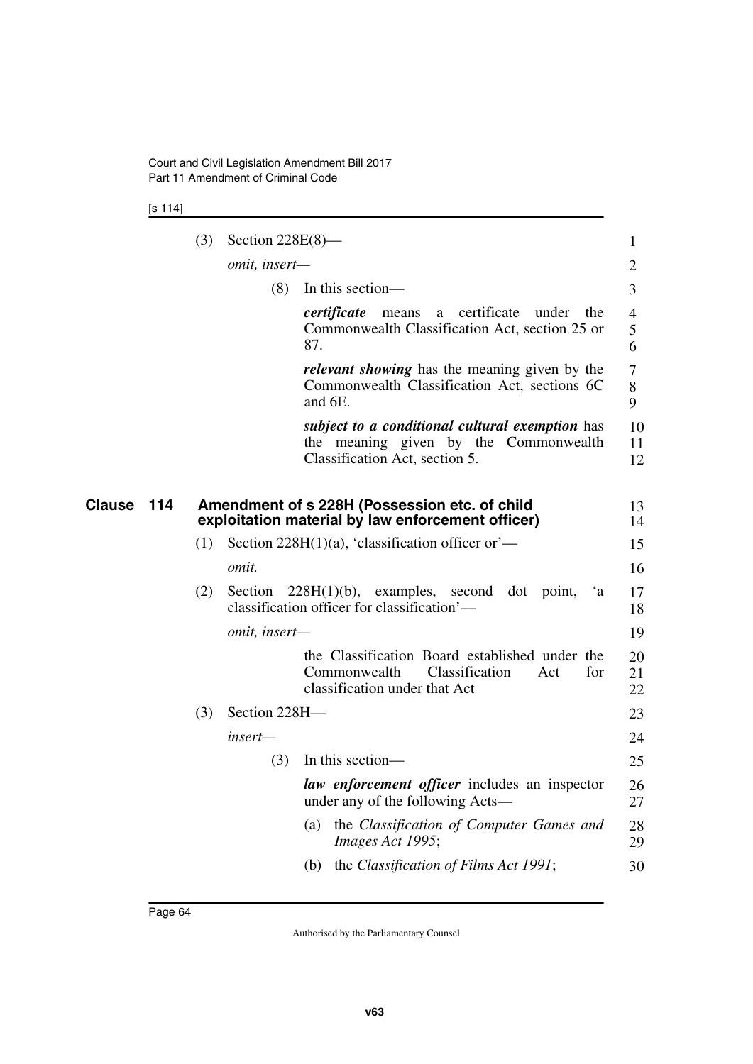(3) Section 228E(8)—

*omit, insert—*

(8) In this section—

***certificate*** means a certificate under the Commonwealth Classification Act, section 25 or 87.

***relevant showing*** has the meaning given by the Commonwealth Classification Act, sections 6C and 6E.

***subject to a conditional cultural exemption*** has the meaning given by the Commonwealth Classification Act, section 5.

## Clause 114 Amendment of s 228H (Possession etc. of child exploitation material by law enforcement officer)

(1) Section 228H(1)(a), 'classification officer or'—

*omit.*

(2) Section 228H(1)(b), examples, second dot point, 'a classification officer for classification'—

*omit, insert—*

the Classification Board established under the Commonwealth Classification Act for classification under that Act

(3) Section 228H—

*insert—*

(3) In this section—

***law enforcement officer*** includes an inspector under any of the following Acts—

(a) the *Classification of Computer Games and Images Act 1995*;

(b) the *Classification of Films Act 1991*;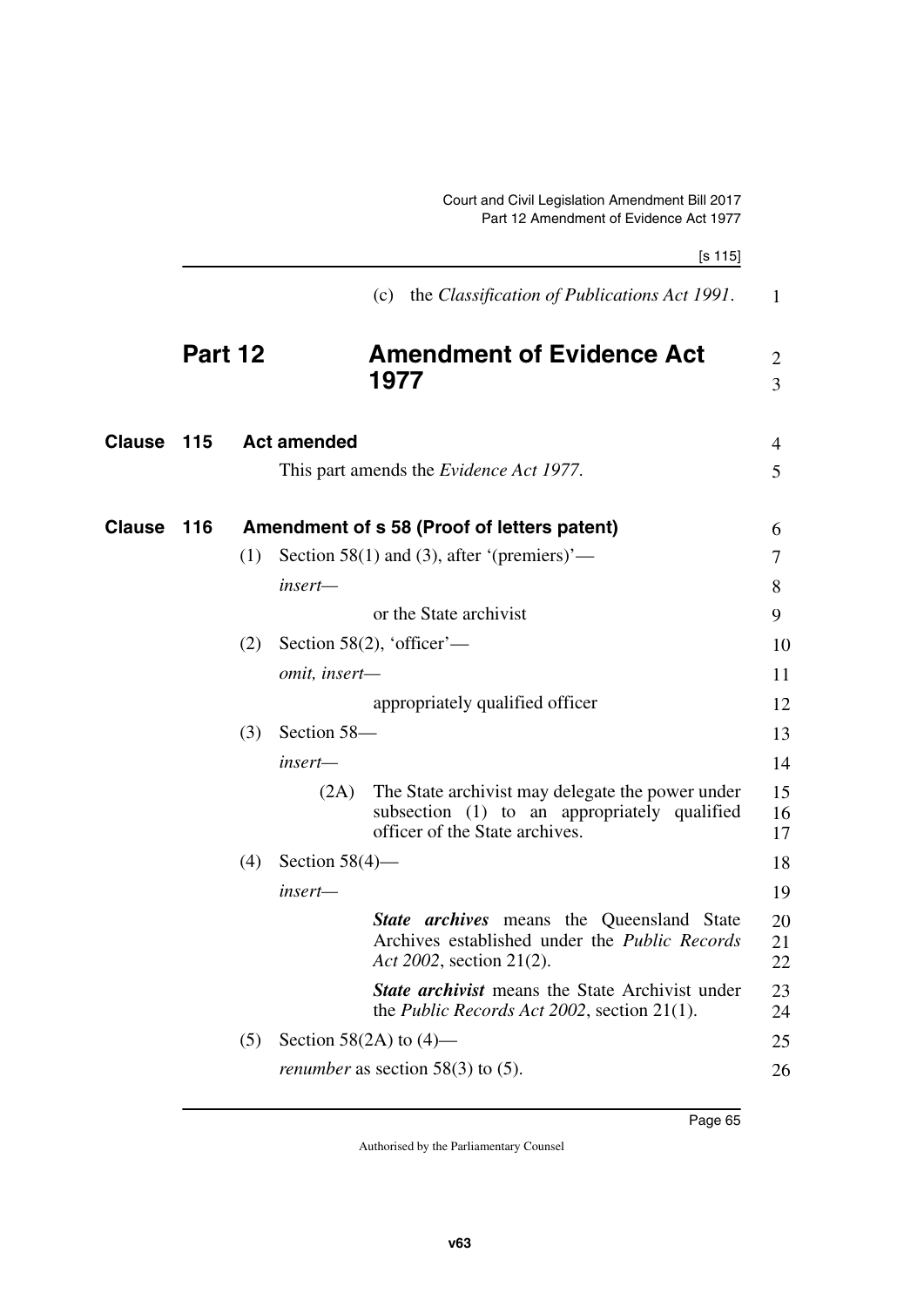(c) the *Classification of Publications Act 1991*.

# Part 12 Amendment of Evidence Act 1977

## Clause 115 Act amended

This part amends the *Evidence Act 1977*.

## Clause 116 Amendment of s 58 (Proof of letters patent)

(1) Section 58(1) and (3), after '(premiers)'—

*insert—*

or the State archivist

(2) Section 58(2), 'officer'—

*omit, insert—*

appropriately qualified officer

(3) Section 58—

*insert—*

(2A) The State archivist may delegate the power under subsection (1) to an appropriately qualified officer of the State archives.

(4) Section 58(4)—

*insert—*

***State archives*** means the Queensland State Archives established under the *Public Records Act 2002*, section 21(2).

***State archivist*** means the State Archivist under the *Public Records Act 2002*, section 21(1).

(5) Section 58(2A) to (4)—

*renumber* as section 58(3) to (5).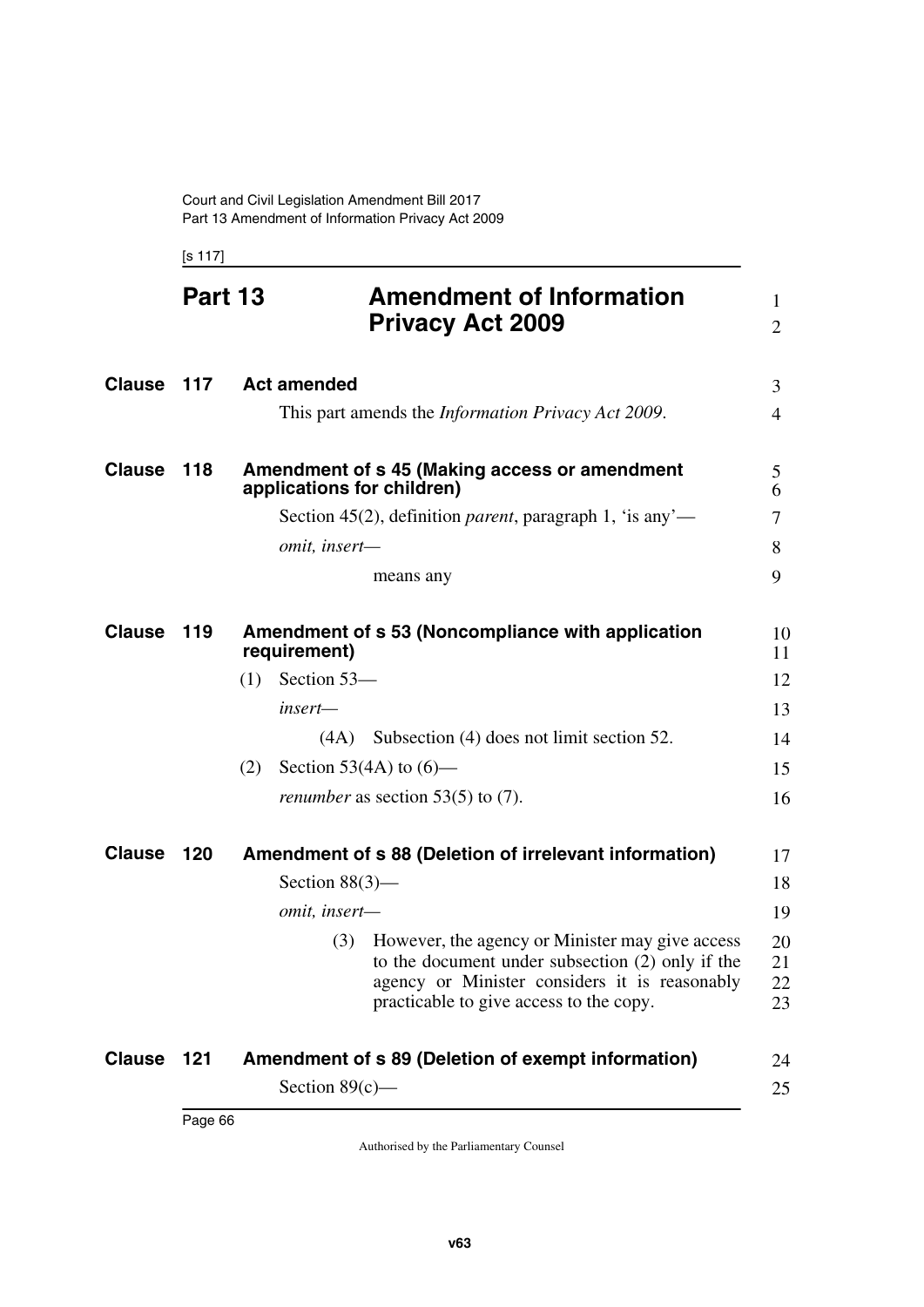# Part 13 Amendment of Information Privacy Act 2009

## Clause 117 Act amended

This part amends the *Information Privacy Act 2009*.

## Clause 118 Amendment of s 45 (Making access or amendment applications for children)

Section 45(2), definition *parent*, paragraph 1, 'is any'—

*omit, insert—*

means any

## Clause 119 Amendment of s 53 (Noncompliance with application requirement)

(1) Section 53—

*insert—*

(4A) Subsection (4) does not limit section 52.

(2) Section 53(4A) to (6)—

*renumber* as section 53(5) to (7).

## Clause 120 Amendment of s 88 (Deletion of irrelevant information)

Section 88(3)—

*omit, insert—*

(3) However, the agency or Minister may give access to the document under subsection (2) only if the agency or Minister considers it is reasonably practicable to give access to the copy.

## Clause 121 Amendment of s 89 (Deletion of exempt information)

Section 89(c)—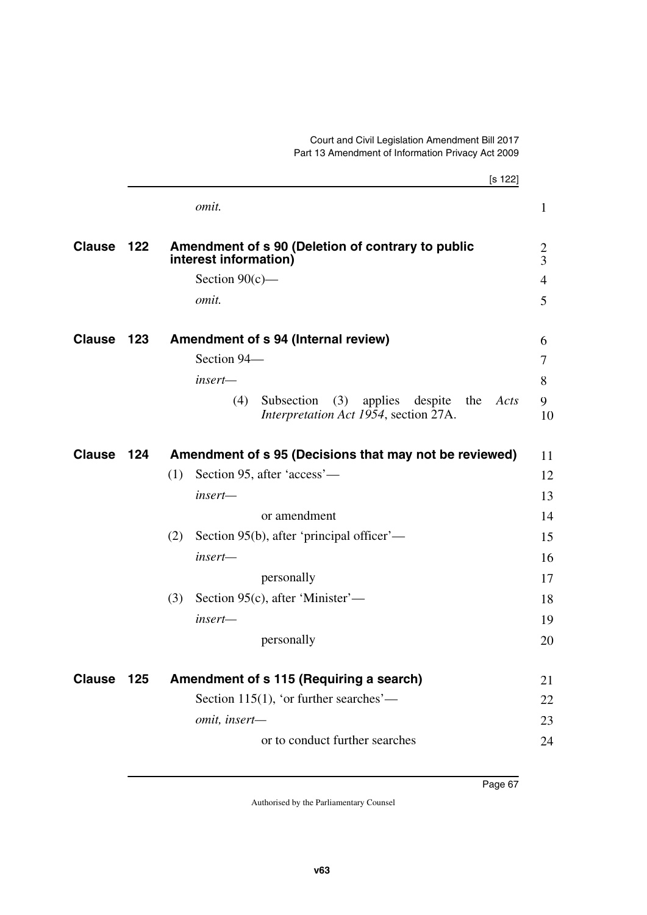*omit.*

## Clause 122 Amendment of s 90 (Deletion of contrary to public interest information)

Section 90(c)—

*omit.*

## Clause 123 Amendment of s 94 (Internal review)

Section 94—

*insert—*

(4) Subsection (3) applies despite the *Acts Interpretation Act 1954*, section 27A.

## Clause 124 Amendment of s 95 (Decisions that may not be reviewed)

(1) Section 95, after 'access'—

*insert—*

or amendment

(2) Section 95(b), after 'principal officer'—

*insert—*

personally

(3) Section 95(c), after 'Minister'—

*insert—*

personally

## Clause 125 Amendment of s 115 (Requiring a search)

Section 115(1), 'or further searches'—

*omit, insert—*

or to conduct further searches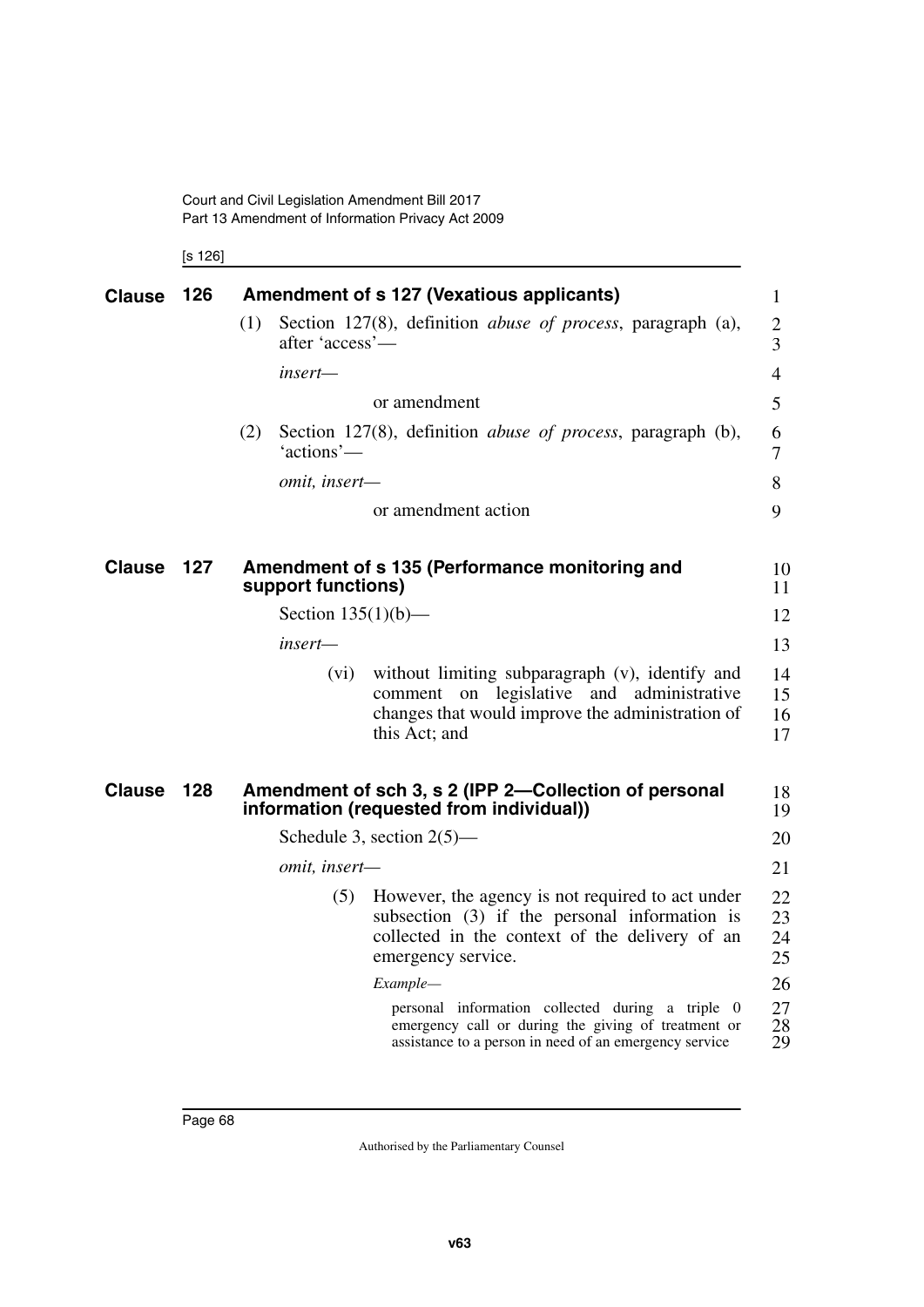## Clause 126 Amendment of s 127 (Vexatious applicants)

(1) Section 127(8), definition *abuse of process*, paragraph (a), after 'access'—

*insert*—

or amendment

(2) Section 127(8), definition *abuse of process*, paragraph (b), 'actions'—

*omit, insert*—

or amendment action

## Clause 127 Amendment of s 135 (Performance monitoring and support functions)

Section 135(1)(b)—

*insert*—

(vi) without limiting subparagraph (v), identify and comment on legislative and administrative changes that would improve the administration of this Act; and

## Clause 128 Amendment of sch 3, s 2 (IPP 2—Collection of personal information (requested from individual))

Schedule 3, section 2(5)—

*omit, insert*—

(5) However, the agency is not required to act under subsection (3) if the personal information is collected in the context of the delivery of an emergency service.

*Example*—

personal information collected during a triple 0 emergency call or during the giving of treatment or assistance to a person in need of an emergency service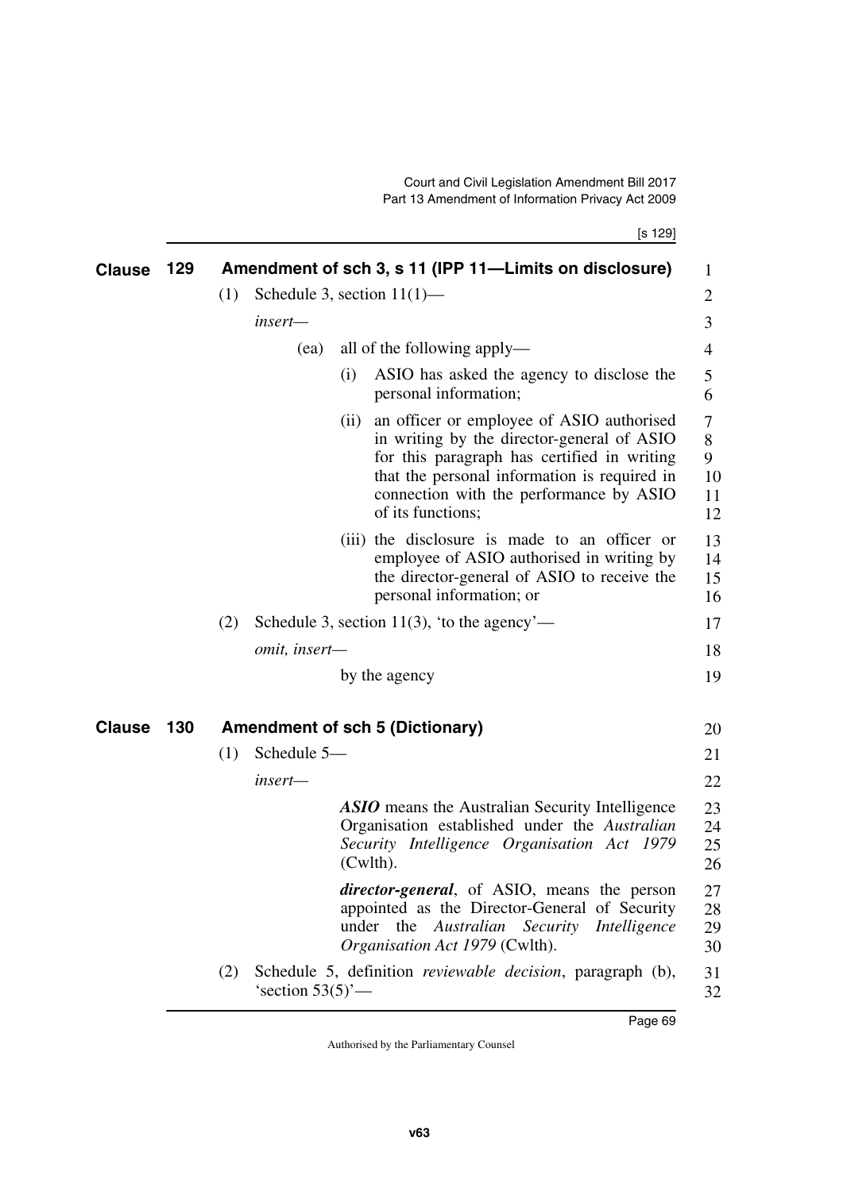## Clause 129 Amendment of sch 3, s 11 (IPP 11—Limits on disclosure)

(1) Schedule 3, section 11(1)—

*insert*—

(ea) all of the following apply—

(i) ASIO has asked the agency to disclose the personal information;

(ii) an officer or employee of ASIO authorised in writing by the director-general of ASIO for this paragraph has certified in writing that the personal information is required in connection with the performance by ASIO of its functions;

(iii) the disclosure is made to an officer or employee of ASIO authorised in writing by the director-general of ASIO to receive the personal information; or

(2) Schedule 3, section 11(3), 'to the agency'—

*omit, insert*—

by the agency

## Clause 130 Amendment of sch 5 (Dictionary)

(1) Schedule 5—

*insert*—

***ASIO*** means the Australian Security Intelligence Organisation established under the *Australian Security Intelligence Organisation Act 1979* (Cwlth).

***director-general***, of ASIO, means the person appointed as the Director-General of Security under the *Australian Security Intelligence Organisation Act 1979* (Cwlth).

(2) Schedule 5, definition *reviewable decision*, paragraph (b), 'section 53(5)'—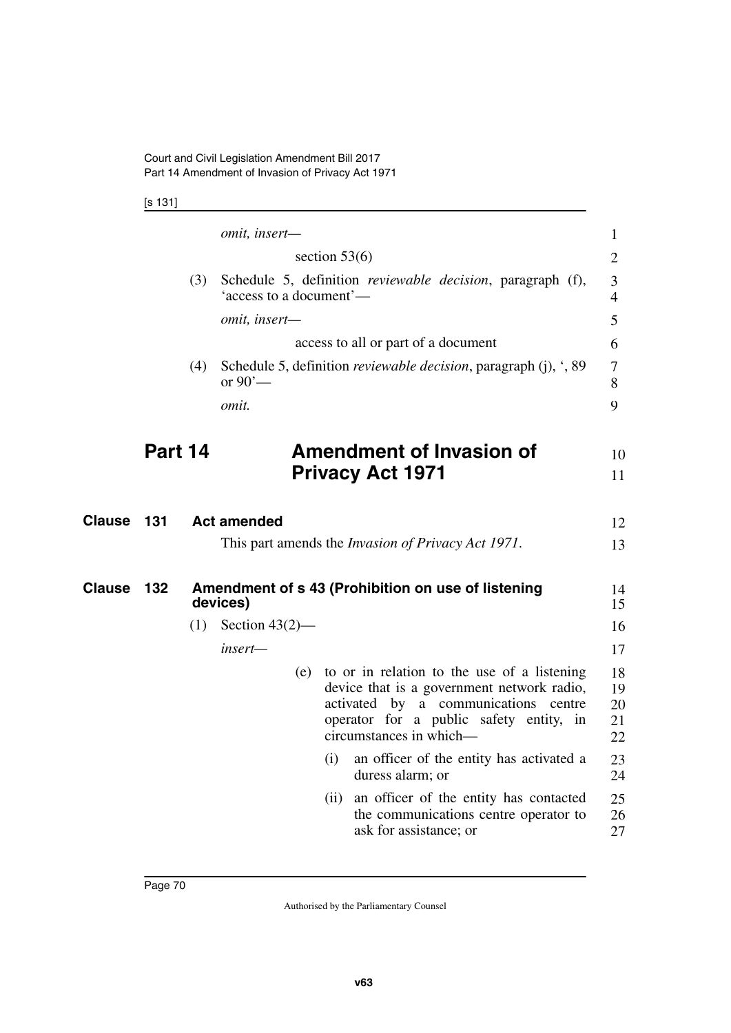*omit, insert—*

section 53(6)

(3) Schedule 5, definition *reviewable decision*, paragraph (f), 'access to a document'—

*omit, insert—*

access to all or part of a document

(4) Schedule 5, definition *reviewable decision*, paragraph (j), ', 89 or 90'—

*omit.*

# Part 14 Amendment of Invasion of Privacy Act 1971

## Clause 131 Act amended

This part amends the *Invasion of Privacy Act 1971*.

## Clause 132 Amendment of s 43 (Prohibition on use of listening devices)

(1) Section 43(2)—

*insert—*

(e) to or in relation to the use of a listening device that is a government network radio, activated by a communications centre operator for a public safety entity, in circumstances in which—

(i) an officer of the entity has activated a duress alarm; or

(ii) an officer of the entity has contacted the communications centre operator to ask for assistance; or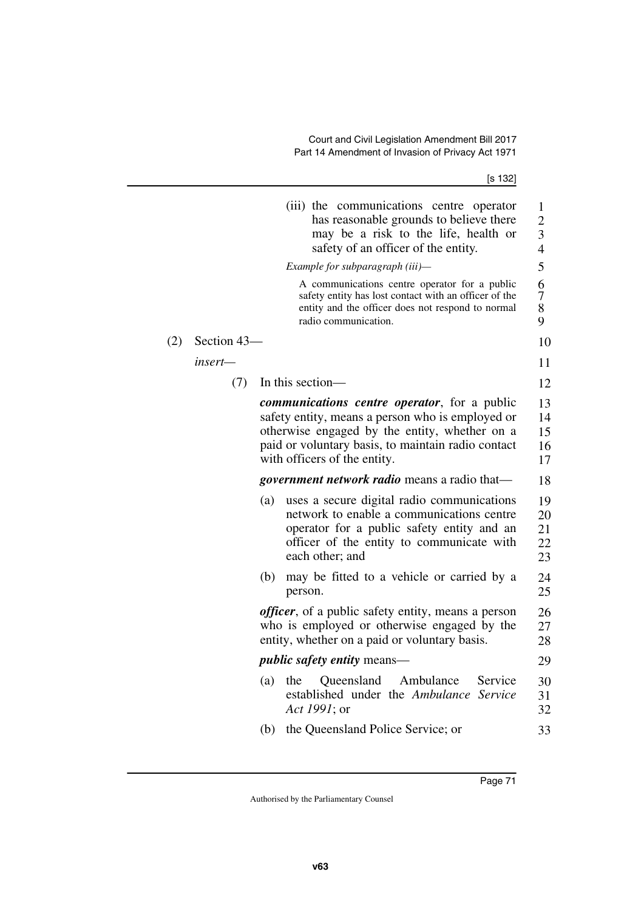(iii) the communications centre operator has reasonable grounds to believe there may be a risk to the life, health or safety of an officer of the entity.

*Example for subparagraph (iii)—*

A communications centre operator for a public safety entity has lost contact with an officer of the entity and the officer does not respond to normal radio communication.

(2) Section 43—

*insert—*

(7) In this section—

***communications centre operator***, for a public safety entity, means a person who is employed or otherwise engaged by the entity, whether on a paid or voluntary basis, to maintain radio contact with officers of the entity.

***government network radio*** means a radio that—

(a) uses a secure digital radio communications network to enable a communications centre operator for a public safety entity and an officer of the entity to communicate with each other; and

(b) may be fitted to a vehicle or carried by a person.

***officer***, of a public safety entity, means a person who is employed or otherwise engaged by the entity, whether on a paid or voluntary basis.

***public safety entity*** means—

(a) the Queensland Ambulance Service established under the *Ambulance Service Act 1991*; or

(b) the Queensland Police Service; or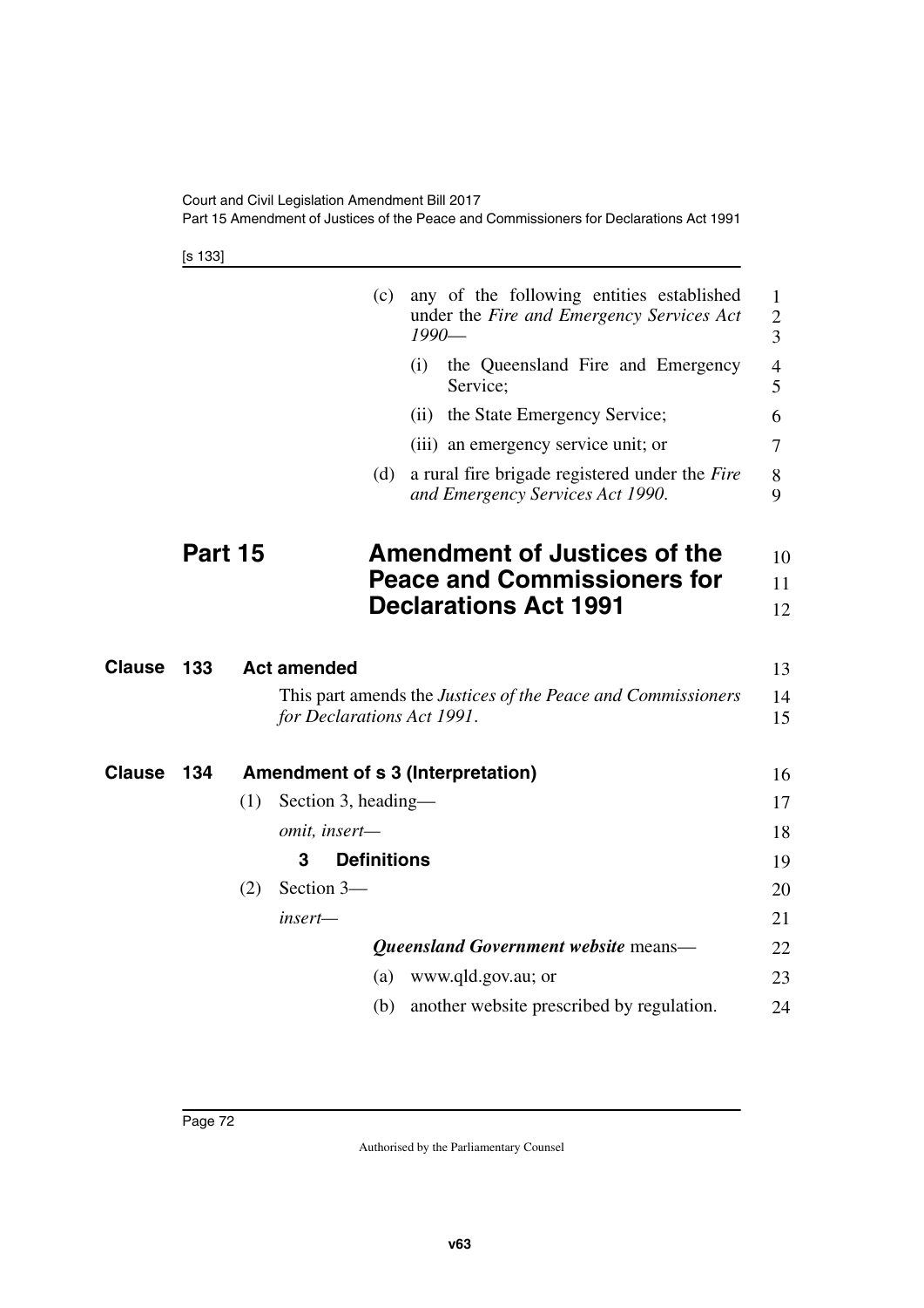(c) any of the following entities established under the *Fire and Emergency Services Act 1990*—

(i) the Queensland Fire and Emergency Service;

(ii) the State Emergency Service;

(iii) an emergency service unit; or

(d) a rural fire brigade registered under the *Fire and Emergency Services Act 1990*.

# Part 15 Amendment of Justices of the Peace and Commissioners for Declarations Act 1991

## Clause 133 Act amended

This part amends the *Justices of the Peace and Commissioners for Declarations Act 1991*.

## Clause 134 Amendment of s 3 (Interpretation)

(1) Section 3, heading—

*omit, insert*—

**3 Definitions**

(2) Section 3—

*insert*—

***Queensland Government website*** means—

(a) www.qld.gov.au; or

(b) another website prescribed by regulation.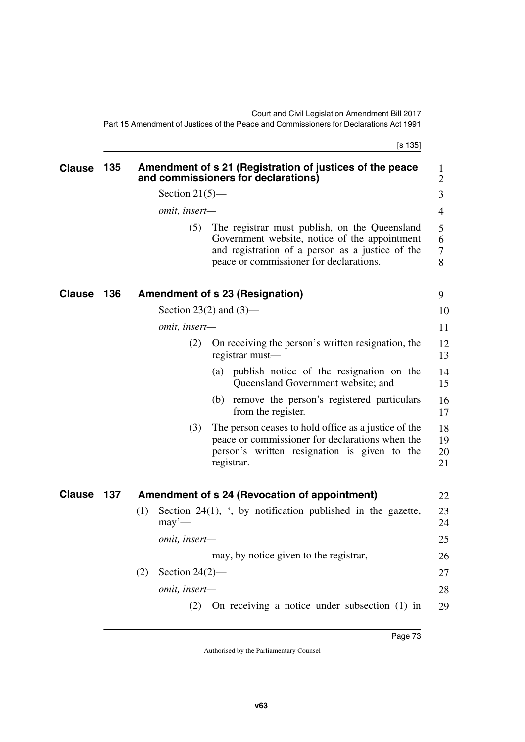## Clause 135 Amendment of s 21 (Registration of justices of the peace and commissioners for declarations)

Section 21(5)—

*omit, insert—*

(5) The registrar must publish, on the Queensland Government website, notice of the appointment and registration of a person as a justice of the peace or commissioner for declarations.

## Clause 136 Amendment of s 23 (Resignation)

Section 23(2) and (3)—

*omit, insert—*

(2) On receiving the person's written resignation, the registrar must—

(a) publish notice of the resignation on the Queensland Government website; and

(b) remove the person's registered particulars from the register.

(3) The person ceases to hold office as a justice of the peace or commissioner for declarations when the person's written resignation is given to the registrar.

## Clause 137 Amendment of s 24 (Revocation of appointment)

(1) Section 24(1), ', by notification published in the gazette, may'—

*omit, insert—*

may, by notice given to the registrar,

(2) Section 24(2)—

*omit, insert—*

(2) On receiving a notice under subsection (1) in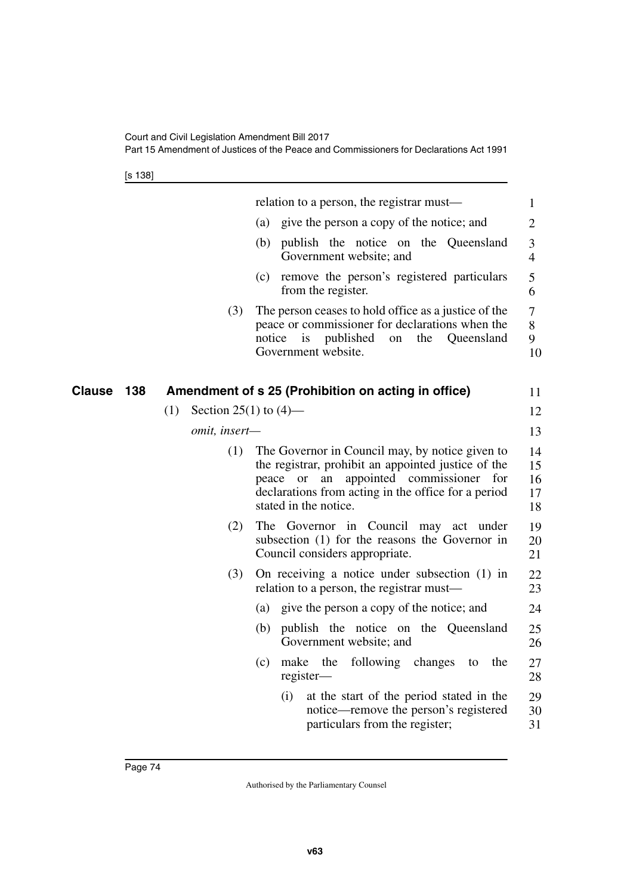relation to a person, the registrar must—

(a) give the person a copy of the notice; and

(b) publish the notice on the Queensland Government website; and

(c) remove the person's registered particulars from the register.

(3) The person ceases to hold office as a justice of the peace or commissioner for declarations when the notice is published on the Queensland Government website.

## Clause 138 Amendment of s 25 (Prohibition on acting in office)

(1) Section 25(1) to (4)—

*omit, insert—*

(1) The Governor in Council may, by notice given to the registrar, prohibit an appointed justice of the peace or an appointed commissioner for declarations from acting in the office for a period stated in the notice.

(2) The Governor in Council may act under subsection (1) for the reasons the Governor in Council considers appropriate.

(3) On receiving a notice under subsection (1) in relation to a person, the registrar must—

(a) give the person a copy of the notice; and

(b) publish the notice on the Queensland Government website; and

(c) make the following changes to the register—

(i) at the start of the period stated in the notice—remove the person's registered particulars from the register;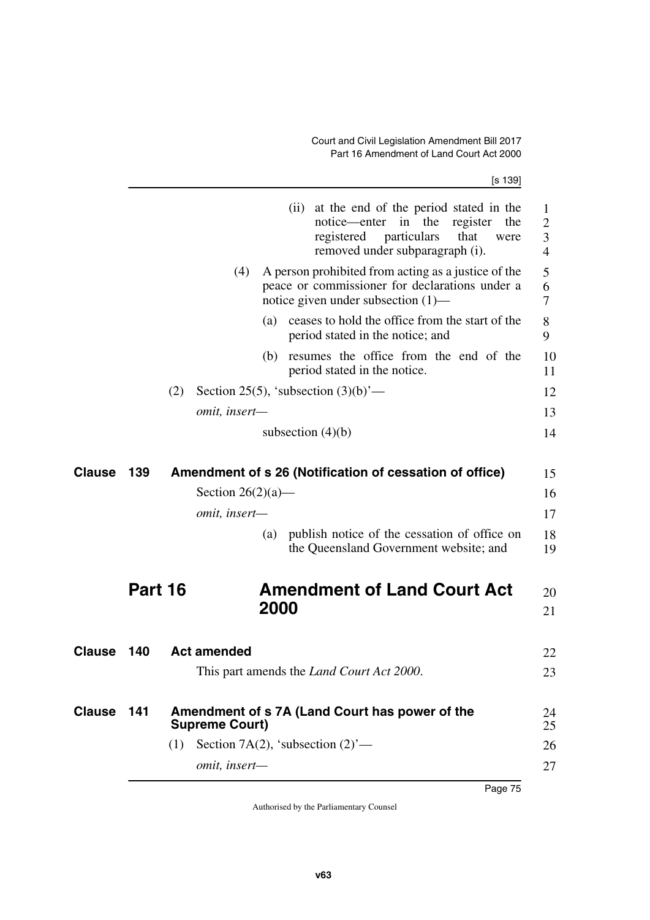(ii) at the end of the period stated in the notice—enter in the register the registered particulars that were removed under subparagraph (i).

(4) A person prohibited from acting as a justice of the peace or commissioner for declarations under a notice given under subsection (1)—

(a) ceases to hold the office from the start of the period stated in the notice; and

(b) resumes the office from the end of the period stated in the notice.

(2) Section 25(5), 'subsection (3)(b)'—

*omit, insert—*

subsection (4)(b)

### Clause 139 Amendment of s 26 (Notification of cessation of office)

Section 26(2)(a)—

*omit, insert—*

(a) publish notice of the cessation of office on the Queensland Government website; and

## Part 16 Amendment of Land Court Act 2000

### Clause 140 Act amended

This part amends the *Land Court Act 2000*.

### Clause 141 Amendment of s 7A (Land Court has power of the Supreme Court)

(1) Section 7A(2), 'subsection (2)'—

*omit, insert—*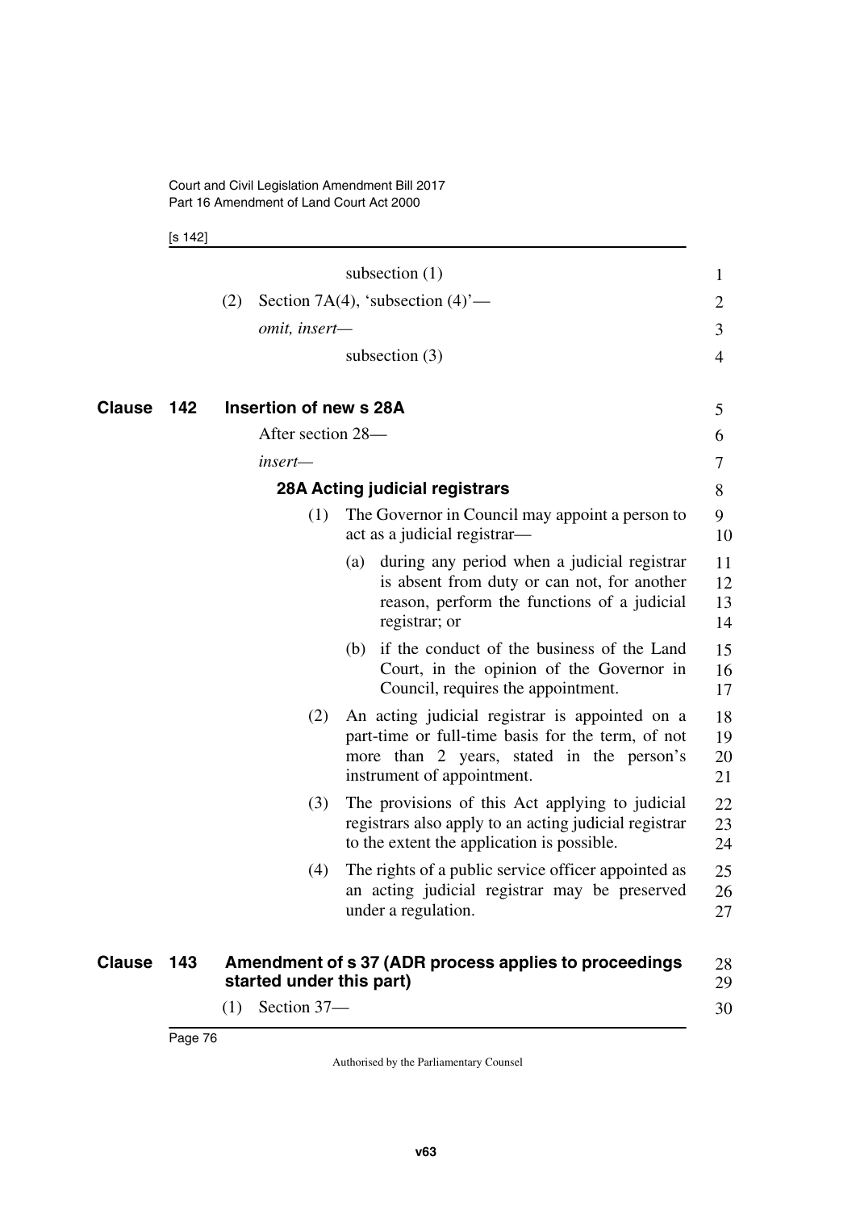subsection (1)

(2) Section 7A(4), 'subsection (4)'—

*omit, insert—*

subsection (3)

## Clause 142 Insertion of new s 28A

After section 28—

*insert—*

### 28A Acting judicial registrars

(1) The Governor in Council may appoint a person to act as a judicial registrar—

(a) during any period when a judicial registrar is absent from duty or can not, for another reason, perform the functions of a judicial registrar; or

(b) if the conduct of the business of the Land Court, in the opinion of the Governor in Council, requires the appointment.

(2) An acting judicial registrar is appointed on a part-time or full-time basis for the term, of not more than 2 years, stated in the person's instrument of appointment.

(3) The provisions of this Act applying to judicial registrars also apply to an acting judicial registrar to the extent the application is possible.

(4) The rights of a public service officer appointed as an acting judicial registrar may be preserved under a regulation.

## Clause 143 Amendment of s 37 (ADR process applies to proceedings started under this part)

(1) Section 37—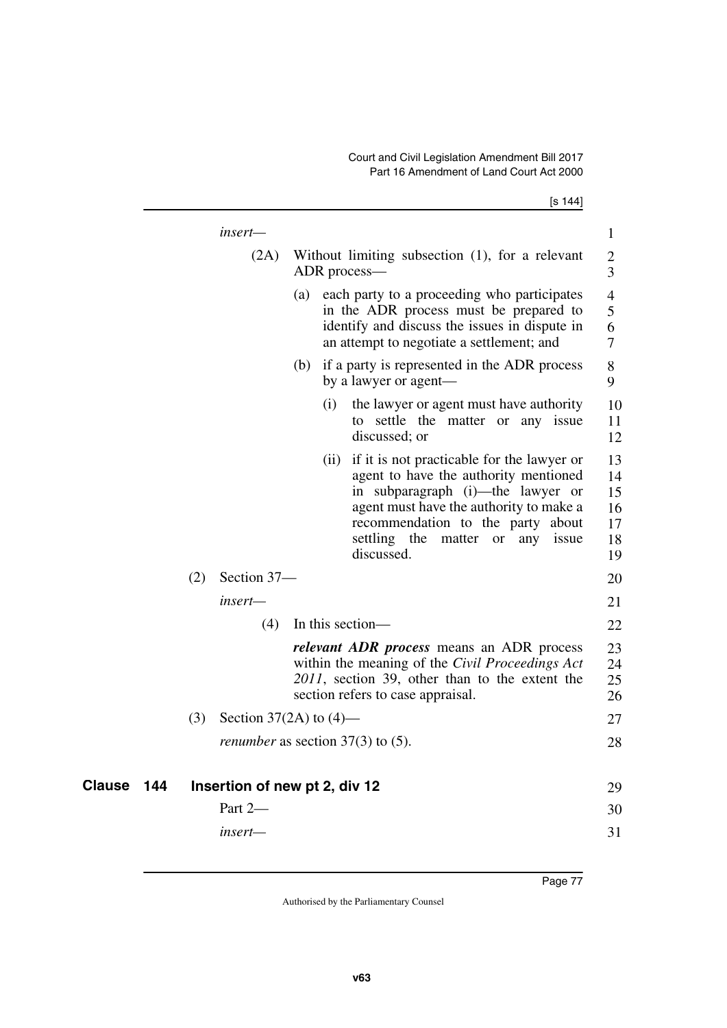*insert—*

(2A) Without limiting subsection (1), for a relevant ADR process—

(a) each party to a proceeding who participates in the ADR process must be prepared to identify and discuss the issues in dispute in an attempt to negotiate a settlement; and

(b) if a party is represented in the ADR process by a lawyer or agent—

(i) the lawyer or agent must have authority to settle the matter or any issue discussed; or

(ii) if it is not practicable for the lawyer or agent to have the authority mentioned in subparagraph (i)—the lawyer or agent must have the authority to make a recommendation to the party about settling the matter or any issue discussed.

(2) Section 37—

*insert—*

(4) In this section—

***relevant ADR process*** means an ADR process within the meaning of the *Civil Proceedings Act 2011*, section 39, other than to the extent the section refers to case appraisal.

(3) Section 37(2A) to (4)—

*renumber* as section 37(3) to (5).

## Clause 144 Insertion of new pt 2, div 12

Part 2—

*insert—*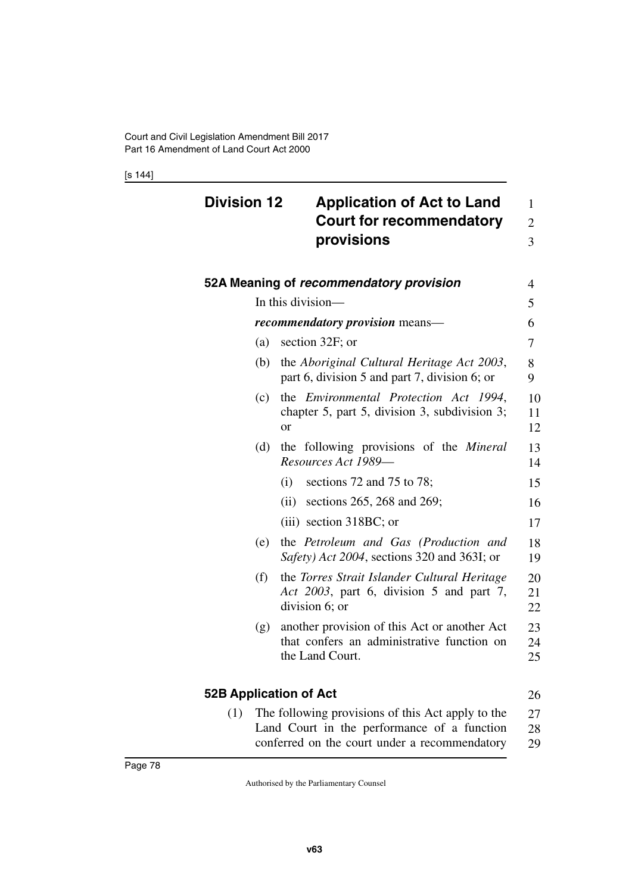## Division 12 Application of Act to Land Court for recommendatory provisions

### 52A Meaning of *recommendatory provision*

In this division—

***recommendatory provision*** means—

(a) section 32F; or

(b) the *Aboriginal Cultural Heritage Act 2003*, part 6, division 5 and part 7, division 6; or

(c) the *Environmental Protection Act 1994*, chapter 5, part 5, division 3, subdivision 3; or

(d) the following provisions of the *Mineral Resources Act 1989*—

(i) sections 72 and 75 to 78;

(ii) sections 265, 268 and 269;

(iii) section 318BC; or

(e) the *Petroleum and Gas (Production and Safety) Act 2004*, sections 320 and 363I; or

(f) the *Torres Strait Islander Cultural Heritage Act 2003*, part 6, division 5 and part 7, division 6; or

(g) another provision of this Act or another Act that confers an administrative function on the Land Court.

### 52B Application of Act

(1) The following provisions of this Act apply to the Land Court in the performance of a function conferred on the court under a recommendatory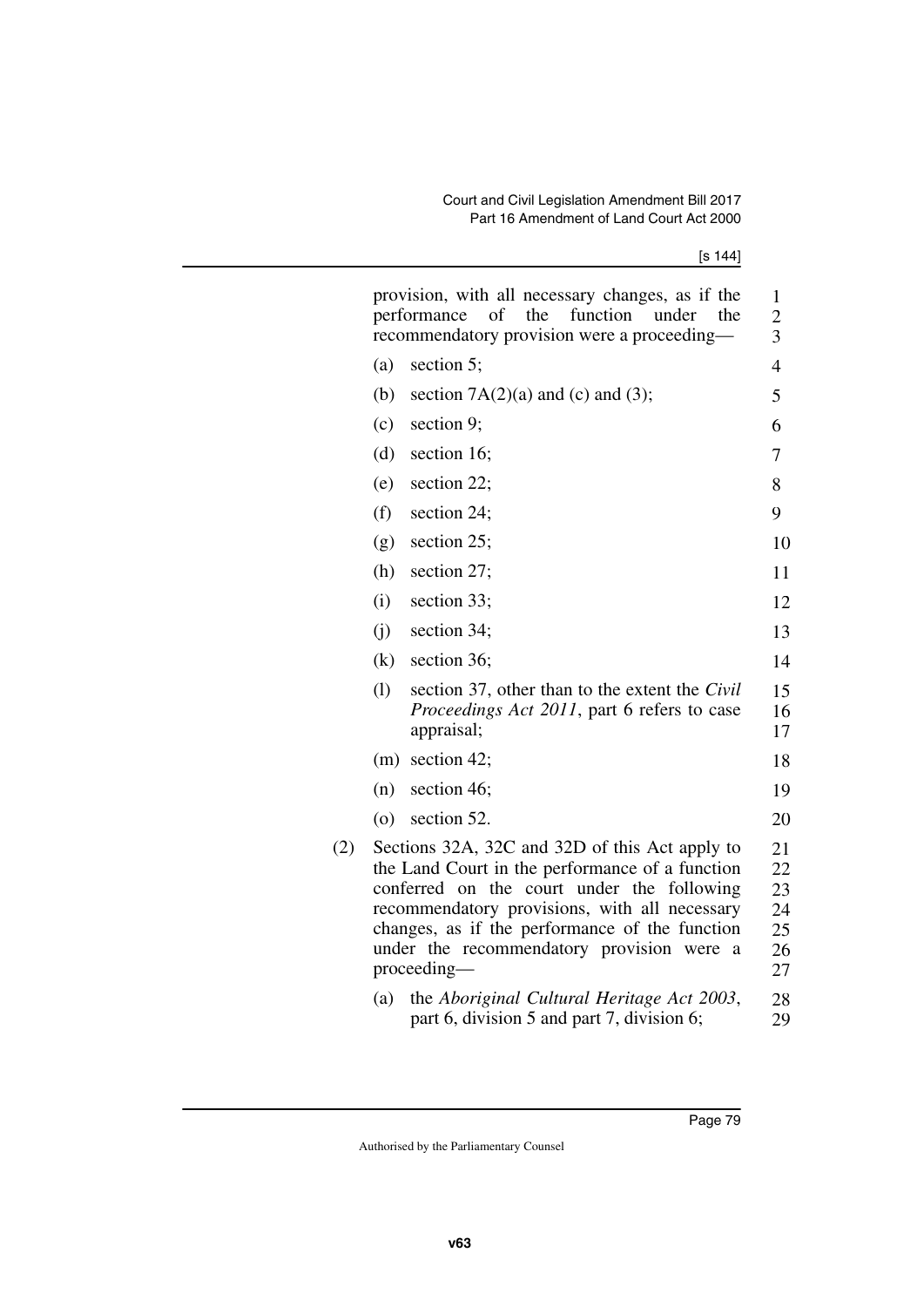provision, with all necessary changes, as if the performance of the function under the recommendatory provision were a proceeding—

(a) section 5;

(b) section 7A(2)(a) and (c) and (3);

(c) section 9;

(d) section 16;

(e) section 22;

(f) section 24;

(g) section 25;

(h) section 27;

(i) section 33;

(j) section 34;

(k) section 36;

(l) section 37, other than to the extent the *Civil Proceedings Act 2011*, part 6 refers to case appraisal;

(m) section 42;

(n) section 46;

(o) section 52.

(2) Sections 32A, 32C and 32D of this Act apply to the Land Court in the performance of a function conferred on the court under the following recommendatory provisions, with all necessary changes, as if the performance of the function under the recommendatory provision were a proceeding—

(a) the *Aboriginal Cultural Heritage Act 2003*, part 6, division 5 and part 7, division 6;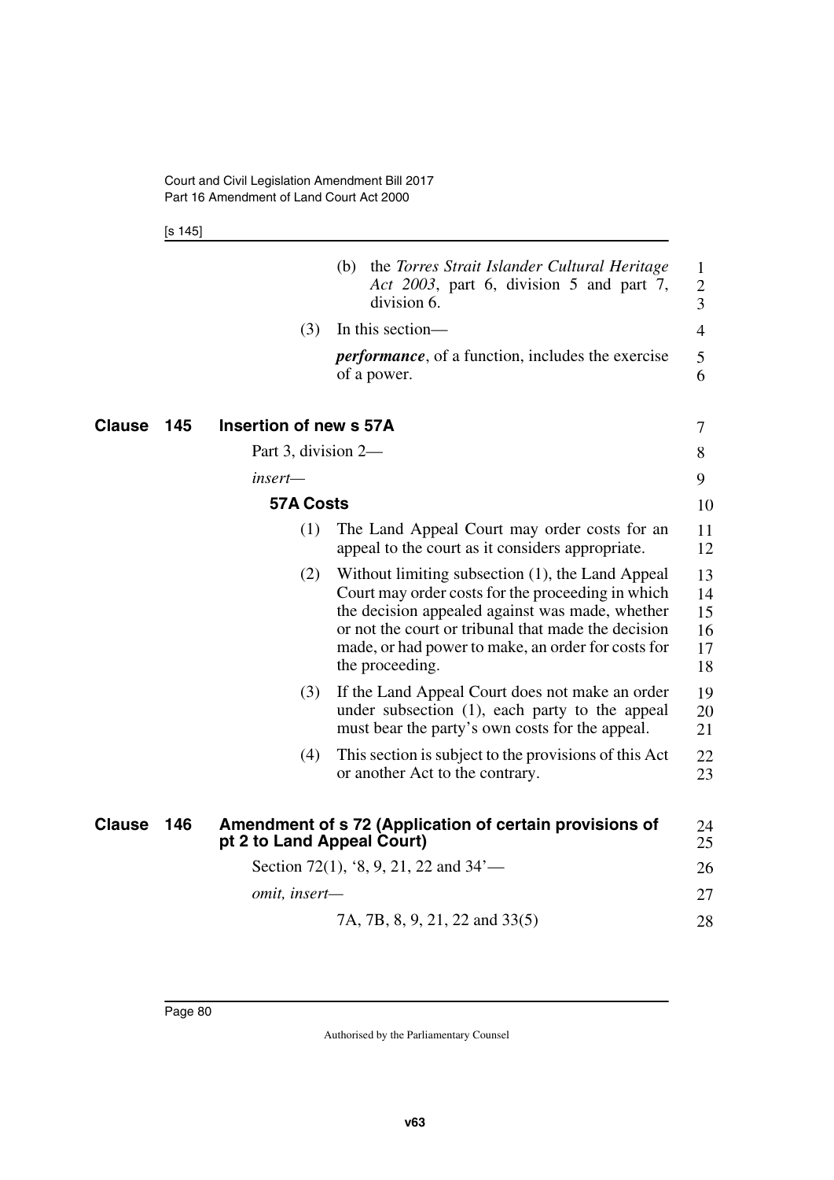(b) the *Torres Strait Islander Cultural Heritage Act 2003*, part 6, division 5 and part 7, division 6.

(3) In this section—

***performance***, of a function, includes the exercise of a power.

## Clause 145 Insertion of new s 57A

Part 3, division 2—

*insert—*

### 57A Costs

(1) The Land Appeal Court may order costs for an appeal to the court as it considers appropriate.

(2) Without limiting subsection (1), the Land Appeal Court may order costs for the proceeding in which the decision appealed against was made, whether or not the court or tribunal that made the decision made, or had power to make, an order for costs for the proceeding.

(3) If the Land Appeal Court does not make an order under subsection (1), each party to the appeal must bear the party's own costs for the appeal.

(4) This section is subject to the provisions of this Act or another Act to the contrary.

## Clause 146 Amendment of s 72 (Application of certain provisions of pt 2 to Land Appeal Court)

Section 72(1), '8, 9, 21, 22 and 34'—

*omit, insert—*

7A, 7B, 8, 9, 21, 22 and 33(5)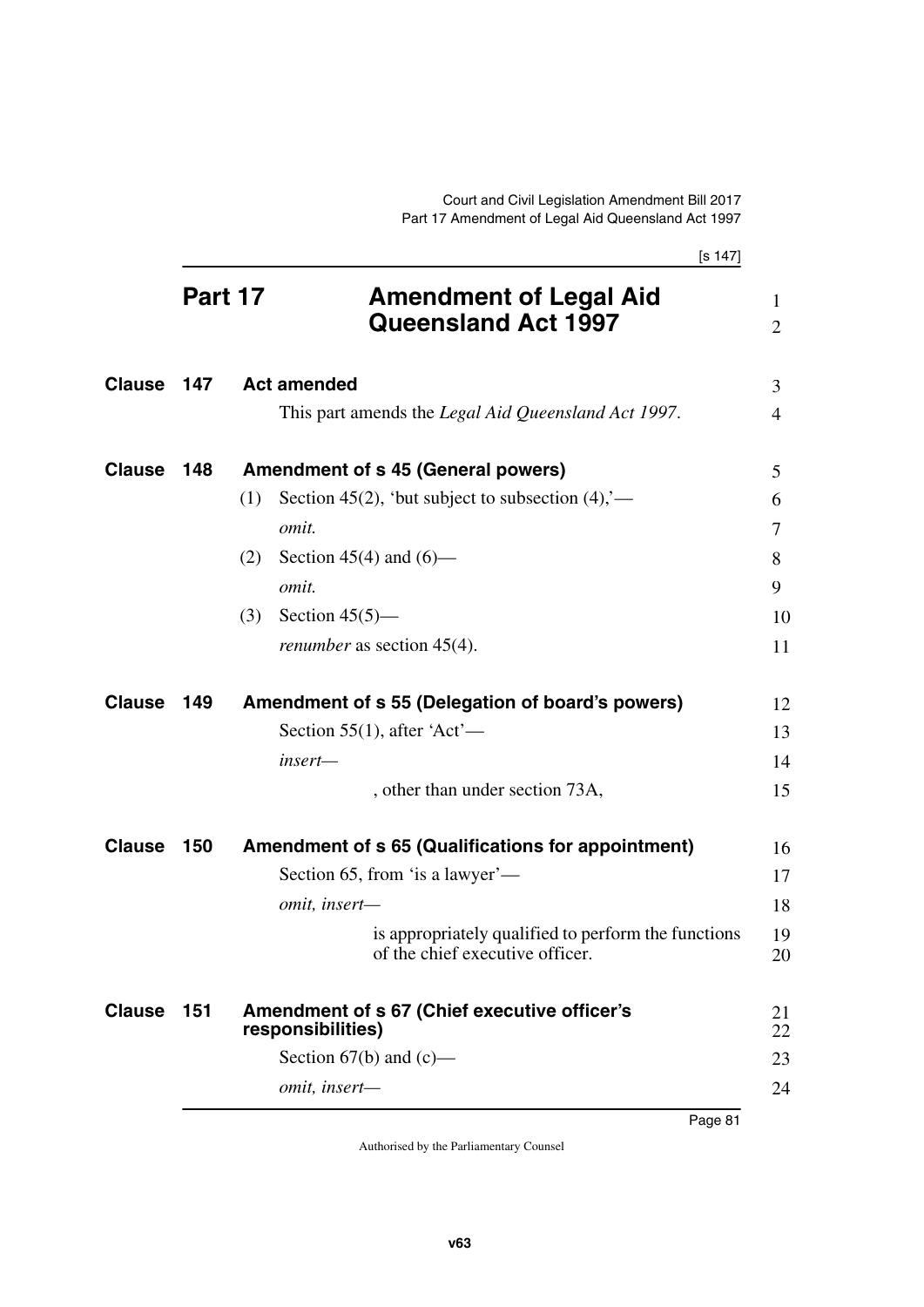# Part 17 Amendment of Legal Aid Queensland Act 1997

## Clause 147 Act amended

This part amends the *Legal Aid Queensland Act 1997*.

## Clause 148 Amendment of s 45 (General powers)

(1) Section 45(2), 'but subject to subsection (4),'—

*omit.*

(2) Section 45(4) and (6)—

*omit.*

(3) Section 45(5)—

*renumber* as section 45(4).

## Clause 149 Amendment of s 55 (Delegation of board's powers)

Section 55(1), after 'Act'—

*insert—*

, other than under section 73A,

## Clause 150 Amendment of s 65 (Qualifications for appointment)

Section 65, from 'is a lawyer'—

*omit, insert—*

is appropriately qualified to perform the functions of the chief executive officer.

## Clause 151 Amendment of s 67 (Chief executive officer's responsibilities)

Section 67(b) and (c)—

*omit, insert—*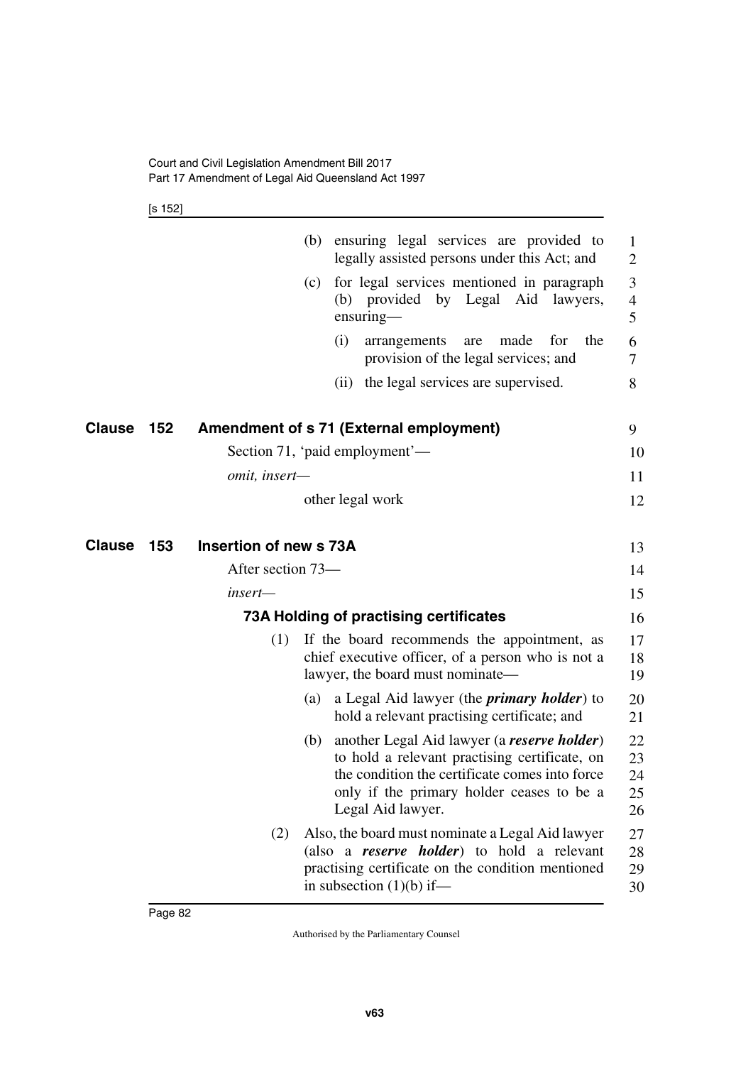(b) ensuring legal services are provided to legally assisted persons under this Act; and

(c) for legal services mentioned in paragraph (b) provided by Legal Aid lawyers, ensuring—

(i) arrangements are made for the provision of the legal services; and

(ii) the legal services are supervised.

## Clause 152 Amendment of s 71 (External employment)

Section 71, 'paid employment'—

*omit, insert—*

other legal work

## Clause 153 Insertion of new s 73A

After section 73—

*insert—*

### 73A Holding of practising certificates

(1) If the board recommends the appointment, as chief executive officer, of a person who is not a lawyer, the board must nominate—

(a) a Legal Aid lawyer (the ***primary holder***) to hold a relevant practising certificate; and

(b) another Legal Aid lawyer (a ***reserve holder***) to hold a relevant practising certificate, on the condition the certificate comes into force only if the primary holder ceases to be a Legal Aid lawyer.

(2) Also, the board must nominate a Legal Aid lawyer (also a ***reserve holder***) to hold a relevant practising certificate on the condition mentioned in subsection (1)(b) if—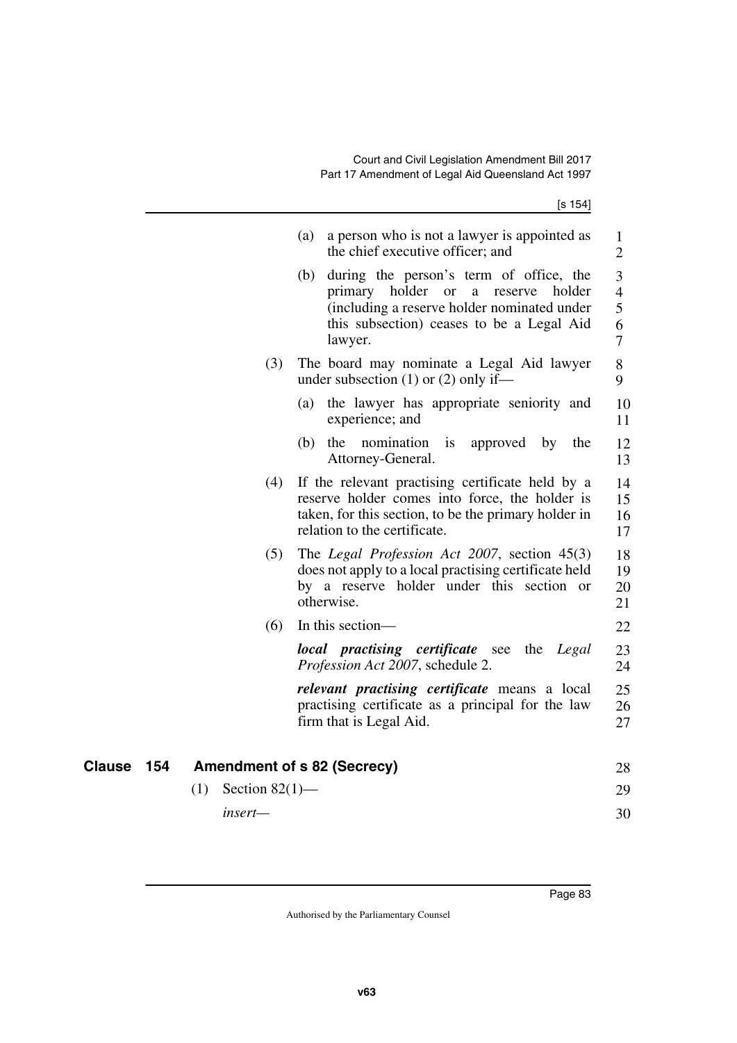(a) a person who is not a lawyer is appointed as the chief executive officer; and

(b) during the person's term of office, the primary holder or a reserve holder (including a reserve holder nominated under this subsection) ceases to be a Legal Aid lawyer.

(3) The board may nominate a Legal Aid lawyer under subsection (1) or (2) only if—

(a) the lawyer has appropriate seniority and experience; and

(b) the nomination is approved by the Attorney-General.

(4) If the relevant practising certificate held by a reserve holder comes into force, the holder is taken, for this section, to be the primary holder in relation to the certificate.

(5) The *Legal Profession Act 2007*, section 45(3) does not apply to a local practising certificate held by a reserve holder under this section or otherwise.

(6) In this section—

***local practising certificate*** see the *Legal Profession Act 2007*, schedule 2.

***relevant practising certificate*** means a local practising certificate as a principal for the law firm that is Legal Aid.

## Clause 154 Amendment of s 82 (Secrecy)

(1) Section 82(1)—

*insert*—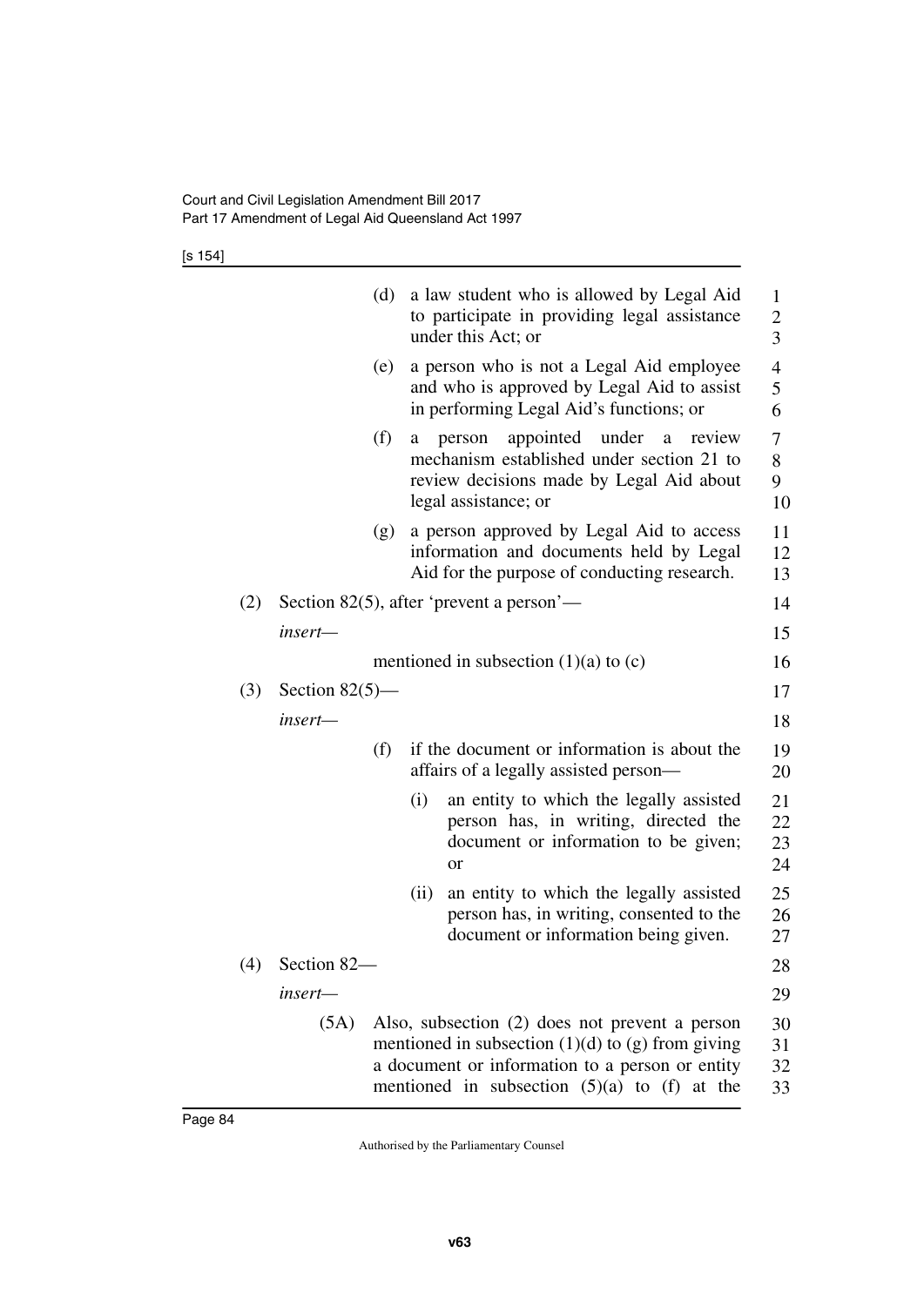(d) a law student who is allowed by Legal Aid to participate in providing legal assistance under this Act; or

(e) a person who is not a Legal Aid employee and who is approved by Legal Aid to assist in performing Legal Aid's functions; or

(f) a person appointed under a review mechanism established under section 21 to review decisions made by Legal Aid about legal assistance; or

(g) a person approved by Legal Aid to access information and documents held by Legal Aid for the purpose of conducting research.

(2) Section 82(5), after 'prevent a person'—

*insert*—

mentioned in subsection (1)(a) to (c)

(3) Section 82(5)—

*insert*—

(f) if the document or information is about the affairs of a legally assisted person—

(i) an entity to which the legally assisted person has, in writing, directed the document or information to be given; or

(ii) an entity to which the legally assisted person has, in writing, consented to the document or information being given.

(4) Section 82—

*insert*—

(5A) Also, subsection (2) does not prevent a person mentioned in subsection (1)(d) to (g) from giving a document or information to a person or entity mentioned in subsection (5)(a) to (f) at the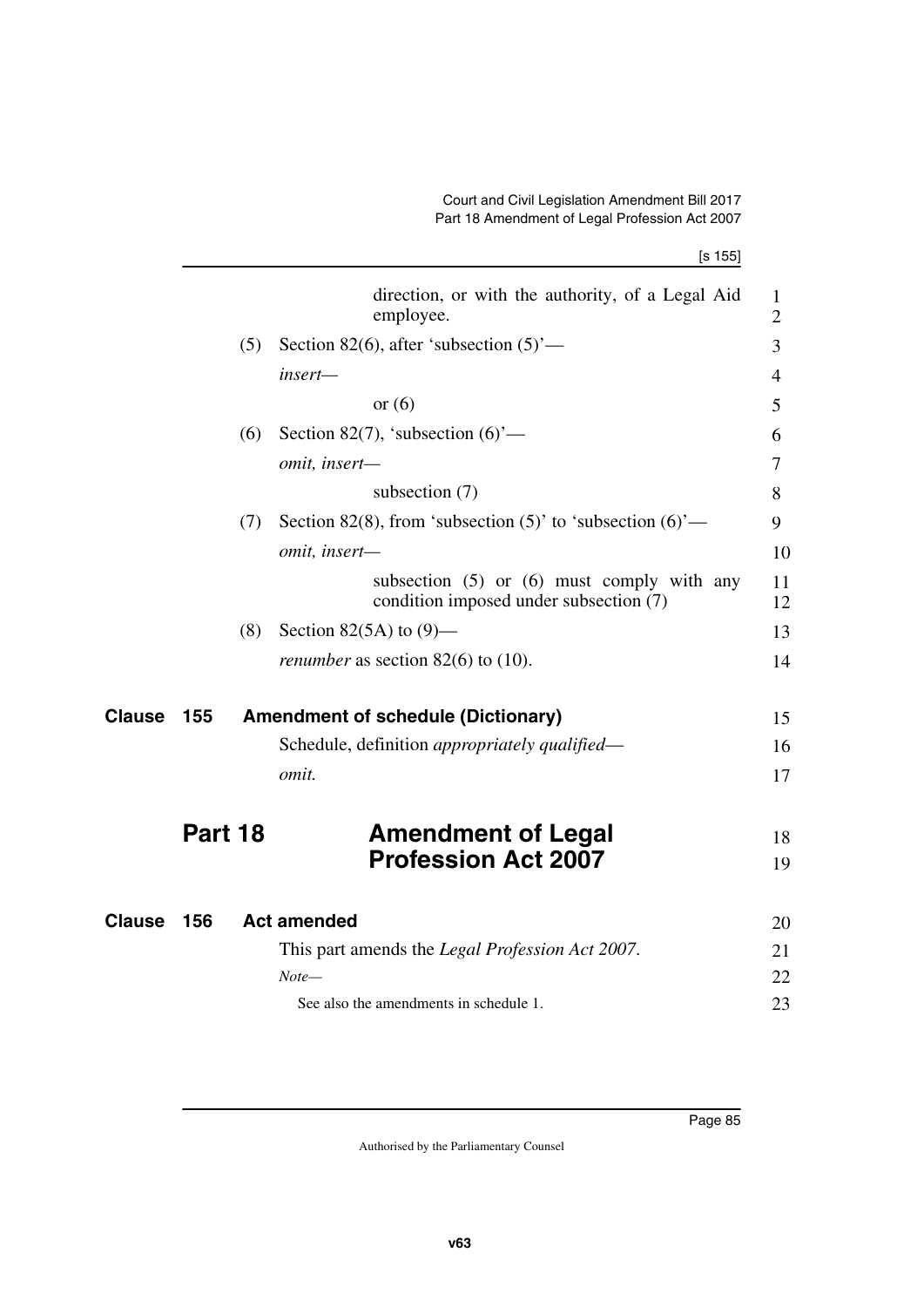direction, or with the authority, of a Legal Aid employee.

(5) Section 82(6), after 'subsection (5)'—

*insert—*

or (6)

(6) Section 82(7), 'subsection (6)'—

*omit, insert—*

subsection (7)

(7) Section 82(8), from 'subsection (5)' to 'subsection (6)'—

*omit, insert—*

subsection (5) or (6) must comply with any condition imposed under subsection (7)

(8) Section 82(5A) to (9)—

*renumber* as section 82(6) to (10).

### Clause 155 Amendment of schedule (Dictionary)

Schedule, definition *appropriately qualified*—

*omit.*

## Part 18 Amendment of Legal Profession Act 2007

### Clause 156 Act amended

This part amends the *Legal Profession Act 2007*.

*Note—*

See also the amendments in schedule 1.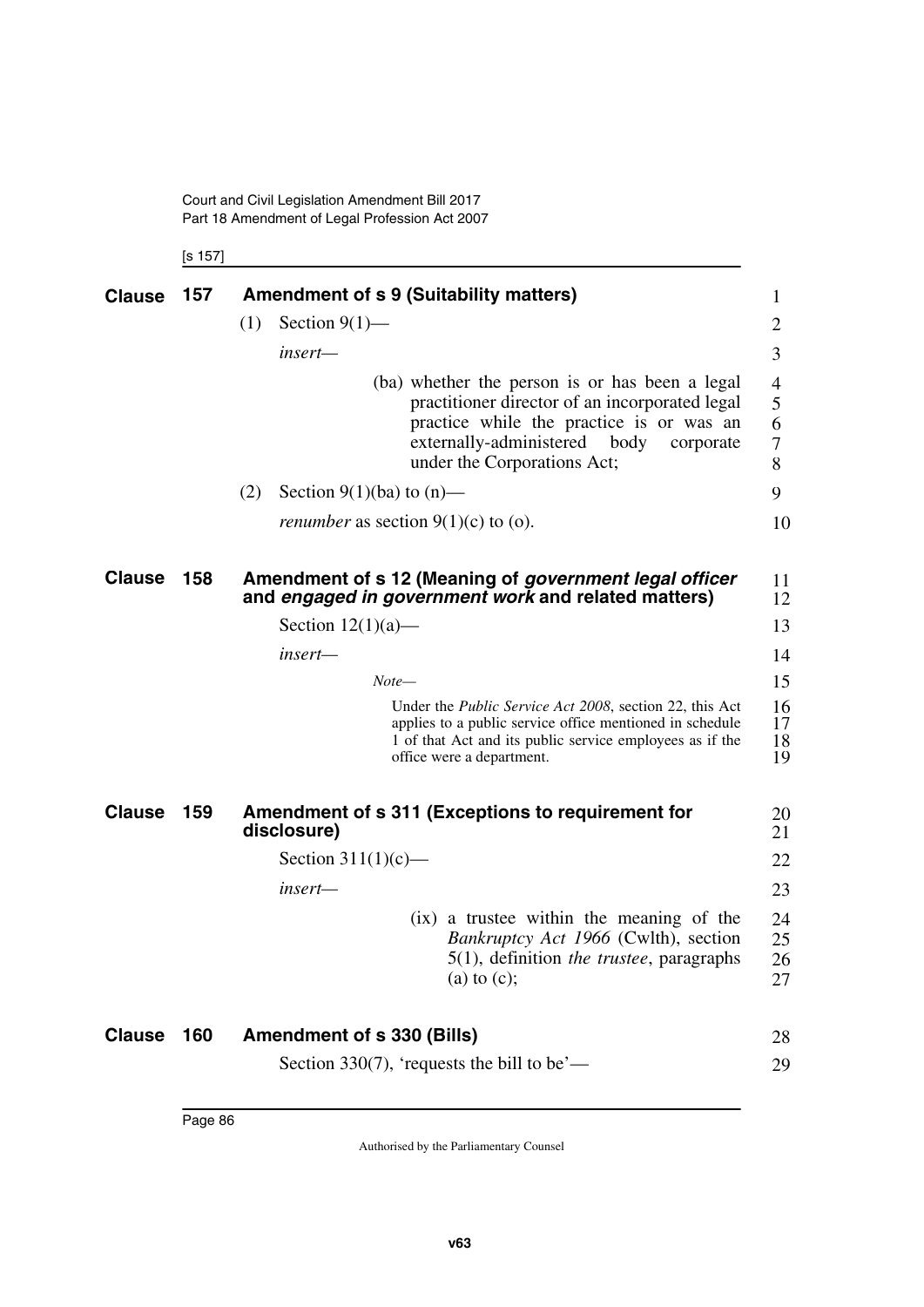**Clause 157 Amendment of s 9 (Suitability matters)**

(1) Section 9(1)—

*insert*—

(ba) whether the person is or has been a legal practitioner director of an incorporated legal practice while the practice is or was an externally-administered body corporate under the Corporations Act;

(2) Section 9(1)(ba) to (n)—

*renumber* as section 9(1)(c) to (o).

**Clause 158 Amendment of s 12 (Meaning of *government legal officer* and *engaged in government work* and related matters)**

Section 12(1)(a)—

*insert*—

*Note*—

Under the *Public Service Act 2008*, section 22, this Act applies to a public service office mentioned in schedule 1 of that Act and its public service employees as if the office were a department.

**Clause 159 Amendment of s 311 (Exceptions to requirement for disclosure)**

Section 311(1)(c)—

*insert*—

(ix) a trustee within the meaning of the *Bankruptcy Act 1966* (Cwlth), section 5(1), definition *the trustee*, paragraphs (a) to (c);

**Clause 160 Amendment of s 330 (Bills)**

Section 330(7), 'requests the bill to be'—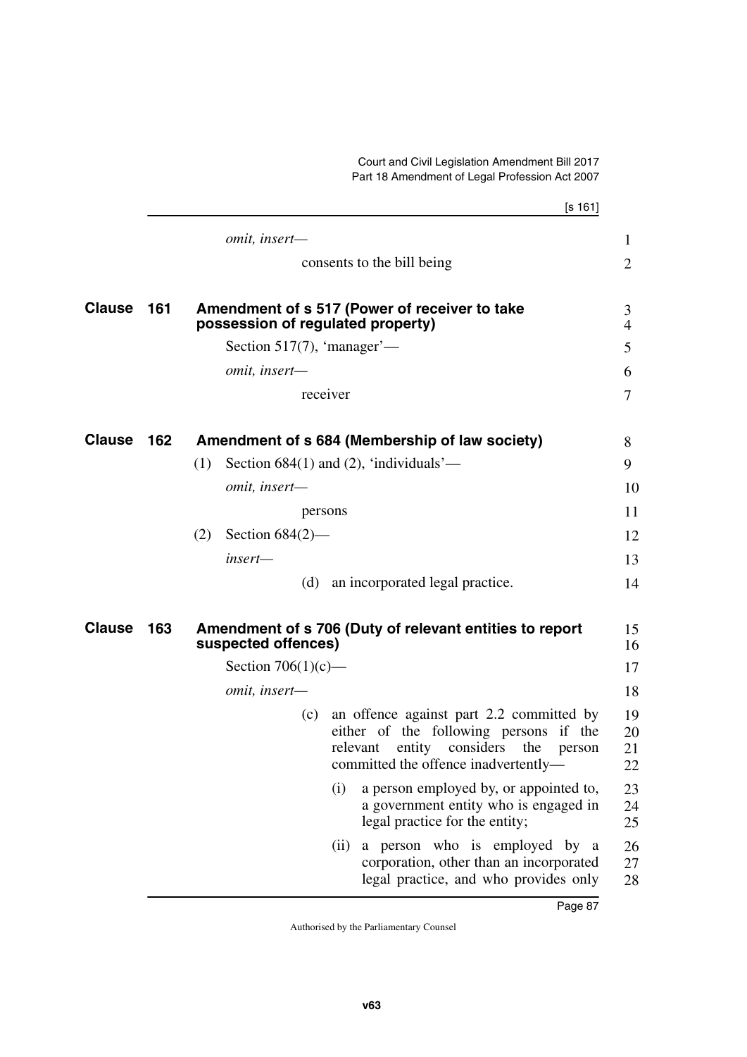*omit, insert—*

consents to the bill being

## Clause 161 Amendment of s 517 (Power of receiver to take possession of regulated property)

Section 517(7), 'manager'—

*omit, insert—*

receiver

## Clause 162 Amendment of s 684 (Membership of law society)

(1) Section 684(1) and (2), 'individuals'—

*omit, insert—*

persons

(2) Section 684(2)—

*insert—*

(d) an incorporated legal practice.

## Clause 163 Amendment of s 706 (Duty of relevant entities to report suspected offences)

Section 706(1)(c)—

*omit, insert—*

(c) an offence against part 2.2 committed by either of the following persons if the relevant entity considers the person committed the offence inadvertently—

(i) a person employed by, or appointed to, a government entity who is engaged in legal practice for the entity;

(ii) a person who is employed by a corporation, other than an incorporated legal practice, and who provides only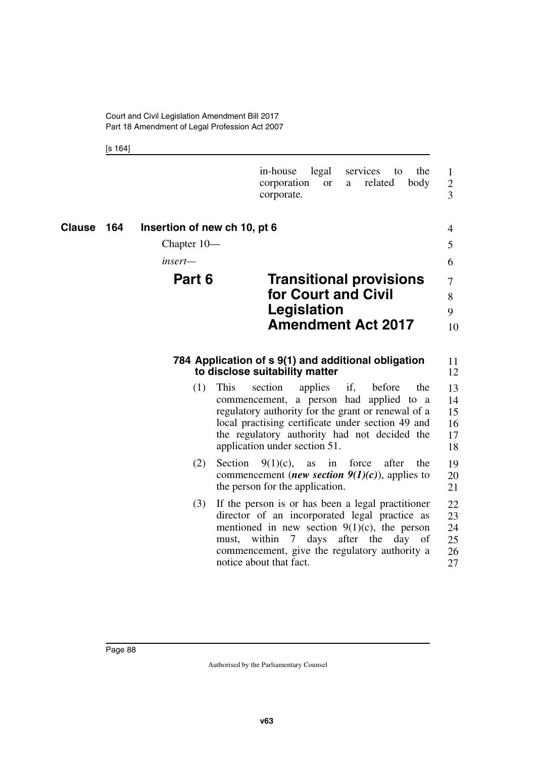in-house legal services to the corporation or a related body corporate.

## Clause 164 Insertion of new ch 10, pt 6

Chapter 10—

*insert*—

# Part 6 Transitional provisions for Court and Civil Legislation Amendment Act 2017

### 784 Application of s 9(1) and additional obligation to disclose suitability matter

(1) This section applies if, before the commencement, a person had applied to a regulatory authority for the grant or renewal of a local practising certificate under section 49 and the regulatory authority had not decided the application under section 51.

(2) Section 9(1)(c), as in force after the commencement (***new section 9(1)(c)***), applies to the person for the application.

(3) If the person is or has been a legal practitioner director of an incorporated legal practice as mentioned in new section 9(1)(c), the person must, within 7 days after the day of commencement, give the regulatory authority a notice about that fact.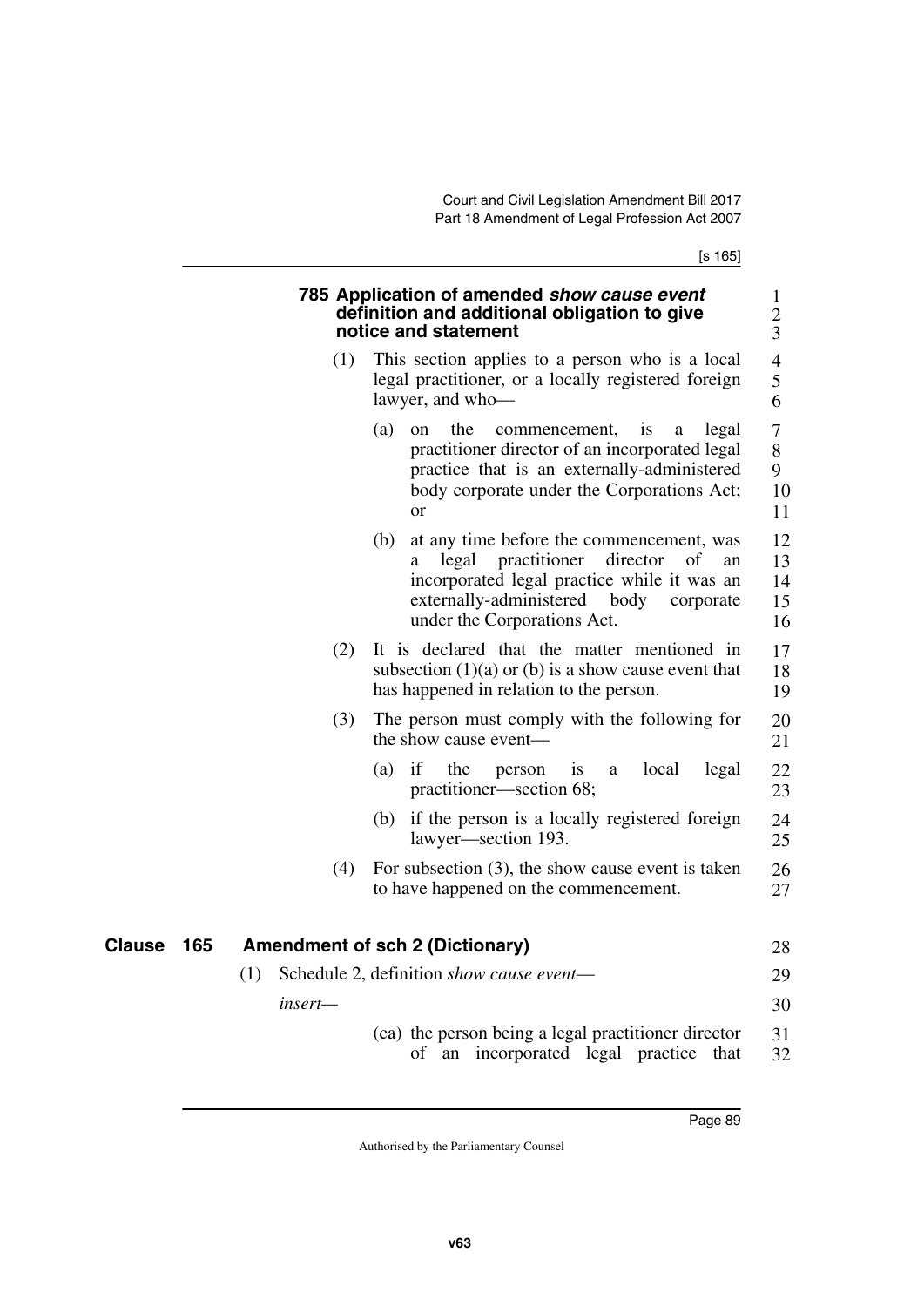### 785 Application of amended *show cause event* definition and additional obligation to give notice and statement

(1) This section applies to a person who is a local legal practitioner, or a locally registered foreign lawyer, and who—

(a) on the commencement, is a legal practitioner director of an incorporated legal practice that is an externally-administered body corporate under the Corporations Act; or

(b) at any time before the commencement, was a legal practitioner director of an incorporated legal practice while it was an externally-administered body corporate under the Corporations Act.

(2) It is declared that the matter mentioned in subsection (1)(a) or (b) is a show cause event that has happened in relation to the person.

(3) The person must comply with the following for the show cause event—

(a) if the person is a local legal practitioner—section 68;

(b) if the person is a locally registered foreign lawyer—section 193.

(4) For subsection (3), the show cause event is taken to have happened on the commencement.

## Clause 165 Amendment of sch 2 (Dictionary)

(1) Schedule 2, definition *show cause event*—

*insert*—

(ca) the person being a legal practitioner director of an incorporated legal practice that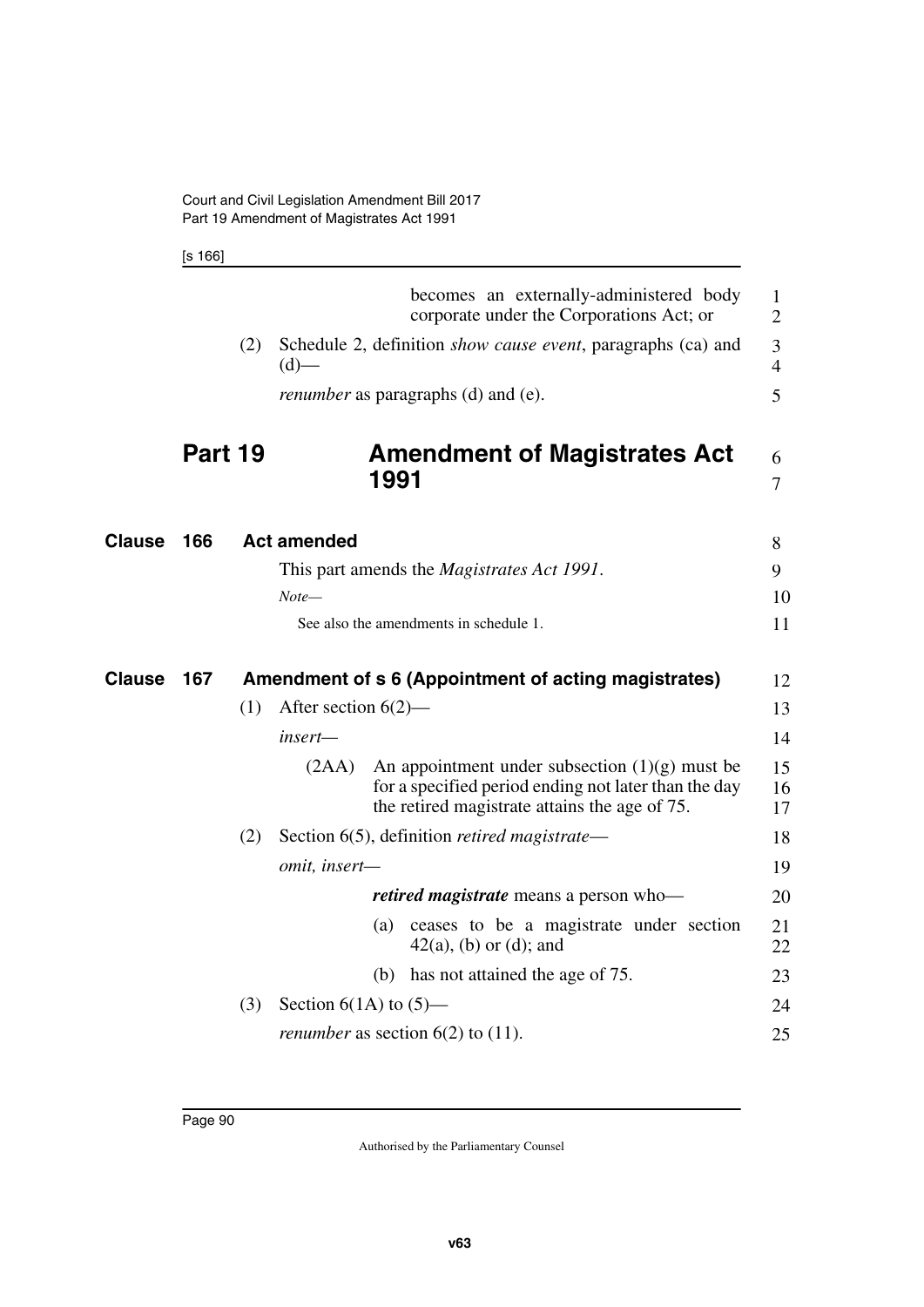becomes an externally-administered body corporate under the Corporations Act; or

(2) Schedule 2, definition *show cause event*, paragraphs (ca) and (d)—

*renumber* as paragraphs (d) and (e).

# Part 19 Amendment of Magistrates Act 1991

## Clause 166 Act amended

This part amends the *Magistrates Act 1991*.

*Note—*

See also the amendments in schedule 1.

## Clause 167 Amendment of s 6 (Appointment of acting magistrates)

(1) After section 6(2)—

*insert—*

(2AA) An appointment under subsection (1)(g) must be for a specified period ending not later than the day the retired magistrate attains the age of 75.

(2) Section 6(5), definition *retired magistrate*—

*omit, insert—*

***retired magistrate*** means a person who—

(a) ceases to be a magistrate under section 42(a), (b) or (d); and

(b) has not attained the age of 75.

(3) Section 6(1A) to (5)—

*renumber* as section 6(2) to (11).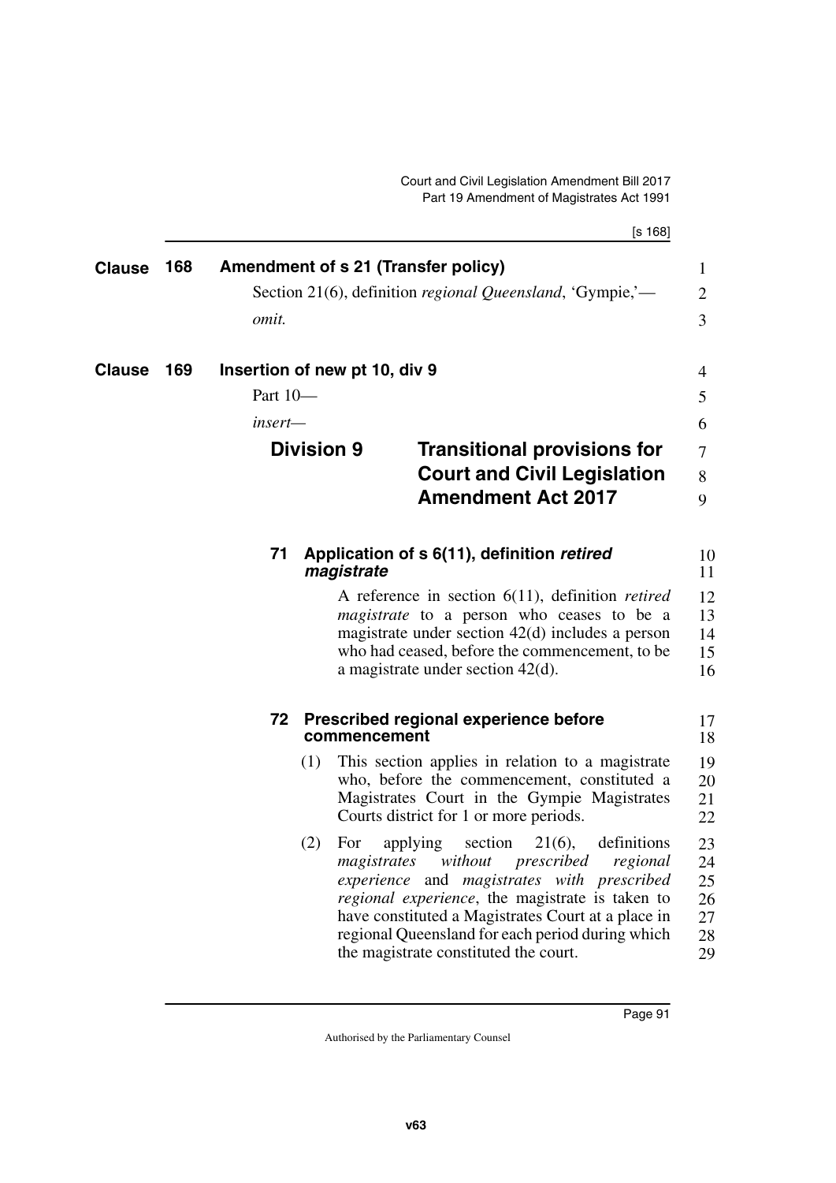**Clause 168 Amendment of s 21 (Transfer policy)**

Section 21(6), definition *regional Queensland*, 'Gympie,'—

*omit.*

**Clause 169 Insertion of new pt 10, div 9**

Part 10—

*insert*—

## Division 9 Transitional provisions for Court and Civil Legislation Amendment Act 2017

### 71 Application of s 6(11), definition *retired magistrate*

A reference in section 6(11), definition *retired magistrate* to a person who ceases to be a magistrate under section 42(d) includes a person who had ceased, before the commencement, to be a magistrate under section 42(d).

### 72 Prescribed regional experience before commencement

(1) This section applies in relation to a magistrate who, before the commencement, constituted a Magistrates Court in the Gympie Magistrates Courts district for 1 or more periods.

(2) For applying section 21(6), definitions *magistrates without prescribed regional experience* and *magistrates with prescribed regional experience*, the magistrate is taken to have constituted a Magistrates Court at a place in regional Queensland for each period during which the magistrate constituted the court.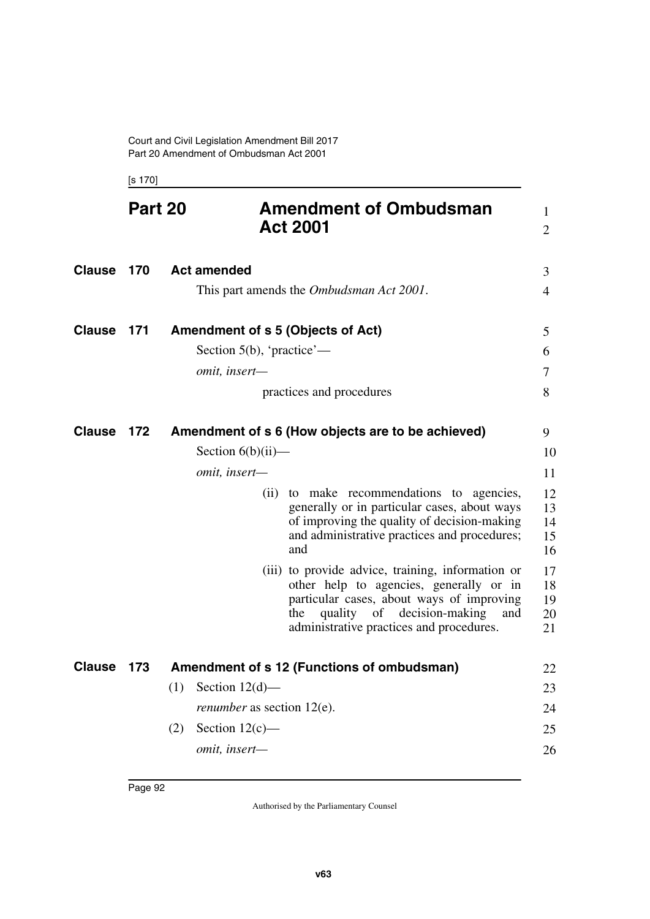# Part 20 Amendment of Ombudsman Act 2001

## Clause 170 Act amended

This part amends the *Ombudsman Act 2001*.

## Clause 171 Amendment of s 5 (Objects of Act)

Section 5(b), 'practice'—

*omit, insert—*

practices and procedures

## Clause 172 Amendment of s 6 (How objects are to be achieved)

Section 6(b)(ii)—

*omit, insert—*

(ii) to make recommendations to agencies, generally or in particular cases, about ways of improving the quality of decision-making and administrative practices and procedures; and

(iii) to provide advice, training, information or other help to agencies, generally or in particular cases, about ways of improving the quality of decision-making and administrative practices and procedures.

## Clause 173 Amendment of s 12 (Functions of ombudsman)

(1) Section 12(d)—

*renumber* as section 12(e).

(2) Section 12(c)—

*omit, insert—*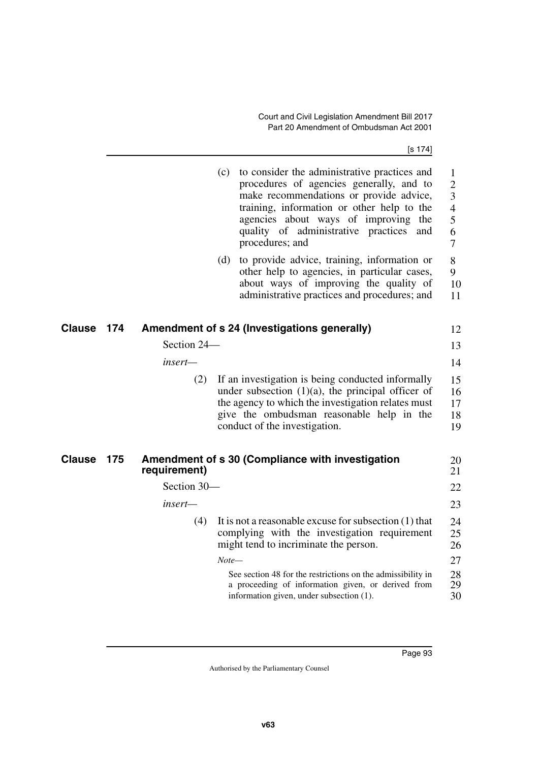(c) to consider the administrative practices and procedures of agencies generally, and to make recommendations or provide advice, training, information or other help to the agencies about ways of improving the quality of administrative practices and procedures; and

(d) to provide advice, training, information or other help to agencies, in particular cases, about ways of improving the quality of administrative practices and procedures; and

## Clause 174 Amendment of s 24 (Investigations generally)

Section 24—

*insert*—

(2) If an investigation is being conducted informally under subsection (1)(a), the principal officer of the agency to which the investigation relates must give the ombudsman reasonable help in the conduct of the investigation.

## Clause 175 Amendment of s 30 (Compliance with investigation requirement)

Section 30—

*insert*—

(4) It is not a reasonable excuse for subsection (1) that complying with the investigation requirement might tend to incriminate the person.

*Note*—

See section 48 for the restrictions on the admissibility in a proceeding of information given, or derived from information given, under subsection (1).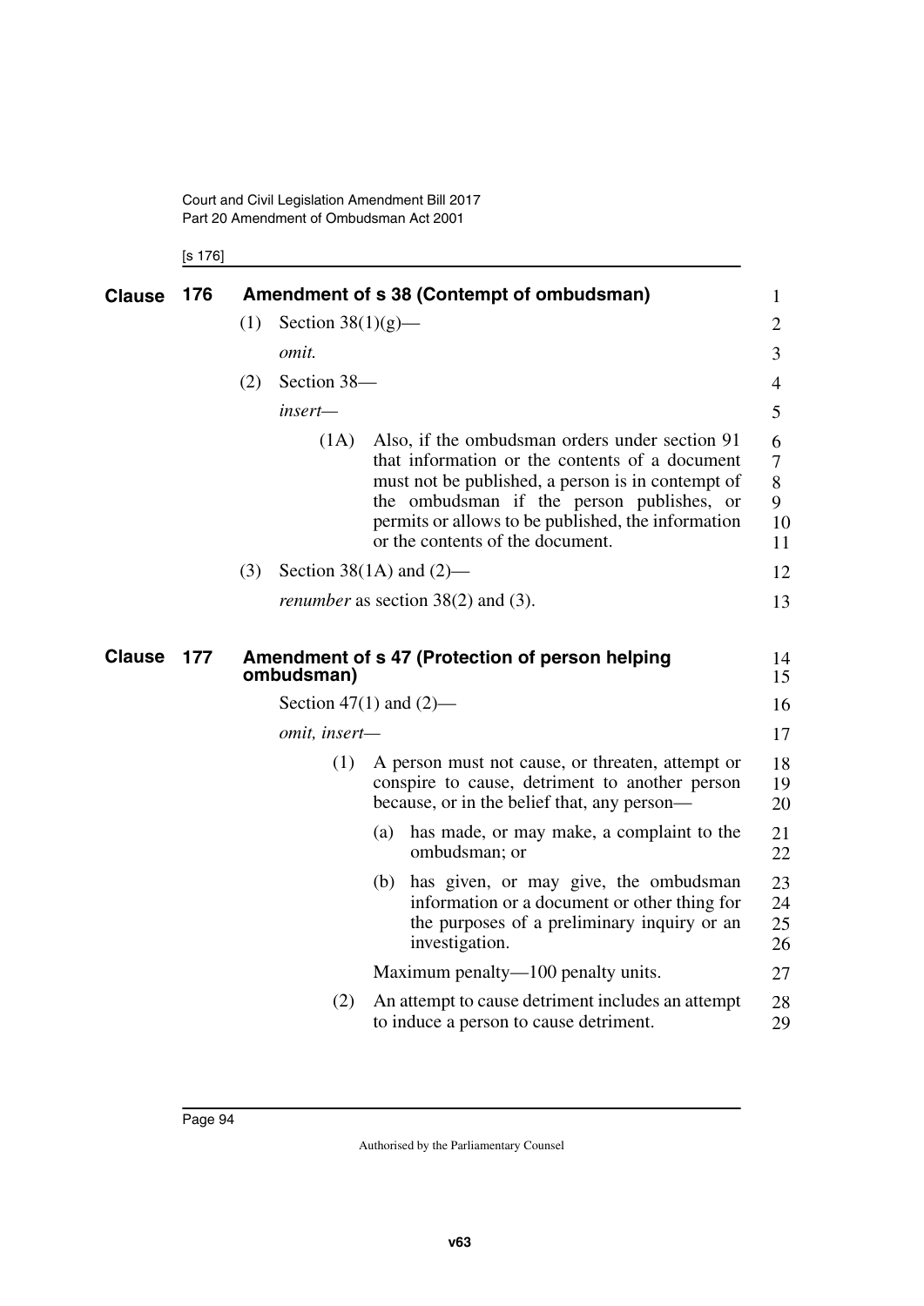## Clause 176 Amendment of s 38 (Contempt of ombudsman)

(1) Section 38(1)(g)—

*omit.*

(2) Section 38—

*insert—*

(1A) Also, if the ombudsman orders under section 91 that information or the contents of a document must not be published, a person is in contempt of the ombudsman if the person publishes, or permits or allows to be published, the information or the contents of the document.

(3) Section 38(1A) and (2)—

*renumber* as section 38(2) and (3).

## Clause 177 Amendment of s 47 (Protection of person helping ombudsman)

Section 47(1) and (2)—

*omit, insert—*

(1) A person must not cause, or threaten, attempt or conspire to cause, detriment to another person because, or in the belief that, any person—

(a) has made, or may make, a complaint to the ombudsman; or

(b) has given, or may give, the ombudsman information or a document or other thing for the purposes of a preliminary inquiry or an investigation.

Maximum penalty—100 penalty units.

(2) An attempt to cause detriment includes an attempt to induce a person to cause detriment.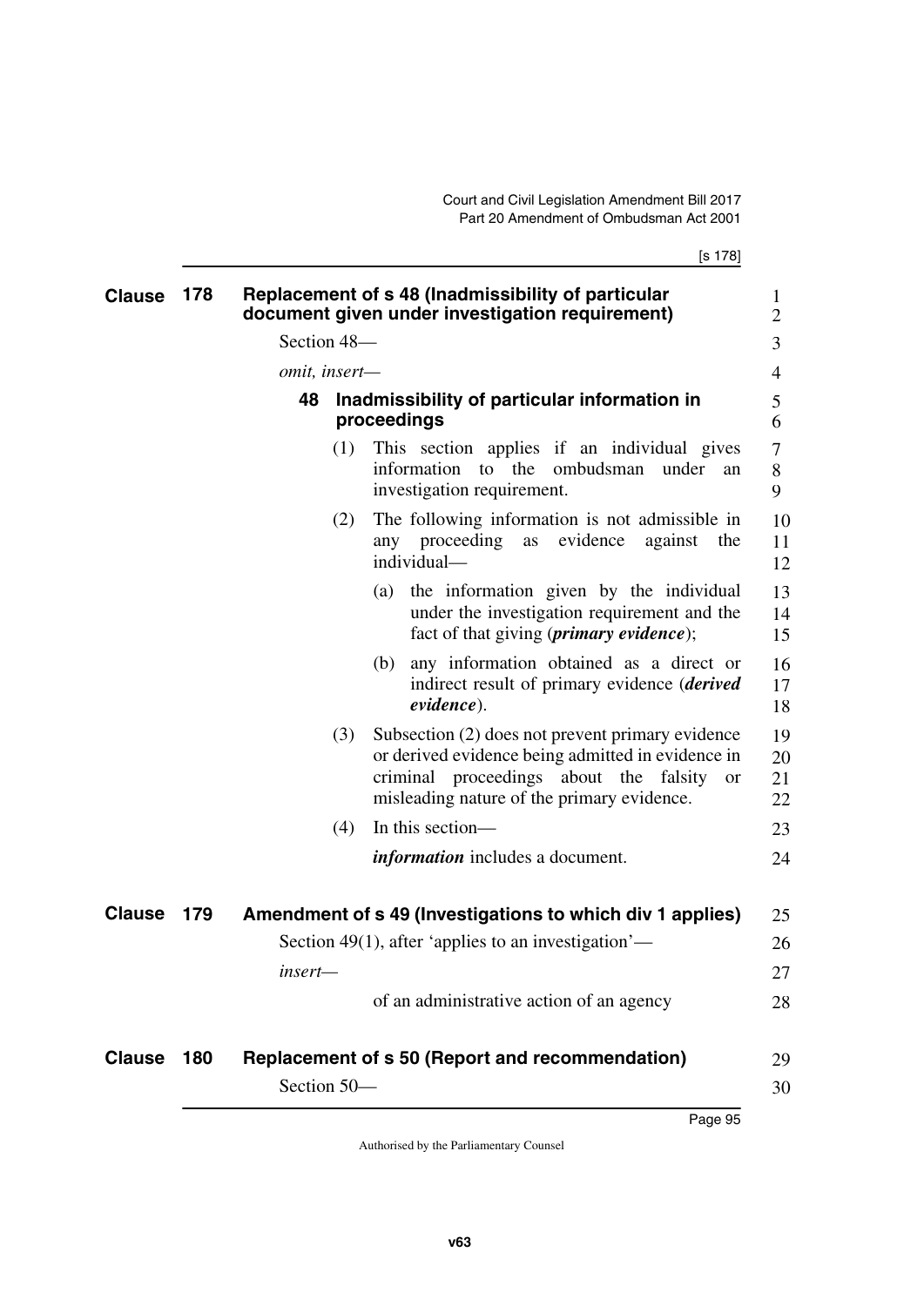## Clause 178 Replacement of s 48 (Inadmissibility of particular document given under investigation requirement)

Section 48—

*omit, insert—*

### 48 Inadmissibility of particular information in proceedings

(1) This section applies if an individual gives information to the ombudsman under an investigation requirement.

(2) The following information is not admissible in any proceeding as evidence against the individual—

(a) the information given by the individual under the investigation requirement and the fact of that giving (***primary evidence***);

(b) any information obtained as a direct or indirect result of primary evidence (***derived evidence***).

(3) Subsection (2) does not prevent primary evidence or derived evidence being admitted in evidence in criminal proceedings about the falsity or misleading nature of the primary evidence.

(4) In this section—

***information*** includes a document.

## Clause 179 Amendment of s 49 (Investigations to which div 1 applies)

Section 49(1), after 'applies to an investigation'—

*insert—*

of an administrative action of an agency

## Clause 180 Replacement of s 50 (Report and recommendation)

Section 50—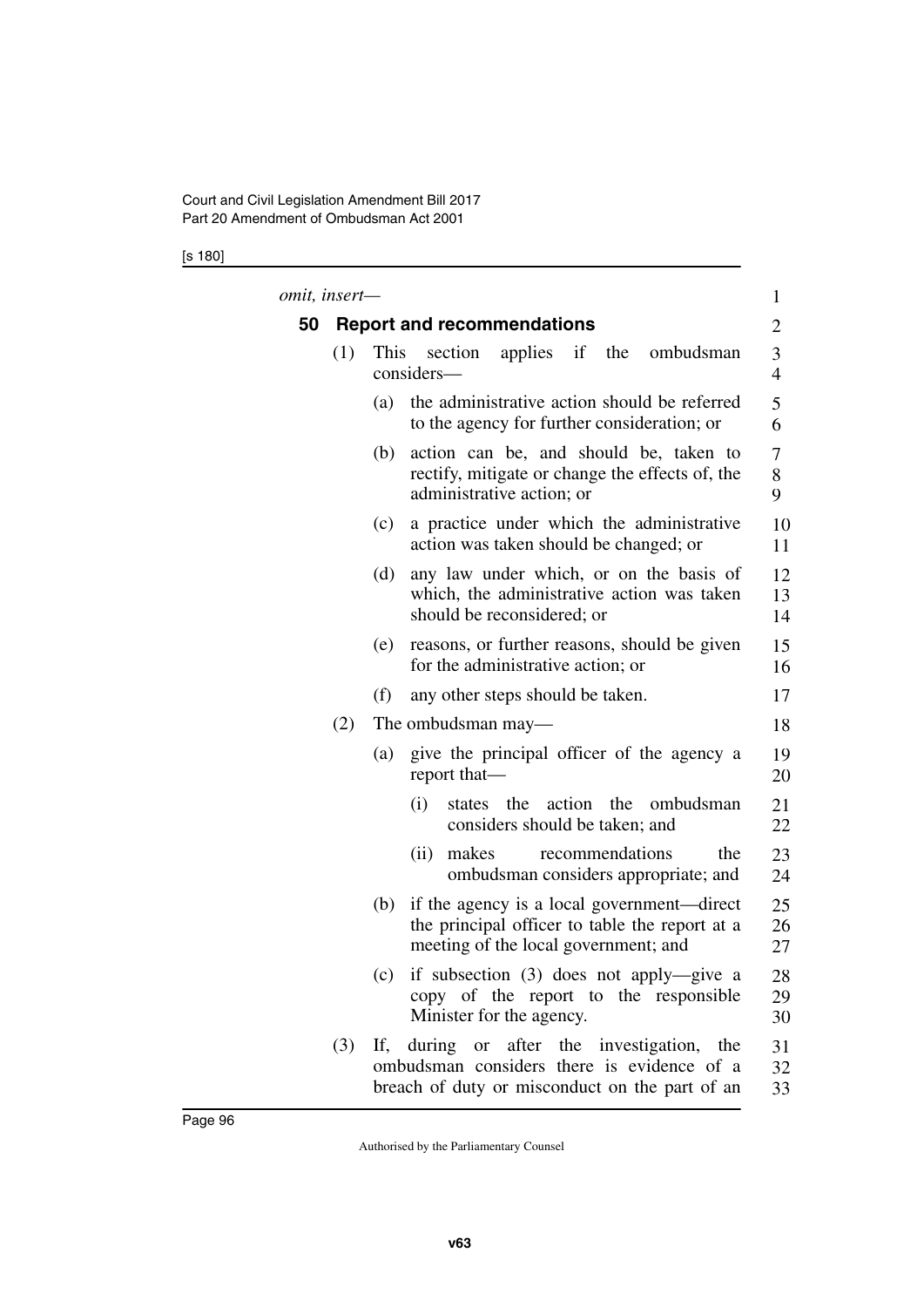*omit, insert—*

## 50 Report and recommendations

(1) This section applies if the ombudsman considers—

(a) the administrative action should be referred to the agency for further consideration; or

(b) action can be, and should be, taken to rectify, mitigate or change the effects of, the administrative action; or

(c) a practice under which the administrative action was taken should be changed; or

(d) any law under which, or on the basis of which, the administrative action was taken should be reconsidered; or

(e) reasons, or further reasons, should be given for the administrative action; or

(f) any other steps should be taken.

(2) The ombudsman may—

(a) give the principal officer of the agency a report that—

(i) states the action the ombudsman considers should be taken; and

(ii) makes recommendations the ombudsman considers appropriate; and

(b) if the agency is a local government—direct the principal officer to table the report at a meeting of the local government; and

(c) if subsection (3) does not apply—give a copy of the report to the responsible Minister for the agency.

(3) If, during or after the investigation, the ombudsman considers there is evidence of a breach of duty or misconduct on the part of an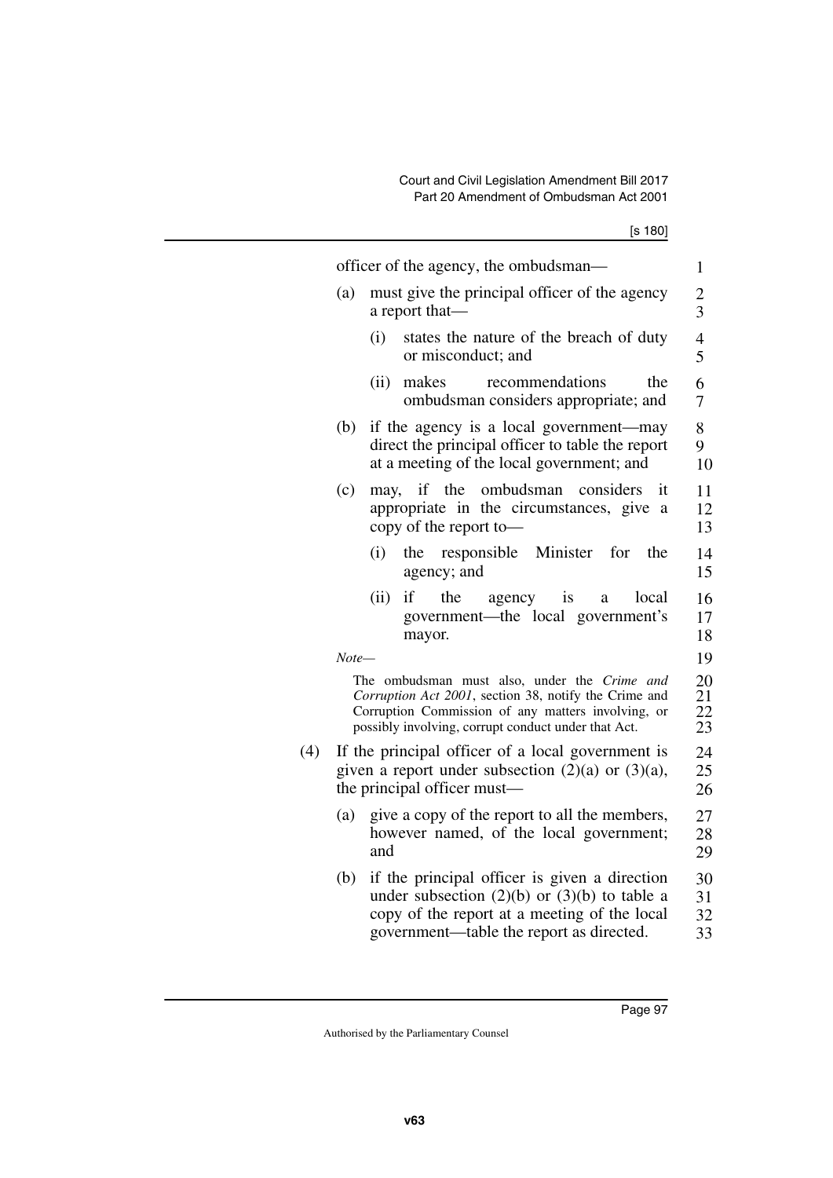officer of the agency, the ombudsman—

(a) must give the principal officer of the agency a report that—

  (i) states the nature of the breach of duty or misconduct; and

  (ii) makes recommendations the ombudsman considers appropriate; and

(b) if the agency is a local government—may direct the principal officer to table the report at a meeting of the local government; and

(c) may, if the ombudsman considers it appropriate in the circumstances, give a copy of the report to—

  (i) the responsible Minister for the agency; and

  (ii) if the agency is a local government—the local government's mayor.

*Note—*

The ombudsman must also, under the *Crime and Corruption Act 2001*, section 38, notify the Crime and Corruption Commission of any matters involving, or possibly involving, corrupt conduct under that Act.

(4) If the principal officer of a local government is given a report under subsection (2)(a) or (3)(a), the principal officer must—

(a) give a copy of the report to all the members, however named, of the local government; and

(b) if the principal officer is given a direction under subsection (2)(b) or (3)(b) to table a copy of the report at a meeting of the local government—table the report as directed.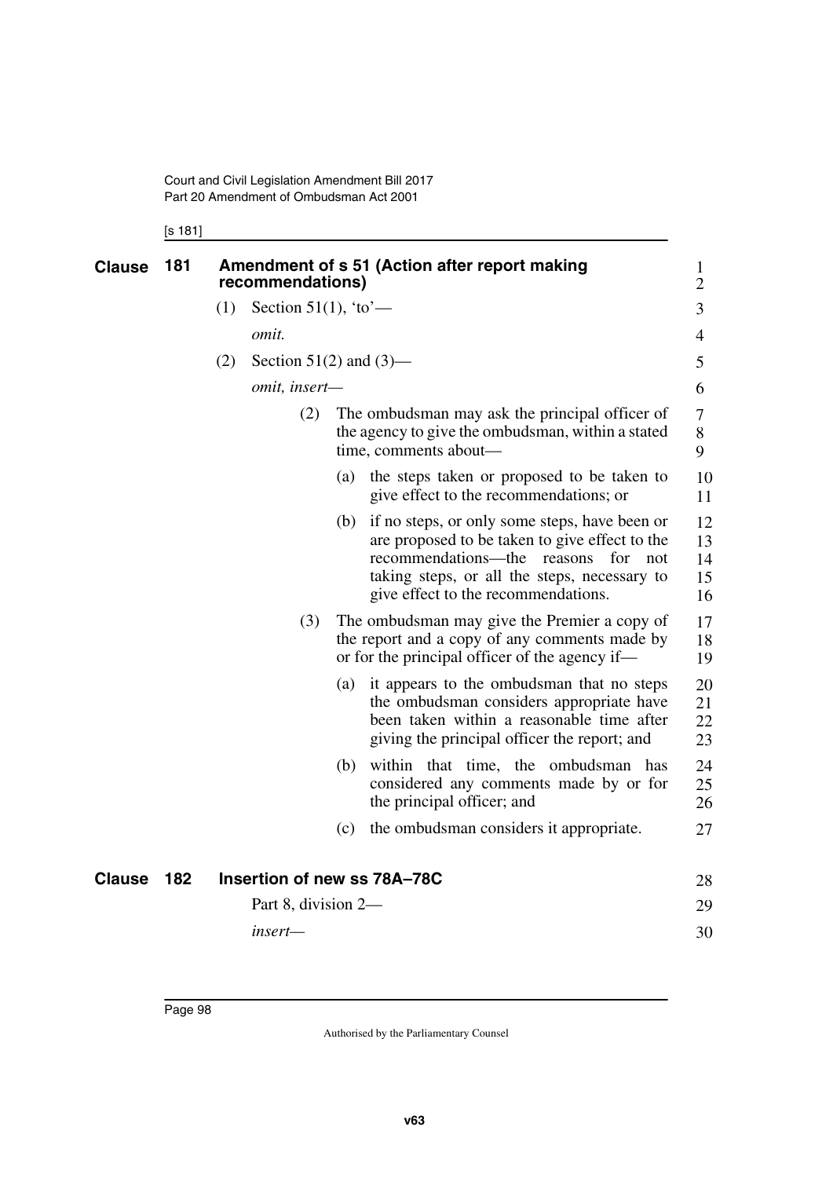## Clause 181 Amendment of s 51 (Action after report making recommendations)

(1) Section 51(1), 'to'—

*omit.*

(2) Section 51(2) and (3)—

*omit, insert—*

(2) The ombudsman may ask the principal officer of the agency to give the ombudsman, within a stated time, comments about—

(a) the steps taken or proposed to be taken to give effect to the recommendations; or

(b) if no steps, or only some steps, have been or are proposed to be taken to give effect to the recommendations—the reasons for not taking steps, or all the steps, necessary to give effect to the recommendations.

(3) The ombudsman may give the Premier a copy of the report and a copy of any comments made by or for the principal officer of the agency if—

(a) it appears to the ombudsman that no steps the ombudsman considers appropriate have been taken within a reasonable time after giving the principal officer the report; and

(b) within that time, the ombudsman has considered any comments made by or for the principal officer; and

(c) the ombudsman considers it appropriate.

## Clause 182 Insertion of new ss 78A–78C

Part 8, division 2—

*insert—*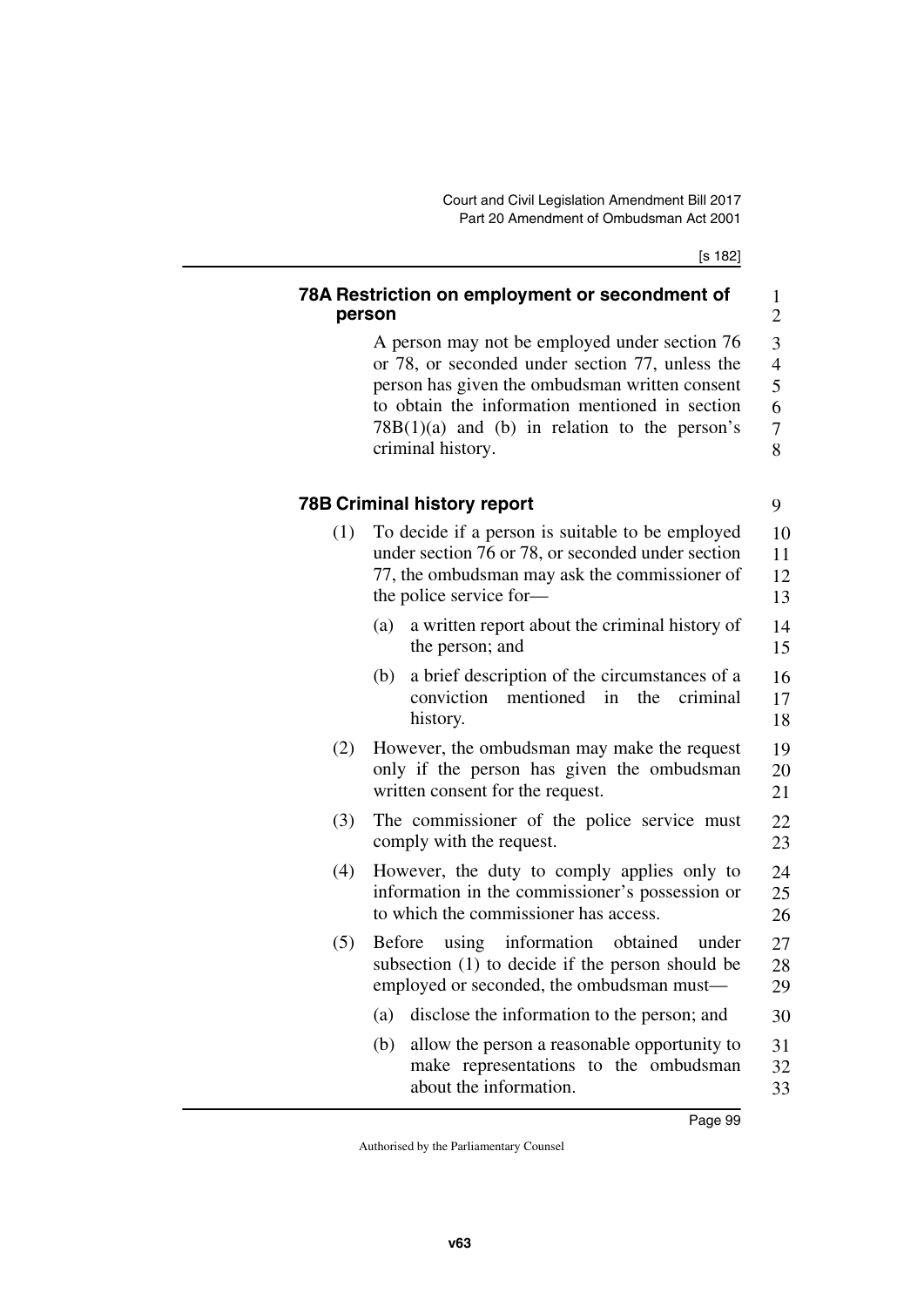## 78A Restriction on employment or secondment of person

A person may not be employed under section 76 or 78, or seconded under section 77, unless the person has given the ombudsman written consent to obtain the information mentioned in section 78B(1)(a) and (b) in relation to the person's criminal history.

## 78B Criminal history report

(1) To decide if a person is suitable to be employed under section 76 or 78, or seconded under section 77, the ombudsman may ask the commissioner of the police service for—

  (a) a written report about the criminal history of the person; and

  (b) a brief description of the circumstances of a conviction mentioned in the criminal history.

(2) However, the ombudsman may make the request only if the person has given the ombudsman written consent for the request.

(3) The commissioner of the police service must comply with the request.

(4) However, the duty to comply applies only to information in the commissioner's possession or to which the commissioner has access.

(5) Before using information obtained under subsection (1) to decide if the person should be employed or seconded, the ombudsman must—

  (a) disclose the information to the person; and

  (b) allow the person a reasonable opportunity to make representations to the ombudsman about the information.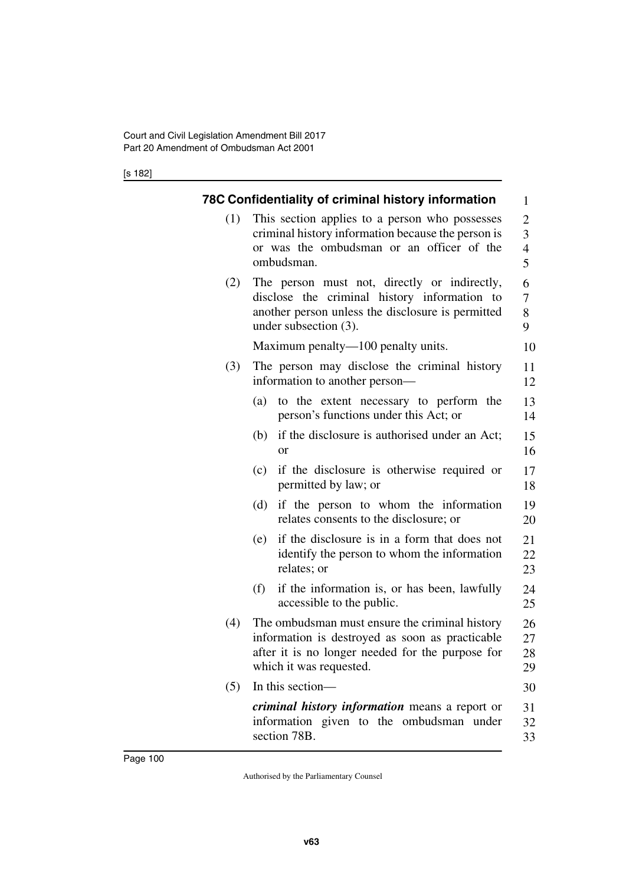#### 78C Confidentiality of criminal history information

(1) This section applies to a person who possesses criminal history information because the person is or was the ombudsman or an officer of the ombudsman.

(2) The person must not, directly or indirectly, disclose the criminal history information to another person unless the disclosure is permitted under subsection (3).

Maximum penalty—100 penalty units.

(3) The person may disclose the criminal history information to another person—

(a) to the extent necessary to perform the person's functions under this Act; or

(b) if the disclosure is authorised under an Act; or

(c) if the disclosure is otherwise required or permitted by law; or

(d) if the person to whom the information relates consents to the disclosure; or

(e) if the disclosure is in a form that does not identify the person to whom the information relates; or

(f) if the information is, or has been, lawfully accessible to the public.

(4) The ombudsman must ensure the criminal history information is destroyed as soon as practicable after it is no longer needed for the purpose for which it was requested.

(5) In this section—

***criminal history information*** means a report or information given to the ombudsman under section 78B.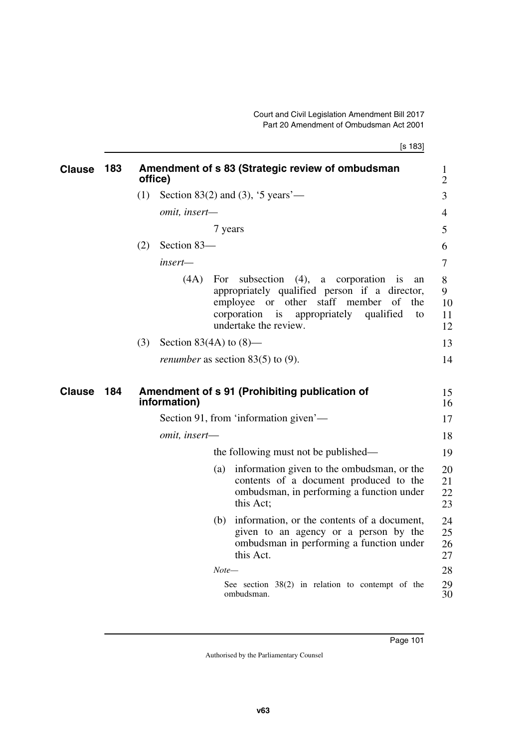## Clause 183 Amendment of s 83 (Strategic review of ombudsman office)

(1) Section 83(2) and (3), '5 years'—

*omit, insert*—

7 years

(2) Section 83—

*insert*—

(4A) For subsection (4), a corporation is an appropriately qualified person if a director, employee or other staff member of the corporation is appropriately qualified to undertake the review.

(3) Section 83(4A) to (8)—

*renumber* as section 83(5) to (9).

## Clause 184 Amendment of s 91 (Prohibiting publication of information)

Section 91, from 'information given'—

*omit, insert*—

the following must not be published—

(a) information given to the ombudsman, or the contents of a document produced to the ombudsman, in performing a function under this Act;

(b) information, or the contents of a document, given to an agency or a person by the ombudsman in performing a function under this Act.

*Note*—

See section 38(2) in relation to contempt of the ombudsman.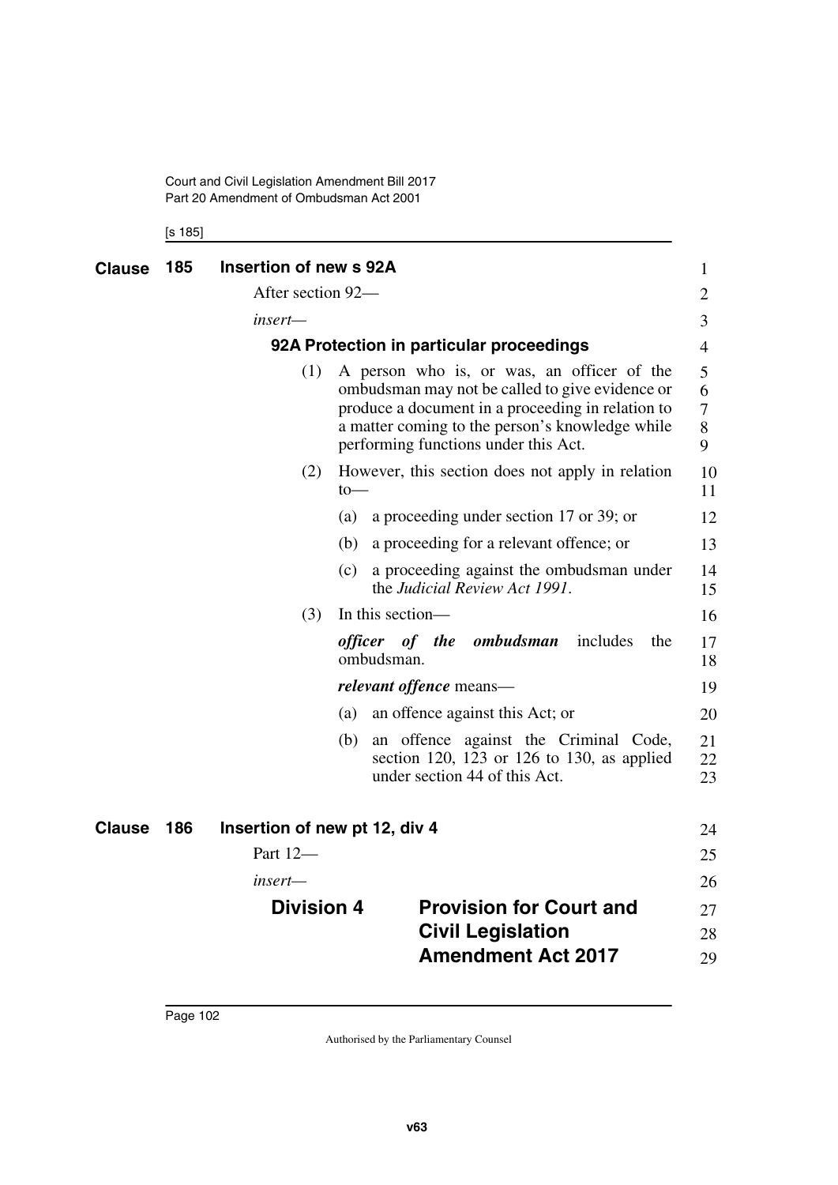## Clause 185 Insertion of new s 92A

After section 92—

*insert*—

### 92A Protection in particular proceedings

(1) A person who is, or was, an officer of the ombudsman may not be called to give evidence or produce a document in a proceeding in relation to a matter coming to the person's knowledge while performing functions under this Act.

(2) However, this section does not apply in relation to—

(a) a proceeding under section 17 or 39; or

(b) a proceeding for a relevant offence; or

(c) a proceeding against the ombudsman under the *Judicial Review Act 1991*.

(3) In this section—

***officer of the ombudsman*** includes the ombudsman.

***relevant offence*** means—

(a) an offence against this Act; or

(b) an offence against the Criminal Code, section 120, 123 or 126 to 130, as applied under section 44 of this Act.

## Clause 186 Insertion of new pt 12, div 4

Part 12—

*insert*—

### Division 4 Provision for Court and Civil Legislation Amendment Act 2017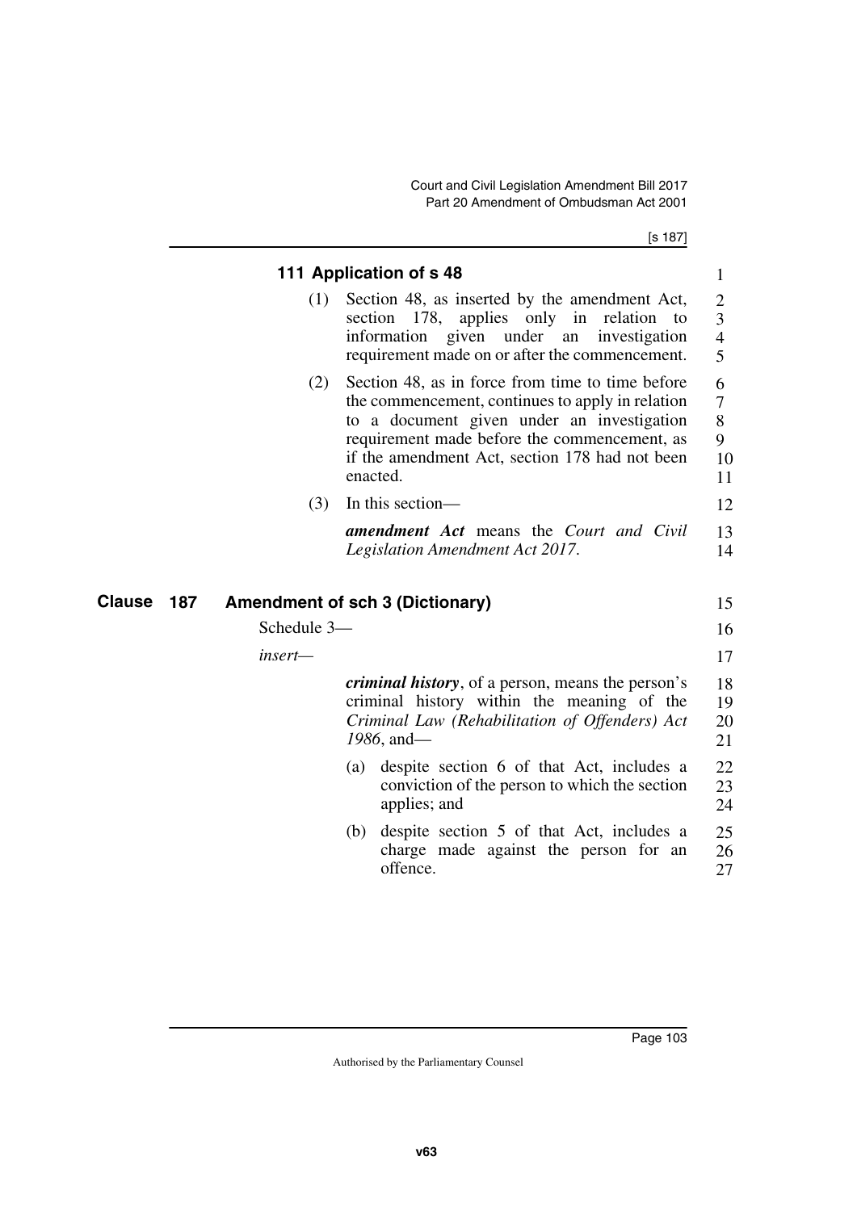**111 Application of s 48**

(1) Section 48, as inserted by the amendment Act, section 178, applies only in relation to information given under an investigation requirement made on or after the commencement.

(2) Section 48, as in force from time to time before the commencement, continues to apply in relation to a document given under an investigation requirement made before the commencement, as if the amendment Act, section 178 had not been enacted.

(3) In this section—

***amendment Act*** means the *Court and Civil Legislation Amendment Act 2017*.

## Clause 187 Amendment of sch 3 (Dictionary)

Schedule 3—

*insert*—

***criminal history***, of a person, means the person's criminal history within the meaning of the *Criminal Law (Rehabilitation of Offenders) Act 1986*, and—

(a) despite section 6 of that Act, includes a conviction of the person to which the section applies; and

(b) despite section 5 of that Act, includes a charge made against the person for an offence.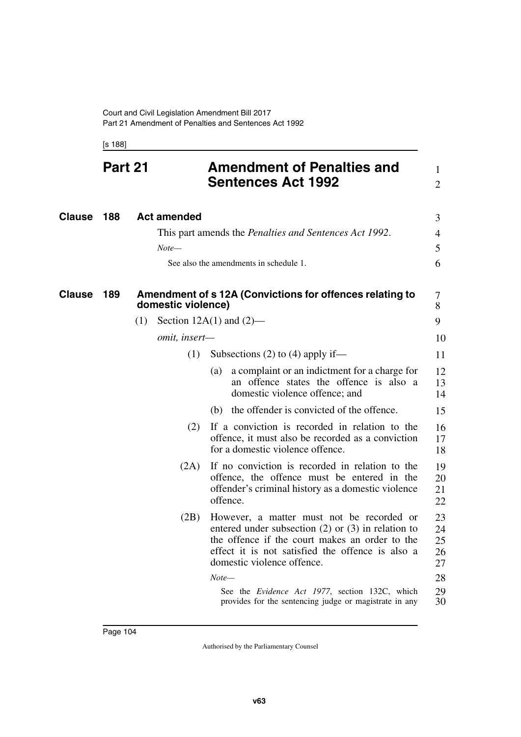# Part 21 Amendment of Penalties and Sentences Act 1992

## Clause 188 Act amended

This part amends the *Penalties and Sentences Act 1992*.

*Note—*

See also the amendments in schedule 1.

## Clause 189 Amendment of s 12A (Convictions for offences relating to domestic violence)

(1) Section 12A(1) and (2)—

*omit, insert—*

(1) Subsections (2) to (4) apply if—

(a) a complaint or an indictment for a charge for an offence states the offence is also a domestic violence offence; and

(b) the offender is convicted of the offence.

(2) If a conviction is recorded in relation to the offence, it must also be recorded as a conviction for a domestic violence offence.

(2A) If no conviction is recorded in relation to the offence, the offence must be entered in the offender's criminal history as a domestic violence offence.

(2B) However, a matter must not be recorded or entered under subsection (2) or (3) in relation to the offence if the court makes an order to the effect it is not satisfied the offence is also a domestic violence offence.

*Note—*

See the *Evidence Act 1977*, section 132C, which provides for the sentencing judge or magistrate in any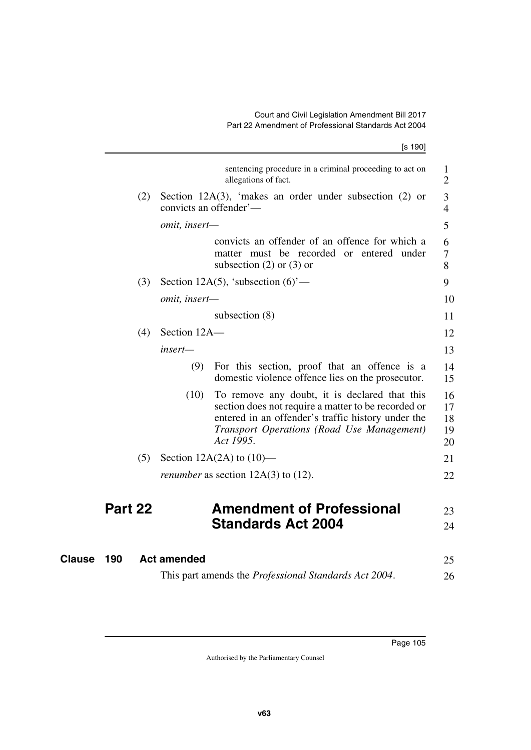sentencing procedure in a criminal proceeding to act on allegations of fact.

(2) Section 12A(3), 'makes an order under subsection (2) or convicts an offender'—

*omit, insert—*

convicts an offender of an offence for which a matter must be recorded or entered under subsection (2) or (3) or

(3) Section 12A(5), 'subsection (6)'—

*omit, insert—*

subsection (8)

(4) Section 12A—

*insert—*

(9) For this section, proof that an offence is a domestic violence offence lies on the prosecutor.

(10) To remove any doubt, it is declared that this section does not require a matter to be recorded or entered in an offender's traffic history under the *Transport Operations (Road Use Management) Act 1995*.

(5) Section 12A(2A) to (10)—

*renumber* as section 12A(3) to (12).

## Part 22 Amendment of Professional Standards Act 2004

### Clause 190 Act amended

This part amends the *Professional Standards Act 2004*.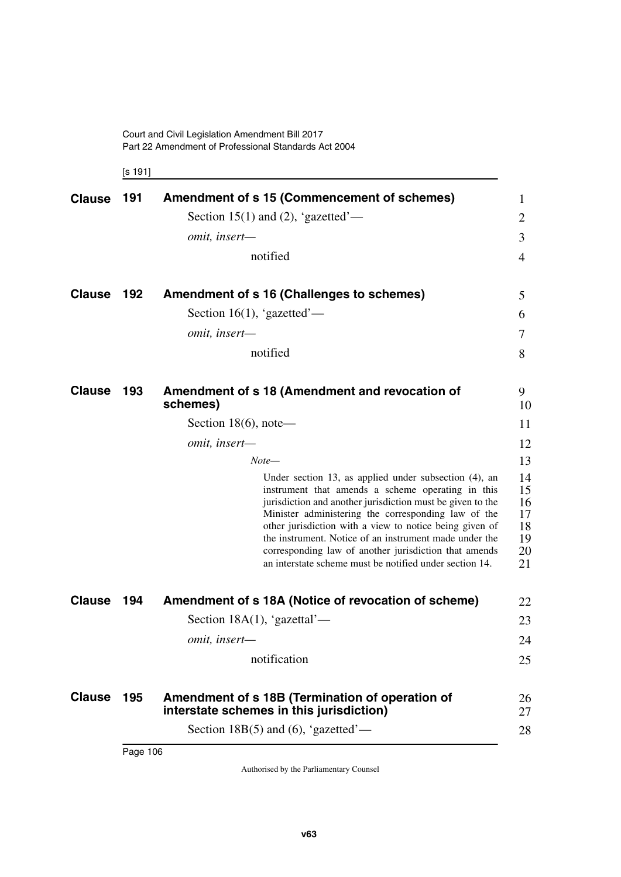**Clause 191 Amendment of s 15 (Commencement of schemes)**

Section 15(1) and (2), 'gazetted'—

*omit, insert—*

notified

**Clause 192 Amendment of s 16 (Challenges to schemes)**

Section 16(1), 'gazetted'—

*omit, insert—*

notified

**Clause 193 Amendment of s 18 (Amendment and revocation of schemes)**

Section 18(6), note—

*omit, insert—*

*Note—*

Under section 13, as applied under subsection (4), an instrument that amends a scheme operating in this jurisdiction and another jurisdiction must be given to the Minister administering the corresponding law of the other jurisdiction with a view to notice being given of the instrument. Notice of an instrument made under the corresponding law of another jurisdiction that amends an interstate scheme must be notified under section 14.

**Clause 194 Amendment of s 18A (Notice of revocation of scheme)**

Section 18A(1), 'gazettal'—

*omit, insert—*

notification

**Clause 195 Amendment of s 18B (Termination of operation of interstate schemes in this jurisdiction)**

Section 18B(5) and (6), 'gazetted'—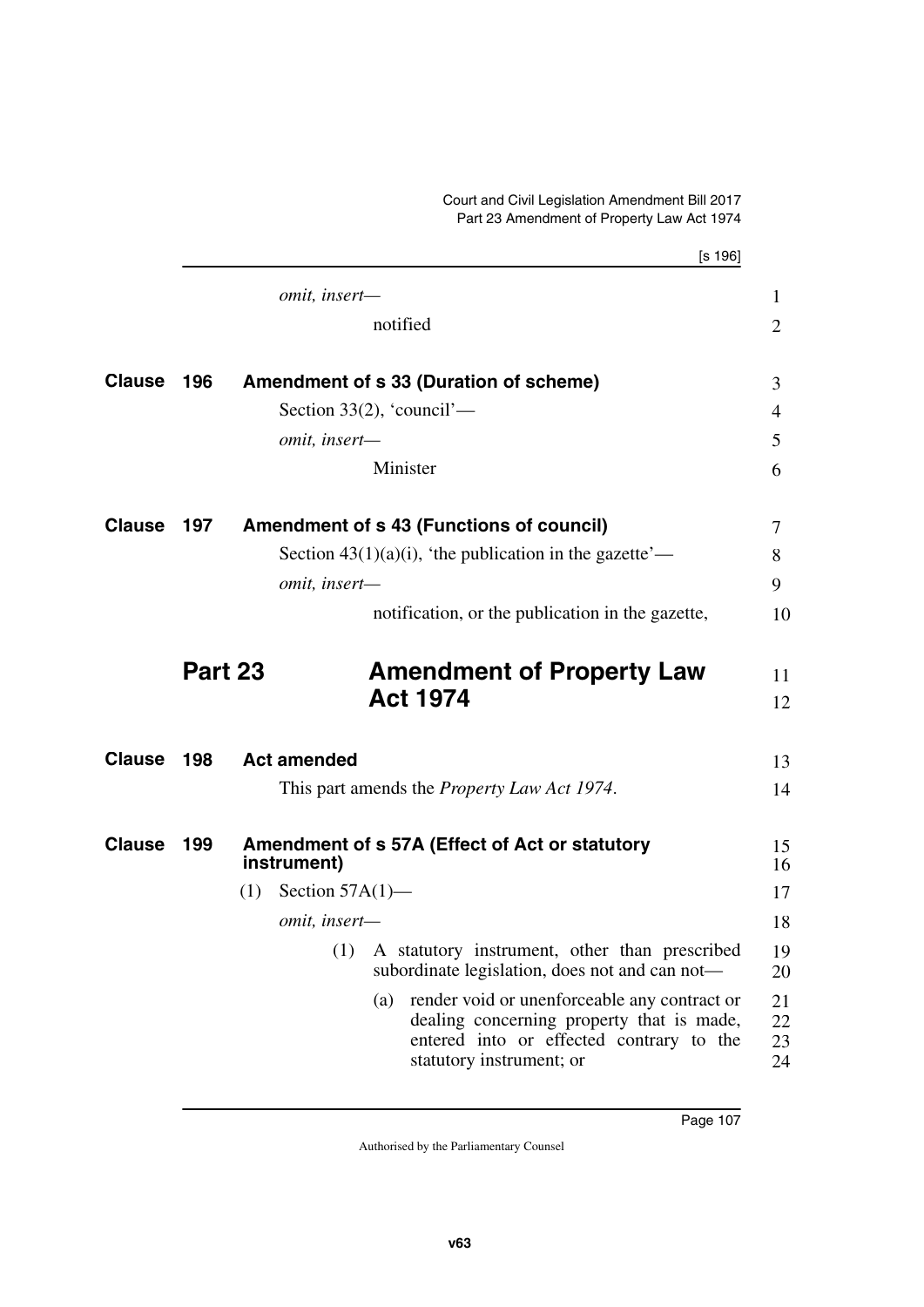*omit, insert—*

notified

## Clause 196 Amendment of s 33 (Duration of scheme)

Section 33(2), 'council'—

*omit, insert—*

Minister

## Clause 197 Amendment of s 43 (Functions of council)

Section 43(1)(a)(i), 'the publication in the gazette'—

*omit, insert—*

notification, or the publication in the gazette,

# Part 23 Amendment of Property Law Act 1974

## Clause 198 Act amended

This part amends the *Property Law Act 1974*.

## Clause 199 Amendment of s 57A (Effect of Act or statutory instrument)

(1) Section 57A(1)—

*omit, insert—*

(1) A statutory instrument, other than prescribed subordinate legislation, does not and can not—

(a) render void or unenforceable any contract or dealing concerning property that is made, entered into or effected contrary to the statutory instrument; or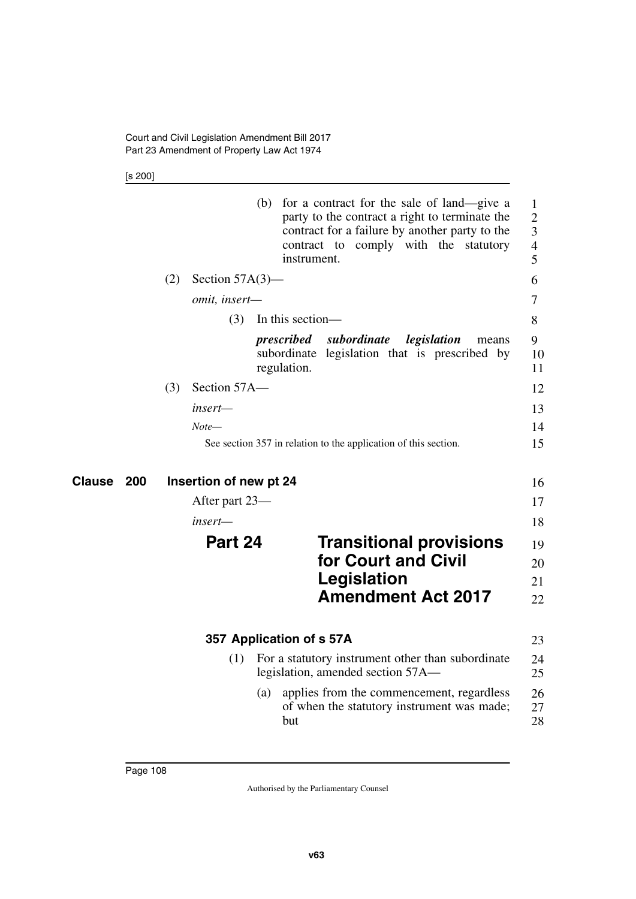(b) for a contract for the sale of land—give a party to the contract a right to terminate the contract for a failure by another party to the contract to comply with the statutory instrument.

(2) Section 57A(3)—

*omit, insert—*

(3) In this section—

***prescribed subordinate legislation*** means subordinate legislation that is prescribed by regulation.

(3) Section 57A—

*insert—*

*Note—*

See section 357 in relation to the application of this section.

## Clause 200 Insertion of new pt 24

After part 23—

*insert—*

# Part 24 Transitional provisions for Court and Civil Legislation Amendment Act 2017

### 357 Application of s 57A

(1) For a statutory instrument other than subordinate legislation, amended section 57A—

(a) applies from the commencement, regardless of when the statutory instrument was made; but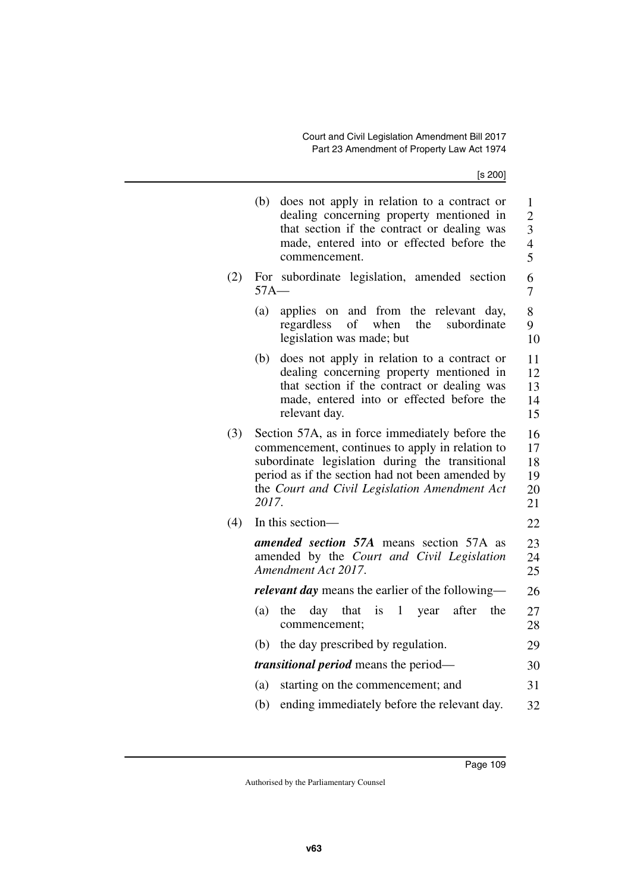(b) does not apply in relation to a contract or dealing concerning property mentioned in that section if the contract or dealing was made, entered into or effected before the commencement.

(2) For subordinate legislation, amended section 57A—

(a) applies on and from the relevant day, regardless of when the subordinate legislation was made; but

(b) does not apply in relation to a contract or dealing concerning property mentioned in that section if the contract or dealing was made, entered into or effected before the relevant day.

(3) Section 57A, as in force immediately before the commencement, continues to apply in relation to subordinate legislation during the transitional period as if the section had not been amended by the *Court and Civil Legislation Amendment Act 2017*.

(4) In this section—

***amended section 57A*** means section 57A as amended by the *Court and Civil Legislation Amendment Act 2017*.

***relevant day*** means the earlier of the following—

(a) the day that is 1 year after the commencement;

(b) the day prescribed by regulation.

***transitional period*** means the period—

(a) starting on the commencement; and

(b) ending immediately before the relevant day.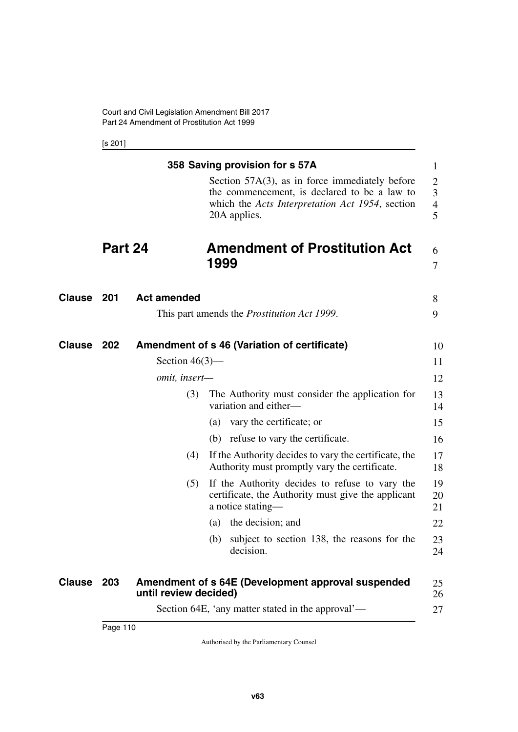### 358 Saving provision for s 57A

Section 57A(3), as in force immediately before the commencement, is declared to be a law to which the *Acts Interpretation Act 1954*, section 20A applies.

# Part 24 Amendment of Prostitution Act 1999

## Clause 201 Act amended

This part amends the *Prostitution Act 1999*.

## Clause 202 Amendment of s 46 (Variation of certificate)

Section 46(3)—

*omit, insert—*

(3) The Authority must consider the application for variation and either—

(a) vary the certificate; or

(b) refuse to vary the certificate.

(4) If the Authority decides to vary the certificate, the Authority must promptly vary the certificate.

(5) If the Authority decides to refuse to vary the certificate, the Authority must give the applicant a notice stating—

(a) the decision; and

(b) subject to section 138, the reasons for the decision.

## Clause 203 Amendment of s 64E (Development approval suspended until review decided)

Section 64E, 'any matter stated in the approval'—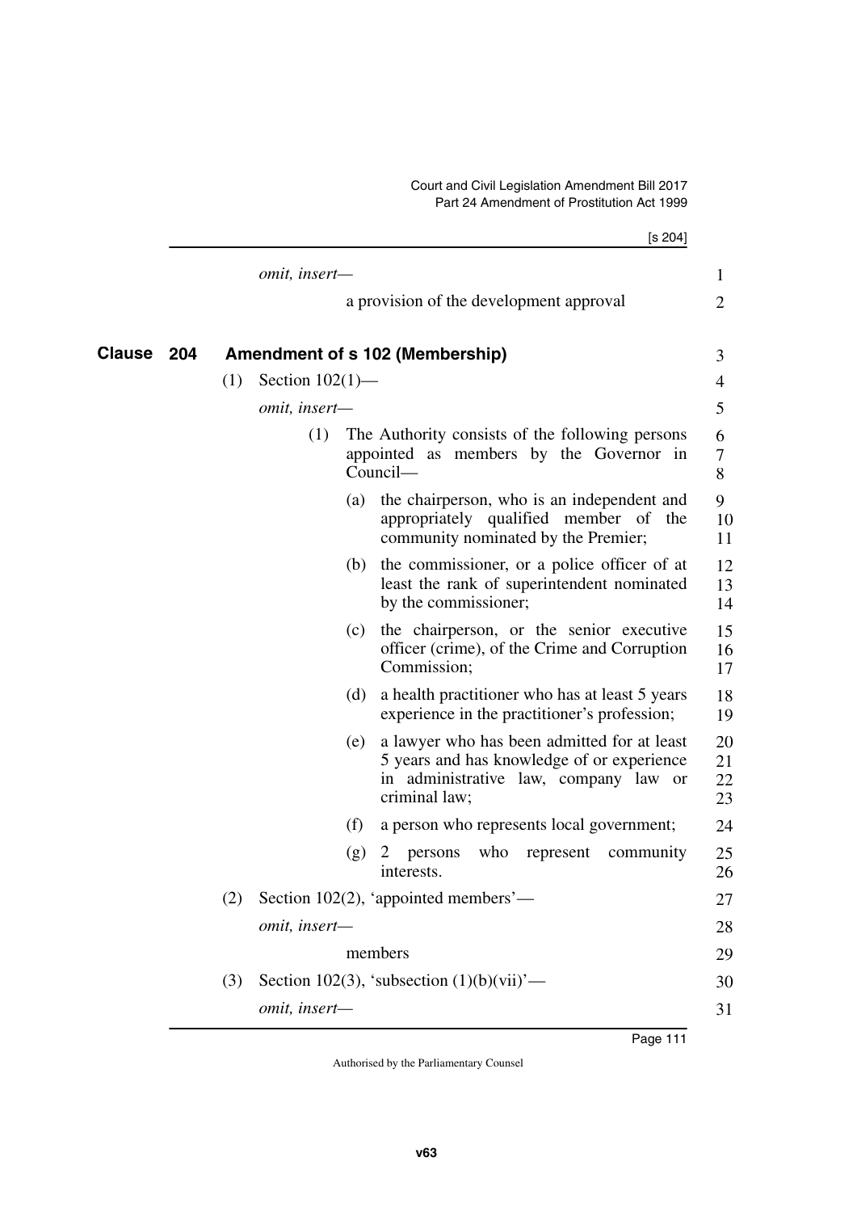*omit, insert—*

a provision of the development approval

## Clause 204 Amendment of s 102 (Membership)

(1) Section 102(1)—

*omit, insert—*

(1) The Authority consists of the following persons appointed as members by the Governor in Council—

(a) the chairperson, who is an independent and appropriately qualified member of the community nominated by the Premier;

(b) the commissioner, or a police officer of at least the rank of superintendent nominated by the commissioner;

(c) the chairperson, or the senior executive officer (crime), of the Crime and Corruption Commission;

(d) a health practitioner who has at least 5 years experience in the practitioner's profession;

(e) a lawyer who has been admitted for at least 5 years and has knowledge of or experience in administrative law, company law or criminal law;

(f) a person who represents local government;

(g) 2 persons who represent community interests.

(2) Section 102(2), 'appointed members'—

*omit, insert—*

members

(3) Section 102(3), 'subsection (1)(b)(vii)'—

*omit, insert—*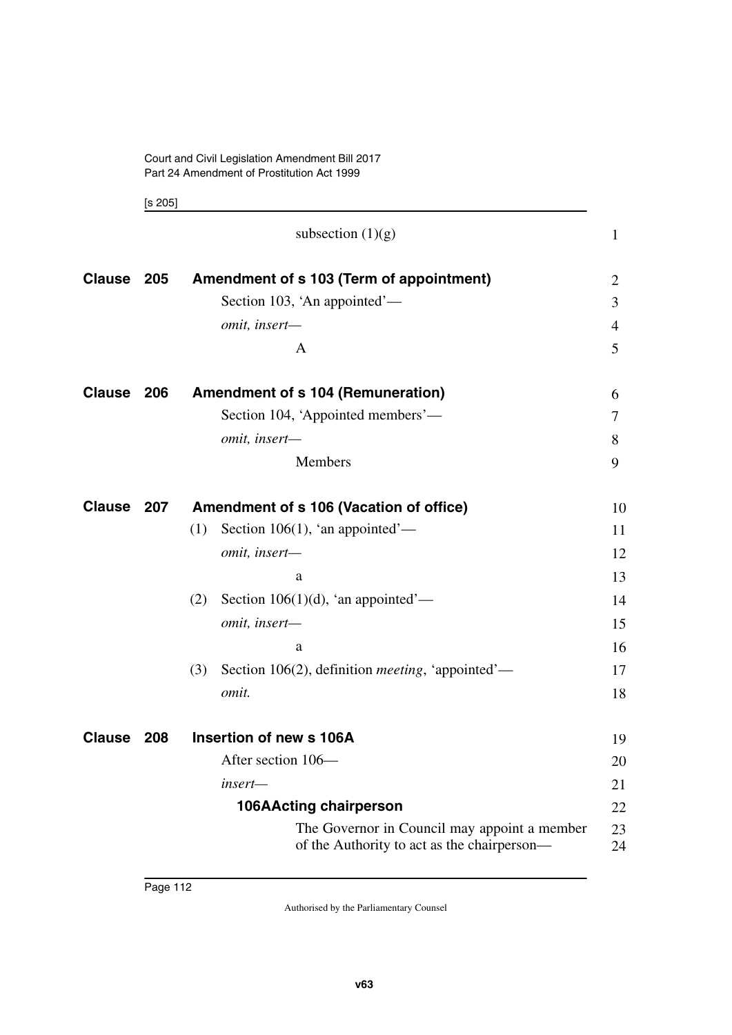subsection (1)(g)

## Clause 205 Amendment of s 103 (Term of appointment)

Section 103, 'An appointed'—

*omit, insert—*

A

## Clause 206 Amendment of s 104 (Remuneration)

Section 104, 'Appointed members'—

*omit, insert—*

Members

## Clause 207 Amendment of s 106 (Vacation of office)

(1) Section 106(1), 'an appointed'—

*omit, insert—*

a

(2) Section 106(1)(d), 'an appointed'—

*omit, insert—*

a

(3) Section 106(2), definition *meeting*, 'appointed'—

*omit.*

## Clause 208 Insertion of new s 106A

After section 106—

*insert—*

### 106A Acting chairperson

The Governor in Council may appoint a member of the Authority to act as the chairperson—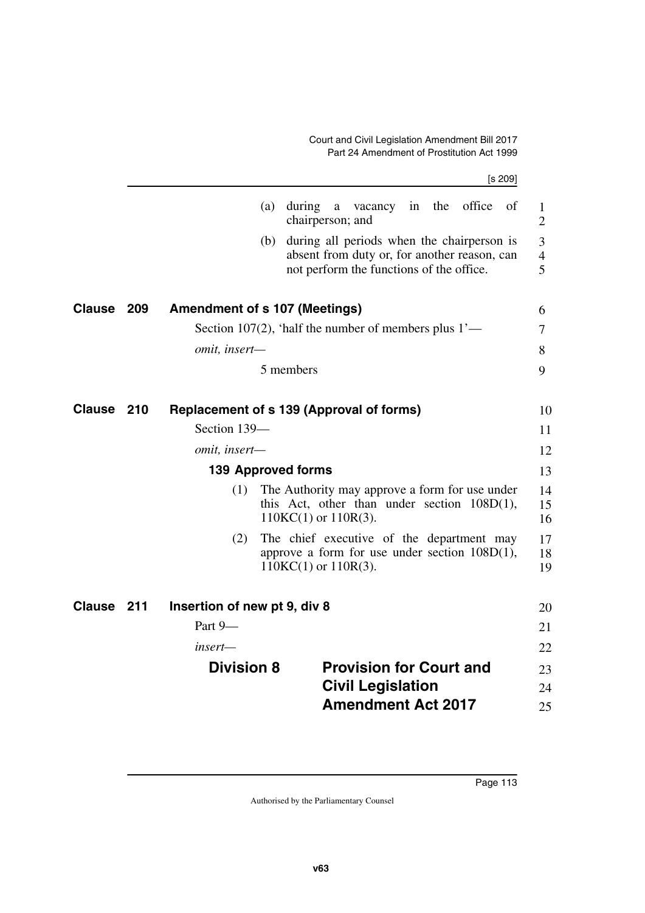(a) during a vacancy in the office of chairperson; and

(b) during all periods when the chairperson is absent from duty or, for another reason, can not perform the functions of the office.

## Clause 209 Amendment of s 107 (Meetings)

Section 107(2), 'half the number of members plus 1'—

*omit, insert—*

5 members

## Clause 210 Replacement of s 139 (Approval of forms)

Section 139—

*omit, insert—*

### 139 Approved forms

(1) The Authority may approve a form for use under this Act, other than under section 108D(1), 110KC(1) or 110R(3).

(2) The chief executive of the department may approve a form for use under section 108D(1), 110KC(1) or 110R(3).

## Clause 211 Insertion of new pt 9, div 8

Part 9—

*insert—*

### Division 8 Provision for Court and Civil Legislation Amendment Act 2017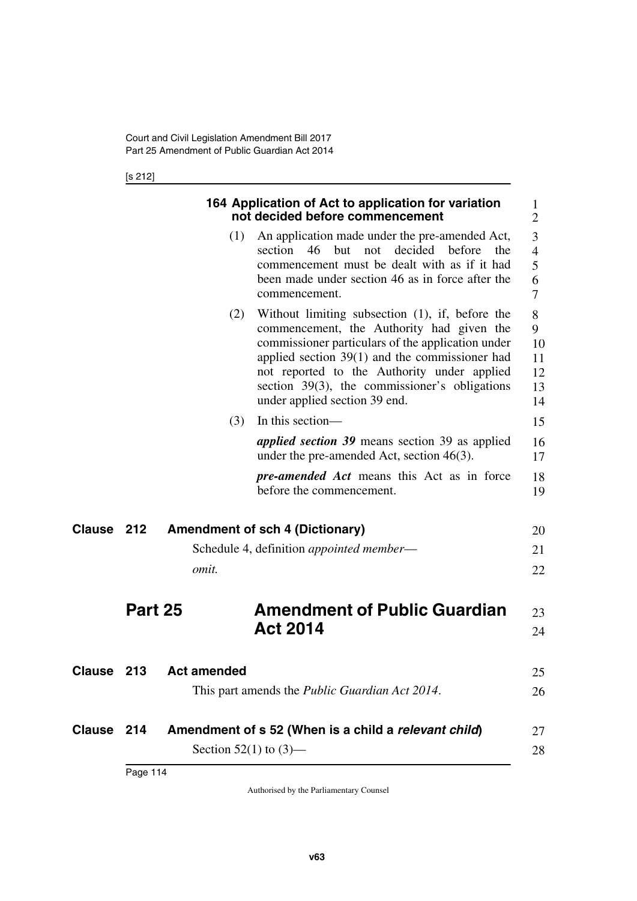**164 Application of Act to application for variation not decided before commencement**

(1) An application made under the pre-amended Act, section 46 but not decided before the commencement must be dealt with as if it had been made under section 46 as in force after the commencement.

(2) Without limiting subsection (1), if, before the commencement, the Authority had given the commissioner particulars of the application under applied section 39(1) and the commissioner had not reported to the Authority under applied section 39(3), the commissioner's obligations under applied section 39 end.

(3) In this section—

***applied section 39*** means section 39 as applied under the pre-amended Act, section 46(3).

***pre-amended Act*** means this Act as in force before the commencement.

### Clause 212 Amendment of sch 4 (Dictionary)

Schedule 4, definition *appointed member*—

*omit.*

## Part 25 Amendment of Public Guardian Act 2014

### Clause 213 Act amended

This part amends the *Public Guardian Act 2014*.

### Clause 214 Amendment of s 52 (When is a child a *relevant child*)

Section 52(1) to (3)—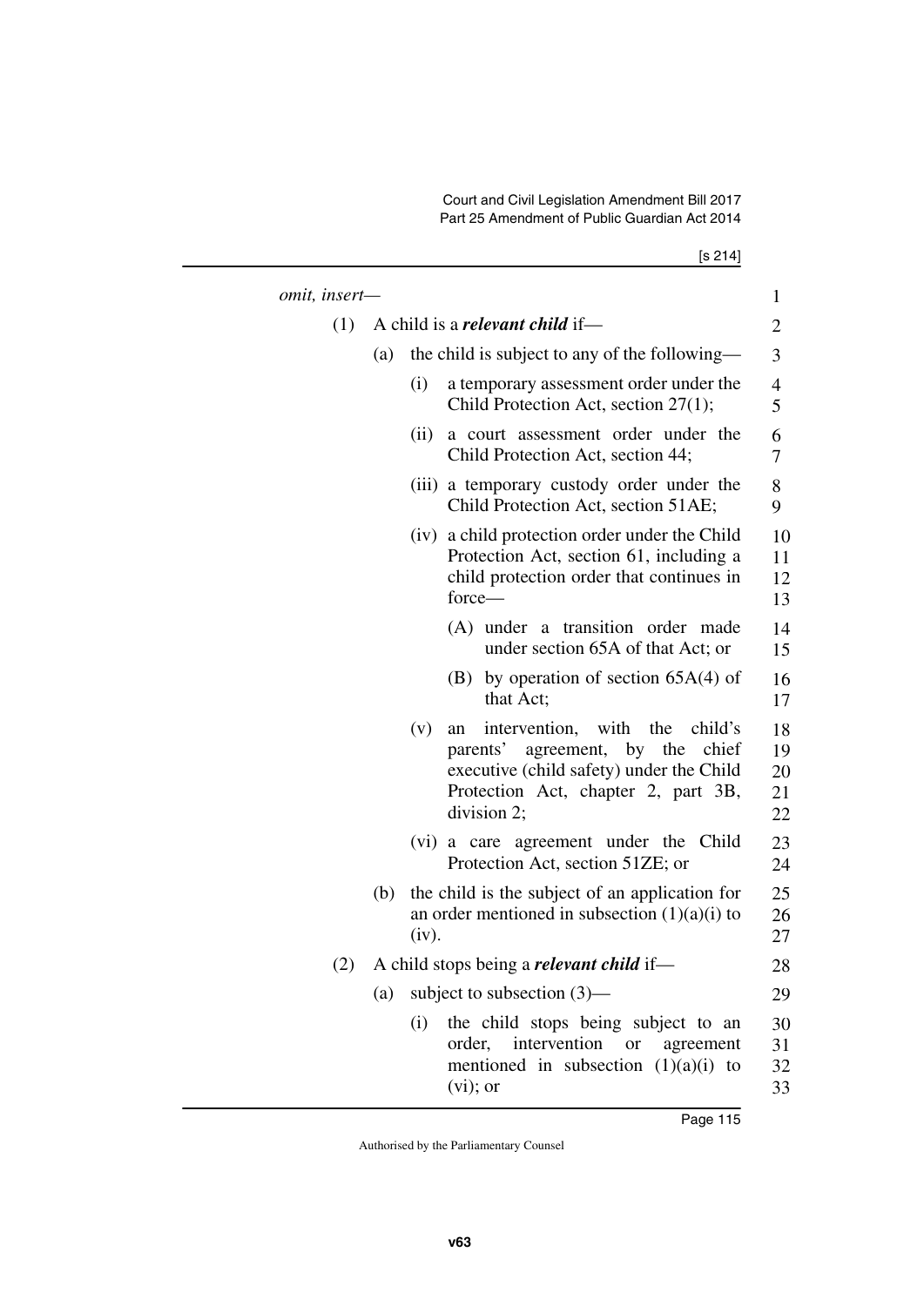*omit, insert—*

(1) A child is a ***relevant child*** if—

(a) the child is subject to any of the following—

(i) a temporary assessment order under the Child Protection Act, section 27(1);

(ii) a court assessment order under the Child Protection Act, section 44;

(iii) a temporary custody order under the Child Protection Act, section 51AE;

(iv) a child protection order under the Child Protection Act, section 61, including a child protection order that continues in force—

(A) under a transition order made under section 65A of that Act; or

(B) by operation of section 65A(4) of that Act;

(v) an intervention, with the child's parents' agreement, by the chief executive (child safety) under the Child Protection Act, chapter 2, part 3B, division 2;

(vi) a care agreement under the Child Protection Act, section 51ZE; or

(b) the child is the subject of an application for an order mentioned in subsection (1)(a)(i) to (iv).

(2) A child stops being a ***relevant child*** if—

(a) subject to subsection (3)—

(i) the child stops being subject to an order, intervention or agreement mentioned in subsection (1)(a)(i) to (vi); or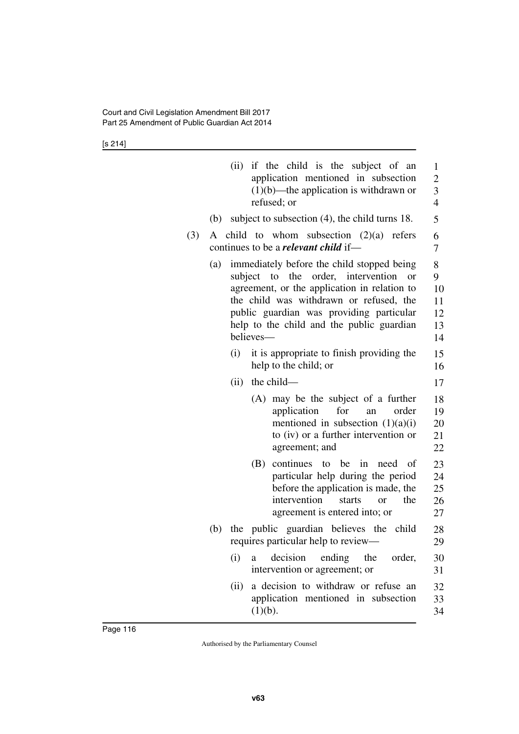(ii) if the child is the subject of an application mentioned in subsection (1)(b)—the application is withdrawn or refused; or

(b) subject to subsection (4), the child turns 18.

(3) A child to whom subsection (2)(a) refers continues to be a ***relevant child*** if—

(a) immediately before the child stopped being subject to the order, intervention or agreement, or the application in relation to the child was withdrawn or refused, the public guardian was providing particular help to the child and the public guardian believes—

(i) it is appropriate to finish providing the help to the child; or

(ii) the child—

(A) may be the subject of a further application for an order mentioned in subsection (1)(a)(i) to (iv) or a further intervention or agreement; and

(B) continues to be in need of particular help during the period before the application is made, the intervention starts or the agreement is entered into; or

(b) the public guardian believes the child requires particular help to review—

(i) a decision ending the order, intervention or agreement; or

(ii) a decision to withdraw or refuse an application mentioned in subsection (1)(b).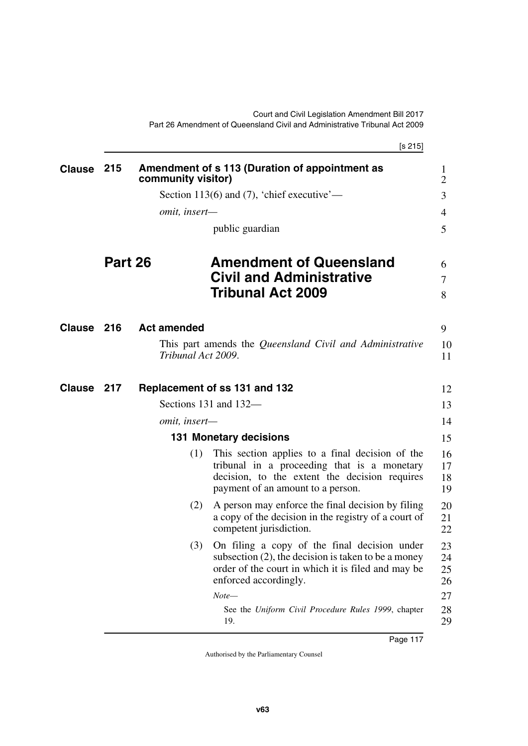## Clause 215 Amendment of s 113 (Duration of appointment as community visitor)

Section 113(6) and (7), 'chief executive'—

*omit, insert—*

public guardian

# Part 26 Amendment of Queensland Civil and Administrative Tribunal Act 2009

## Clause 216 Act amended

This part amends the *Queensland Civil and Administrative Tribunal Act 2009*.

## Clause 217 Replacement of ss 131 and 132

Sections 131 and 132—

*omit, insert—*

### 131 Monetary decisions

(1) This section applies to a final decision of the tribunal in a proceeding that is a monetary decision, to the extent the decision requires payment of an amount to a person.

(2) A person may enforce the final decision by filing a copy of the decision in the registry of a court of competent jurisdiction.

(3) On filing a copy of the final decision under subsection (2), the decision is taken to be a money order of the court in which it is filed and may be enforced accordingly.

*Note—*

See the *Uniform Civil Procedure Rules 1999*, chapter 19.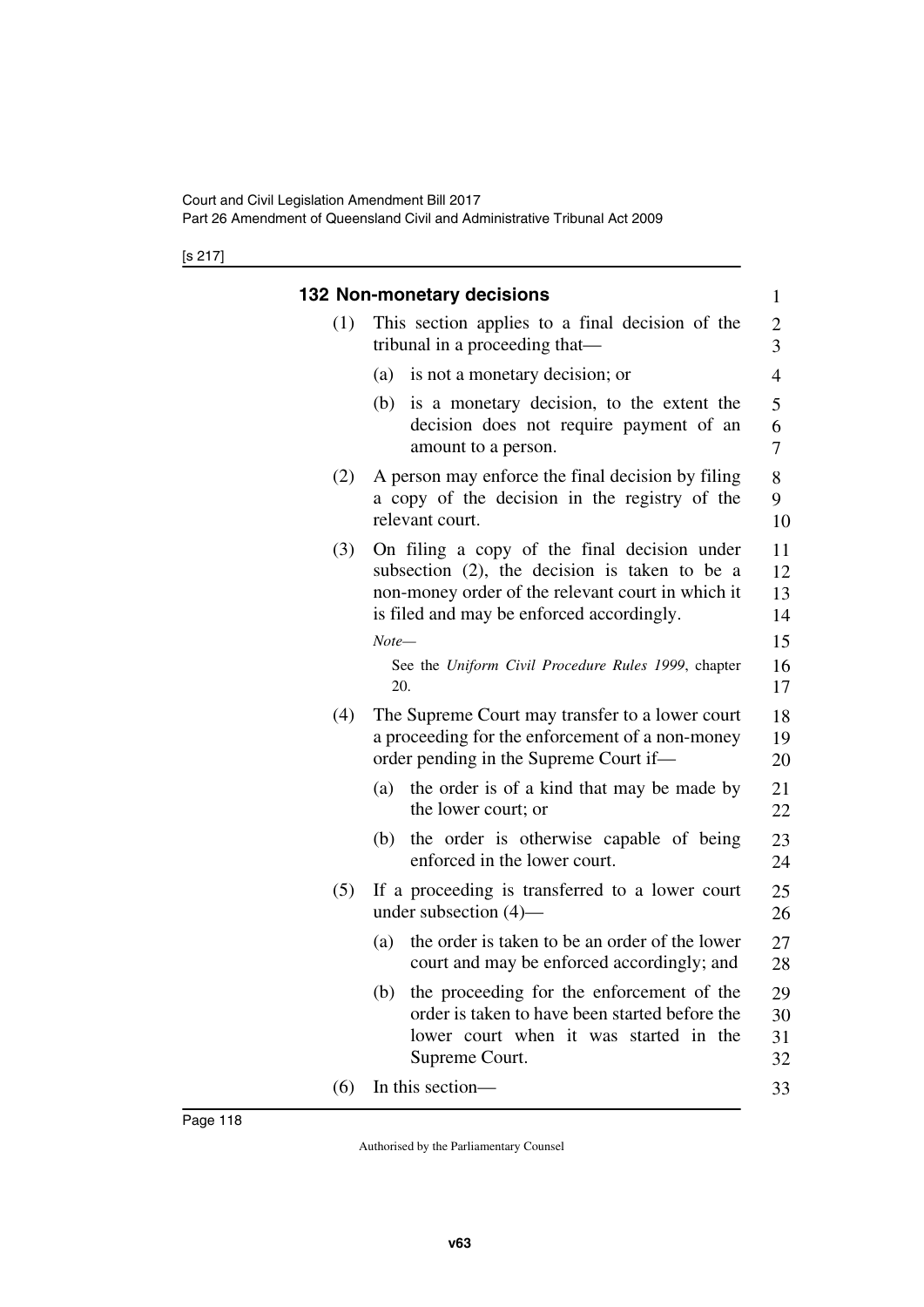### 132 Non-monetary decisions

(1) This section applies to a final decision of the tribunal in a proceeding that—

(a) is not a monetary decision; or

(b) is a monetary decision, to the extent the decision does not require payment of an amount to a person.

(2) A person may enforce the final decision by filing a copy of the decision in the registry of the relevant court.

(3) On filing a copy of the final decision under subsection (2), the decision is taken to be a non-money order of the relevant court in which it is filed and may be enforced accordingly.

*Note—*

See the *Uniform Civil Procedure Rules 1999*, chapter 20.

(4) The Supreme Court may transfer to a lower court a proceeding for the enforcement of a non-money order pending in the Supreme Court if—

(a) the order is of a kind that may be made by the lower court; or

(b) the order is otherwise capable of being enforced in the lower court.

(5) If a proceeding is transferred to a lower court under subsection (4)—

(a) the order is taken to be an order of the lower court and may be enforced accordingly; and

(b) the proceeding for the enforcement of the order is taken to have been started before the lower court when it was started in the Supreme Court.

(6) In this section—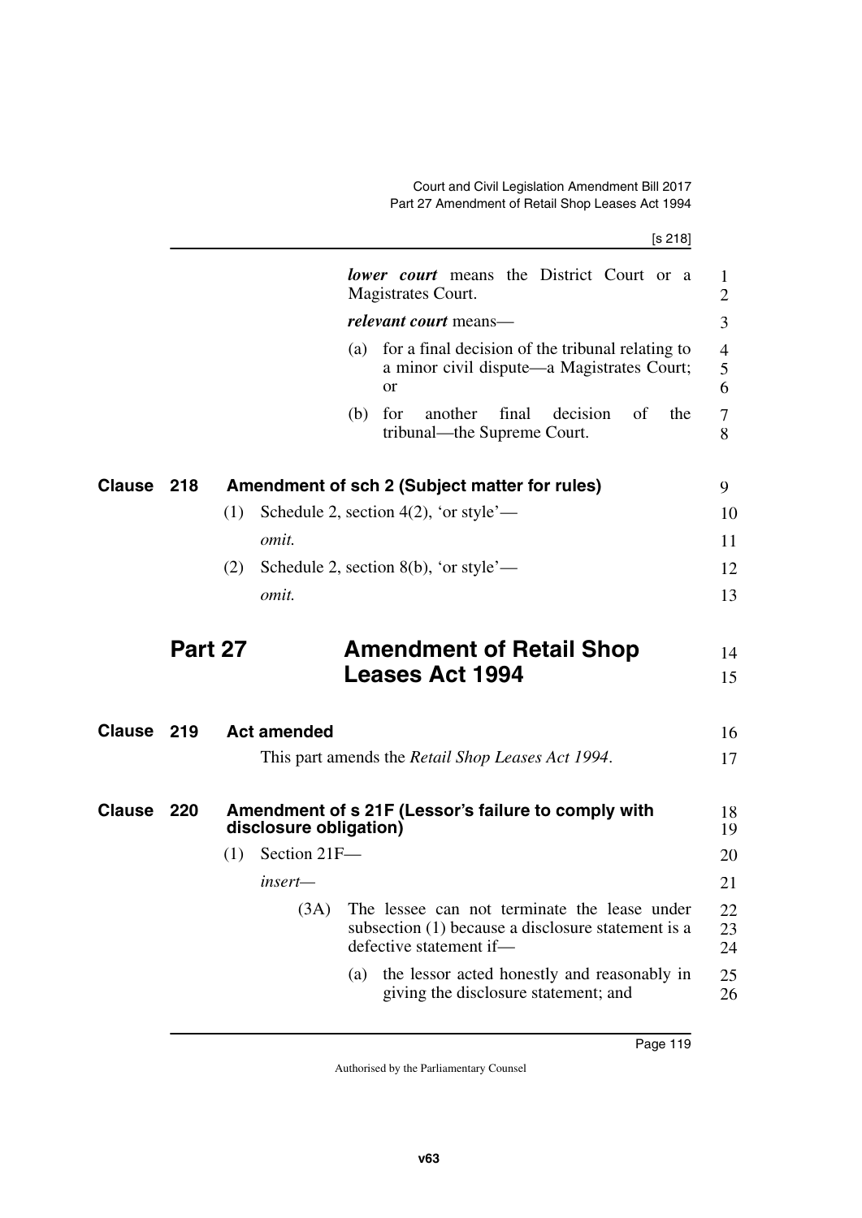***lower court*** means the District Court or a Magistrates Court.

***relevant court*** means—

(a) for a final decision of the tribunal relating to a minor civil dispute—a Magistrates Court; or

(b) for another final decision of the tribunal—the Supreme Court.

### Clause 218 Amendment of sch 2 (Subject matter for rules)

(1) Schedule 2, section 4(2), 'or style'—

*omit.*

(2) Schedule 2, section 8(b), 'or style'—

*omit.*

## Part 27 Amendment of Retail Shop Leases Act 1994

### Clause 219 Act amended

This part amends the *Retail Shop Leases Act 1994*.

### Clause 220 Amendment of s 21F (Lessor's failure to comply with disclosure obligation)

(1) Section 21F—

*insert—*

(3A) The lessee can not terminate the lease under subsection (1) because a disclosure statement is a defective statement if—

(a) the lessor acted honestly and reasonably in giving the disclosure statement; and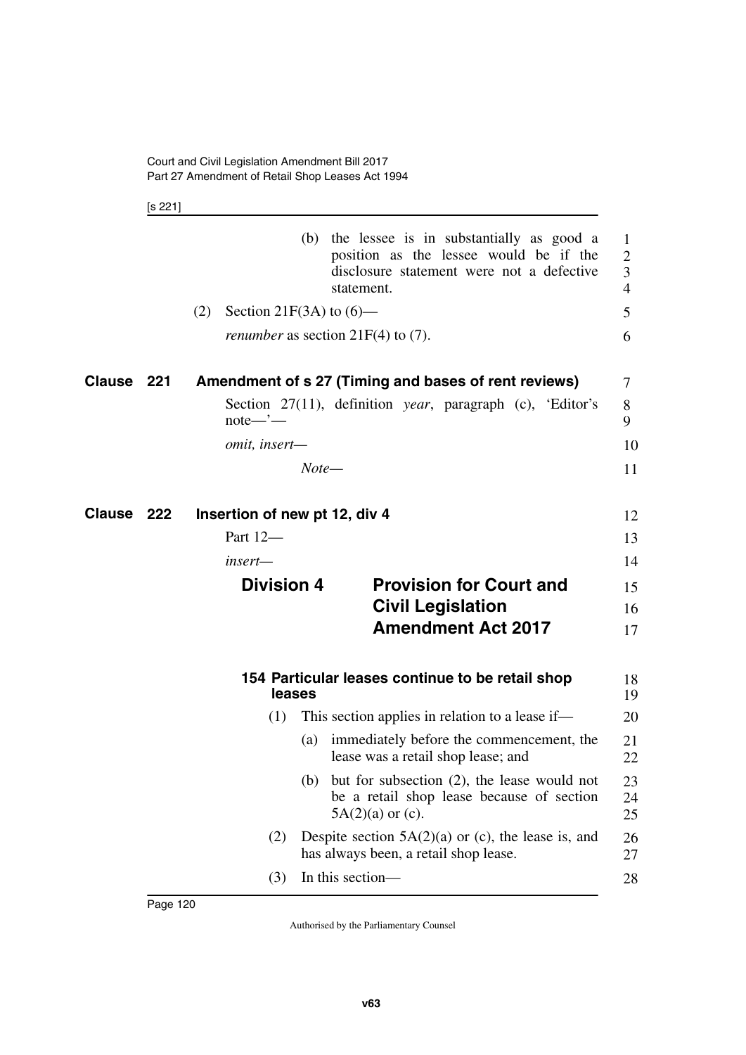(b) the lessee is in substantially as good a position as the lessee would be if the disclosure statement were not a defective statement.

(2) Section 21F(3A) to (6)—

*renumber* as section 21F(4) to (7).

## Clause 221 Amendment of s 27 (Timing and bases of rent reviews)

Section 27(11), definition *year*, paragraph (c), 'Editor's note—'—

*omit, insert—*

*Note—*

## Clause 222 Insertion of new pt 12, div 4

Part 12—

*insert—*

### Division 4 Provision for Court and Civil Legislation Amendment Act 2017

#### 154 Particular leases continue to be retail shop leases

(1) This section applies in relation to a lease if—

(a) immediately before the commencement, the lease was a retail shop lease; and

(b) but for subsection (2), the lease would not be a retail shop lease because of section 5A(2)(a) or (c).

(2) Despite section 5A(2)(a) or (c), the lease is, and has always been, a retail shop lease.

(3) In this section—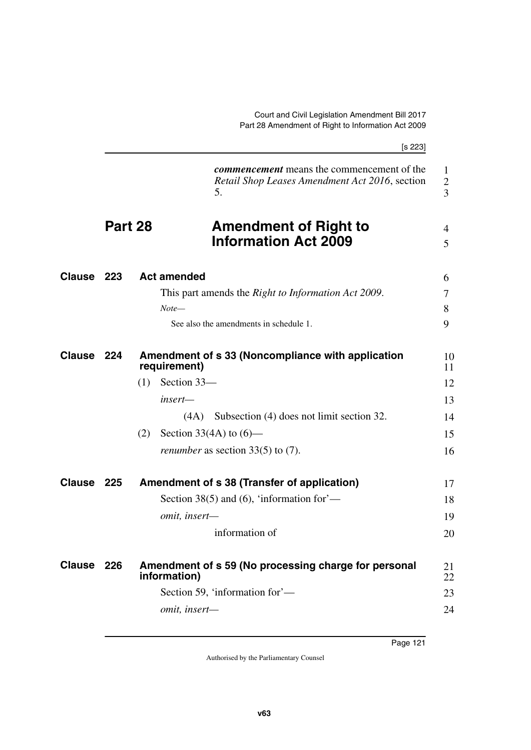***commencement*** means the commencement of the *Retail Shop Leases Amendment Act 2016*, section 5.

## Part 28 Amendment of Right to Information Act 2009

### Clause 223 Act amended

This part amends the *Right to Information Act 2009*.

*Note—*

See also the amendments in schedule 1.

### Clause 224 Amendment of s 33 (Noncompliance with application requirement)

(1) Section 33—

*insert—*

(4A) Subsection (4) does not limit section 32.

(2) Section 33(4A) to (6)—

*renumber* as section 33(5) to (7).

### Clause 225 Amendment of s 38 (Transfer of application)

Section 38(5) and (6), 'information for'—

*omit, insert—*

information of

### Clause 226 Amendment of s 59 (No processing charge for personal information)

Section 59, 'information for'—

*omit, insert—*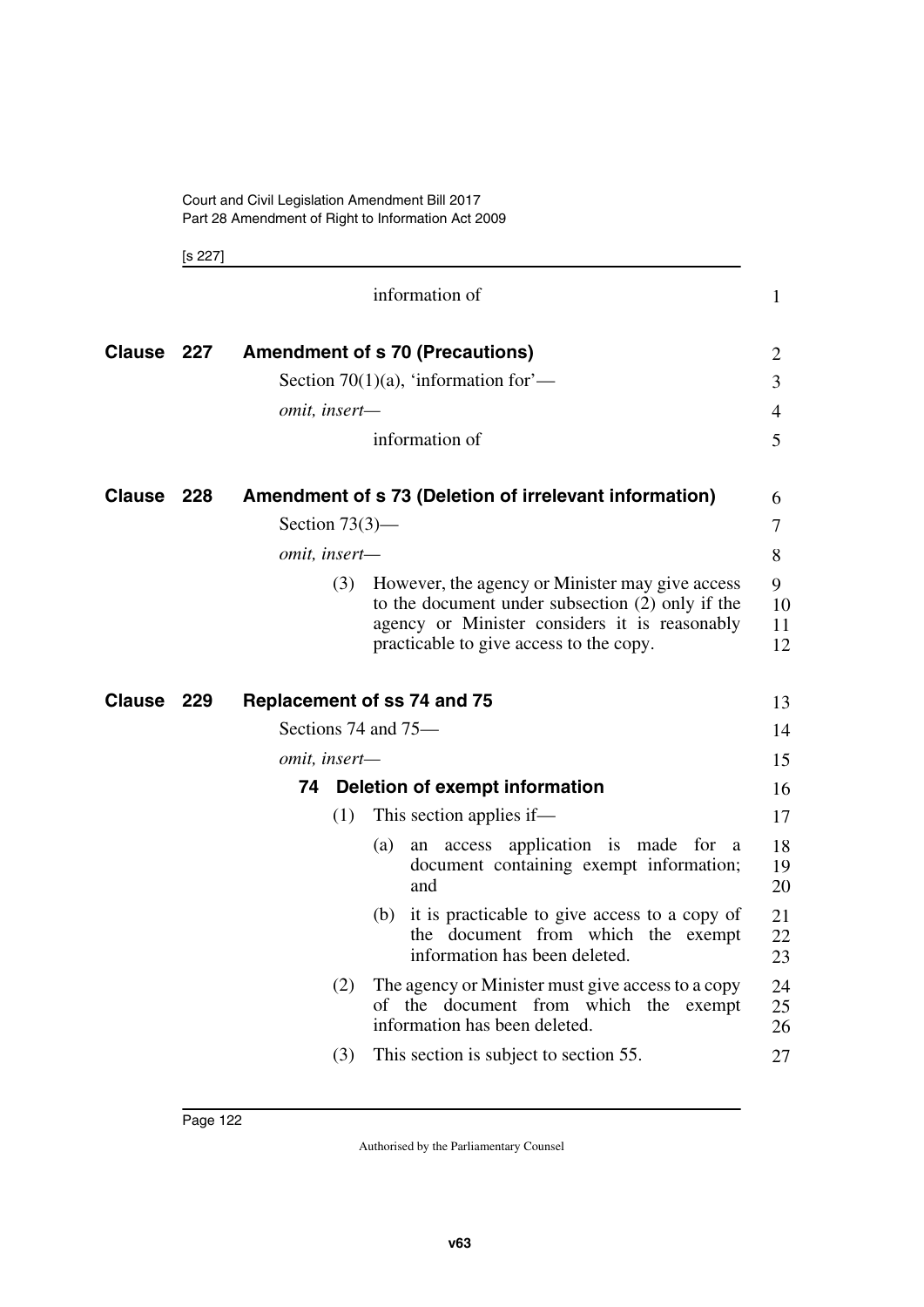information of

**Clause 227 Amendment of s 70 (Precautions)**

Section 70(1)(a), 'information for'—

*omit, insert—*

information of

**Clause 228 Amendment of s 73 (Deletion of irrelevant information)**

Section 73(3)—

*omit, insert—*

(3) However, the agency or Minister may give access to the document under subsection (2) only if the agency or Minister considers it is reasonably practicable to give access to the copy.

**Clause 229 Replacement of ss 74 and 75**

Sections 74 and 75—

*omit, insert—*

**74 Deletion of exempt information**

(1) This section applies if—

(a) an access application is made for a document containing exempt information; and

(b) it is practicable to give access to a copy of the document from which the exempt information has been deleted.

(2) The agency or Minister must give access to a copy of the document from which the exempt information has been deleted.

(3) This section is subject to section 55.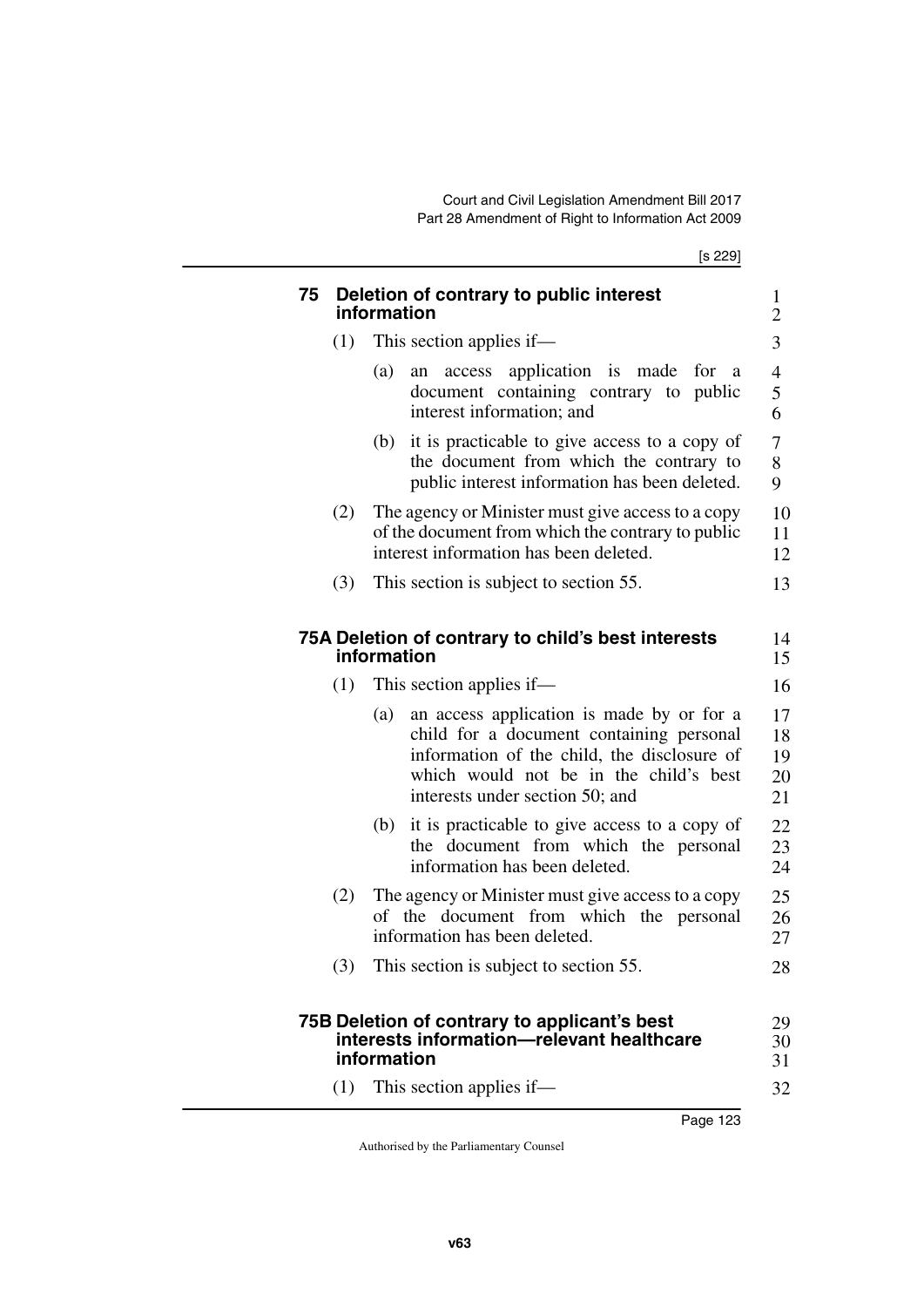### 75 Deletion of contrary to public interest information

(1) This section applies if—

(a) an access application is made for a document containing contrary to public interest information; and

(b) it is practicable to give access to a copy of the document from which the contrary to public interest information has been deleted.

(2) The agency or Minister must give access to a copy of the document from which the contrary to public interest information has been deleted.

(3) This section is subject to section 55.

### 75A Deletion of contrary to child's best interests information

(1) This section applies if—

(a) an access application is made by or for a child for a document containing personal information of the child, the disclosure of which would not be in the child's best interests under section 50; and

(b) it is practicable to give access to a copy of the document from which the personal information has been deleted.

(2) The agency or Minister must give access to a copy of the document from which the personal information has been deleted.

(3) This section is subject to section 55.

### 75B Deletion of contrary to applicant's best interests information—relevant healthcare information

(1) This section applies if—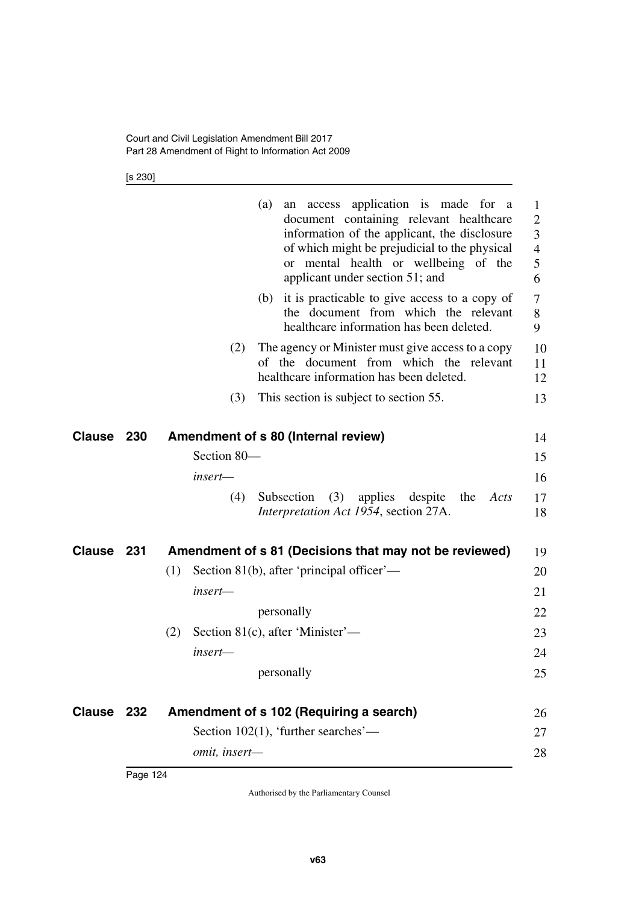(a) an access application is made for a document containing relevant healthcare information of the applicant, the disclosure of which might be prejudicial to the physical or mental health or wellbeing of the applicant under section 51; and

(b) it is practicable to give access to a copy of the document from which the relevant healthcare information has been deleted.

(2) The agency or Minister must give access to a copy of the document from which the relevant healthcare information has been deleted.

(3) This section is subject to section 55.

## Clause 230 Amendment of s 80 (Internal review)

Section 80—

*insert*—

(4) Subsection (3) applies despite the *Acts Interpretation Act 1954*, section 27A.

## Clause 231 Amendment of s 81 (Decisions that may not be reviewed)

(1) Section 81(b), after 'principal officer'—

*insert*—

personally

(2) Section 81(c), after 'Minister'—

*insert*—

personally

## Clause 232 Amendment of s 102 (Requiring a search)

Section 102(1), 'further searches'—

*omit, insert*—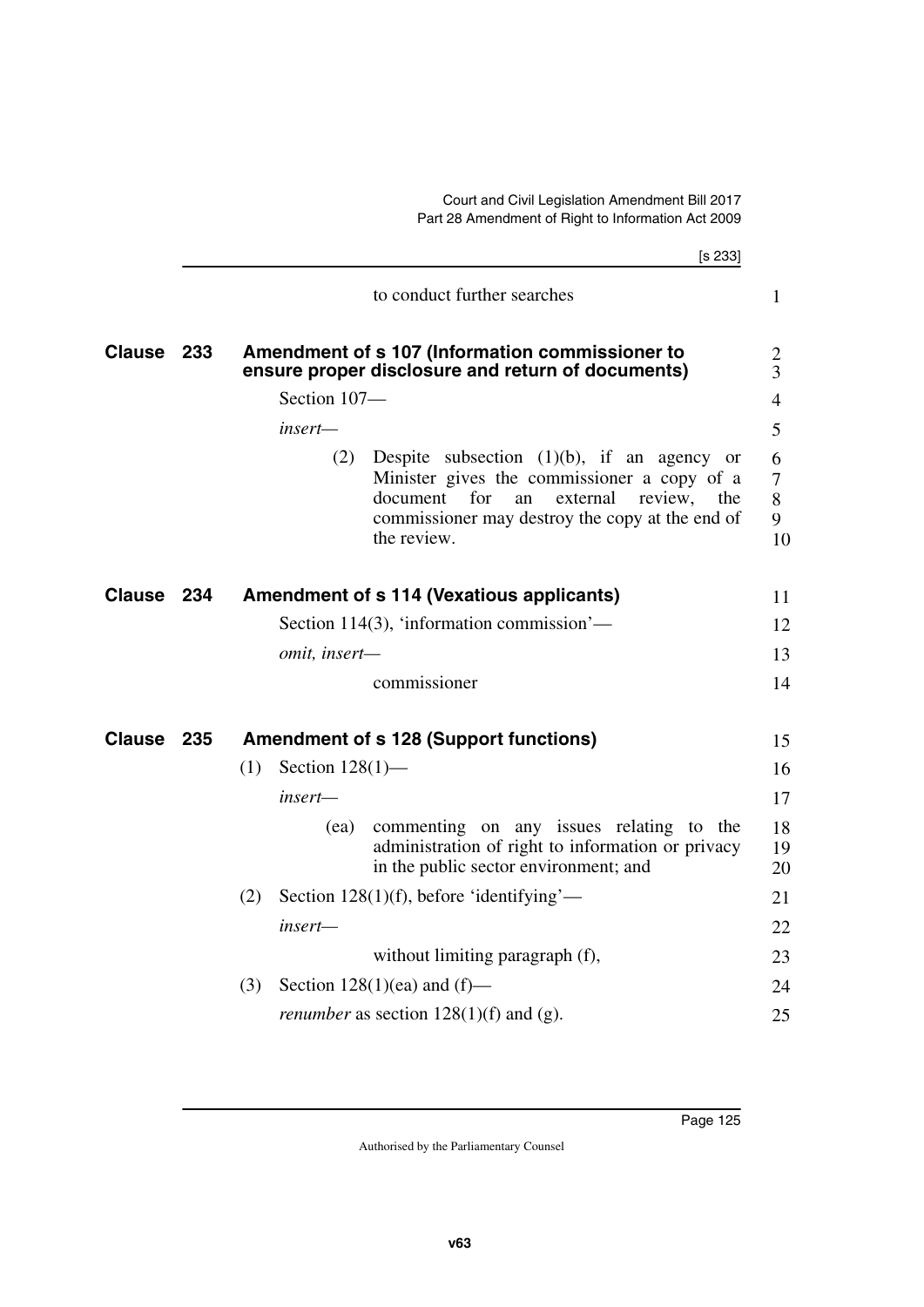to conduct further searches

## Clause 233 Amendment of s 107 (Information commissioner to ensure proper disclosure and return of documents)

Section 107—

*insert*—

(2) Despite subsection (1)(b), if an agency or Minister gives the commissioner a copy of a document for an external review, the commissioner may destroy the copy at the end of the review.

## Clause 234 Amendment of s 114 (Vexatious applicants)

Section 114(3), 'information commission'—

*omit, insert*—

commissioner

## Clause 235 Amendment of s 128 (Support functions)

(1) Section 128(1)—

*insert*—

(ea) commenting on any issues relating to the administration of right to information or privacy in the public sector environment; and

(2) Section 128(1)(f), before 'identifying'—

*insert*—

without limiting paragraph (f),

(3) Section 128(1)(ea) and (f)—

*renumber* as section 128(1)(f) and (g).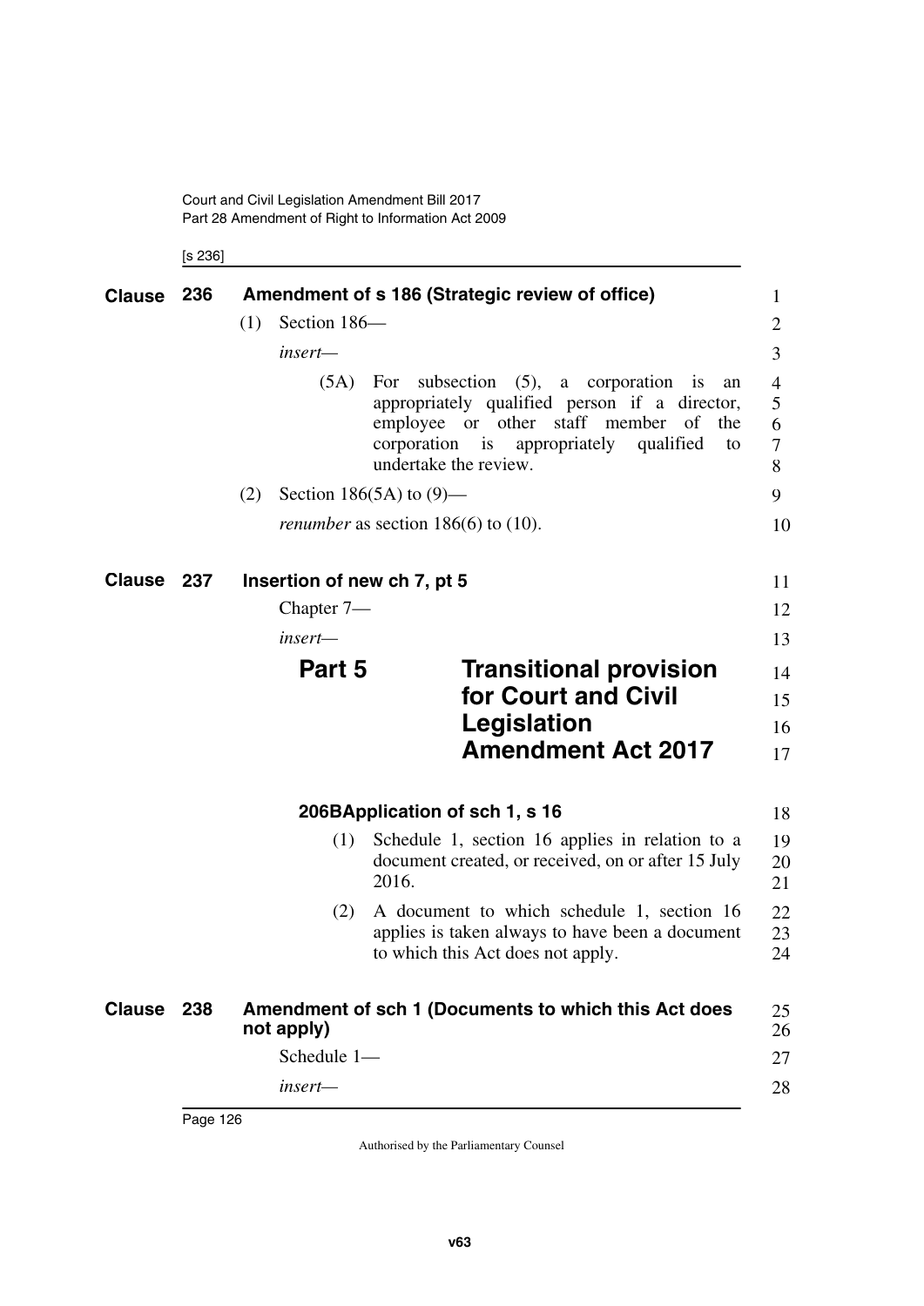## Clause 236 Amendment of s 186 (Strategic review of office)

(1) Section 186—

*insert*—

(5A) For subsection (5), a corporation is an appropriately qualified person if a director, employee or other staff member of the corporation is appropriately qualified to undertake the review.

(2) Section 186(5A) to (9)—

*renumber* as section 186(6) to (10).

## Clause 237 Insertion of new ch 7, pt 5

Chapter 7—

*insert*—

# Part 5 Transitional provision for Court and Civil Legislation Amendment Act 2017

### 206B Application of sch 1, s 16

(1) Schedule 1, section 16 applies in relation to a document created, or received, on or after 15 July 2016.

(2) A document to which schedule 1, section 16 applies is taken always to have been a document to which this Act does not apply.

## Clause 238 Amendment of sch 1 (Documents to which this Act does not apply)

Schedule 1—

*insert*—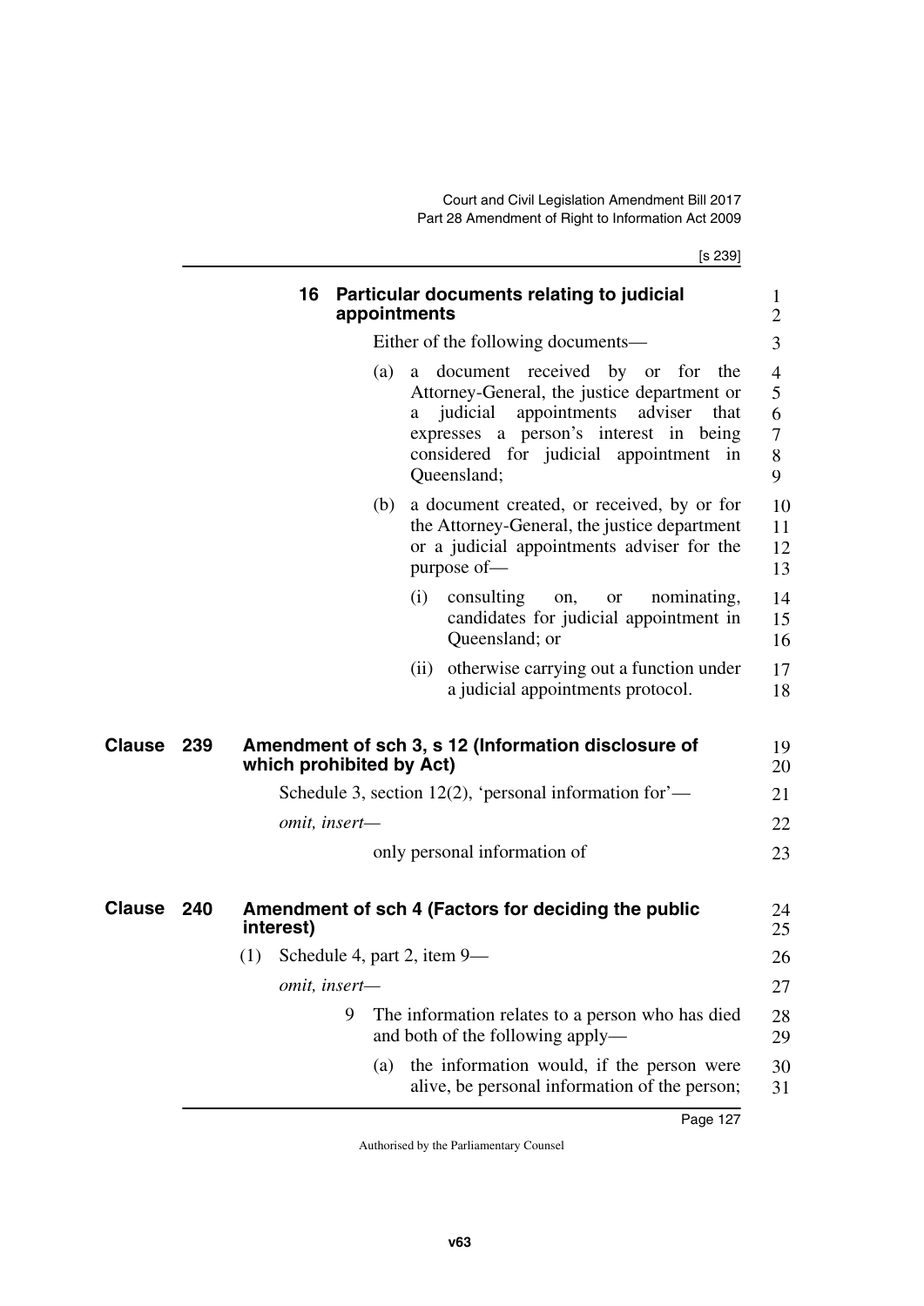**16 Particular documents relating to judicial appointments**

Either of the following documents—

(a) a document received by or for the Attorney-General, the justice department or a judicial appointments adviser that expresses a person's interest in being considered for judicial appointment in Queensland;

(b) a document created, or received, by or for the Attorney-General, the justice department or a judicial appointments adviser for the purpose of—

(i) consulting on, or nominating, candidates for judicial appointment in Queensland; or

(ii) otherwise carrying out a function under a judicial appointments protocol.

## Clause 239 Amendment of sch 3, s 12 (Information disclosure of which prohibited by Act)

Schedule 3, section 12(2), 'personal information for'—

*omit, insert—*

only personal information of

## Clause 240 Amendment of sch 4 (Factors for deciding the public interest)

(1) Schedule 4, part 2, item 9—

*omit, insert—*

9 The information relates to a person who has died and both of the following apply—

(a) the information would, if the person were alive, be personal information of the person;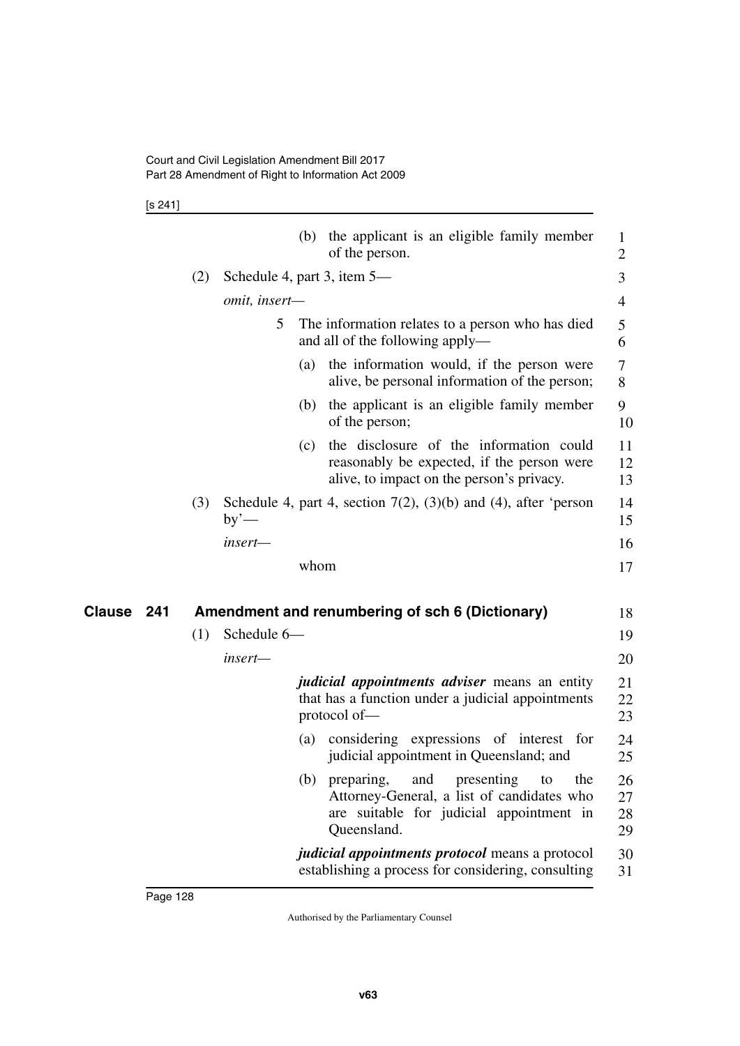(b) the applicant is an eligible family member of the person.

(2) Schedule 4, part 3, item 5—

*omit, insert—*

5 The information relates to a person who has died and all of the following apply—

(a) the information would, if the person were alive, be personal information of the person;

(b) the applicant is an eligible family member of the person;

(c) the disclosure of the information could reasonably be expected, if the person were alive, to impact on the person's privacy.

(3) Schedule 4, part 4, section 7(2), (3)(b) and (4), after 'person by'—

*insert—*

whom

## Clause 241 Amendment and renumbering of sch 6 (Dictionary)

(1) Schedule 6—

*insert—*

***judicial appointments adviser*** means an entity that has a function under a judicial appointments protocol of—

(a) considering expressions of interest for judicial appointment in Queensland; and

(b) preparing, and presenting to the Attorney-General, a list of candidates who are suitable for judicial appointment in Queensland.

***judicial appointments protocol*** means a protocol establishing a process for considering, consulting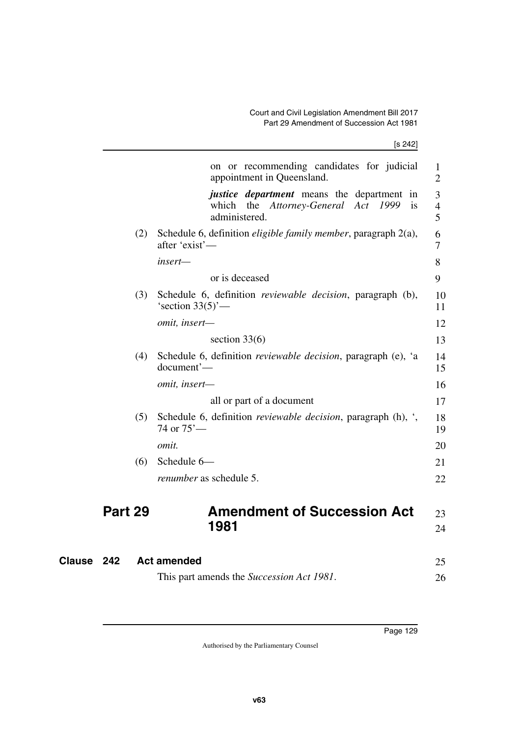on or recommending candidates for judicial appointment in Queensland.

***justice department*** means the department in which the *Attorney-General Act 1999* is administered.

(2) Schedule 6, definition *eligible family member*, paragraph 2(a), after 'exist'—

*insert—*

or is deceased

(3) Schedule 6, definition *reviewable decision*, paragraph (b), 'section 33(5)'—

*omit, insert—*

section 33(6)

(4) Schedule 6, definition *reviewable decision*, paragraph (e), 'a document'—

*omit, insert—*

all or part of a document

(5) Schedule 6, definition *reviewable decision*, paragraph (h), ', 74 or 75'—

*omit.*

(6) Schedule 6—

*renumber* as schedule 5.

## Part 29 Amendment of Succession Act 1981

### Clause 242 Act amended

This part amends the *Succession Act 1981*.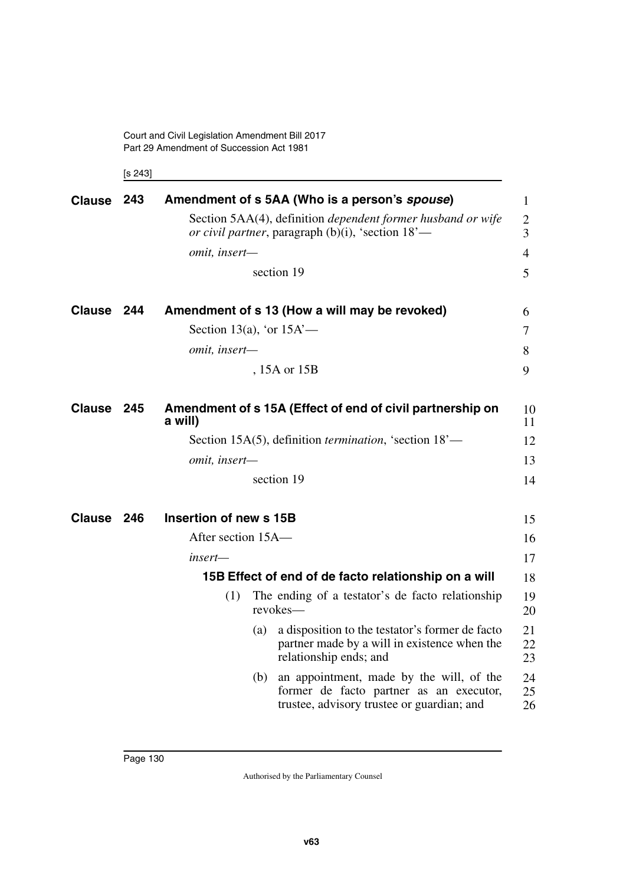**Clause 243 Amendment of s 5AA (Who is a person's *spouse*)**

Section 5AA(4), definition *dependent former husband or wife or civil partner*, paragraph (b)(i), 'section 18'—

*omit, insert—*

section 19

**Clause 244 Amendment of s 13 (How a will may be revoked)**

Section 13(a), 'or 15A'—

*omit, insert—*

, 15A or 15B

**Clause 245 Amendment of s 15A (Effect of end of civil partnership on a will)**

Section 15A(5), definition *termination*, 'section 18'—

*omit, insert—*

section 19

**Clause 246 Insertion of new s 15B**

After section 15A—

*insert—*

**15B Effect of end of de facto relationship on a will**

(1) The ending of a testator's de facto relationship revokes—

(a) a disposition to the testator's former de facto partner made by a will in existence when the relationship ends; and

(b) an appointment, made by the will, of the former de facto partner as an executor, trustee, advisory trustee or guardian; and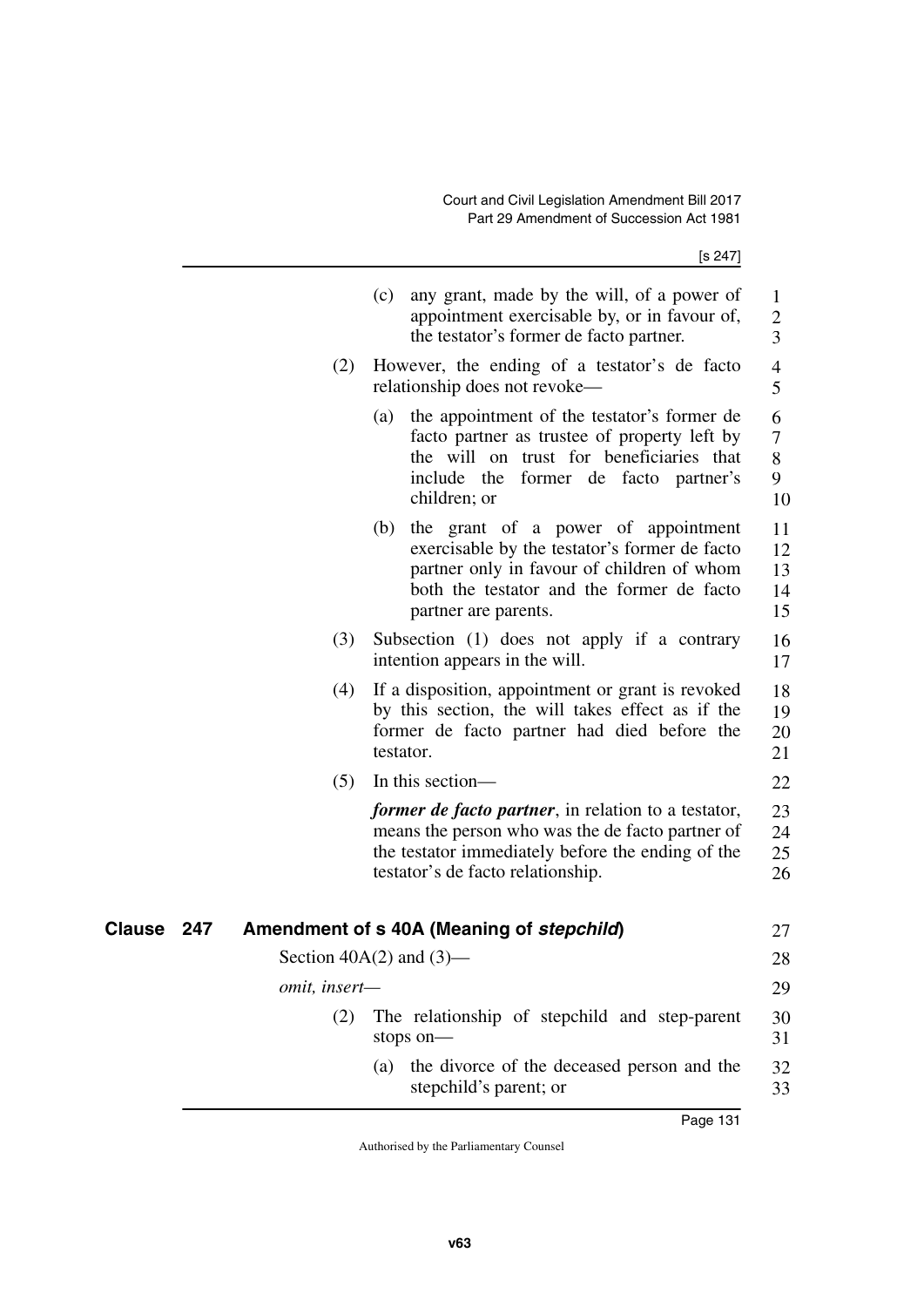(c) any grant, made by the will, of a power of appointment exercisable by, or in favour of, the testator's former de facto partner.

(2) However, the ending of a testator's de facto relationship does not revoke—

(a) the appointment of the testator's former de facto partner as trustee of property left by the will on trust for beneficiaries that include the former de facto partner's children; or

(b) the grant of a power of appointment exercisable by the testator's former de facto partner only in favour of children of whom both the testator and the former de facto partner are parents.

(3) Subsection (1) does not apply if a contrary intention appears in the will.

(4) If a disposition, appointment or grant is revoked by this section, the will takes effect as if the former de facto partner had died before the testator.

(5) In this section—

***former de facto partner***, in relation to a testator, means the person who was the de facto partner of the testator immediately before the ending of the testator's de facto relationship.

## Clause 247 Amendment of s 40A (Meaning of *stepchild*)

Section 40A(2) and (3)—

*omit, insert—*

(2) The relationship of stepchild and step-parent stops on—

(a) the divorce of the deceased person and the stepchild's parent; or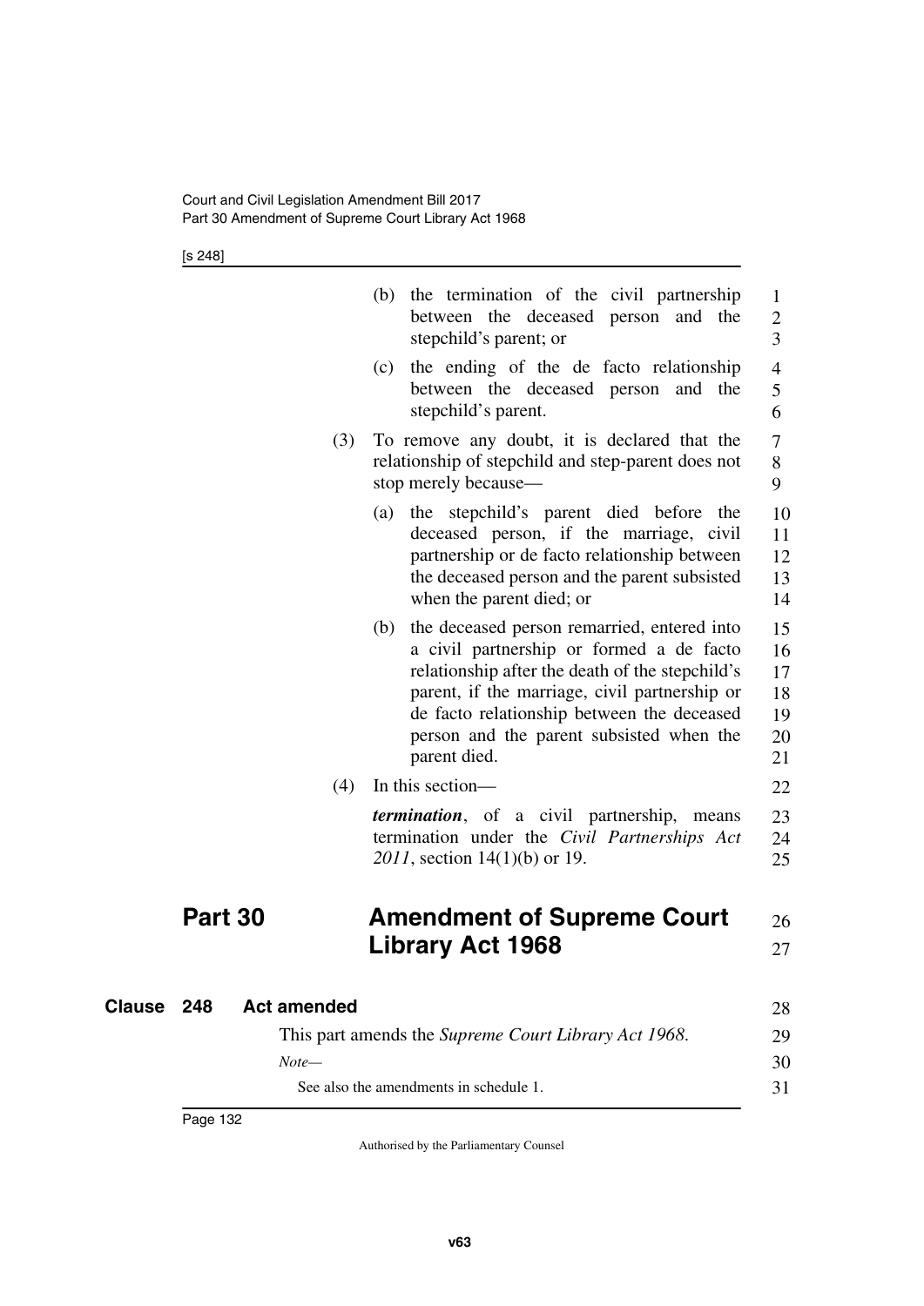(b) the termination of the civil partnership between the deceased person and the stepchild's parent; or

(c) the ending of the de facto relationship between the deceased person and the stepchild's parent.

(3) To remove any doubt, it is declared that the relationship of stepchild and step-parent does not stop merely because—

(a) the stepchild's parent died before the deceased person, if the marriage, civil partnership or de facto relationship between the deceased person and the parent subsisted when the parent died; or

(b) the deceased person remarried, entered into a civil partnership or formed a de facto relationship after the death of the stepchild's parent, if the marriage, civil partnership or de facto relationship between the deceased person and the parent subsisted when the parent died.

(4) In this section—

***termination***, of a civil partnership, means termination under the *Civil Partnerships Act 2011*, section 14(1)(b) or 19.

# Part 30 Amendment of Supreme Court Library Act 1968

## Clause 248 Act amended

This part amends the *Supreme Court Library Act 1968*.

*Note—*

See also the amendments in schedule 1.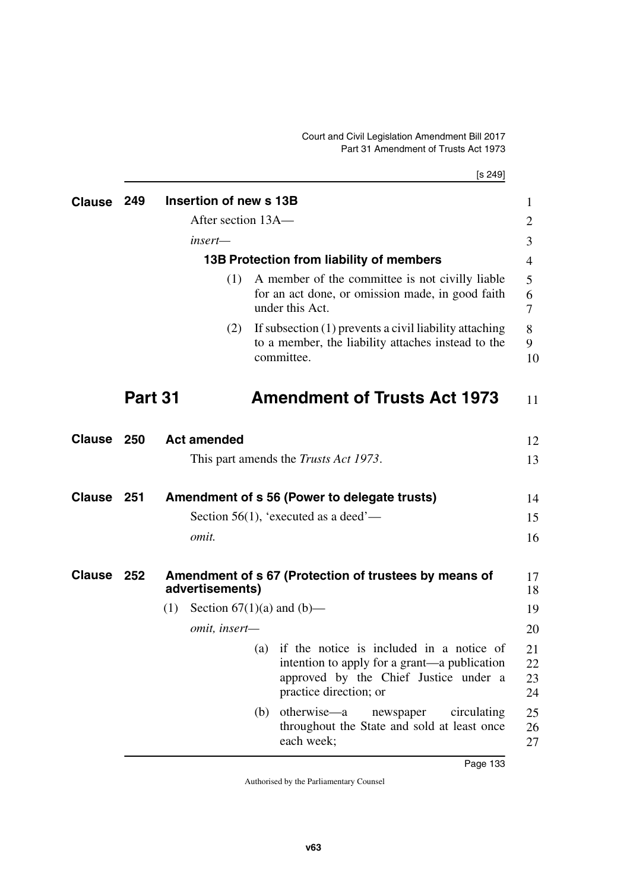**Clause 249 Insertion of new s 13B**

After section 13A—

*insert*—

**13B Protection from liability of members**

(1) A member of the committee is not civilly liable for an act done, or omission made, in good faith under this Act.

(2) If subsection (1) prevents a civil liability attaching to a member, the liability attaches instead to the committee.

# Part 31 Amendment of Trusts Act 1973

**Clause 250 Act amended**

This part amends the *Trusts Act 1973*.

**Clause 251 Amendment of s 56 (Power to delegate trusts)**

Section 56(1), 'executed as a deed'—

*omit.*

**Clause 252 Amendment of s 67 (Protection of trustees by means of advertisements)**

(1) Section 67(1)(a) and (b)—

*omit, insert*—

(a) if the notice is included in a notice of intention to apply for a grant—a publication approved by the Chief Justice under a practice direction; or

(b) otherwise—a newspaper circulating throughout the State and sold at least once each week;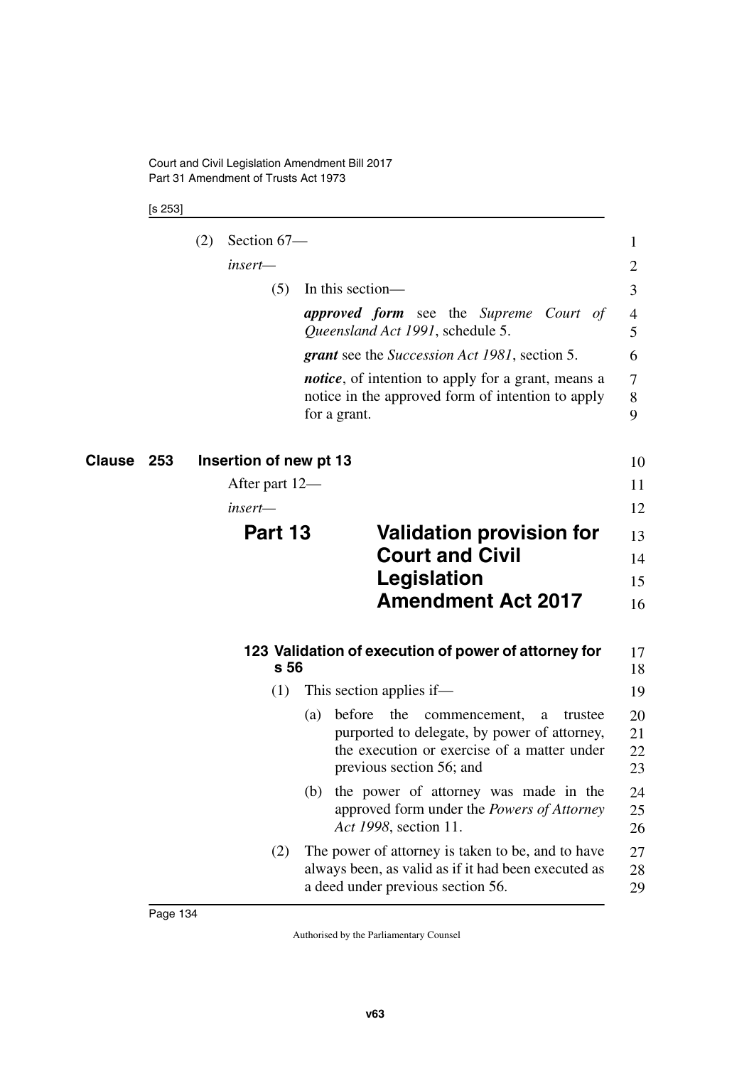(2) Section 67—

*insert—*

(5) In this section—

***approved form*** see the *Supreme Court of Queensland Act 1991*, schedule 5.

***grant*** see the *Succession Act 1981*, section 5.

***notice***, of intention to apply for a grant, means a notice in the approved form of intention to apply for a grant.

## Clause 253 Insertion of new pt 13

After part 12—

*insert—*

# Part 13 Validation provision for Court and Civil Legislation Amendment Act 2017

### 123 Validation of execution of power of attorney for s 56

(1) This section applies if—

(a) before the commencement, a trustee purported to delegate, by power of attorney, the execution or exercise of a matter under previous section 56; and

(b) the power of attorney was made in the approved form under the *Powers of Attorney Act 1998*, section 11.

(2) The power of attorney is taken to be, and to have always been, as valid as if it had been executed as a deed under previous section 56.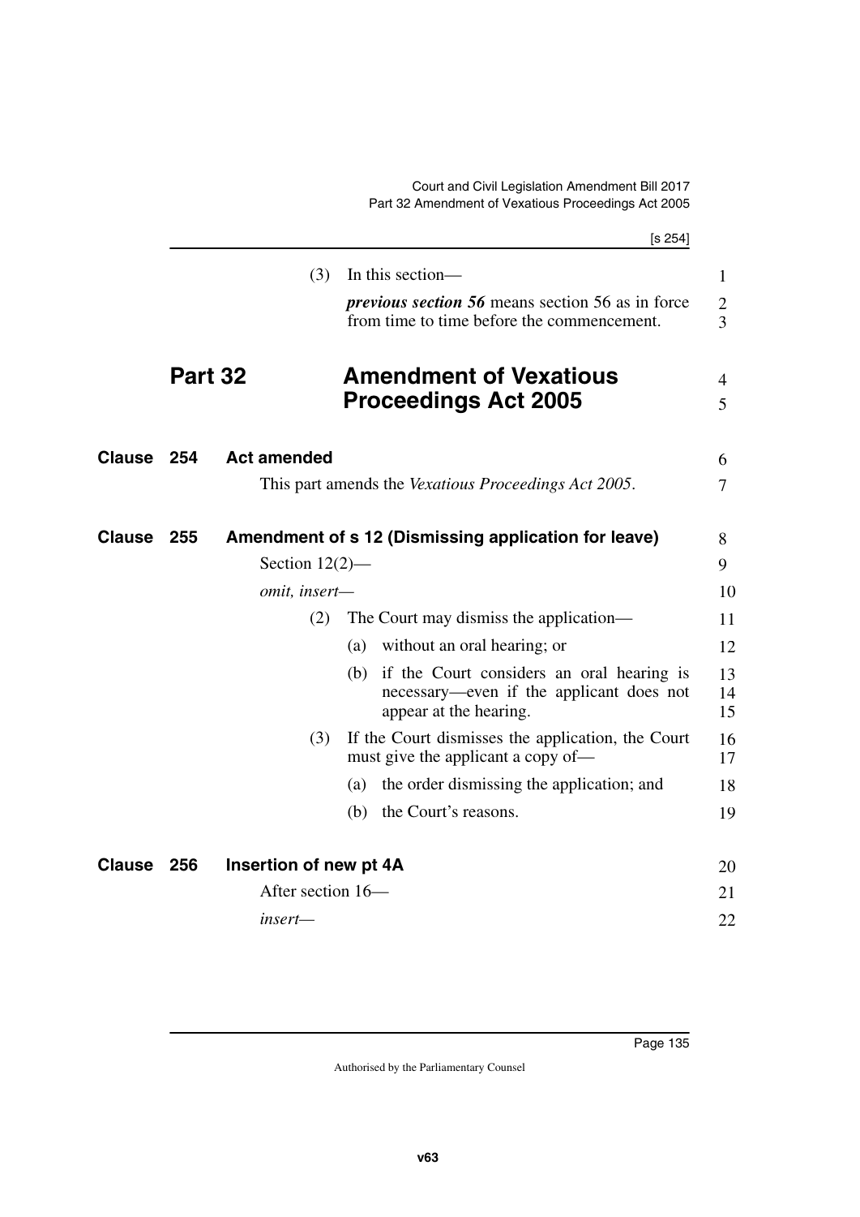(3) In this section—

***previous section 56*** means section 56 as in force from time to time before the commencement.

# Part 32 Amendment of Vexatious Proceedings Act 2005

## Clause 254 Act amended

This part amends the *Vexatious Proceedings Act 2005*.

## Clause 255 Amendment of s 12 (Dismissing application for leave)

Section 12(2)—

*omit, insert—*

(2) The Court may dismiss the application—

(a) without an oral hearing; or

(b) if the Court considers an oral hearing is necessary—even if the applicant does not appear at the hearing.

(3) If the Court dismisses the application, the Court must give the applicant a copy of—

(a) the order dismissing the application; and

(b) the Court's reasons.

## Clause 256 Insertion of new pt 4A

After section 16—

*insert—*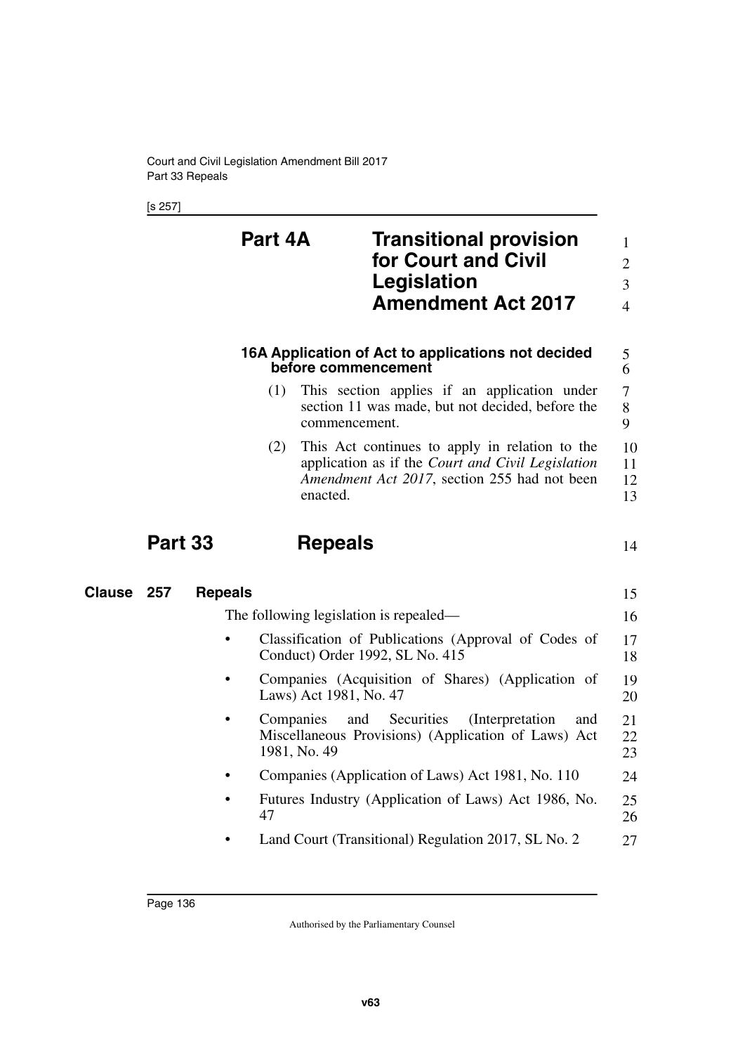## Part 4A Transitional provision for Court and Civil Legislation Amendment Act 2017

### 16A Application of Act to applications not decided before commencement

(1) This section applies if an application under section 11 was made, but not decided, before the commencement.

(2) This Act continues to apply in relation to the application as if the *Court and Civil Legislation Amendment Act 2017*, section 255 had not been enacted.

# Part 33 Repeals

## Clause 257 Repeals

The following legislation is repealed—

- Classification of Publications (Approval of Codes of Conduct) Order 1992, SL No. 415
- Companies (Acquisition of Shares) (Application of Laws) Act 1981, No. 47
- Companies and Securities (Interpretation and Miscellaneous Provisions) (Application of Laws) Act 1981, No. 49
- Companies (Application of Laws) Act 1981, No. 110
- Futures Industry (Application of Laws) Act 1986, No. 47
- Land Court (Transitional) Regulation 2017, SL No. 2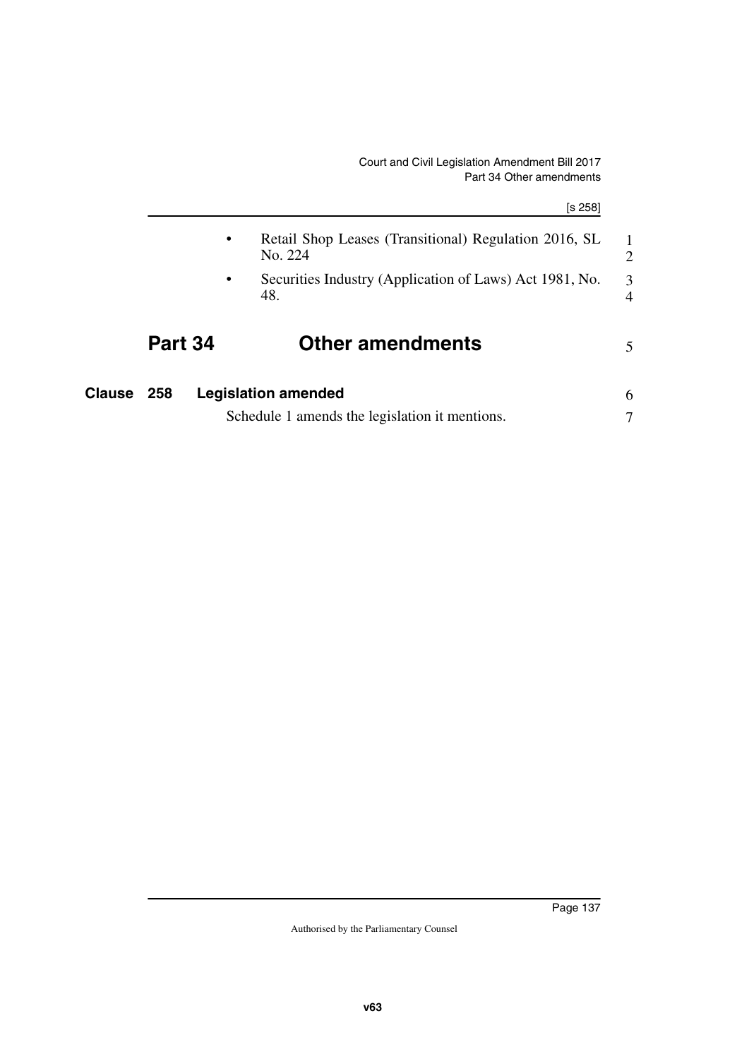- Retail Shop Leases (Transitional) Regulation 2016, SL No. 224
- Securities Industry (Application of Laws) Act 1981, No. 48.

# Part 34 Other amendments

## Clause 258 Legislation amended

Schedule 1 amends the legislation it mentions.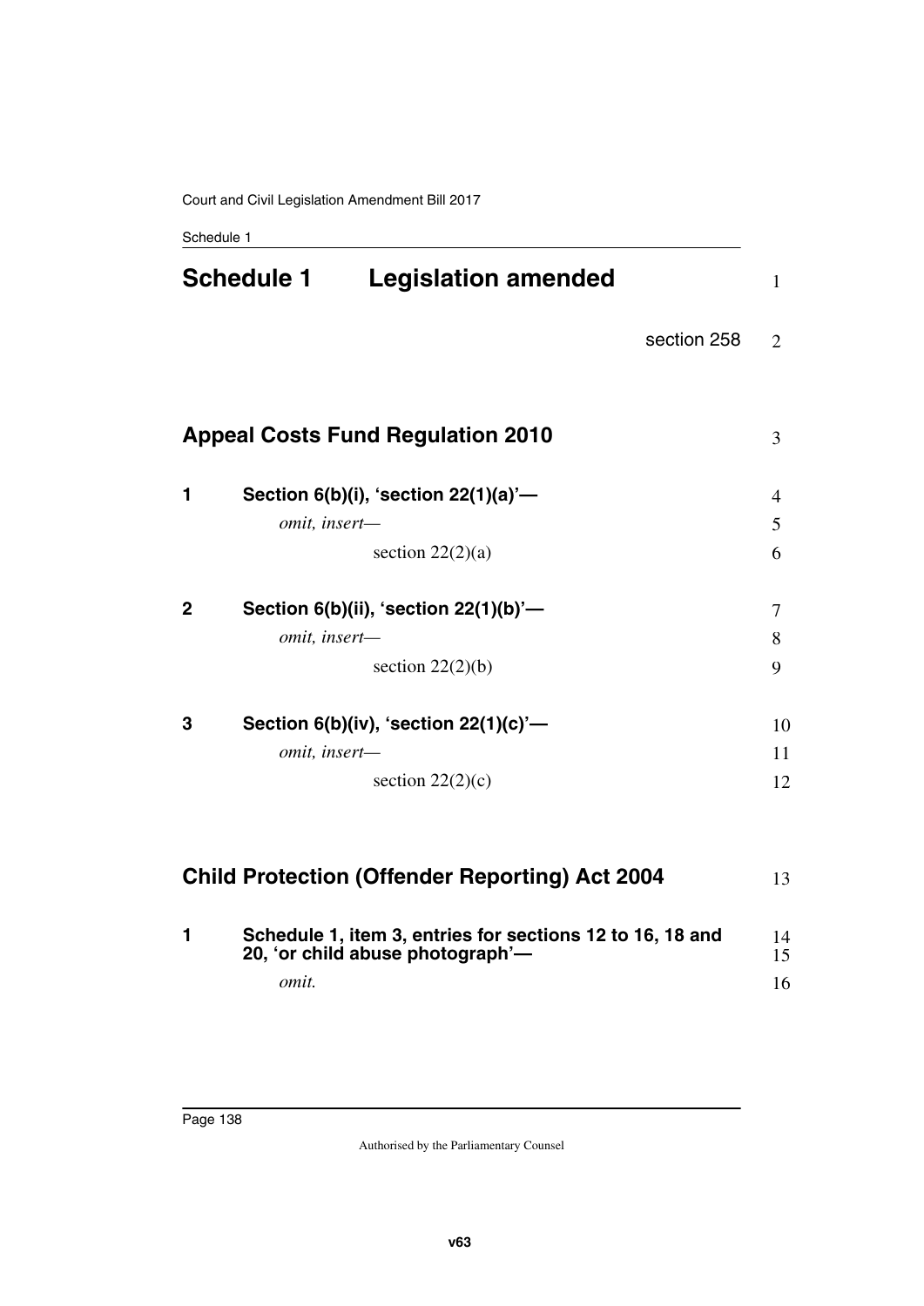# Schedule 1 Legislation amended

section 258

## Appeal Costs Fund Regulation 2010

**1 Section 6(b)(i), 'section 22(1)(a)'—**

*omit, insert—*

section 22(2)(a)

**2 Section 6(b)(ii), 'section 22(1)(b)'—**

*omit, insert—*

section 22(2)(b)

**3 Section 6(b)(iv), 'section 22(1)(c)'—**

*omit, insert—*

section 22(2)(c)

## Child Protection (Offender Reporting) Act 2004

**1 Schedule 1, item 3, entries for sections 12 to 16, 18 and 20, 'or child abuse photograph'—**

*omit.*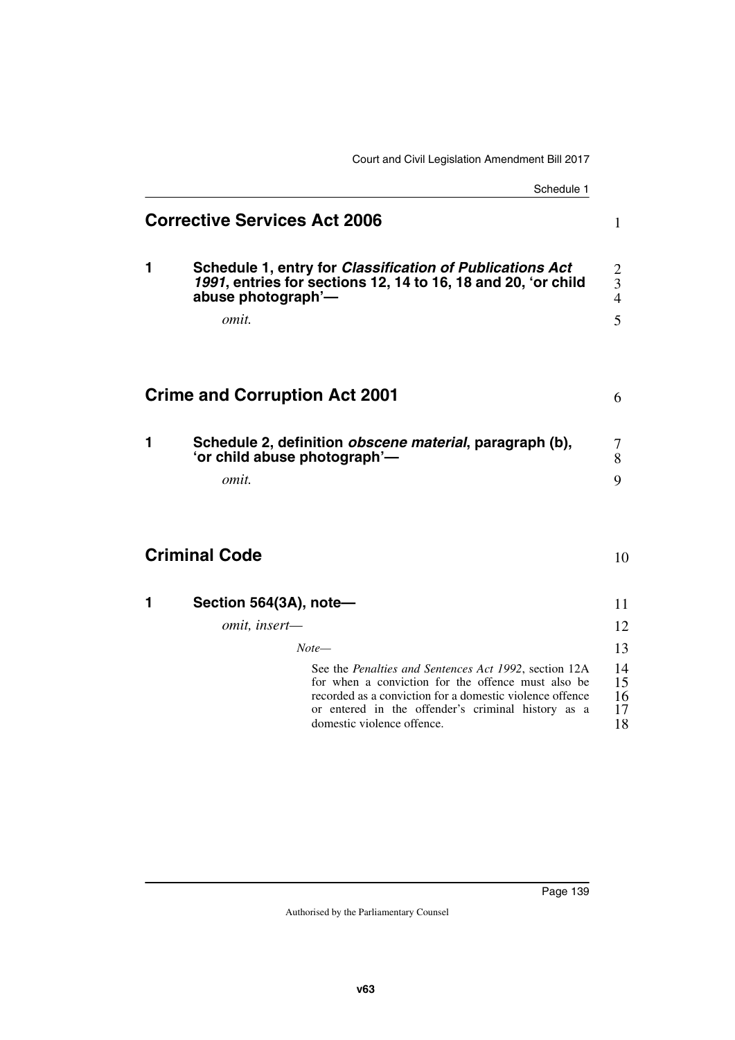## Corrective Services Act 2006

### 1 Schedule 1, entry for *Classification of Publications Act 1991*, entries for sections 12, 14 to 16, 18 and 20, 'or child abuse photograph'—

*omit.*

## Crime and Corruption Act 2001

### 1 Schedule 2, definition *obscene material*, paragraph (b), 'or child abuse photograph'—

*omit.*

## Criminal Code

### 1 Section 564(3A), note—

*omit, insert—*

*Note—*

See the *Penalties and Sentences Act 1992*, section 12A for when a conviction for the offence must also be recorded as a conviction for a domestic violence offence or entered in the offender's criminal history as a domestic violence offence.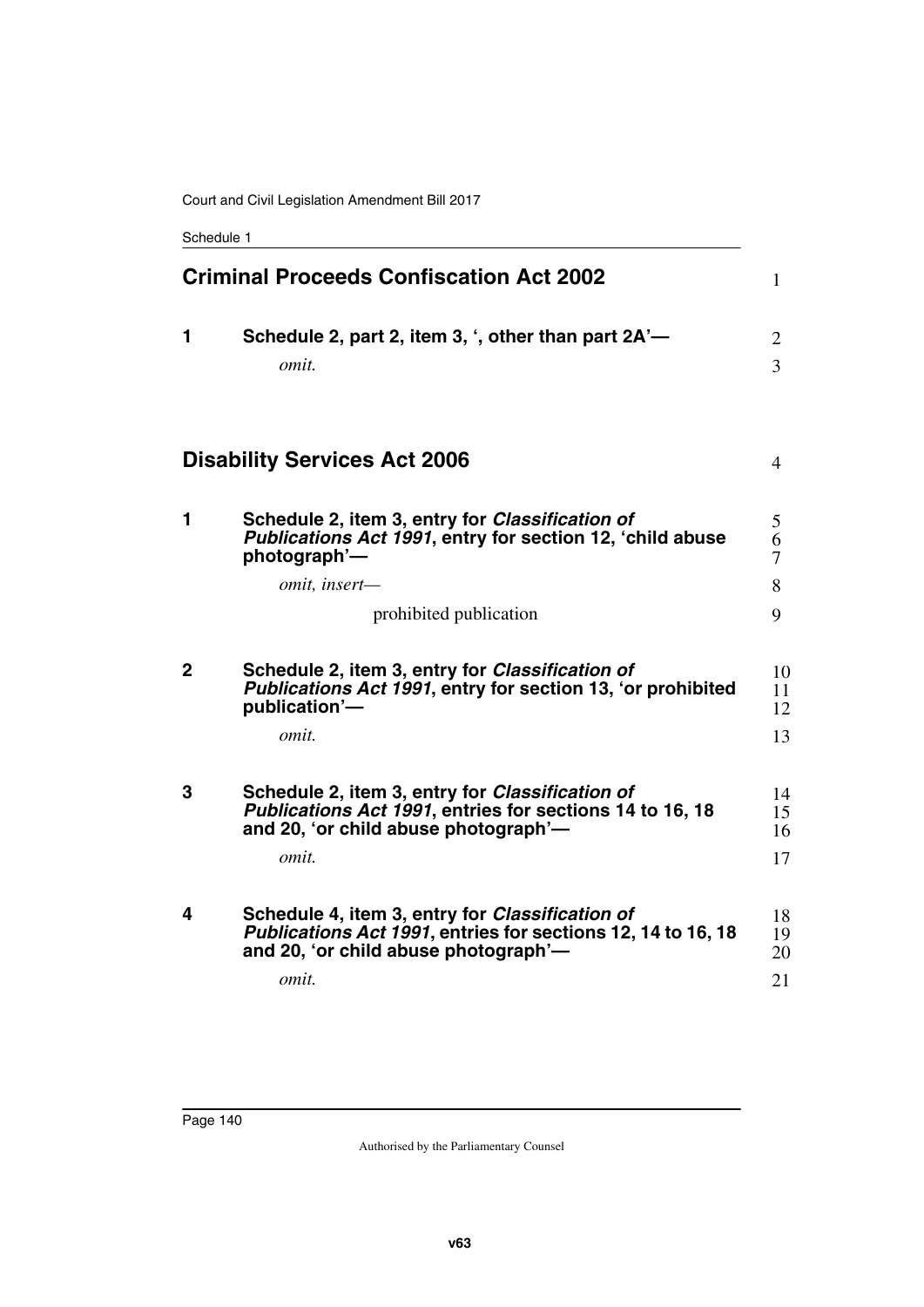## Criminal Proceeds Confiscation Act 2002

**1 Schedule 2, part 2, item 3, ', other than part 2A'—**

*omit.*

## Disability Services Act 2006

**1 Schedule 2, item 3, entry for *Classification of Publications Act 1991*, entry for section 12, 'child abuse photograph'—**

*omit, insert—*

prohibited publication

**2 Schedule 2, item 3, entry for *Classification of Publications Act 1991*, entry for section 13, 'or prohibited publication'—**

*omit.*

**3 Schedule 2, item 3, entry for *Classification of Publications Act 1991*, entries for sections 14 to 16, 18 and 20, 'or child abuse photograph'—**

*omit.*

**4 Schedule 4, item 3, entry for *Classification of Publications Act 1991*, entries for sections 12, 14 to 16, 18 and 20, 'or child abuse photograph'—**

*omit.*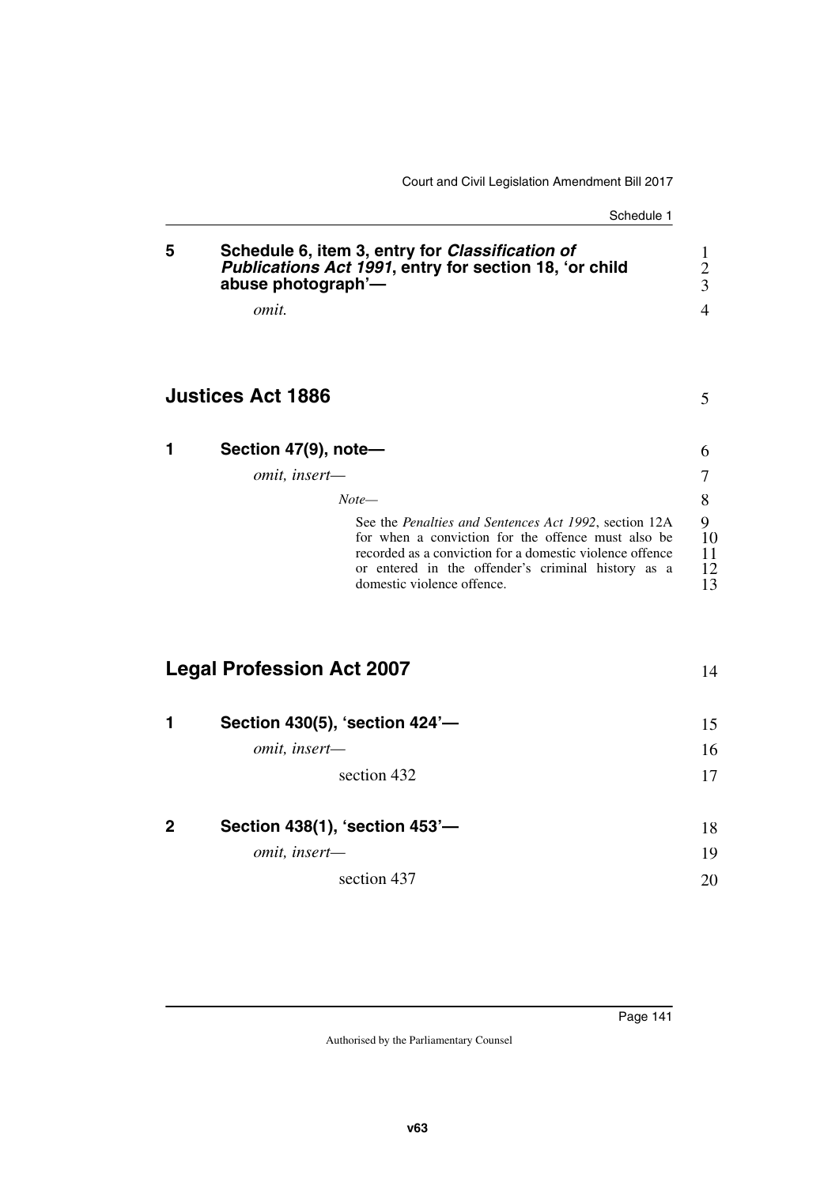### 5 Schedule 6, item 3, entry for *Classification of Publications Act 1991*, entry for section 18, 'or child abuse photograph'—

*omit.*

## Justices Act 1886

### 1 Section 47(9), note—

*omit, insert—*

> *Note—*
>
> See the *Penalties and Sentences Act 1992*, section 12A for when a conviction for the offence must also be recorded as a conviction for a domestic violence offence or entered in the offender's criminal history as a domestic violence offence.

## Legal Profession Act 2007

### 1 Section 430(5), 'section 424'—

*omit, insert—*

> section 432

### 2 Section 438(1), 'section 453'—

*omit, insert—*

> section 437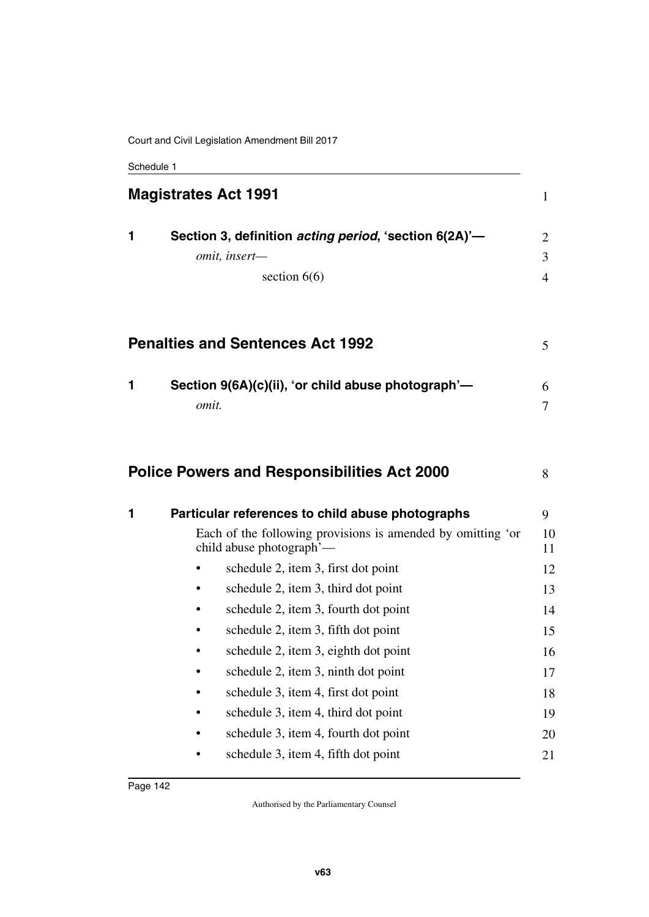## Magistrates Act 1991

### 1 Section 3, definition *acting period*, 'section 6(2A)'—

*omit, insert—*

section 6(6)

## Penalties and Sentences Act 1992

### 1 Section 9(6A)(c)(ii), 'or child abuse photograph'—

*omit.*

## Police Powers and Responsibilities Act 2000

### 1 Particular references to child abuse photographs

Each of the following provisions is amended by omitting 'or child abuse photograph'—

- schedule 2, item 3, first dot point
- schedule 2, item 3, third dot point
- schedule 2, item 3, fourth dot point
- schedule 2, item 3, fifth dot point
- schedule 2, item 3, eighth dot point
- schedule 2, item 3, ninth dot point
- schedule 3, item 4, first dot point
- schedule 3, item 4, third dot point
- schedule 3, item 4, fourth dot point
- schedule 3, item 4, fifth dot point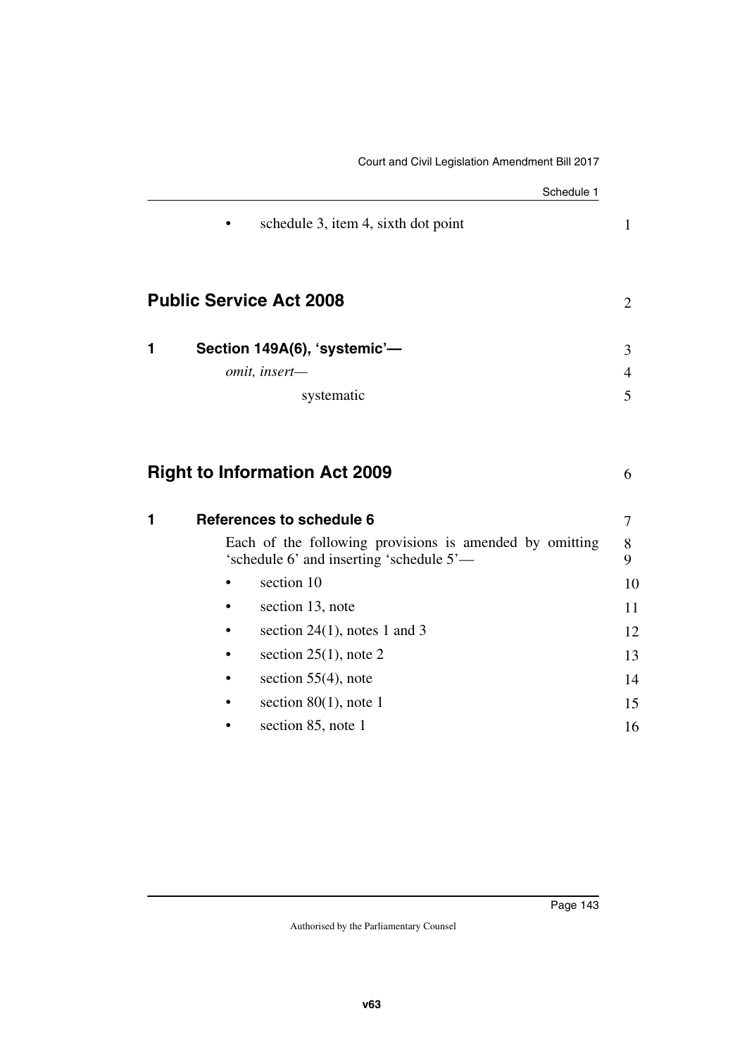- schedule 3, item 4, sixth dot point

## Public Service Act 2008

### 1 Section 149A(6), 'systemic'—

*omit, insert—*

systematic

## Right to Information Act 2009

### 1 References to schedule 6

Each of the following provisions is amended by omitting 'schedule 6' and inserting 'schedule 5'—

- section 10
- section 13, note
- section 24(1), notes 1 and 3
- section 25(1), note 2
- section 55(4), note
- section 80(1), note 1
- section 85, note 1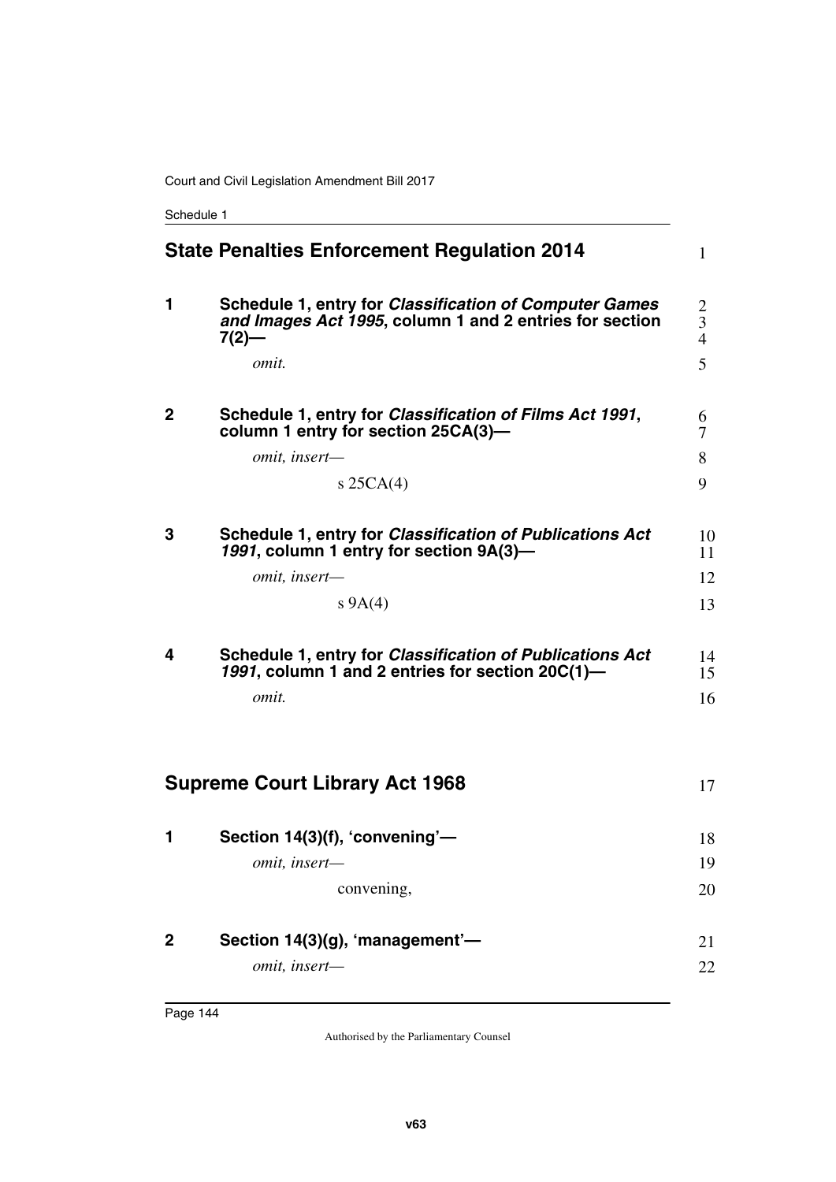## State Penalties Enforcement Regulation 2014

**1 Schedule 1, entry for *Classification of Computer Games and Images Act 1995*, column 1 and 2 entries for section 7(2)—**

*omit.*

**2 Schedule 1, entry for *Classification of Films Act 1991*, column 1 entry for section 25CA(3)—**

*omit, insert—*

s 25CA(4)

**3 Schedule 1, entry for *Classification of Publications Act 1991*, column 1 entry for section 9A(3)—**

*omit, insert—*

s 9A(4)

**4 Schedule 1, entry for *Classification of Publications Act 1991*, column 1 and 2 entries for section 20C(1)—**

*omit.*

## Supreme Court Library Act 1968

**1 Section 14(3)(f), 'convening'—**

*omit, insert—*

convening,

**2 Section 14(3)(g), 'management'—**

*omit, insert—*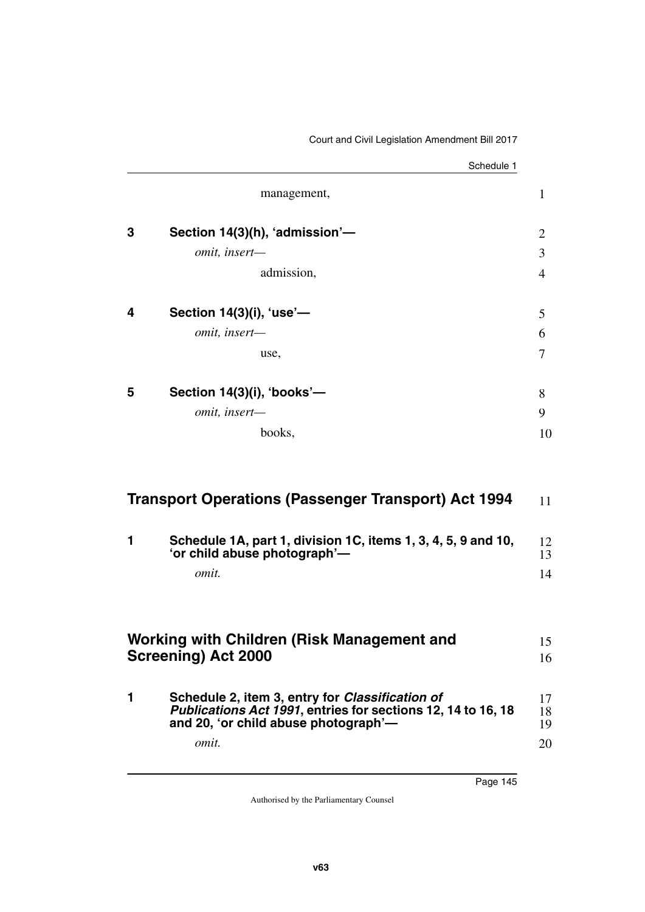management,

**3 Section 14(3)(h), 'admission'—**

*omit, insert—*

admission,

**4 Section 14(3)(i), 'use'—**

*omit, insert—*

use,

**5 Section 14(3)(i), 'books'—**

*omit, insert—*

books,

## Transport Operations (Passenger Transport) Act 1994

**1 Schedule 1A, part 1, division 1C, items 1, 3, 4, 5, 9 and 10, 'or child abuse photograph'—**

*omit.*

## Working with Children (Risk Management and Screening) Act 2000

**1 Schedule 2, item 3, entry for *Classification of Publications Act 1991*, entries for sections 12, 14 to 16, 18 and 20, 'or child abuse photograph'—**

*omit.*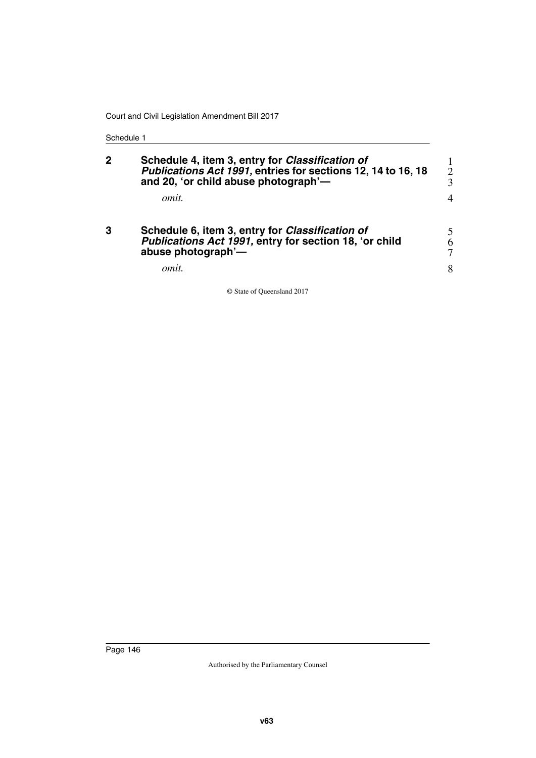**2 Schedule 4, item 3, entry for *Classification of Publications Act 1991,* entries for sections 12, 14 to 16, 18 and 20, 'or child abuse photograph'—**

*omit.*

**3 Schedule 6, item 3, entry for *Classification of Publications Act 1991,* entry for section 18, 'or child abuse photograph'—**

*omit.*

© State of Queensland 2017